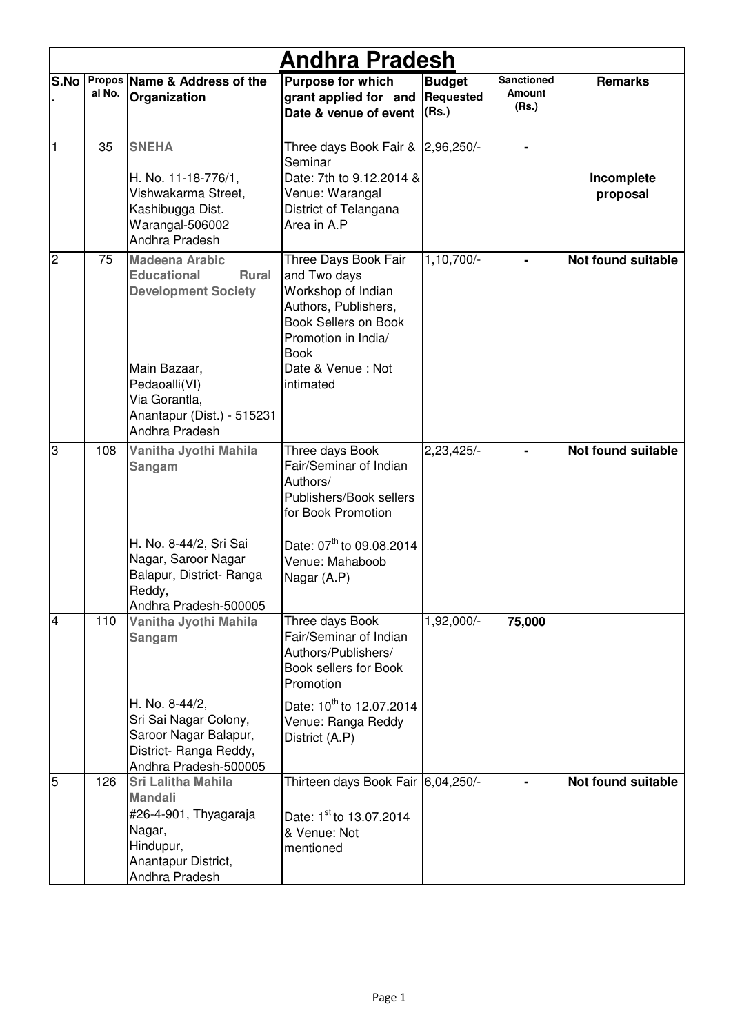# Andhra Pradesh

| S.No. | Proposal No. | Name & Address of the Organization | Purpose for which grant applied for and Date & venue of event | Budget Requested (Rs.) | Sanctioned Amount (Rs.) | Remarks |
|---|---|---|---|---|---|---|
| 1 | 35 | **SNEHA** H. No. 11-18-776/1, Vishwakarma Street, Kashibugga Dist. Warangal-506002 Andhra Pradesh | Three days Book Fair & Seminar Date: 7th to 9.12.2014 & Venue: Warangal District of Telangana Area in A.P | 2,96,250/- | - | **Incomplete proposal** |
| 2 | 75 | **Madeena Arabic Educational Rural Development Society** Main Bazaar, Pedaoalli(VI) Via Gorantla, Anantapur (Dist.) - 515231 Andhra Pradesh | Three Days Book Fair and Two days Workshop of Indian Authors, Publishers, Book Sellers on Book Promotion in India/ Book Date & Venue : Not intimated | 1,10,700/- | - | **Not found suitable** |
| 3 | 108 | **Vanitha Jyothi Mahila Sangam** H. No. 8-44/2, Sri Sai Nagar, Saroor Nagar Balapur, District- Ranga Reddy, Andhra Pradesh-500005 | Three days Book Fair/Seminar of Indian Authors/ Publishers/Book sellers for Book Promotion Date: 07th to 09.08.2014 Venue: Mahaboob Nagar (A.P) | 2,23,425/- | - | **Not found suitable** |
| 4 | 110 | **Vanitha Jyothi Mahila Sangam** H. No. 8-44/2, Sri Sai Nagar Colony, Saroor Nagar Balapur, District- Ranga Reddy, Andhra Pradesh-500005 | Three days Book Fair/Seminar of Indian Authors/Publishers/ Book sellers for Book Promotion Date: 10th to 12.07.2014 Venue: Ranga Reddy District (A.P) | 1,92,000/- | **75,000** | |
| 5 | 126 | **Sri Lalitha Mahila Mandali** #26-4-901, Thyagaraja Nagar, Hindupur, Anantapur District, Andhra Pradesh | Thirteen days Book Fair Date: 1st to 13.07.2014 & Venue: Not mentioned | 6,04,250/- | - | **Not found suitable** |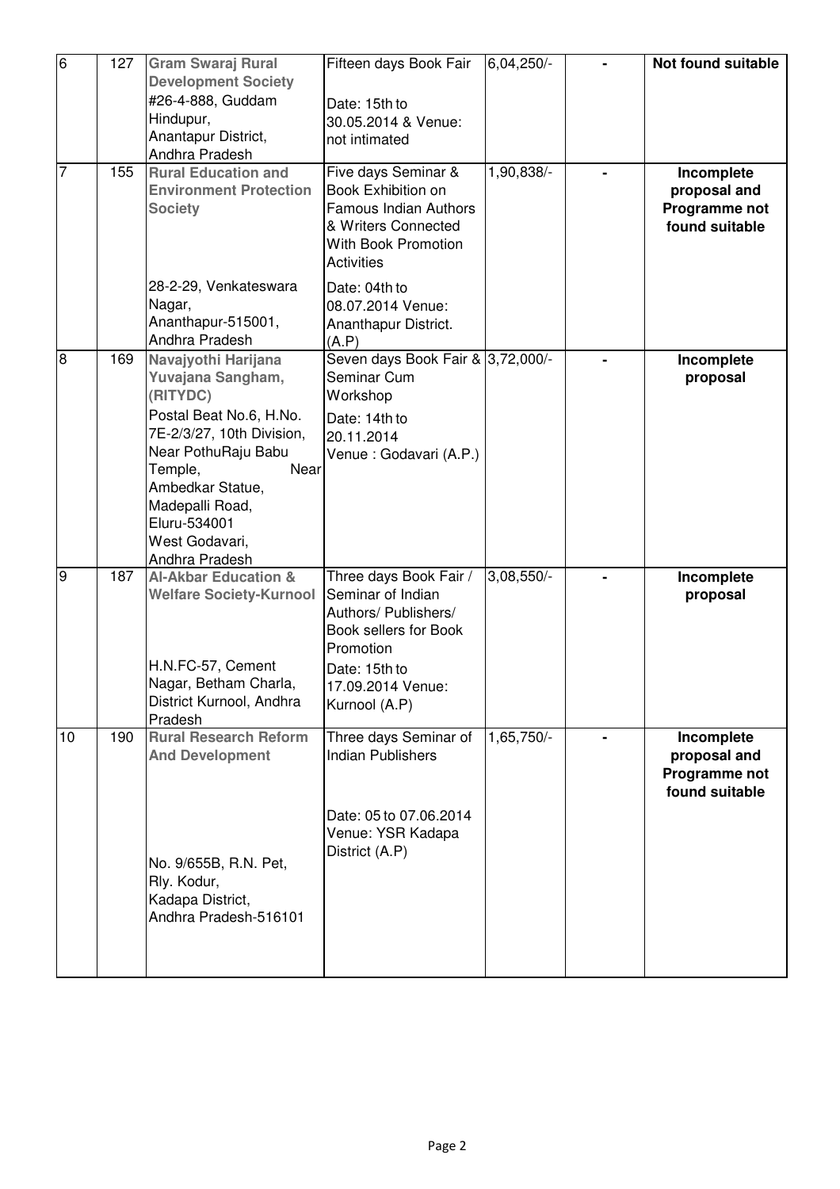| 6 | 127 | **Gram Swaraj Rural Development Society** #26-4-888, Guddam Hindupur, Anantapur District, Andhra Pradesh | Fifteen days Book Fair<br><br>Date: 15th to 30.05.2014 & Venue: not intimated | 6,04,250/- | - | **Not found suitable** |
|---|---|---|---|---|---|---|
| 7 | 155 | **Rural Education and Environment Protection Society**<br><br>28-2-29, Venkateswara Nagar, Ananthapur-515001, Andhra Pradesh | Five days Seminar & Book Exhibition on Famous Indian Authors & Writers Connected With Book Promotion Activities<br><br>Date: 04th to 08.07.2014 Venue: Ananthapur District. (A.P) | 1,90,838/- | - | **Incomplete proposal and Programme not found suitable** |
| 8 | 169 | **Navajyothi Harijana Yuvajana Sangham, (RITYDC)**<br>Postal Beat No.6, H.No. 7E-2/3/27, 10th Division, Near PothuRaju Babu Temple, Near Ambedkar Statue, Madepalli Road, Eluru-534001 West Godavari, Andhra Pradesh | Seven days Book Fair & Seminar Cum Workshop<br>Date: 14th to 20.11.2014<br>Venue : Godavari (A.P.) | 3,72,000/- | - | **Incomplete proposal** |
| 9 | 187 | **Al-Akbar Education & Welfare Society-Kurnool**<br><br>H.N.FC-57, Cement Nagar, Betham Charla, District Kurnool, Andhra Pradesh | Three days Book Fair / Seminar of Indian Authors/ Publishers/ Book sellers for Book Promotion<br>Date: 15th to 17.09.2014 Venue: Kurnool (A.P) | 3,08,550/- | - | **Incomplete proposal** |
| 10 | 190 | **Rural Research Reform And Development**<br><br>No. 9/655B, R.N. Pet, Rly. Kodur, Kadapa District, Andhra Pradesh-516101 | Three days Seminar of Indian Publishers<br><br>Date: 05 to 07.06.2014 Venue: YSR Kadapa District (A.P) | 1,65,750/- | - | **Incomplete proposal and Programme not found suitable** |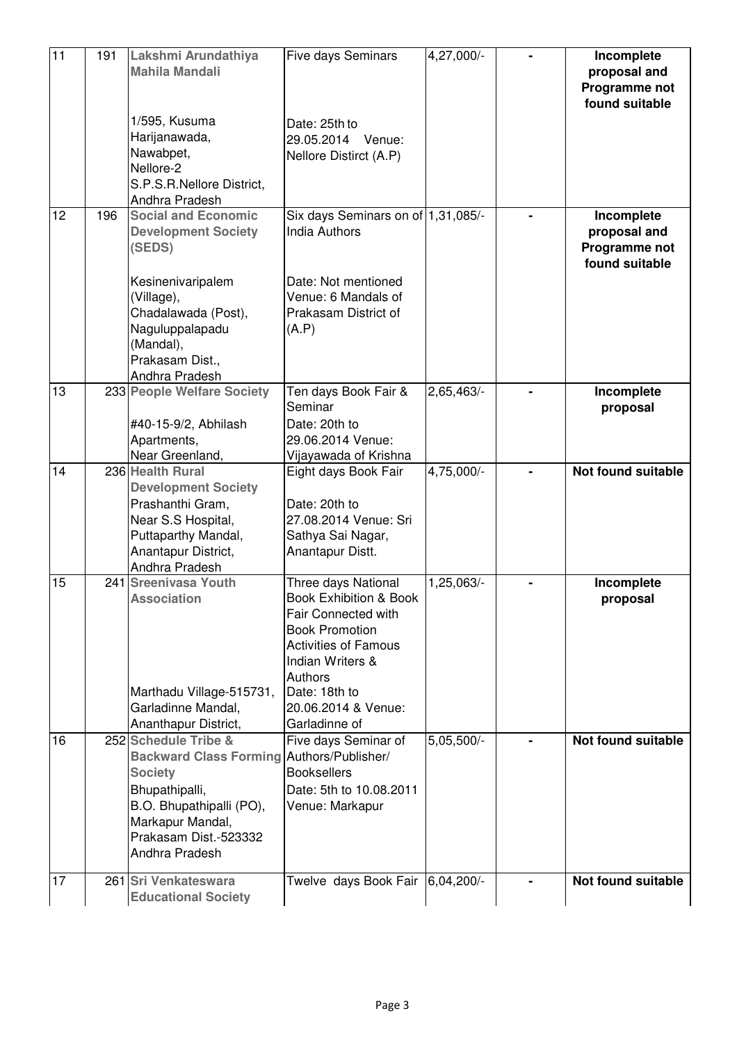| 11 | 191 | **Lakshmi Arundathiya Mahila Mandali** 1/595, Kusuma Harijanawada, Nawabpet, Nellore-2 S.P.S.R.Nellore District, Andhra Pradesh | Five days Seminars Date: 25th to 29.05.2014 Venue: Nellore Distirct (A.P) | 4,27,000/- | - | **Incomplete proposal and Programme not found suitable** |
|---|---|---|---|---|---|---|
| 12 | 196 | **Social and Economic Development Society (SEDS)** Kesinenivaripalem (Village), Chadalawada (Post), Naguluppalapadu (Mandal), Prakasam Dist., Andhra Pradesh | Six days Seminars on of India Authors Date: Not mentioned Venue: 6 Mandals of Prakasam District of (A.P) | 1,31,085/- | - | **Incomplete proposal and Programme not found suitable** |
| 13 | 233 | **People Welfare Society** #40-15-9/2, Abhilash Apartments, Near Greenland, | Ten days Book Fair & Seminar Date: 20th to 29.06.2014 Venue: Vijayawada of Krishna | 2,65,463/- | - | **Incomplete proposal** |
| 14 | 236 | **Health Rural Development Society** Prashanthi Gram, Near S.S Hospital, Puttaparthy Mandal, Anantapur District, Andhra Pradesh | Eight days Book Fair Date: 20th to 27.08.2014 Venue: Sri Sathya Sai Nagar, Anantapur Distt. | 4,75,000/- | - | **Not found suitable** |
| 15 | 241 | **Sreenivasa Youth Association** Marthadu Village-515731, Garladinne Mandal, Ananthapur District, | Three days National Book Exhibition & Book Fair Connected with Book Promotion Activities of Famous Indian Writers & Authors Date: 18th to 20.06.2014 & Venue: Garladinne of | 1,25,063/- | - | **Incomplete proposal** |
| 16 | 252 | **Schedule Tribe & Backward Class Forming Society** Bhupathipalli, B.O. Bhupathipalli (PO), Markapur Mandal, Prakasam Dist.-523332 Andhra Pradesh | Five days Seminar of Authors/Publisher/ Booksellers Date: 5th to 10.08.2011 Venue: Markapur | 5,05,500/- | - | **Not found suitable** |
| 17 | 261 | **Sri Venkateswara Educational Society** | Twelve days Book Fair | 6,04,200/- | - | **Not found suitable** |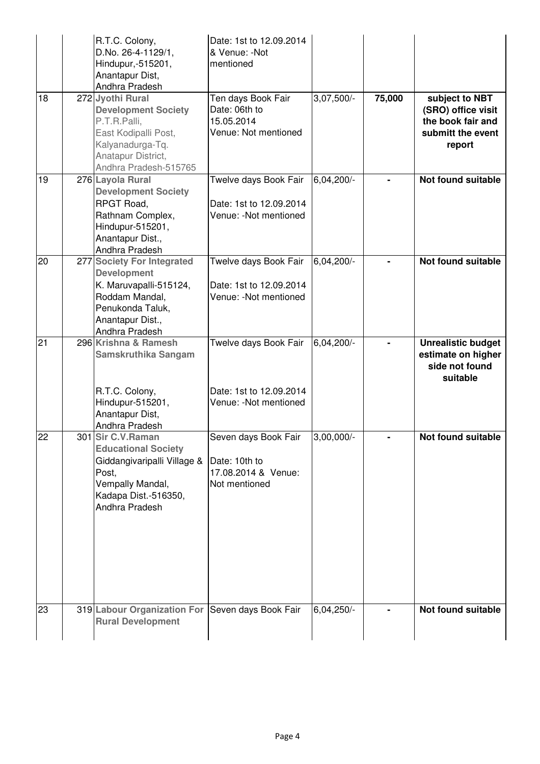| | | | | | | |
|---|---|---|---|---|---|---|
| | | R.T.C. Colony, D.No. 26-4-1129/1, Hindupur,-515201, Anantapur Dist, Andhra Pradesh | Date: 1st to 12.09.2014 & Venue: -Not mentioned | | | |
| 18 | 272 | **Jyothi Rural Development Society** P.T.R.Palli, East Kodipalli Post, Kalyanadurga-Tq. Anatapur District, Andhra Pradesh-515765 | Ten days Book Fair Date: 06th to 15.05.2014 Venue: Not mentioned | 3,07,500/- | **75,000** | **subject to NBT (SRO) office visit the book fair and submitt the event report** |
| 19 | 276 | **Layola Rural Development Society** RPGT Road, Rathnam Complex, Hindupur-515201, Anantapur Dist., Andhra Pradesh | Twelve days Book Fair Date: 1st to 12.09.2014 Venue: -Not mentioned | 6,04,200/- | **-** | **Not found suitable** |
| 20 | 277 | **Society For Integrated Development** K. Maruvapalli-515124, Roddam Mandal, Penukonda Taluk, Anantapur Dist., Andhra Pradesh | Twelve days Book Fair Date: 1st to 12.09.2014 Venue: -Not mentioned | 6,04,200/- | **-** | **Not found suitable** |
| 21 | 296 | **Krishna & Ramesh Samskruthika Sangam** R.T.C. Colony, Hindupur-515201, Anantapur Dist, Andhra Pradesh | Twelve days Book Fair Date: 1st to 12.09.2014 Venue: -Not mentioned | 6,04,200/- | **-** | **Unrealistic budget estimate on higher side not found suitable** |
| 22 | 301 | **Sir C.V.Raman Educational Society** Giddangivaripalli Village & Post, Vempally Mandal, Kadapa Dist.-516350, Andhra Pradesh | Seven days Book Fair Date: 10th to 17.08.2014 & Venue: Not mentioned | 3,00,000/- | **-** | **Not found suitable** |
| 23 | 319 | **Labour Organization For Rural Development** | Seven days Book Fair | 6,04,250/- | **-** | **Not found suitable** |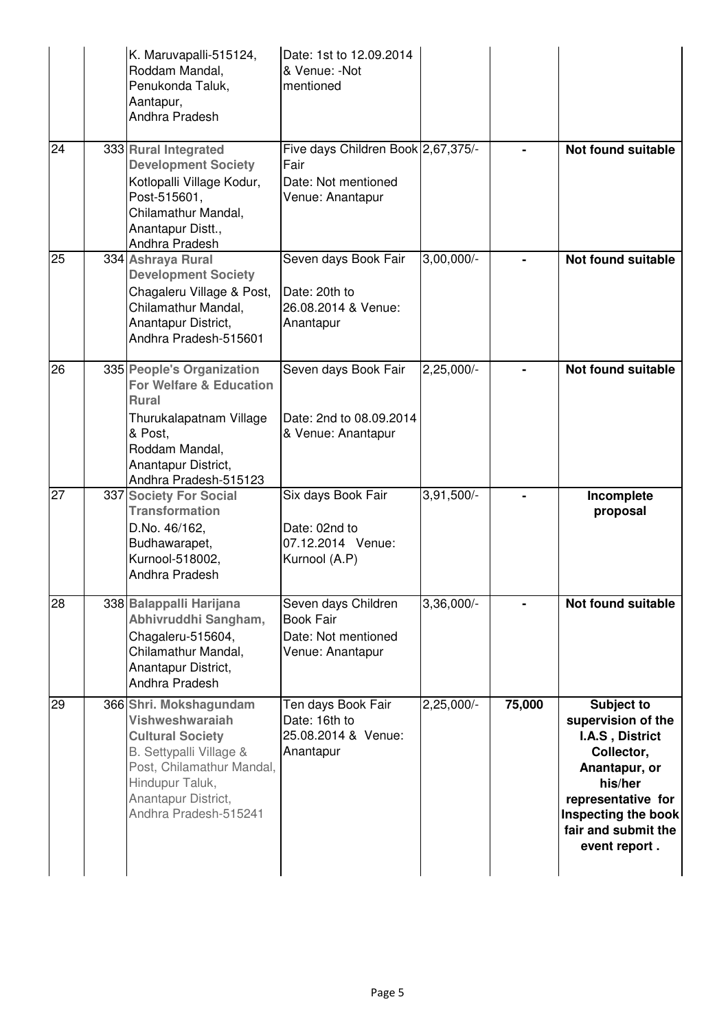| | | | | | |
|---|---|---|---|---|---|
| | | K. Maruvapalli-515124, Roddam Mandal, Penukonda Taluk, Aantapur, Andhra Pradesh | Date: 1st to 12.09.2014 & Venue: -Not mentioned | | | |
| 24 | 333 | **Rural Integrated Development Society** Kotlopalli Village Kodur, Post-515601, Chilamathur Mandal, Anantapur Distt., Andhra Pradesh | Five days Children Book Fair Date: Not mentioned Venue: Anantapur | 2,67,375/- | - | **Not found suitable** |
| 25 | 334 | **Ashraya Rural Development Society** Chagaleru Village & Post, Chilamathur Mandal, Anantapur District, Andhra Pradesh-515601 | Seven days Book Fair Date: 20th to 26.08.2014 & Venue: Anantapur | 3,00,000/- | - | **Not found suitable** |
| 26 | 335 | **People's Organization For Welfare & Education Rural** Thurukalapatnam Village & Post, Roddam Mandal, Anantapur District, Andhra Pradesh-515123 | Seven days Book Fair Date: 2nd to 08.09.2014 & Venue: Anantapur | 2,25,000/- | - | **Not found suitable** |
| 27 | 337 | **Society For Social Transformation** D.No. 46/162, Budhawarapet, Kurnool-518002, Andhra Pradesh | Six days Book Fair Date: 02nd to 07.12.2014 Venue: Kurnool (A.P) | 3,91,500/- | - | **Incomplete proposal** |
| 28 | 338 | **Balappalli Harijana Abhivruddhi Sangham,** Chagaleru-515604, Chilamathur Mandal, Anantapur District, Andhra Pradesh | Seven days Children Book Fair Date: Not mentioned Venue: Anantapur | 3,36,000/- | - | **Not found suitable** |
| 29 | 366 | **Shri. Mokshagundam Vishweshwaraiah Cultural Society** B. Settypalli Village & Post, Chilamathur Mandal, Hindupur Taluk, Anantapur District, Andhra Pradesh-515241 | Ten days Book Fair Date: 16th to 25.08.2014 & Venue: Anantapur | 2,25,000/- | **75,000** | **Subject to supervision of the I.A.S , District Collector, Anantapur, or his/her representative for Inspecting the book fair and submit the event report .** |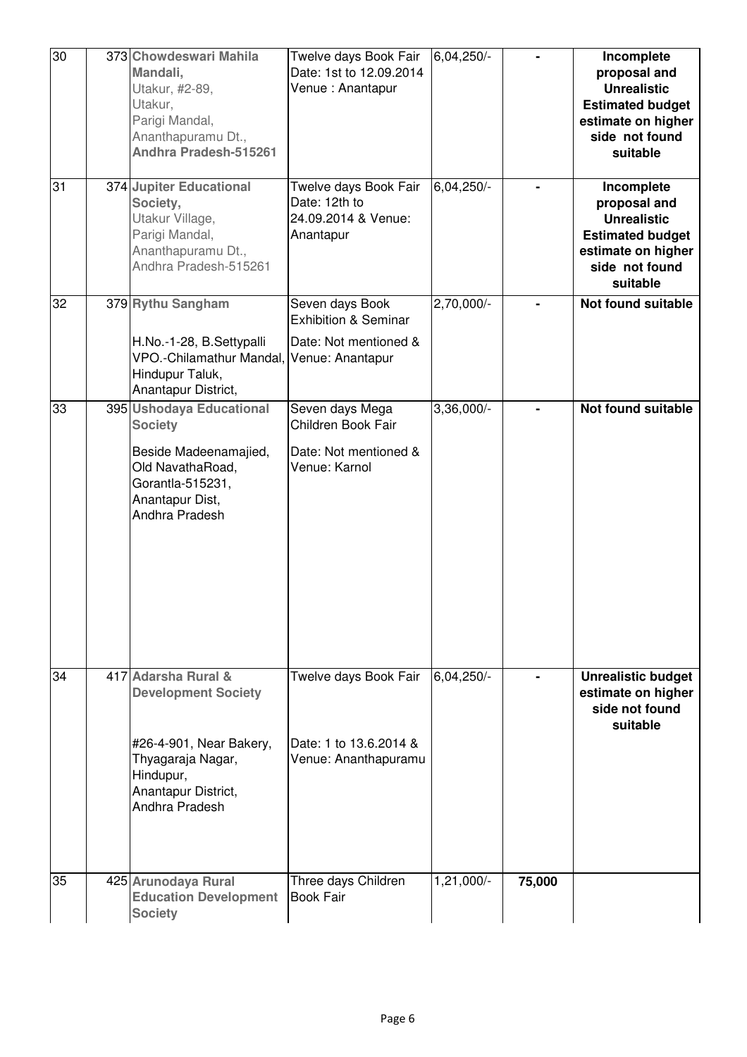| 30 | 373 | **Chowdeswari Mahila Mandali,** Utakur, #2-89, Utakur, Parigi Mandal, Ananthapuramu Dt., **Andhra Pradesh-515261** | Twelve days Book Fair Date: 1st to 12.09.2014 Venue : Anantapur | 6,04,250/- | - | **Incomplete proposal and Unrealistic Estimated budget estimate on higher side not found suitable** |
|---|---|---|---|---|---|---|
| 31 | 374 | **Jupiter Educational Society,** Utakur Village, Parigi Mandal, Ananthapuramu Dt., Andhra Pradesh-515261 | Twelve days Book Fair Date: 12th to 24.09.2014 & Venue: Anantapur | 6,04,250/- | - | **Incomplete proposal and Unrealistic Estimated budget estimate on higher side not found suitable** |
| 32 | 379 | **Rythu Sangham** H.No.-1-28, B.Settypalli VPO.-Chilamathur Mandal, Hindupur Taluk, Anantapur District, | Seven days Book Exhibition & Seminar Date: Not mentioned & Venue: Anantapur | 2,70,000/- | - | **Not found suitable** |
| 33 | 395 | **Ushodaya Educational Society** Beside Madeenamajied, Old NavathaRoad, Gorantla-515231, Anantapur Dist, Andhra Pradesh | Seven days Mega Children Book Fair Date: Not mentioned & Venue: Karnol | 3,36,000/- | - | **Not found suitable** |
| 34 | 417 | **Adarsha Rural & Development Society** #26-4-901, Near Bakery, Thyagaraja Nagar, Hindupur, Anantapur District, Andhra Pradesh | Twelve days Book Fair Date: 1 to 13.6.2014 & Venue: Ananthapuramu | 6,04,250/- | - | **Unrealistic budget estimate on higher side not found suitable** |
| 35 | 425 | **Arunodaya Rural Education Development Society** | Three days Children Book Fair | 1,21,000/- | **75,000** | |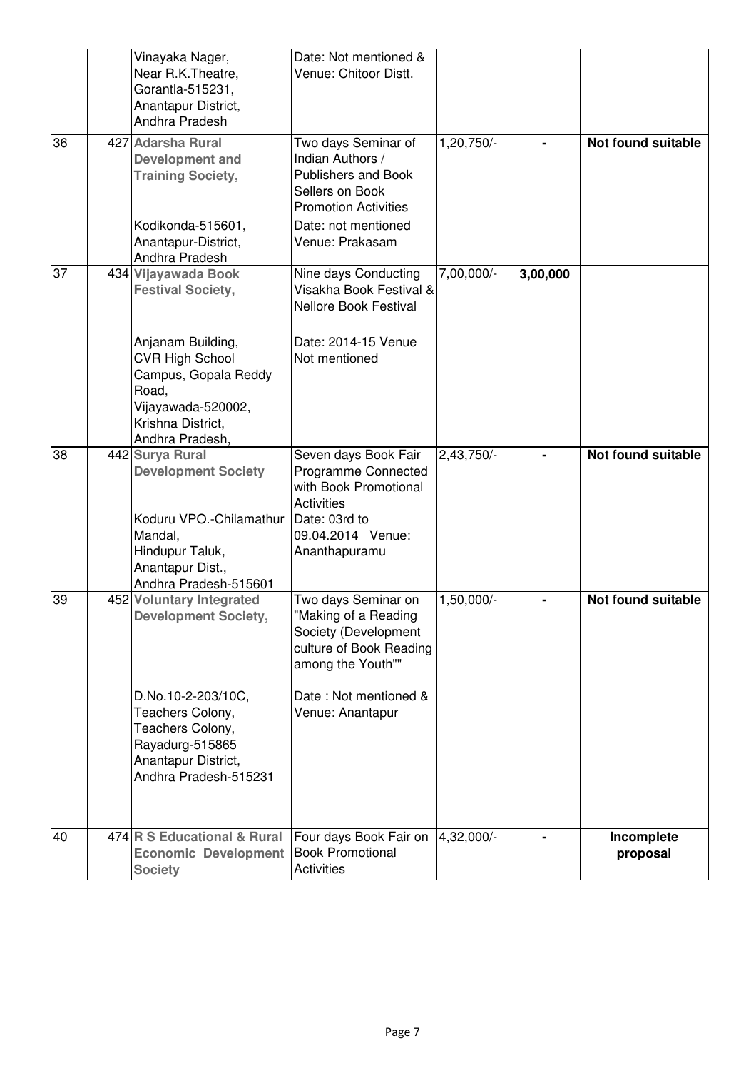|  |  |  |  |  |  |
|---|---|---|---|---|---|
|  |  | Vinayaka Nager, Near R.K.Theatre, Gorantla-515231, Anantapur District, Andhra Pradesh | Date: Not mentioned & Venue: Chitoor Distt. |  |  |
| 36 | 427 | **Adarsha Rural Development and Training Society,** Kodikonda-515601, Anantapur-District, Andhra Pradesh | Two days Seminar of Indian Authors / Publishers and Book Sellers on Book Promotion Activities Date: not mentioned Venue: Prakasam | 1,20,750/- | - | **Not found suitable** |
| 37 | 434 | **Vijayawada Book Festival Society,** Anjanam Building, CVR High School Campus, Gopala Reddy Road, Vijayawada-520002, Krishna District, Andhra Pradesh, | Nine days Conducting Visakha Book Festival & Nellore Book Festival Date: 2014-15 Venue Not mentioned | 7,00,000/- | **3,00,000** |  |
| 38 | 442 | **Surya Rural Development Society** Koduru VPO.-Chilamathur Mandal, Hindupur Taluk, Anantapur Dist., Andhra Pradesh-515601 | Seven days Book Fair Programme Connected with Book Promotional Activities Date: 03rd to 09.04.2014 Venue: Ananthapuramu | 2,43,750/- | - | **Not found suitable** |
| 39 | 452 | **Voluntary Integrated Development Society,** D.No.10-2-203/10C, Teachers Colony, Teachers Colony, Rayadurg-515865 Anantapur District, Andhra Pradesh-515231 | Two days Seminar on "Making of a Reading Society (Development culture of Book Reading among the Youth"" Date : Not mentioned & Venue: Anantapur | 1,50,000/- | - | **Not found suitable** |
| 40 | 474 | **R S Educational & Rural Economic Development Society** | Four days Book Fair on Book Promotional Activities | 4,32,000/- | - | **Incomplete proposal** |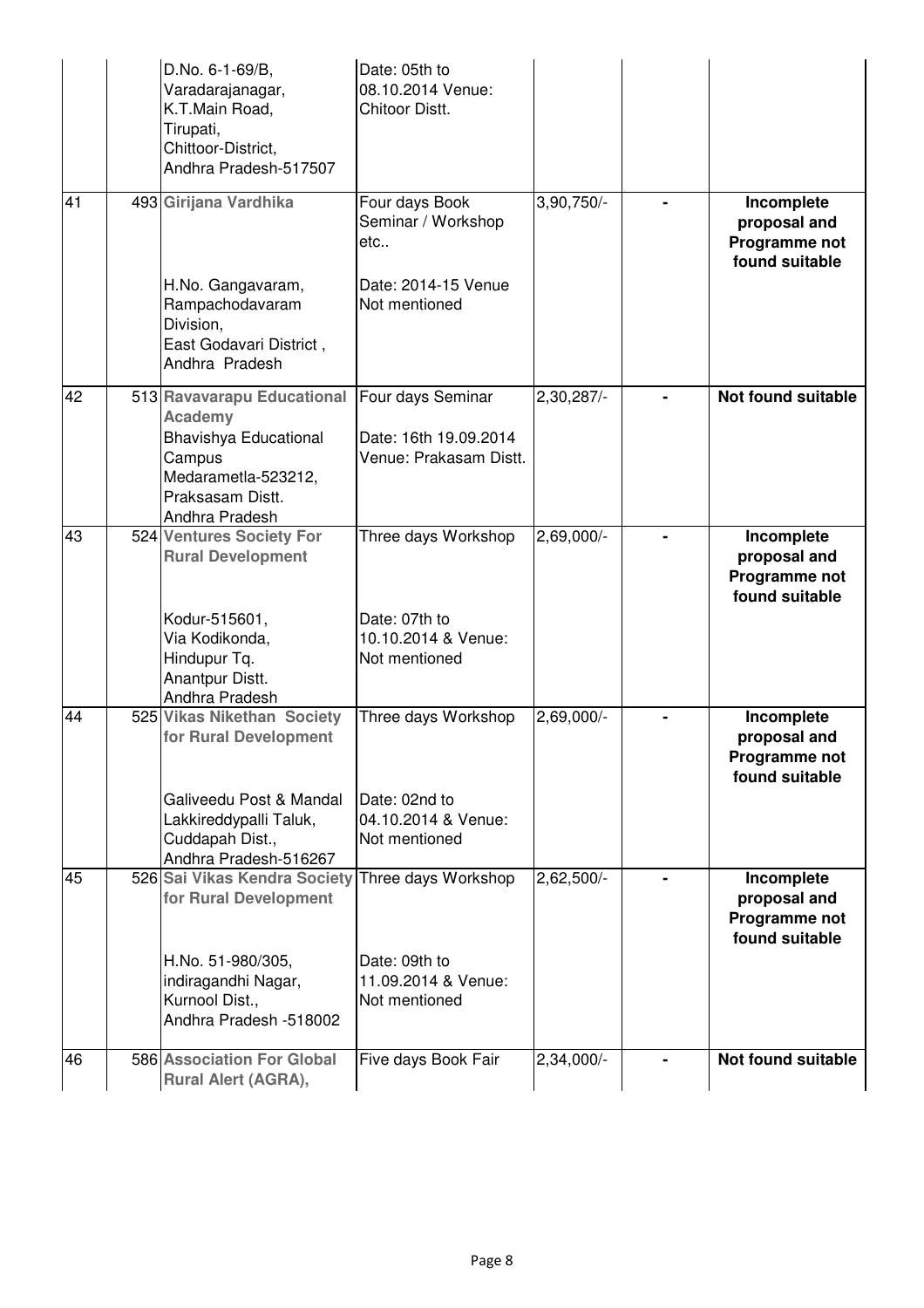| | | | | | | |
|---|---|---|---|---|---|---|
| | | D.No. 6-1-69/B, Varadarajanagar, K.T.Main Road, Tirupati, Chittoor-District, Andhra Pradesh-517507 | Date: 05th to 08.10.2014 Venue: Chitoor Distt. | | | |
| 41 | 493 | **Girijana Vardhika** H.No. Gangavaram, Rampachodavaram Division, East Godavari District , Andhra Pradesh | Four days Book Seminar / Workshop etc.. Date: 2014-15 Venue Not mentioned | 3,90,750/- | - | **Incomplete proposal and Programme not found suitable** |
| 42 | 513 | **Ravavarapu Educational Academy** Bhavishya Educational Campus Medarametla-523212, Praksasam Distt. Andhra Pradesh | Four days Seminar Date: 16th 19.09.2014 Venue: Prakasam Distt. | 2,30,287/- | - | **Not found suitable** |
| 43 | 524 | **Ventures Society For Rural Development** Kodur-515601, Via Kodikonda, Hindupur Tq. Anantpur Distt. Andhra Pradesh | Three days Workshop Date: 07th to 10.10.2014 & Venue: Not mentioned | 2,69,000/- | - | **Incomplete proposal and Programme not found suitable** |
| 44 | 525 | **Vikas Nikethan Society for Rural Development** Galiveedu Post & Mandal Lakkireddypalli Taluk, Cuddapah Dist., Andhra Pradesh-516267 | Three days Workshop Date: 02nd to 04.10.2014 & Venue: Not mentioned | 2,69,000/- | - | **Incomplete proposal and Programme not found suitable** |
| 45 | 526 | **Sai Vikas Kendra Society for Rural Development** H.No. 51-980/305, indiragandhi Nagar, Kurnool Dist., Andhra Pradesh -518002 | Three days Workshop Date: 09th to 11.09.2014 & Venue: Not mentioned | 2,62,500/- | - | **Incomplete proposal and Programme not found suitable** |
| 46 | 586 | **Association For Global Rural Alert (AGRA),** | Five days Book Fair | 2,34,000/- | - | **Not found suitable** |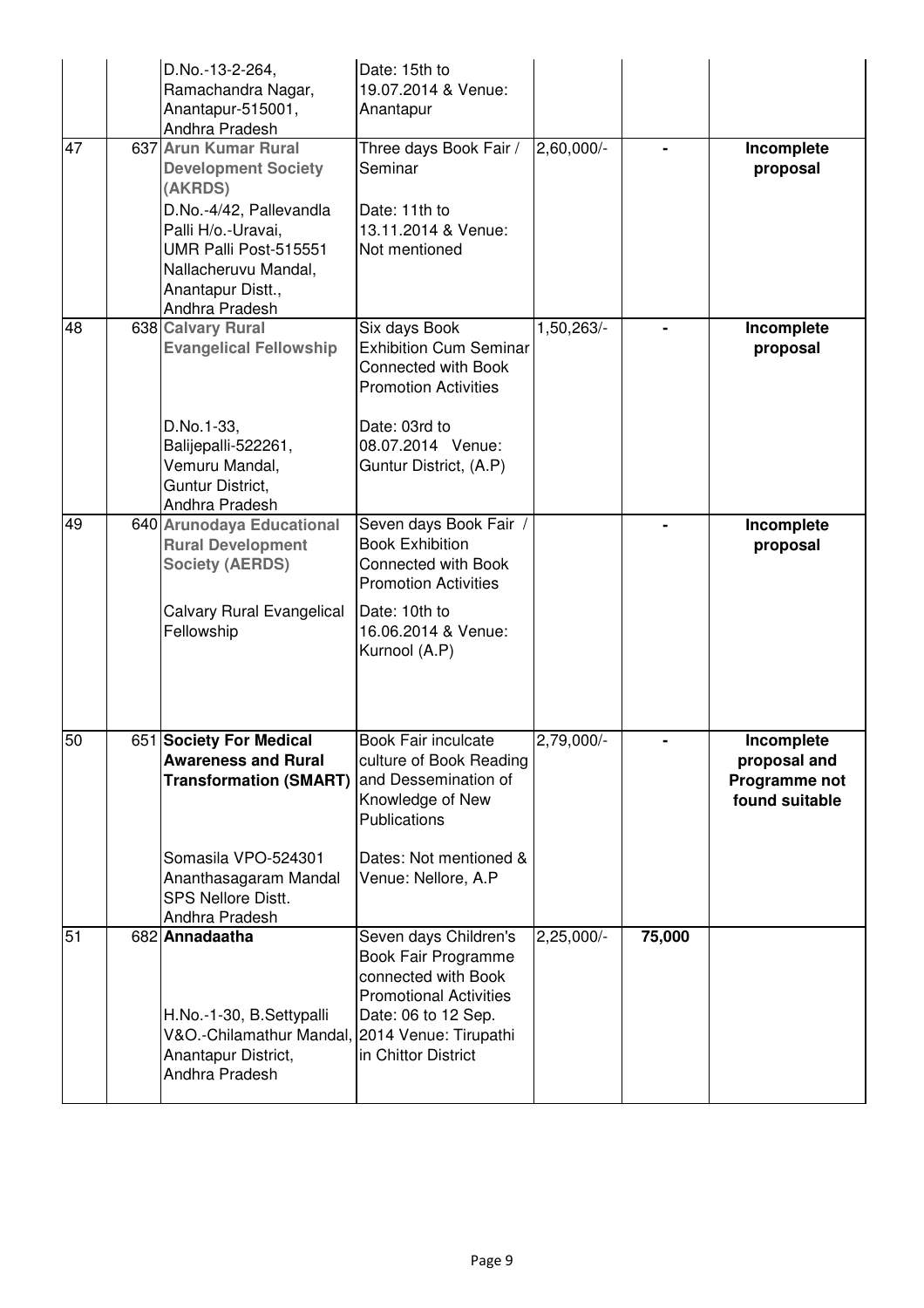| | | | | | | |
|---|---|---|---|---|---|---|
| | | D.No.-13-2-264, Ramachandra Nagar, Anantapur-515001, Andhra Pradesh | Date: 15th to 19.07.2014 & Venue: Anantapur | | | |
| 47 | 637 | **Arun Kumar Rural Development Society (AKRDS)** D.No.-4/42, Pallevandla Palli H/o.-Uravai, UMR Palli Post-515551 Nallacheruvu Mandal, Anantapur Distt., Andhra Pradesh | Three days Book Fair / Seminar Date: 11th to 13.11.2014 & Venue: Not mentioned | 2,60,000/- | - | **Incomplete proposal** |
| 48 | 638 | **Calvary Rural Evangelical Fellowship** D.No.1-33, Balijepalli-522261, Vemuru Mandal, Guntur District, Andhra Pradesh | Six days Book Exhibition Cum Seminar Connected with Book Promotion Activities Date: 03rd to 08.07.2014 Venue: Guntur District, (A.P) | 1,50,263/- | - | **Incomplete proposal** |
| 49 | 640 | **Arunodaya Educational Rural Development Society (AERDS)** Calvary Rural Evangelical Fellowship | Seven days Book Fair / Book Exhibition Connected with Book Promotion Activities Date: 10th to 16.06.2014 & Venue: Kurnool (A.P) | | - | **Incomplete proposal** |
| 50 | 651 | **Society For Medical Awareness and Rural Transformation (SMART)** Somasila VPO-524301 Ananthasagaram Mandal SPS Nellore Distt. Andhra Pradesh | Book Fair inculcate culture of Book Reading and Dessemination of Knowledge of New Publications Dates: Not mentioned & Venue: Nellore, A.P | 2,79,000/- | - | **Incomplete proposal and Programme not found suitable** |
| 51 | 682 | **Annadaatha** H.No.-1-30, B.Settypalli V&O.-Chilamathur Mandal, Anantapur District, Andhra Pradesh | Seven days Children's Book Fair Programme connected with Book Promotional Activities Date: 06 to 12 Sep. 2014 Venue: Tirupathi in Chittor District | 2,25,000/- | **75,000** | |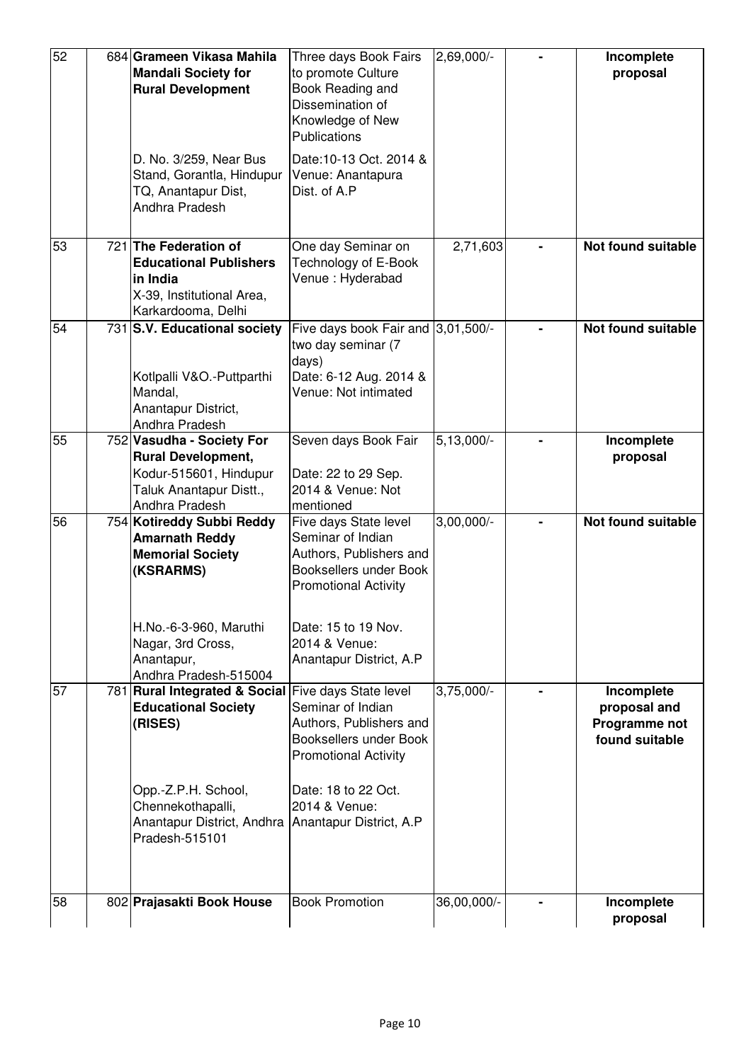| 52 | 684 | **Grameen Vikasa Mahila Mandali Society for Rural Development** D. No. 3/259, Near Bus Stand, Gorantla, Hindupur TQ, Anantapur Dist, Andhra Pradesh | Three days Book Fairs to promote Culture Book Reading and Dissemination of Knowledge of New Publications Date:10-13 Oct. 2014 & Venue: Anantapura Dist. of A.P | 2,69,000/- | - | **Incomplete proposal** |
|---|---|---|---|---|---|---|
| 53 | 721 | **The Federation of Educational Publishers in India** X-39, Institutional Area, Karkardooma, Delhi | One day Seminar on Technology of E-Book Venue : Hyderabad | 2,71,603 | - | **Not found suitable** |
| 54 | 731 | **S.V. Educational society** Kotlpalli V&O.-Puttparthi Mandal, Anantapur District, Andhra Pradesh | Five days book Fair and two day seminar (7 days) Date: 6-12 Aug. 2014 & Venue: Not intimated | 3,01,500/- | - | **Not found suitable** |
| 55 | 752 | **Vasudha - Society For Rural Development,** Kodur-515601, Hindupur Taluk Anantapur Distt., Andhra Pradesh | Seven days Book Fair Date: 22 to 29 Sep. 2014 & Venue: Not mentioned | 5,13,000/- | - | **Incomplete proposal** |
| 56 | 754 | **Kotireddy Subbi Reddy Amarnath Reddy Memorial Society (KSRARMS)** H.No.-6-3-960, Maruthi Nagar, 3rd Cross, Anantapur, Andhra Pradesh-515004 | Five days State level Seminar of Indian Authors, Publishers and Booksellers under Book Promotional Activity Date: 15 to 19 Nov. 2014 & Venue: Anantapur District, A.P | 3,00,000/- | - | **Not found suitable** |
| 57 | 781 | **Rural Integrated & Social Educational Society (RISES)** Opp.-Z.P.H. School, Chennekothapalli, Anantapur District, Andhra Pradesh-515101 | Five days State level Seminar of Indian Authors, Publishers and Booksellers under Book Promotional Activity Date: 18 to 22 Oct. 2014 & Venue: Anantapur District, A.P | 3,75,000/- | - | **Incomplete proposal and Programme not found suitable** |
| 58 | 802 | **Prajasakti Book House** | Book Promotion | 36,00,000/- | - | **Incomplete proposal** |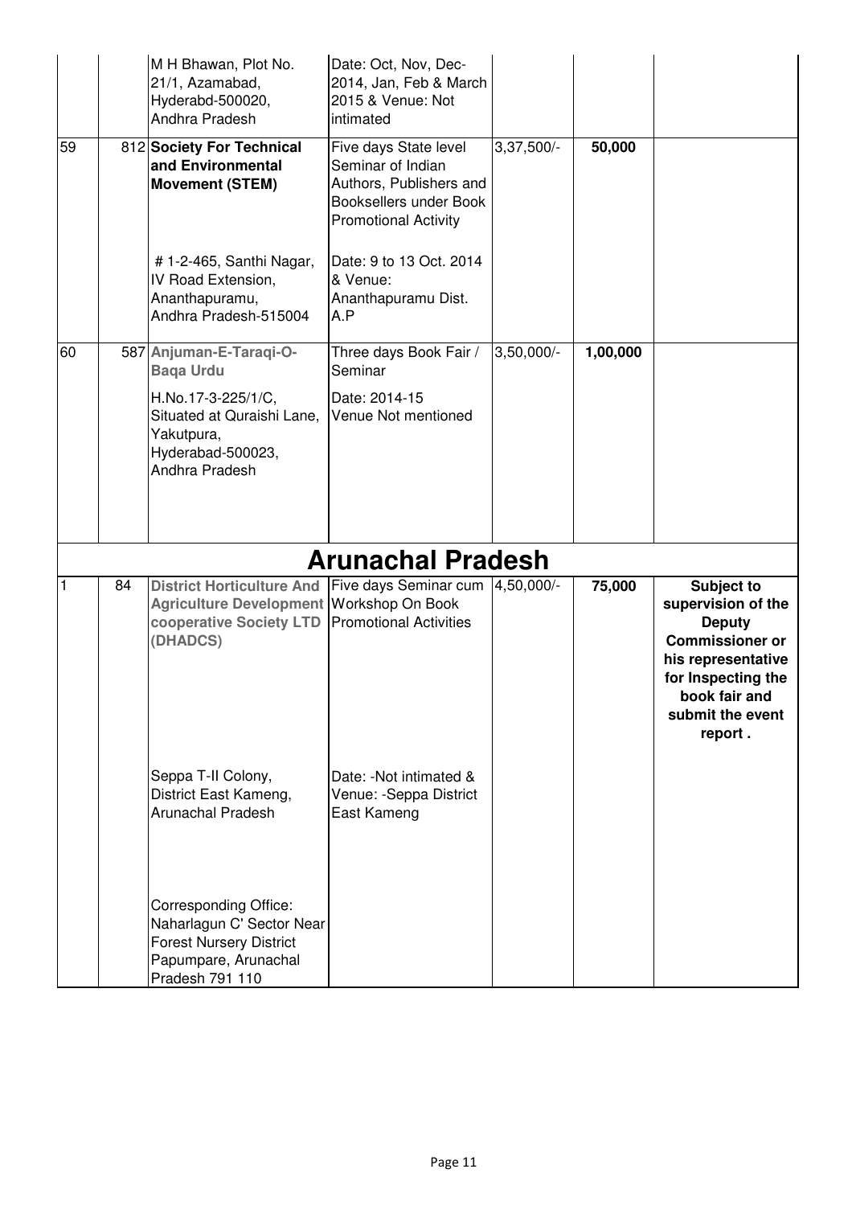|  |  | M H Bhawan, Plot No. 21/1, Azamabad, Hyderabd-500020, Andhra Pradesh | Date: Oct, Nov, Dec-2014, Jan, Feb & March 2015 & Venue: Not intimated |  |  |  |
|---|---|---|---|---|---|---|
| 59 | 812 | **Society For Technical and Environmental Movement (STEM)**<br><br># 1-2-465, Santhi Nagar, IV Road Extension, Ananthapuramu, Andhra Pradesh-515004 | Five days State level Seminar of Indian Authors, Publishers and Booksellers under Book Promotional Activity<br><br>Date: 9 to 13 Oct. 2014 & Venue: Ananthapuramu Dist. A.P | 3,37,500/- | **50,000** |  |
| 60 | 587 | **Anjuman-E-Taraqi-O-Baqa Urdu**<br><br>H.No.17-3-225/1/C, Situated at Quraishi Lane, Yakutpura, Hyderabad-500023, Andhra Pradesh | Three days Book Fair / Seminar<br><br>Date: 2014-15 Venue Not mentioned | 3,50,000/- | **1,00,000** |  |

## Arunachal Pradesh

|  |  |  |  |  |  |  |
|---|---|---|---|---|---|---|
| 1 | 84 | **District Horticulture And Agriculture Development cooperative Society LTD (DHADCS)**<br><br>Seppa T-II Colony, District East Kameng, Arunachal Pradesh<br><br>Corresponding Office: Naharlagun C' Sector Near Forest Nursery District Papumpare, Arunachal Pradesh 791 110 | Five days Seminar cum Workshop On Book Promotional Activities<br><br>Date: -Not intimated & Venue: -Seppa District East Kameng | 4,50,000/- | **75,000** | **Subject to supervision of the Deputy Commissioner or his representative for Inspecting the book fair and submit the event report .** |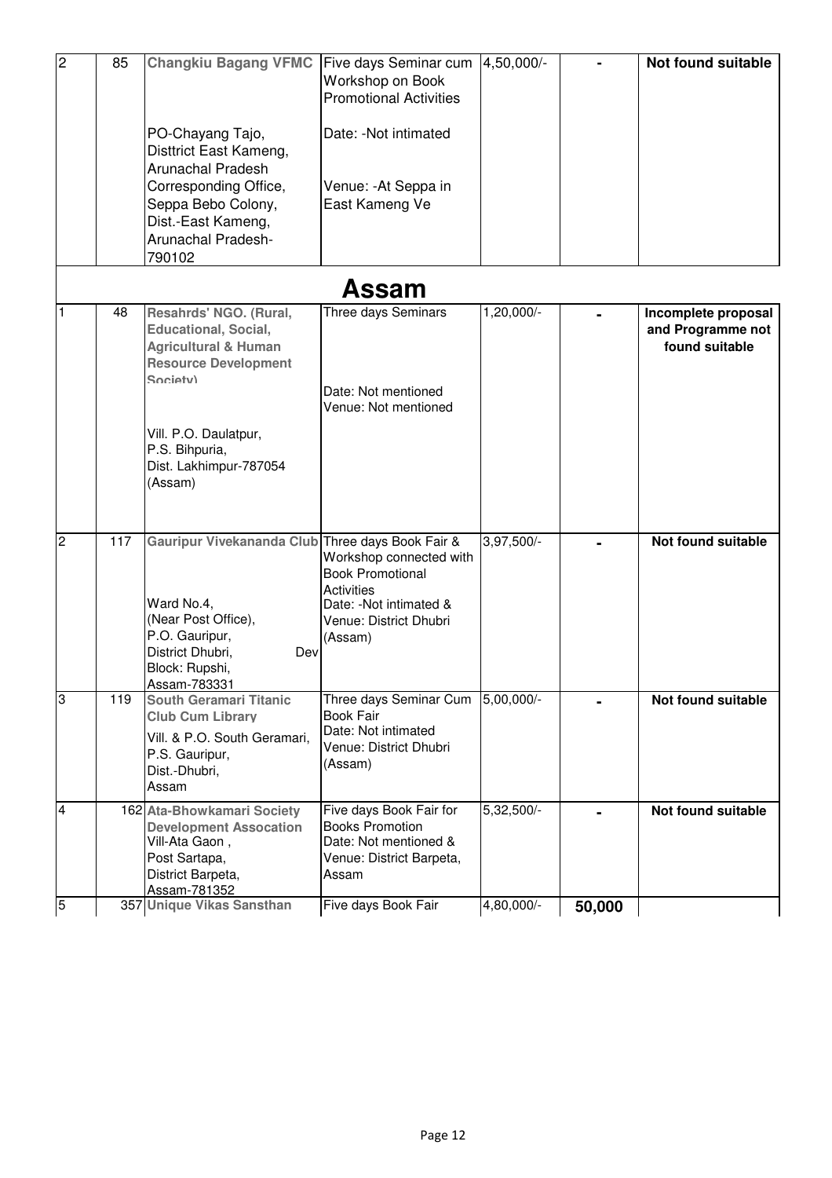| 2 | 85 | **Changkiu Bagang VFMC**<br><br>PO-Chayang Tajo, Disttrict East Kameng, Arunachal Pradesh Corresponding Office, Seppa Bebo Colony, Dist.-East Kameng, Arunachal Pradesh-790102 | Five days Seminar cum Workshop on Book Promotional Activities<br><br>Date: -Not intimated<br><br>Venue: -At Seppa in East Kameng Ve | 4,50,000/- | - | **Not found suitable** |
|---|---|---|---|---|---|---|

## Assam

| 1 | 48 | **Resahrds' NGO. (Rural, Educational, Social, Agricultural & Human Resource Development Society)**<br><br>Vill. P.O. Daulatpur, P.S. Bihpuria, Dist. Lakhimpur-787054 (Assam) | Three days Seminars<br><br>Date: Not mentioned<br>Venue: Not mentioned | 1,20,000/- | - | **Incomplete proposal and Programme not found suitable** |
|---|---|---|---|---|---|---|
| 2 | 117 | **Gauripur Vivekananda Club**<br><br>Ward No.4, (Near Post Office), P.O. Gauripur, District Dhubri, Dev Block: Rupshi, Assam-783331 | Three days Book Fair & Workshop connected with Book Promotional Activities<br>Date: -Not intimated & Venue: District Dhubri (Assam) | 3,97,500/- | - | **Not found suitable** |
| 3 | 119 | **South Geramari Titanic Club Cum Library**<br>Vill. & P.O. South Geramari, P.S. Gauripur, Dist.-Dhubri, Assam | Three days Seminar Cum Book Fair<br>Date: Not intimated<br>Venue: District Dhubri (Assam) | 5,00,000/- | - | **Not found suitable** |
| 4 | 162 | **Ata-Bhowkamari Society Development Assocation**<br>Vill-Ata Gaon , Post Sartapa, District Barpeta, Assam-781352 | Five days Book Fair for Books Promotion<br>Date: Not mentioned & Venue: District Barpeta, Assam | 5,32,500/- | - | **Not found suitable** |
| 5 | 357 | **Unique Vikas Sansthan** | Five days Book Fair | 4,80,000/- | **50,000** | |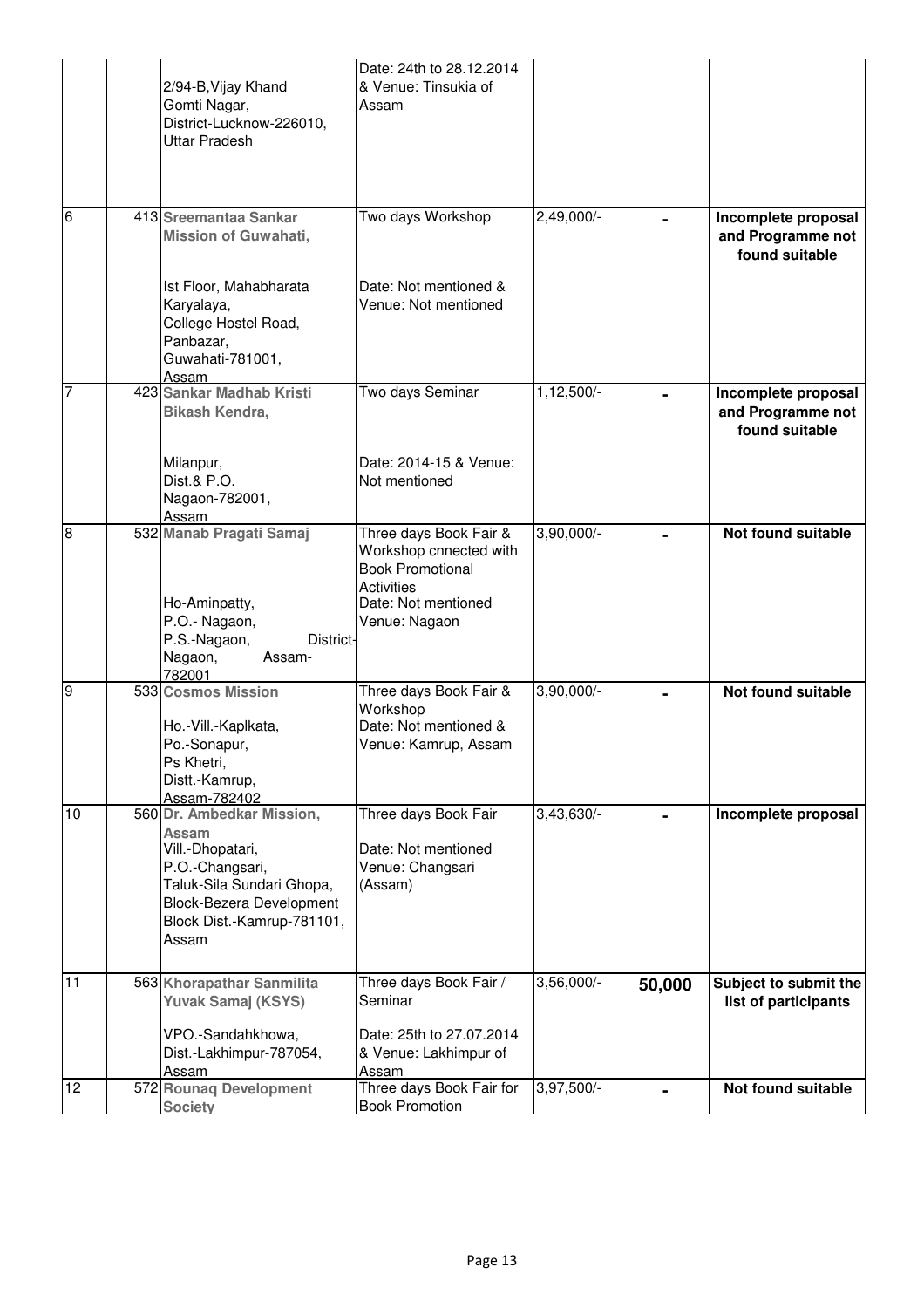| | | | | | | |
|---|---|---|---|---|---|---|
| | | 2/94-B,Vijay Khand<br>Gomti Nagar,<br>District-Lucknow-226010,<br>Uttar Pradesh | Date: 24th to 28.12.2014 & Venue: Tinsukia of Assam | | | |
| 6 | 413 | **Sreemantaa Sankar Mission of Guwahati,**<br><br>Ist Floor, Mahabharata Karyalaya,<br>College Hostel Road,<br>Panbazar,<br>Guwahati-781001,<br>Assam | Two days Workshop<br><br>Date: Not mentioned & Venue: Not mentioned | 2,49,000/- | - | **Incomplete proposal and Programme not found suitable** |
| 7 | 423 | **Sankar Madhab Kristi Bikash Kendra,**<br><br>Milanpur,<br>Dist.& P.O.<br>Nagaon-782001,<br>Assam | Two days Seminar<br><br>Date: 2014-15 & Venue: Not mentioned | 1,12,500/- | - | **Incomplete proposal and Programme not found suitable** |
| 8 | 532 | **Manab Pragati Samaj**<br><br>Ho-Aminpatty,<br>P.O.- Nagaon,<br>P.S.-Nagaon, District-Nagaon, Assam-782001 | Three days Book Fair & Workshop cnnected with Book Promotional Activities<br>Date: Not mentioned<br>Venue: Nagaon | 3,90,000/- | - | **Not found suitable** |
| 9 | 533 | **Cosmos Mission**<br><br>Ho.-Vill.-Kaplkata,<br>Po.-Sonapur,<br>Ps Khetri,<br>Distt.-Kamrup,<br>Assam-782402 | Three days Book Fair & Workshop<br>Date: Not mentioned & Venue: Kamrup, Assam | 3,90,000/- | - | **Not found suitable** |
| 10 | 560 | **Dr. Ambedkar Mission, Assam**<br>Vill.-Dhopatari,<br>P.O.-Changsari,<br>Taluk-Sila Sundari Ghopa,<br>Block-Bezera Development Block Dist.-Kamrup-781101, Assam | Three days Book Fair<br><br>Date: Not mentioned<br>Venue: Changsari (Assam) | 3,43,630/- | - | **Incomplete proposal** |
| 11 | 563 | **Khorapathar Sanmilita Yuvak Samaj (KSYS)**<br><br>VPO.-Sandahkhowa,<br>Dist.-Lakhimpur-787054,<br>Assam | Three days Book Fair / Seminar<br><br>Date: 25th to 27.07.2014 & Venue: Lakhimpur of Assam | 3,56,000/- | **50,000** | **Subject to submit the list of participants** |
| 12 | 572 | **Rounaq Development Society** | Three days Book Fair for Book Promotion | 3,97,500/- | - | **Not found suitable** |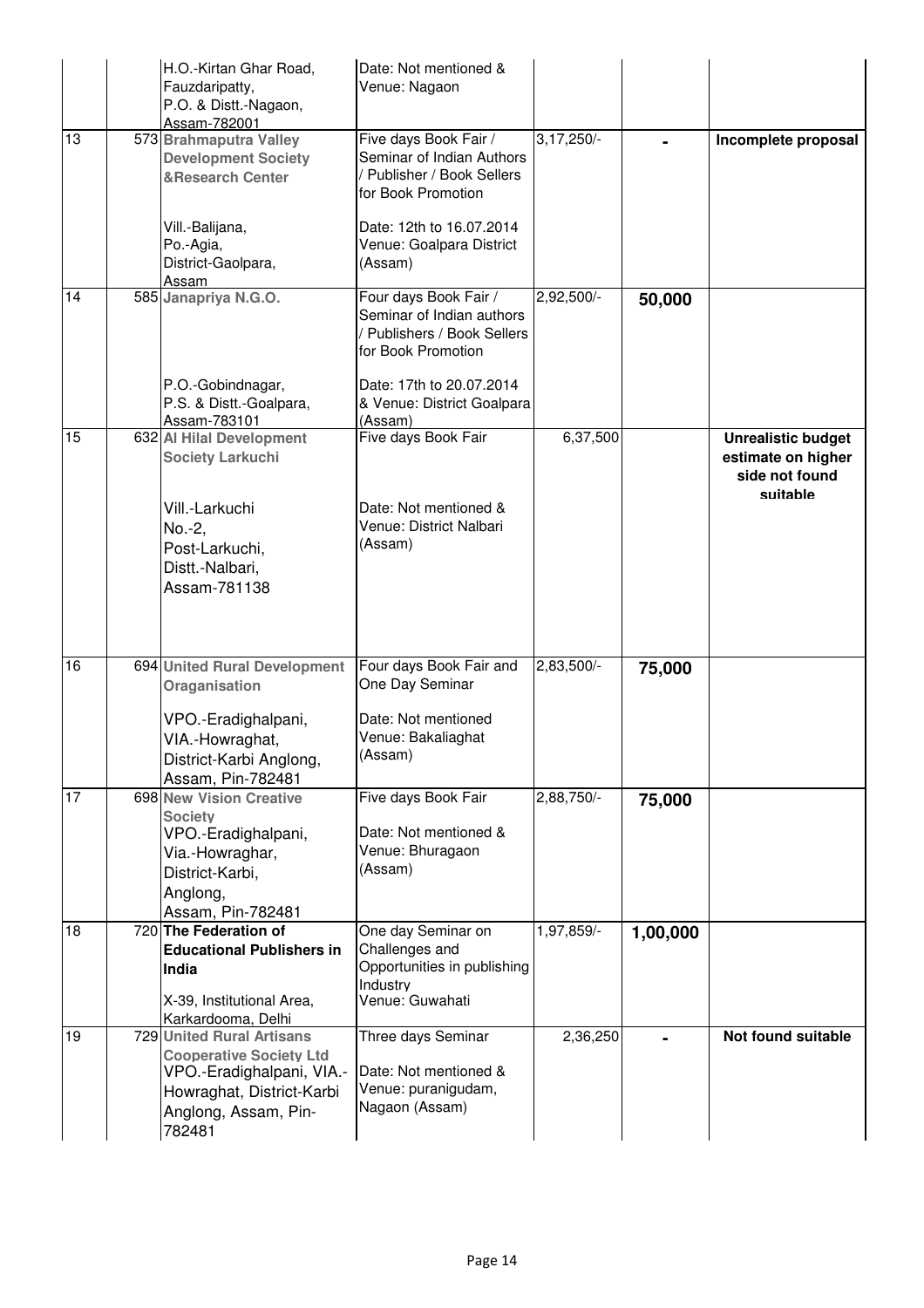| | | | | | |
|---|---|---|---|---|---|
| | | H.O.-Kirtan Ghar Road, Fauzdaripatty, P.O. & Distt.-Nagaon, Assam-782001 | Date: Not mentioned & Venue: Nagaon | | | |
| 13 | 573 | **Brahmaputra Valley Development Society &Research Center** Vill.-Balijana, Po.-Agia, District-Gaolpara, Assam | Five days Book Fair / Seminar of Indian Authors / Publisher / Book Sellers for Book Promotion Date: 12th to 16.07.2014 Venue: Goalpara District (Assam) | 3,17,250/- | - | **Incomplete proposal** |
| 14 | 585 | **Janapriya N.G.O.** P.O.-Gobindnagar, P.S. & Distt.-Goalpara, Assam-783101 | Four days Book Fair / Seminar of Indian authors / Publishers / Book Sellers for Book Promotion Date: 17th to 20.07.2014 & Venue: District Goalpara (Assam) | 2,92,500/- | **50,000** | |
| 15 | 632 | **Al Hilal Development Society Larkuchi** Vill.-Larkuchi No.-2, Post-Larkuchi, Distt.-Nalbari, Assam-781138 | Five days Book Fair Date: Not mentioned & Venue: District Nalbari (Assam) | 6,37,500 | | **Unrealistic budget estimate on higher side not found suitable** |
| 16 | 694 | **United Rural Development Oraganisation** VPO.-Eradighalpani, VIA.-Howraghat, District-Karbi Anglong, Assam, Pin-782481 | Four days Book Fair and One Day Seminar Date: Not mentioned Venue: Bakaliaghat (Assam) | 2,83,500/- | **75,000** | |
| 17 | 698 | **New Vision Creative Society** VPO.-Eradighalpani, Via.-Howraghar, District-Karbi, Anglong, Assam, Pin-782481 | Five days Book Fair Date: Not mentioned & Venue: Bhuragaon (Assam) | 2,88,750/- | **75,000** | |
| 18 | 720 | **The Federation of Educational Publishers in India** X-39, Institutional Area, Karkardooma, Delhi | One day Seminar on Challenges and Opportunities in publishing Industry Venue: Guwahati | 1,97,859/- | **1,00,000** | |
| 19 | 729 | **United Rural Artisans Cooperative Society Ltd** VPO.-Eradighalpani, VIA.-Howraghat, District-Karbi Anglong, Assam, Pin-782481 | Three days Seminar Date: Not mentioned & Venue: puranigudam, Nagaon (Assam) | 2,36,250 | - | **Not found suitable** |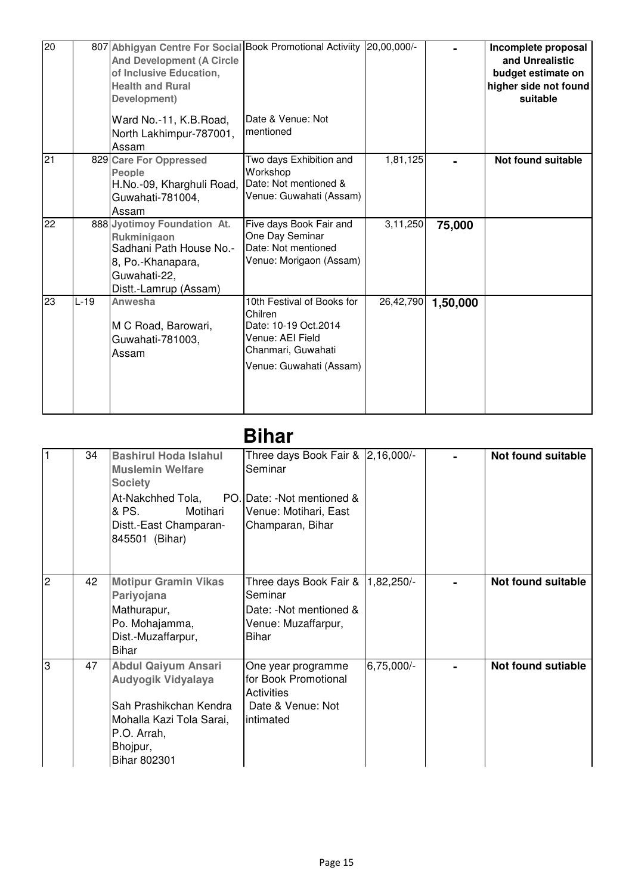| 20 | 807 | **Abhigyan Centre For Social And Development (A Circle of Inclusive Education, Health and Rural Development)**<br><br>Ward No.-11, K.B.Road, North Lakhimpur-787001, Assam | Book Promotional Activiity<br><br>Date & Venue: Not mentioned | 20,00,000/- | - | **Incomplete proposal and Unrealistic budget estimate on higher side not found suitable** |
|---|---|---|---|---|---|---|
| 21 | 829 | **Care For Oppressed People**<br>H.No.-09, Kharghuli Road, Guwahati-781004, Assam | Two days Exhibition and Workshop<br>Date: Not mentioned & Venue: Guwahati (Assam) | 1,81,125 | - | **Not found suitable** |
| 22 | 888 | **Jyotimoy Foundation At. Rukminigaon**<br>Sadhani Path House No.-8, Po.-Khanapara, Guwahati-22, Distt.-Lamrup (Assam) | Five days Book Fair and One Day Seminar<br>Date: Not mentioned<br>Venue: Morigaon (Assam) | 3,11,250 | **75,000** | |
| 23 | L-19 | **Anwesha**<br><br>M C Road, Barowari, Guwahati-781003, Assam | 10th Festival of Books for Chilren<br>Date: 10-19 Oct.2014<br>Venue: AEI Field Chanmari, Guwahati<br><br>Venue: Guwahati (Assam) | 26,42,790 | **1,50,000** | |

# Bihar

| 1 | 34 | **Bashirul Hoda Islahul Muslemin Welfare Society**<br><br>At-Nakchhed Tola, PO. & PS. Motihari Distt.-East Champaran-845501 (Bihar) | Three days Book Fair & Seminar<br><br>Date: -Not mentioned & Venue: Motihari, East Champaran, Bihar | 2,16,000/- | - | **Not found suitable** |
|---|---|---|---|---|---|---|
| 2 | 42 | **Motipur Gramin Vikas Pariyojana**<br>Mathurapur, Po. Mohajamma, Dist.-Muzaffarpur, Bihar | Three days Book Fair & Seminar<br>Date: -Not mentioned & Venue: Muzaffarpur, Bihar | 1,82,250/- | - | **Not found suitable** |
| 3 | 47 | **Abdul Qaiyum Ansari Audyogik Vidyalaya**<br><br>Sah Prashikchan Kendra Mohalla Kazi Tola Sarai, P.O. Arrah, Bhojpur, Bihar 802301 | One year programme for Book Promotional Activities<br>Date & Venue: Not intimated | 6,75,000/- | - | **Not found sutiable** |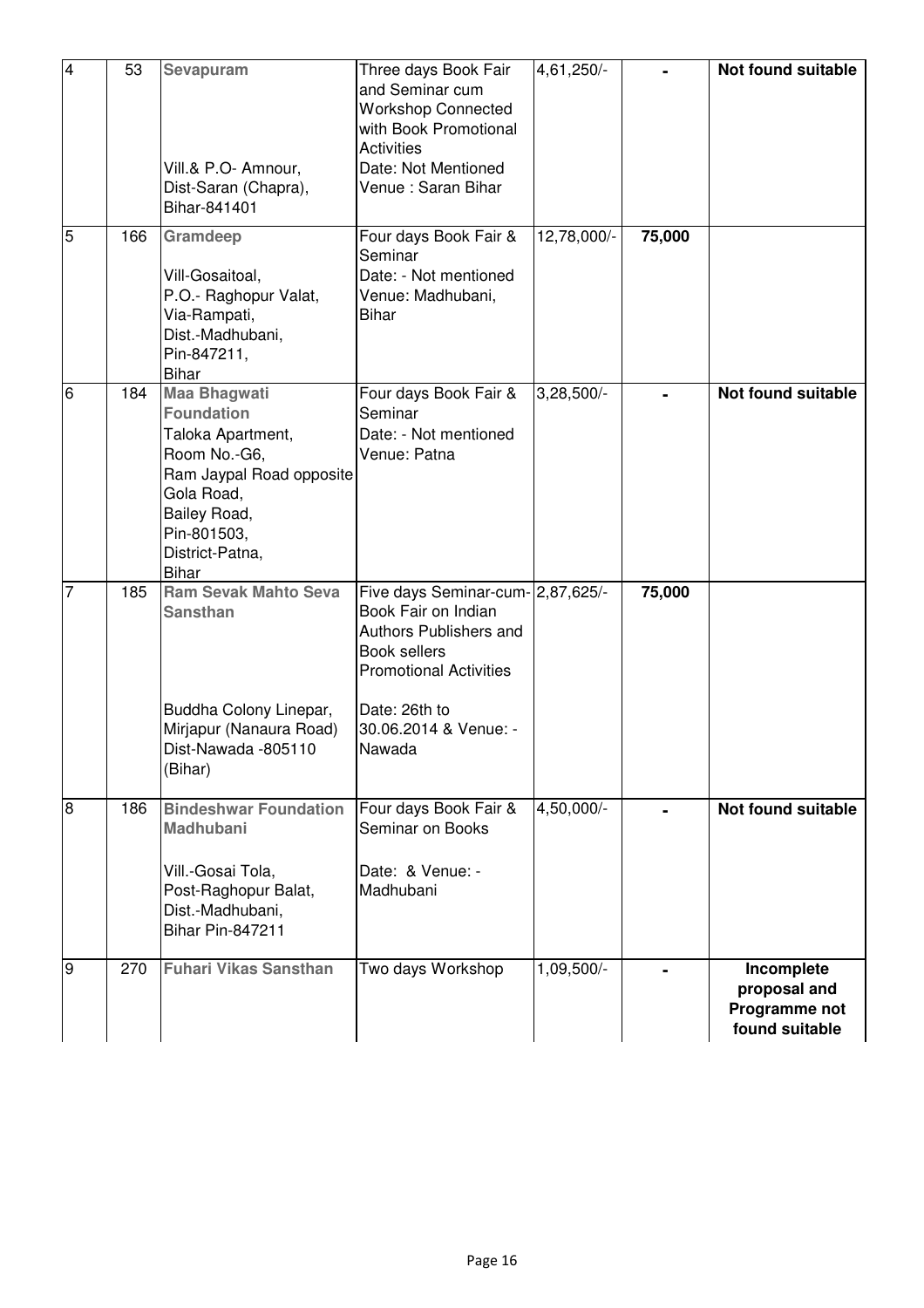| | | | | | | |
|---|---|---|---|---|---|---|
| 4 | 53 | **Sevapuram**<br><br>Vill.& P.O- Amnour, Dist-Saran (Chapra), Bihar-841401 | Three days Book Fair and Seminar cum Workshop Connected with Book Promotional Activities<br>Date: Not Mentioned<br>Venue : Saran Bihar | 4,61,250/- | - | **Not found suitable** |
| 5 | 166 | **Gramdeep**<br><br>Vill-Gosaitoal, P.O.- Raghopur Valat, Via-Rampati, Dist.-Madhubani, Pin-847211, Bihar | Four days Book Fair & Seminar<br>Date: - Not mentioned<br>Venue: Madhubani, Bihar | 12,78,000/- | **75,000** | |
| 6 | 184 | **Maa Bhagwati Foundation**<br>Taloka Apartment, Room No.-G6, Ram Jaypal Road opposite Gola Road, Bailey Road, Pin-801503, District-Patna, Bihar | Four days Book Fair & Seminar<br>Date: - Not mentioned<br>Venue: Patna | 3,28,500/- | - | **Not found suitable** |
| 7 | 185 | **Ram Sevak Mahto Seva Sansthan**<br><br>Buddha Colony Linepar, Mirjapur (Nanaura Road) Dist-Nawada -805110 (Bihar) | Five days Seminar-cum-Book Fair on Indian Authors Publishers and Book sellers Promotional Activities<br><br>Date: 26th to 30.06.2014 & Venue: - Nawada | 2,87,625/- | **75,000** | |
| 8 | 186 | **Bindeshwar Foundation Madhubani**<br><br>Vill.-Gosai Tola, Post-Raghopur Balat, Dist.-Madhubani, Bihar Pin-847211 | Four days Book Fair & Seminar on Books<br><br>Date: & Venue: - Madhubani | 4,50,000/- | - | **Not found suitable** |
| 9 | 270 | **Fuhari Vikas Sansthan** | Two days Workshop | 1,09,500/- | - | **Incomplete proposal and Programme not found suitable** |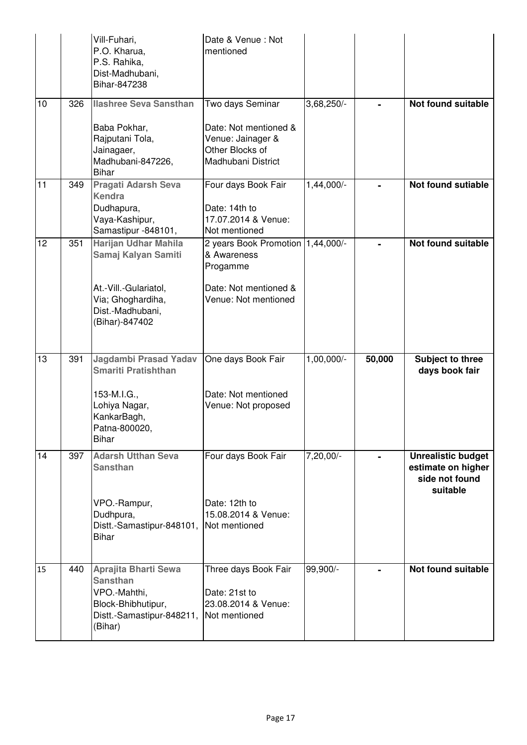| | | | | | | |
|---|---|---|---|---|---|---|
| | | Vill-Fuhari,<br>P.O. Kharua,<br>P.S. Rahika,<br>Dist-Madhubani,<br>Bihar-847238 | Date & Venue : Not mentioned | | | |
| 10 | 326 | **Ilashree Seva Sansthan**<br><br>Baba Pokhar,<br>Rajputani Tola,<br>Jainagaer,<br>Madhubani-847226,<br>Bihar | Two days Seminar<br><br>Date: Not mentioned &<br>Venue: Jainager &<br>Other Blocks of<br>Madhubani District | 3,68,250/- | - | **Not found suitable** |
| 11 | 349 | **Pragati Adarsh Seva Kendra**<br>Dudhapura,<br>Vaya-Kashipur,<br>Samastipur -848101, | Four days Book Fair<br><br>Date: 14th to<br>17.07.2014 & Venue:<br>Not mentioned | 1,44,000/- | - | **Not found sutiable** |
| 12 | 351 | **Harijan Udhar Mahila Samaj Kalyan Samiti**<br><br>At.-Vill.-Gulariatol,<br>Via; Ghoghardiha,<br>Dist.-Madhubani,<br>(Bihar)-847402 | 2 years Book Promotion & Awareness Progamme<br><br>Date: Not mentioned &<br>Venue: Not mentioned | 1,44,000/- | - | **Not found suitable** |
| 13 | 391 | **Jagdambi Prasad Yadav Smariti Pratishthan**<br><br>153-M.I.G.,<br>Lohiya Nagar,<br>KankarBagh,<br>Patna-800020,<br>Bihar | One days Book Fair<br><br>Date: Not mentioned<br>Venue: Not proposed | 1,00,000/- | **50,000** | **Subject to three days book fair** |
| 14 | 397 | **Adarsh Utthan Seva Sansthan**<br><br>VPO.-Rampur,<br>Dudhpura,<br>Distt.-Samastipur-848101,<br>Bihar | Four days Book Fair<br><br>Date: 12th to<br>15.08.2014 & Venue:<br>Not mentioned | 7,20,00/- | - | **Unrealistic budget estimate on higher side not found suitable** |
| 15 | 440 | **Aprajita Bharti Sewa Sansthan**<br>VPO.-Mahthi,<br>Block-Bhibhutipur,<br>Distt.-Samastipur-848211,<br>(Bihar) | Three days Book Fair<br><br>Date: 21st to<br>23.08.2014 & Venue:<br>Not mentioned | 99,900/- | - | **Not found suitable** |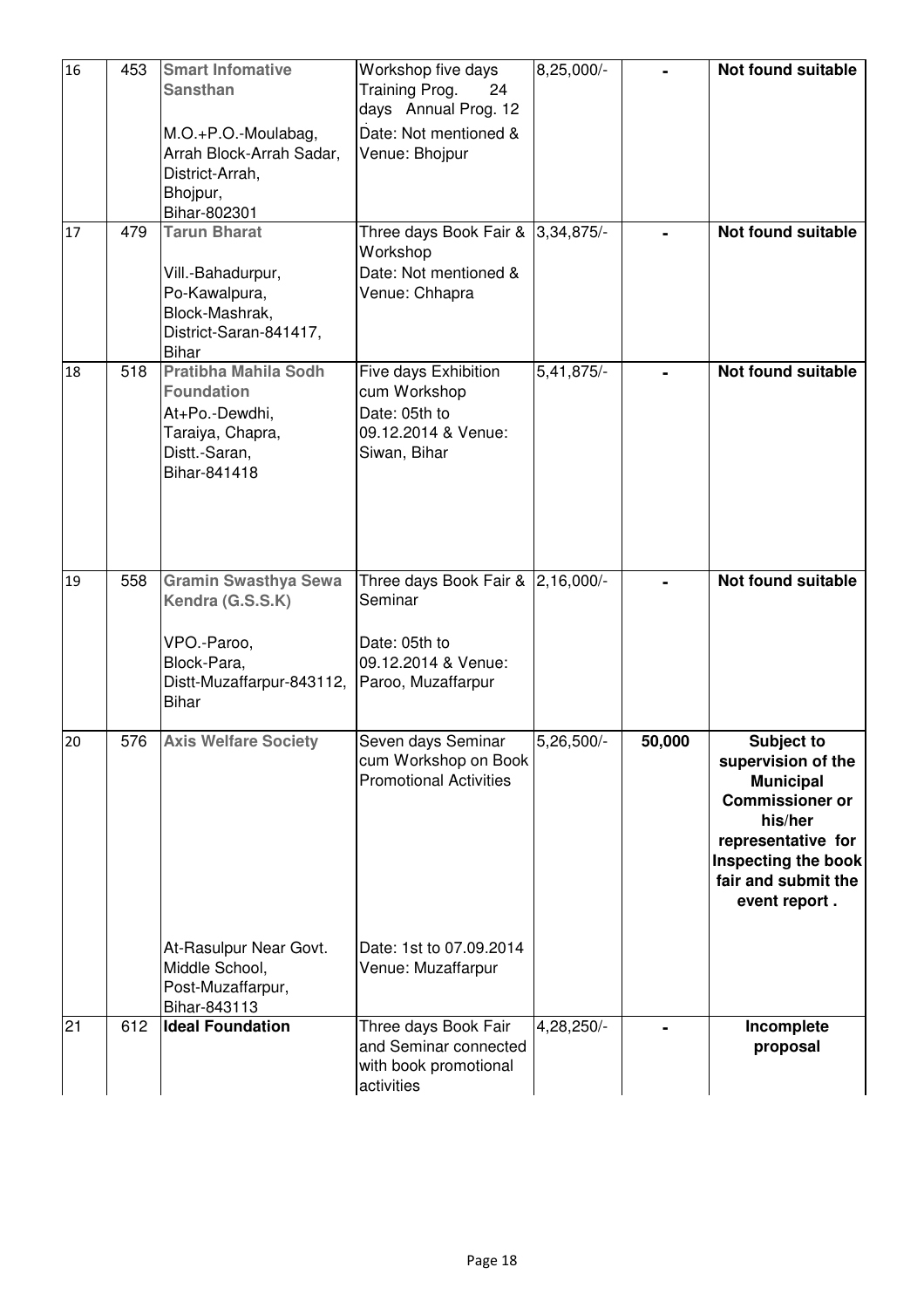| 16 | 453 | **Smart Infomative Sansthan**<br><br>M.O.+P.O.-Moulabag, Arrah Block-Arrah Sadar, District-Arrah, Bhojpur, Bihar-802301 | Workshop five days Training Prog. 24 days Annual Prog. 12<br>Date: Not mentioned & Venue: Bhojpur | 8,25,000/- | - | **Not found suitable** |
|---|---|---|---|---|---|---|
| 17 | 479 | **Tarun Bharat**<br><br>Vill.-Bahadurpur, Po-Kawalpura, Block-Mashrak, District-Saran-841417, Bihar | Three days Book Fair & Workshop<br>Date: Not mentioned & Venue: Chhapra | 3,34,875/- | - | **Not found suitable** |
| 18 | 518 | **Pratibha Mahila Sodh Foundation**<br>At+Po.-Dewdhi, Taraiya, Chapra, Distt.-Saran, Bihar-841418 | Five days Exhibition cum Workshop<br>Date: 05th to 09.12.2014 & Venue: Siwan, Bihar | 5,41,875/- | - | **Not found suitable** |
| 19 | 558 | **Gramin Swasthya Sewa Kendra (G.S.S.K)**<br><br>VPO.-Paroo, Block-Para, Distt-Muzaffarpur-843112, Bihar | Three days Book Fair & Seminar<br><br>Date: 05th to 09.12.2014 & Venue: Paroo, Muzaffarpur | 2,16,000/- | - | **Not found suitable** |
| 20 | 576 | **Axis Welfare Society**<br><br>At-Rasulpur Near Govt. Middle School, Post-Muzaffarpur, Bihar-843113 | Seven days Seminar cum Workshop on Book Promotional Activities<br><br>Date: 1st to 07.09.2014 Venue: Muzaffarpur | 5,26,500/- | **50,000** | **Subject to supervision of the Municipal Commissioner or his/her representative for Inspecting the book fair and submit the event report .** |
| 21 | 612 | **Ideal Foundation** | Three days Book Fair and Seminar connected with book promotional activities | 4,28,250/- | - | **Incomplete proposal** |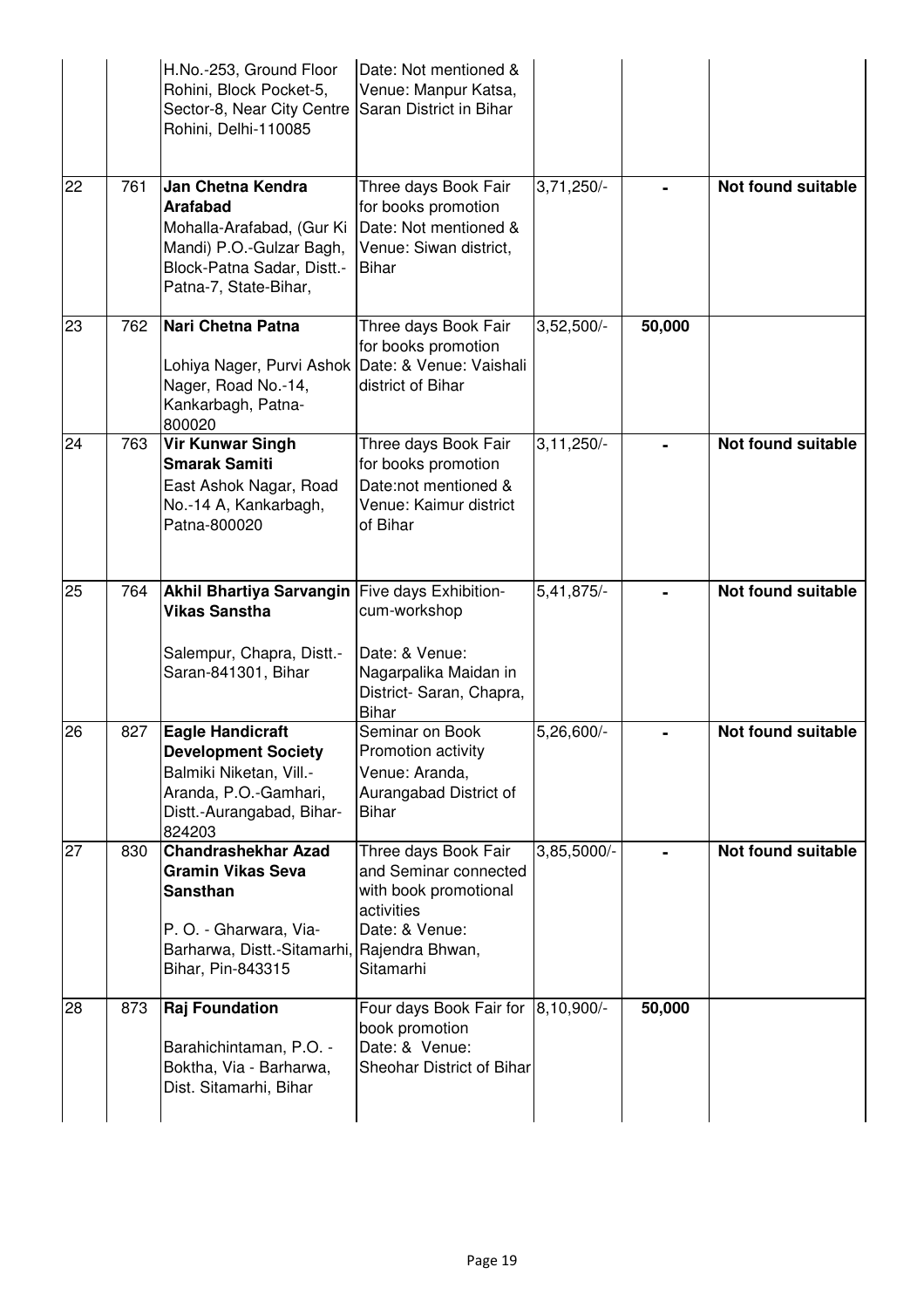|  |  |  |  |  |  |  |
|---|---|---|---|---|---|---|
|  |  | H.No.-253, Ground Floor Rohini, Block Pocket-5, Sector-8, Near City Centre Rohini, Delhi-110085 | Date: Not mentioned & Venue: Manpur Katsa, Saran District in Bihar |  |  |  |
| 22 | 761 | **Jan Chetna Kendra Arafabad** Mohalla-Arafabad, (Gur Ki Mandi) P.O.-Gulzar Bagh, Block-Patna Sadar, Distt.-Patna-7, State-Bihar, | Three days Book Fair for books promotion Date: Not mentioned & Venue: Siwan district, Bihar | 3,71,250/- | - | **Not found suitable** |
| 23 | 762 | **Nari Chetna Patna** Lohiya Nager, Purvi Ashok Nager, Road No.-14, Kankarbagh, Patna-800020 | Three days Book Fair for books promotion Date: & Venue: Vaishali district of Bihar | 3,52,500/- | **50,000** |  |
| 24 | 763 | **Vir Kunwar Singh Smarak Samiti** East Ashok Nagar, Road No.-14 A, Kankarbagh, Patna-800020 | Three days Book Fair for books promotion Date:not mentioned & Venue: Kaimur district of Bihar | 3,11,250/- | - | **Not found suitable** |
| 25 | 764 | **Akhil Bhartiya Sarvangin Vikas Sanstha** Salempur, Chapra, Distt.-Saran-841301, Bihar | Five days Exhibition-cum-workshop Date: & Venue: Nagarpalika Maidan in District- Saran, Chapra, Bihar | 5,41,875/- | - | **Not found suitable** |
| 26 | 827 | **Eagle Handicraft Development Society** Balmiki Niketan, Vill.-Aranda, P.O.-Gamhari, Distt.-Aurangabad, Bihar-824203 | Seminar on Book Promotion activity Venue: Aranda, Aurangabad District of Bihar | 5,26,600/- | - | **Not found suitable** |
| 27 | 830 | **Chandrashekhar Azad Gramin Vikas Seva Sansthan** P. O. - Gharwara, Via-Barharwa, Distt.-Sitamarhi, Bihar, Pin-843315 | Three days Book Fair and Seminar connected with book promotional activities Date: & Venue: Rajendra Bhwan, Sitamarhi | 3,85,5000/- | - | **Not found suitable** |
| 28 | 873 | **Raj Foundation** Barahichintaman, P.O. - Boktha, Via - Barharwa, Dist. Sitamarhi, Bihar | Four days Book Fair for book promotion Date: & Venue: Sheohar District of Bihar | 8,10,900/- | **50,000** |  |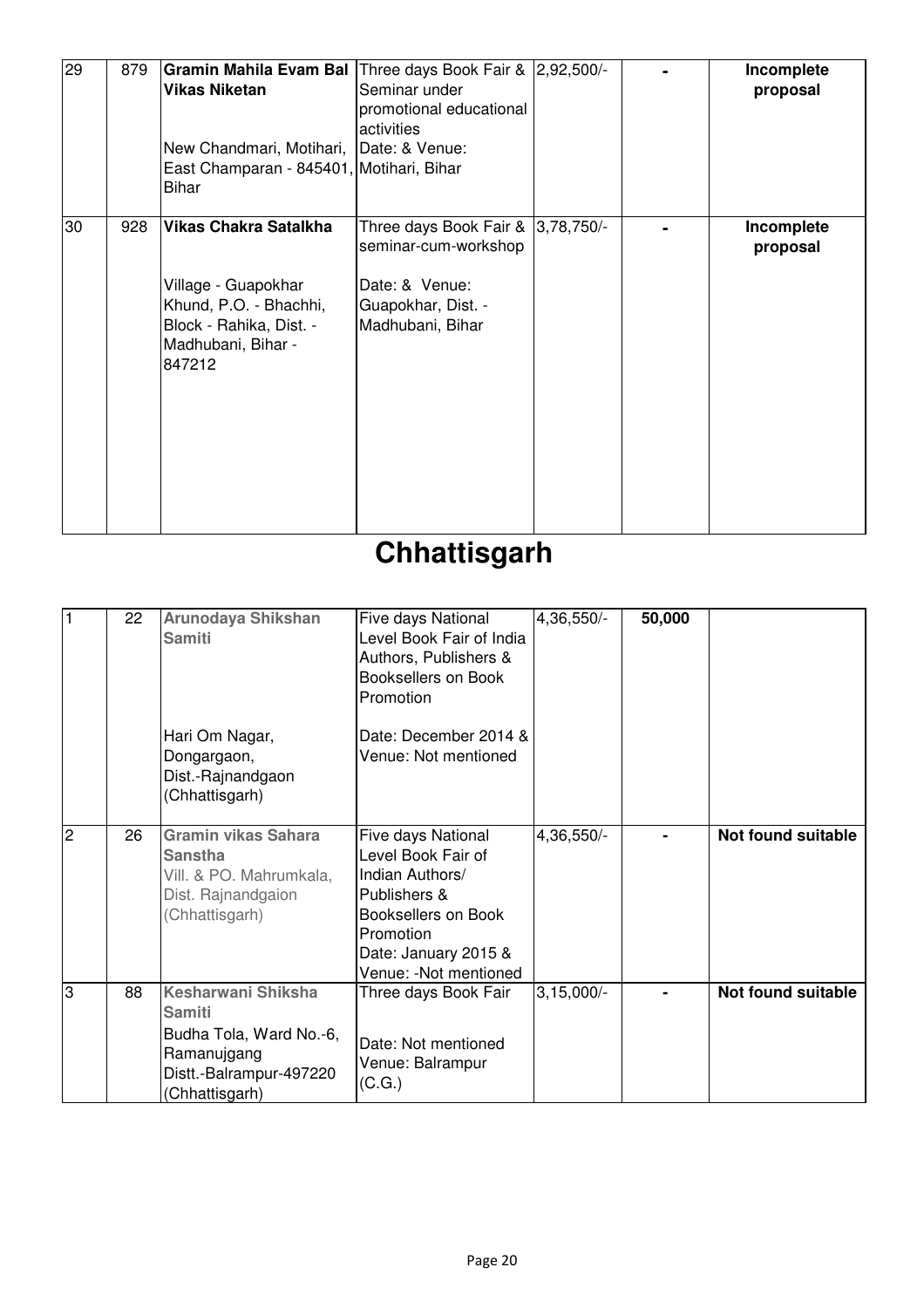| 29 | 879 | **Gramin Mahila Evam Bal Vikas Niketan**<br><br>New Chandmari, Motihari, East Champaran - 845401, Bihar | Three days Book Fair & Seminar under promotional educational activities<br>Date: & Venue: Motihari, Bihar | 2,92,500/- | - | **Incomplete proposal** |
|---|---|---|---|---|---|---|
| 30 | 928 | **Vikas Chakra Satalkha**<br><br>Village - Guapokhar Khund, P.O. - Bhachhi, Block - Rahika, Dist. - Madhubani, Bihar - 847212 | Three days Book Fair & seminar-cum-workshop<br><br>Date: & Venue: Guapokhar, Dist. - Madhubani, Bihar | 3,78,750/- | - | **Incomplete proposal** |

# Chhattisgarh

| 1 | 22 | **Arunodaya Shikshan Samiti**<br><br>Hari Om Nagar, Dongargaon, Dist.-Rajnandgaon (Chhattisgarh) | Five days National Level Book Fair of India Authors, Publishers & Booksellers on Book Promotion<br><br>Date: December 2014 & Venue: Not mentioned | 4,36,550/- | **50,000** | |
|---|---|---|---|---|---|---|
| 2 | 26 | **Gramin vikas Sahara Sanstha**<br>Vill. & PO. Mahrumkala, Dist. Rajnandgaion (Chhattisgarh) | Five days National Level Book Fair of Indian Authors/ Publishers & Booksellers on Book Promotion<br>Date: January 2015 & Venue: -Not mentioned | 4,36,550/- | - | **Not found suitable** |
| 3 | 88 | **Kesharwani Shiksha Samiti**<br>Budha Tola, Ward No.-6, Ramanujgang Distt.-Balrampur-497220 (Chhattisgarh) | Three days Book Fair<br><br>Date: Not mentioned<br>Venue: Balrampur (C.G.) | 3,15,000/- | - | **Not found suitable** |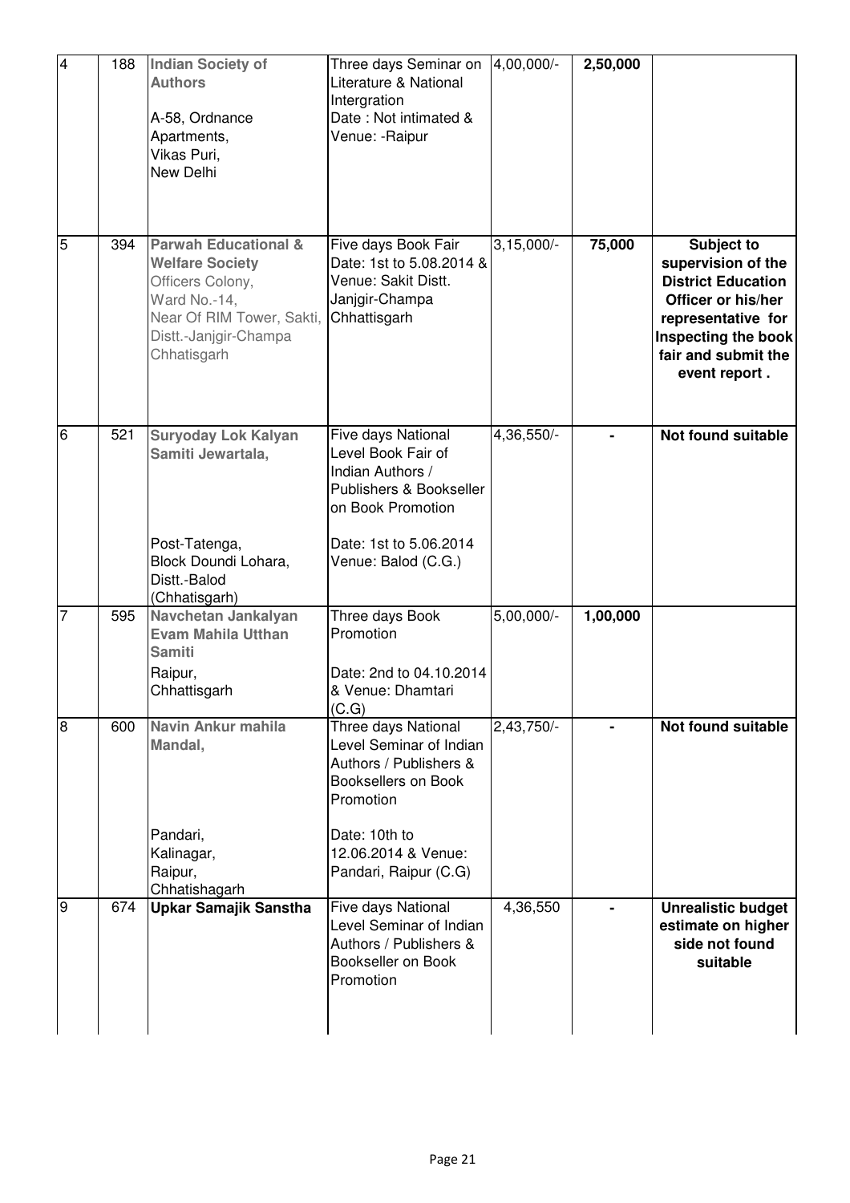| 4 | 188 | **Indian Society of Authors**<br><br>A-58, Ordnance Apartments,<br>Vikas Puri,<br>New Delhi | Three days Seminar on Literature & National Intergration<br>Date : Not intimated &<br>Venue: -Raipur | 4,00,000/- | **2,50,000** | |
|---|---|---|---|---|---|---|
| 5 | 394 | **Parwah Educational & Welfare Society**<br>Officers Colony,<br>Ward No.-14,<br>Near Of RIM Tower, Sakti,<br>Distt.-Janjgir-Champa<br>Chhatisgarh | Five days Book Fair<br>Date: 1st to 5.08.2014 &<br>Venue: Sakit Distt.<br>Janjgir-Champa<br>Chhattisgarh | 3,15,000/- | **75,000** | **Subject to supervision of the District Education Officer or his/her representative for Inspecting the book fair and submit the event report .** |
| 6 | 521 | **Suryoday Lok Kalyan Samiti Jewartala,**<br><br>Post-Tatenga,<br>Block Doundi Lohara,<br>Distt.-Balod<br>(Chhatisgarh) | Five days National Level Book Fair of Indian Authors / Publishers & Bookseller on Book Promotion<br><br>Date: 1st to 5.06.2014<br>Venue: Balod (C.G.) | 4,36,550/- | **-** | **Not found suitable** |
| 7 | 595 | **Navchetan Jankalyan Evam Mahila Utthan Samiti**<br>Raipur,<br>Chhattisgarh | Three days Book Promotion<br><br>Date: 2nd to 04.10.2014<br>& Venue: Dhamtari<br>(C.G) | 5,00,000/- | **1,00,000** | |
| 8 | 600 | **Navin Ankur mahila Mandal,**<br><br>Pandari,<br>Kalinagar,<br>Raipur,<br>Chhatishagarh | Three days National Level Seminar of Indian Authors / Publishers & Booksellers on Book Promotion<br><br>Date: 10th to<br>12.06.2014 & Venue:<br>Pandari, Raipur (C.G) | 2,43,750/- | **-** | **Not found suitable** |
| 9 | 674 | **Upkar Samajik Sanstha** | Five days National Level Seminar of Indian Authors / Publishers & Bookseller on Book Promotion | 4,36,550 | **-** | **Unrealistic budget estimate on higher side not found suitable** |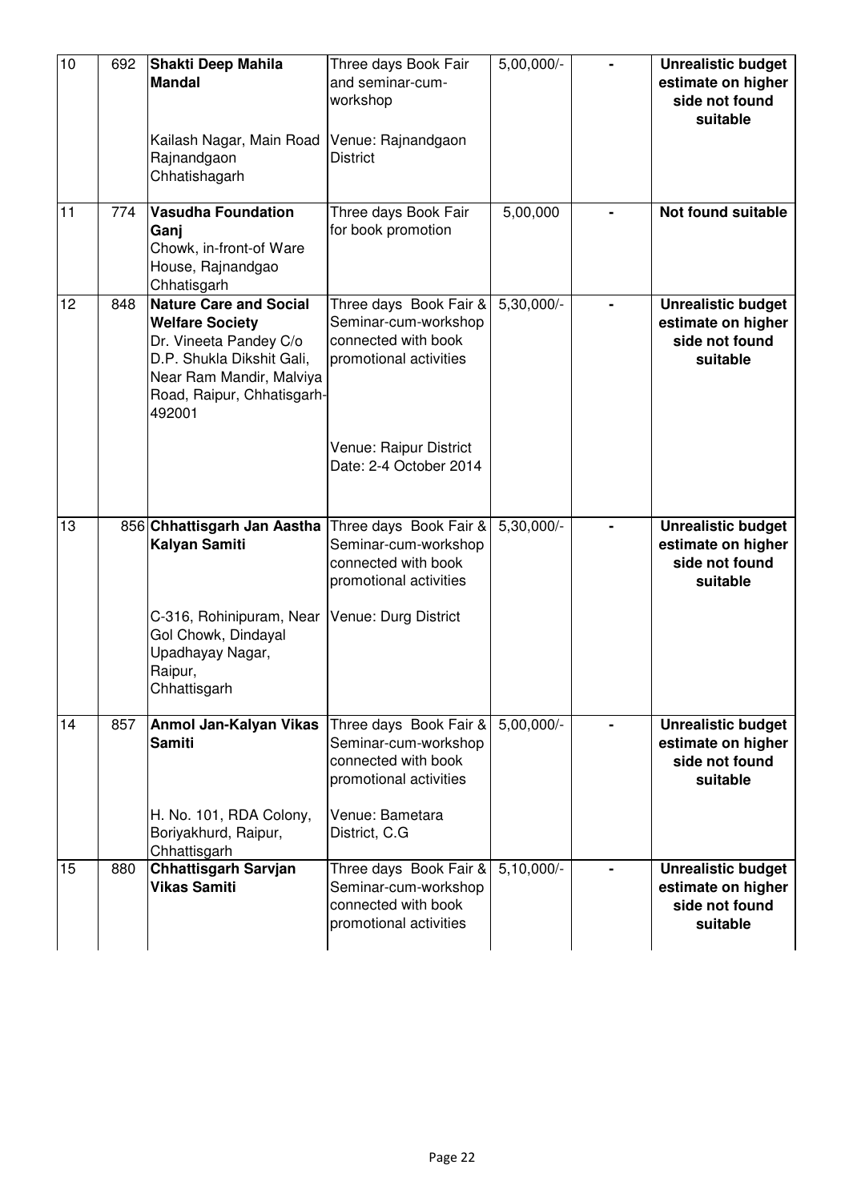| 10 | 692 | **Shakti Deep Mahila Mandal**<br><br>Kailash Nagar, Main Road Rajnandgaon Chhatishagarh | Three days Book Fair and seminar-cum-workshop<br><br>Venue: Rajnandgaon District | 5,00,000/- | - | **Unrealistic budget estimate on higher side not found suitable** |
|---|---|---|---|---|---|---|
| 11 | 774 | **Vasudha Foundation Ganj**<br>Chowk, in-front-of Ware House, Rajnandgao Chhatisgarh | Three days Book Fair for book promotion | 5,00,000 | - | **Not found suitable** |
| 12 | 848 | **Nature Care and Social Welfare Society**<br>Dr. Vineeta Pandey C/o D.P. Shukla Dikshit Gali, Near Ram Mandir, Malviya Road, Raipur, Chhatisgarh-492001 | Three days Book Fair & Seminar-cum-workshop connected with book promotional activities<br><br>Venue: Raipur District<br>Date: 2-4 October 2014 | 5,30,000/- | - | **Unrealistic budget estimate on higher side not found suitable** |
| 13 | 856 | **Chhattisgarh Jan Aastha Kalyan Samiti**<br><br>C-316, Rohinipuram, Near Gol Chowk, Dindayal Upadhayay Nagar, Raipur, Chhattisgarh | Three days Book Fair & Seminar-cum-workshop connected with book promotional activities<br><br>Venue: Durg District | 5,30,000/- | - | **Unrealistic budget estimate on higher side not found suitable** |
| 14 | 857 | **Anmol Jan-Kalyan Vikas Samiti**<br><br>H. No. 101, RDA Colony, Boriyakhurd, Raipur, Chhattisgarh | Three days Book Fair & Seminar-cum-workshop connected with book promotional activities<br><br>Venue: Bametara District, C.G | 5,00,000/- | - | **Unrealistic budget estimate on higher side not found suitable** |
| 15 | 880 | **Chhattisgarh Sarvjan Vikas Samiti** | Three days Book Fair & Seminar-cum-workshop connected with book promotional activities | 5,10,000/- | - | **Unrealistic budget estimate on higher side not found suitable** |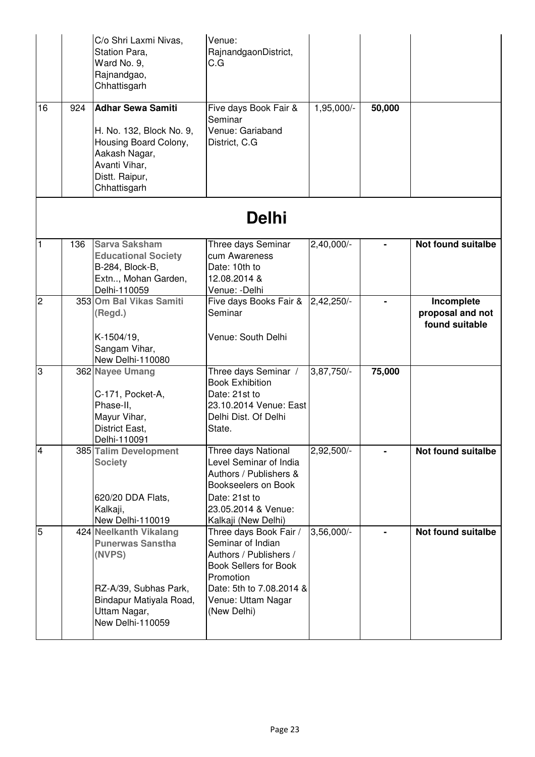|  |  | C/o Shri Laxmi Nivas, Station Para, Ward No. 9, Rajnandgao, Chhattisgarh | Venue: RajnandgaonDistrict, C.G |  |  |  |
|---|---|---|---|---|---|---|
| 16 | 924 | **Adhar Sewa Samiti** H. No. 132, Block No. 9, Housing Board Colony, Aakash Nagar, Avanti Vihar, Distt. Raipur, Chhattisgarh | Five days Book Fair & Seminar Venue: Gariaband District, C.G | 1,95,000/- | **50,000** |  |

# Delhi

|  |  |  |  |  |  |  |
|---|---|---|---|---|---|---|
| 1 | 136 | **Sarva Saksham Educational Society** B-284, Block-B, Extn.., Mohan Garden, Delhi-110059 | Three days Seminar cum Awareness Date: 10th to 12.08.2014 & Venue: -Delhi | 2,40,000/- | - | **Not found suitalbe** |
| 2 | 353 | **Om Bal Vikas Samiti (Regd.)** K-1504/19, Sangam Vihar, New Delhi-110080 | Five days Books Fair & Seminar Venue: South Delhi | 2,42,250/- | - | **Incomplete proposal and not found suitable** |
| 3 | 362 | **Nayee Umang** C-171, Pocket-A, Phase-II, Mayur Vihar, District East, Delhi-110091 | Three days Seminar / Book Exhibition Date: 21st to 23.10.2014 Venue: East Delhi Dist. Of Delhi State. | 3,87,750/- | **75,000** |  |
| 4 | 385 | **Talim Development Society** 620/20 DDA Flats, Kalkaji, New Delhi-110019 | Three days National Level Seminar of India Authors / Publishers & Bookseelers on Book Date: 21st to 23.05.2014 & Venue: Kalkaji (New Delhi) | 2,92,500/- | - | **Not found suitalbe** |
| 5 | 424 | **Neelkanth Vikalang Punerwas Sanstha (NVPS)** RZ-A/39, Subhas Park, Bindapur Matiyala Road, Uttam Nagar, New Delhi-110059 | Three days Book Fair / Seminar of Indian Authors / Publishers / Book Sellers for Book Promotion Date: 5th to 7.08.2014 & Venue: Uttam Nagar (New Delhi) | 3,56,000/- | - | **Not found suitalbe** |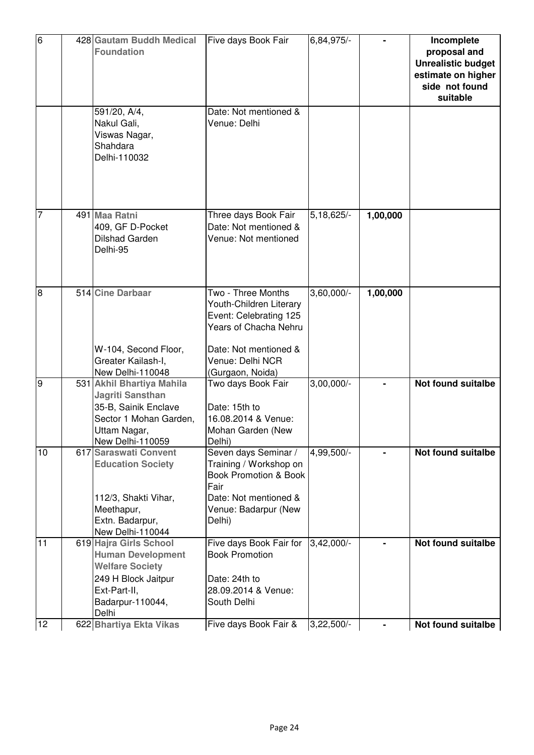| | | | | | | |
|---|---|---|---|---|---|---|
| 6 | 428 | **Gautam Buddh Medical Foundation** 591/20, A/4, Nakul Gali, Viswas Nagar, Shahdara Delhi-110032 | Five days Book Fair Date: Not mentioned & Venue: Delhi | 6,84,975/- | - | **Incomplete proposal and Unrealistic budget estimate on higher side not found suitable** |
| 7 | 491 | **Maa Ratni** 409, GF D-Pocket Dilshad Garden Delhi-95 | Three days Book Fair Date: Not mentioned & Venue: Not mentioned | 5,18,625/- | **1,00,000** | |
| 8 | 514 | **Cine Darbaar** W-104, Second Floor, Greater Kailash-I, New Delhi-110048 | Two - Three Months Youth-Children Literary Event: Celebrating 125 Years of Chacha Nehru Date: Not mentioned & Venue: Delhi NCR (Gurgaon, Noida) | 3,60,000/- | **1,00,000** | |
| 9 | 531 | **Akhil Bhartiya Mahila Jagriti Sansthan** 35-B, Sainik Enclave Sector 1 Mohan Garden, Uttam Nagar, New Delhi-110059 | Two days Book Fair Date: 15th to 16.08.2014 & Venue: Mohan Garden (New Delhi) | 3,00,000/- | - | **Not found suitalbe** |
| 10 | 617 | **Saraswati Convent Education Society** 112/3, Shakti Vihar, Meethapur, Extn. Badarpur, New Delhi-110044 | Seven days Seminar / Training / Workshop on Book Promotion & Book Fair Date: Not mentioned & Venue: Badarpur (New Delhi) | 4,99,500/- | - | **Not found suitalbe** |
| 11 | 619 | **Hajra Girls School Human Development Welfare Society** 249 H Block Jaitpur Ext-Part-II, Badarpur-110044, Delhi | Five days Book Fair for Book Promotion Date: 24th to 28.09.2014 & Venue: South Delhi | 3,42,000/- | - | **Not found suitalbe** |
| 12 | 622 | **Bhartiya Ekta Vikas** | Five days Book Fair & | 3,22,500/- | - | **Not found suitalbe** |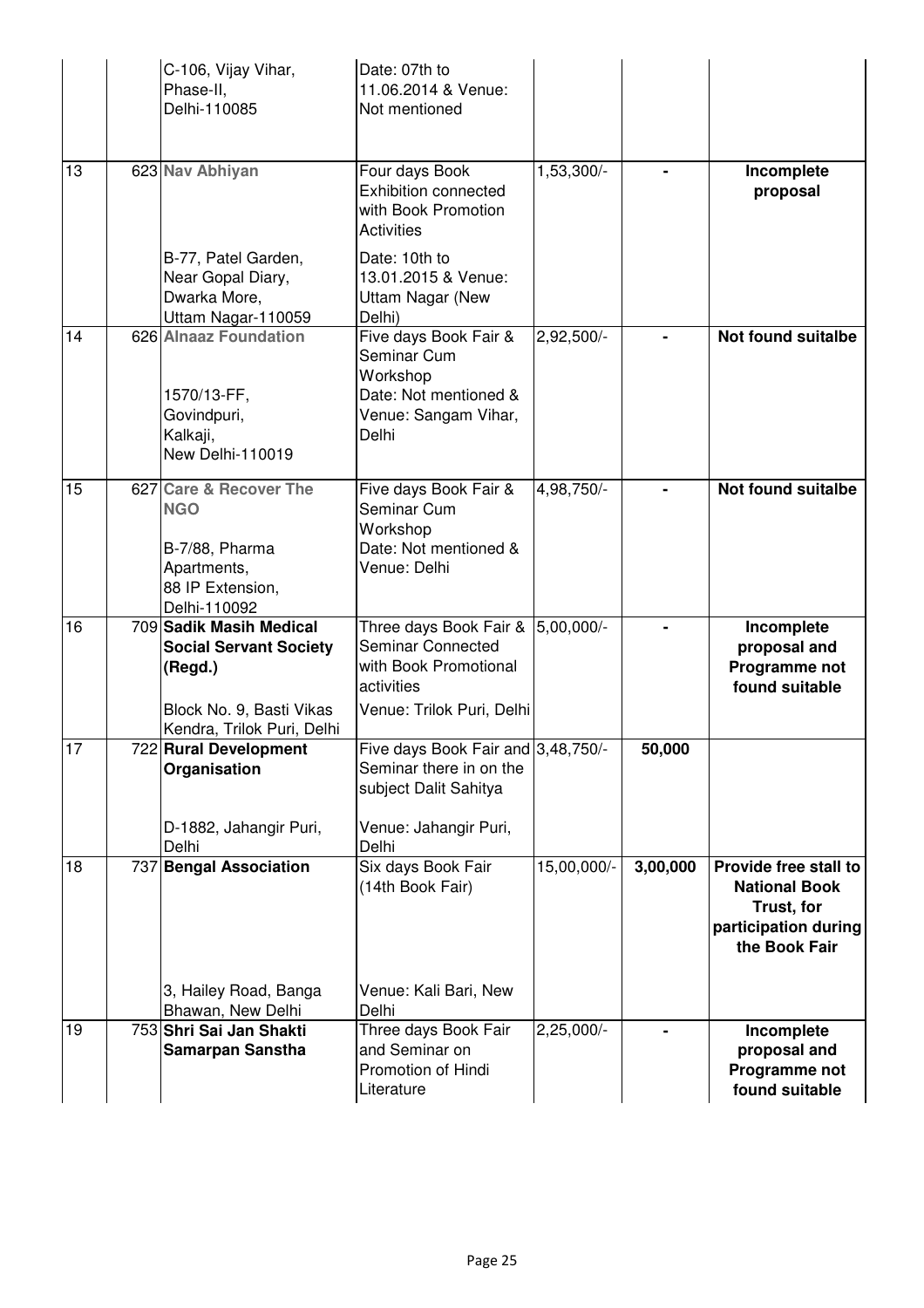|  |  |  |  |  |  |
|---|---|---|---|---|---|
|  |  | C-106, Vijay Vihar, Phase-II, Delhi-110085 | Date: 07th to 11.06.2014 & Venue: Not mentioned |  |  |  |
| 13 | 623 | **Nav Abhiyan** B-77, Patel Garden, Near Gopal Diary, Dwarka More, Uttam Nagar-110059 | Four days Book Exhibition connected with Book Promotion Activities Date: 10th to 13.01.2015 & Venue: Uttam Nagar (New Delhi) | 1,53,300/- | - | **Incomplete proposal** |
| 14 | 626 | **Alnaaz Foundation** 1570/13-FF, Govindpuri, Kalkaji, New Delhi-110019 | Five days Book Fair & Seminar Cum Workshop Date: Not mentioned & Venue: Sangam Vihar, Delhi | 2,92,500/- | - | **Not found suitalbe** |
| 15 | 627 | **Care & Recover The NGO** B-7/88, Pharma Apartments, 88 IP Extension, Delhi-110092 | Five days Book Fair & Seminar Cum Workshop Date: Not mentioned & Venue: Delhi | 4,98,750/- | - | **Not found suitalbe** |
| 16 | 709 | **Sadik Masih Medical Social Servant Society (Regd.)** Block No. 9, Basti Vikas Kendra, Trilok Puri, Delhi | Three days Book Fair & Seminar Connected with Book Promotional activities Venue: Trilok Puri, Delhi | 5,00,000/- | - | **Incomplete proposal and Programme not found suitable** |
| 17 | 722 | **Rural Development Organisation** D-1882, Jahangir Puri, Delhi | Five days Book Fair and Seminar there in on the subject Dalit Sahitya Venue: Jahangir Puri, Delhi | 3,48,750/- | **50,000** |  |
| 18 | 737 | **Bengal Association** 3, Hailey Road, Banga Bhawan, New Delhi | Six days Book Fair (14th Book Fair) Venue: Kali Bari, New Delhi | 15,00,000/- | **3,00,000** | **Provide free stall to National Book Trust, for participation during the Book Fair** |
| 19 | 753 | **Shri Sai Jan Shakti Samarpan Sanstha** | Three days Book Fair and Seminar on Promotion of Hindi Literature | 2,25,000/- | - | **Incomplete proposal and Programme not found suitable** |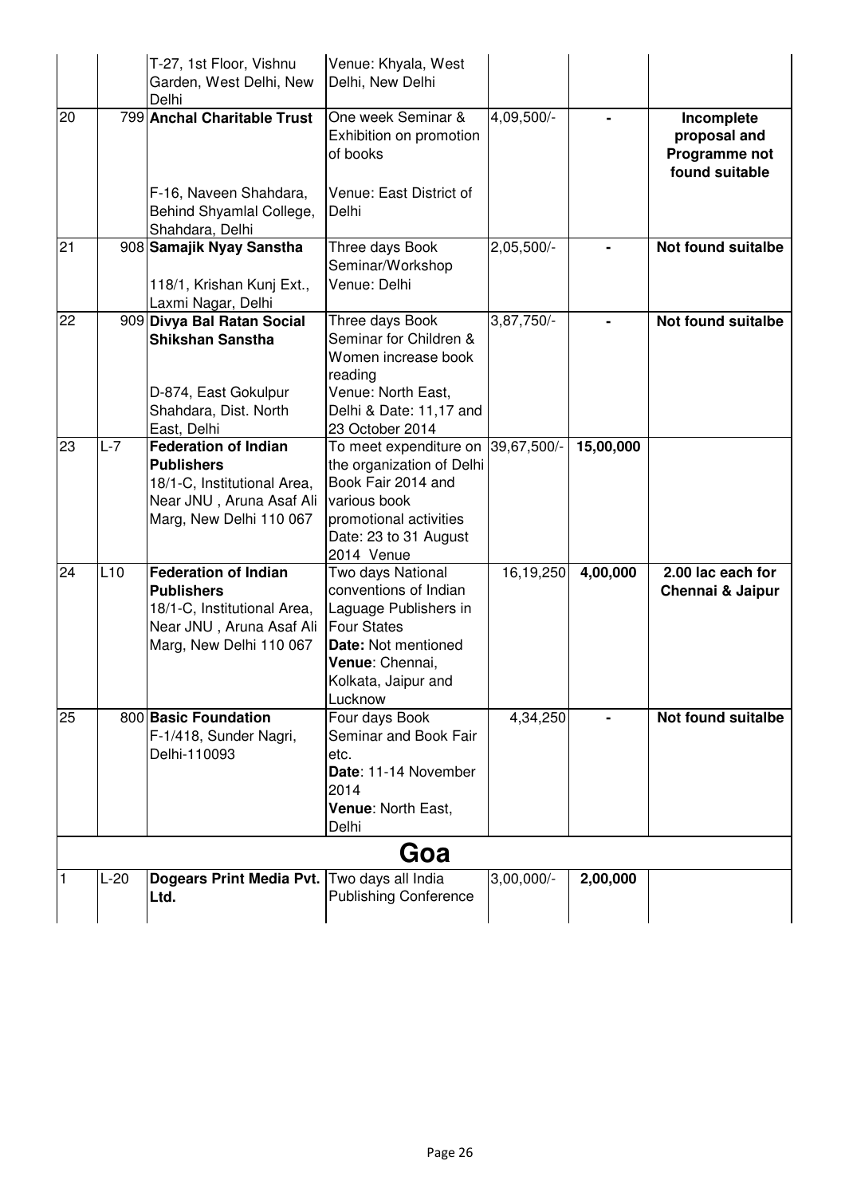| | | | | | | |
|---|---|---|---|---|---|---|
| | | T-27, 1st Floor, Vishnu Garden, West Delhi, New Delhi | Venue: Khyala, West Delhi, New Delhi | | | |
| 20 | 799 | **Anchal Charitable Trust** F-16, Naveen Shahdara, Behind Shyamlal College, Shahdara, Delhi | One week Seminar & Exhibition on promotion of books Venue: East District of Delhi | 4,09,500/- | - | **Incomplete proposal and Programme not found suitable** |
| 21 | 908 | **Samajik Nyay Sanstha** 118/1, Krishan Kunj Ext., Laxmi Nagar, Delhi | Three days Book Seminar/Workshop Venue: Delhi | 2,05,500/- | - | **Not found suitalbe** |
| 22 | 909 | **Divya Bal Ratan Social Shikshan Sanstha** D-874, East Gokulpur Shahdara, Dist. North East, Delhi | Three days Book Seminar for Children & Women increase book reading Venue: North East, Delhi & Date: 11,17 and 23 October 2014 | 3,87,750/- | - | **Not found suitalbe** |
| 23 | L-7 | **Federation of Indian Publishers** 18/1-C, Institutional Area, Near JNU , Aruna Asaf Ali Marg, New Delhi 110 067 | To meet expenditure on the organization of Delhi Book Fair 2014 and various book promotional activities Date: 23 to 31 August 2014 Venue | 39,67,500/- | **15,00,000** | |
| 24 | L10 | **Federation of Indian Publishers** 18/1-C, Institutional Area, Near JNU , Aruna Asaf Ali Marg, New Delhi 110 067 | Two days National conventions of Indian Laguage Publishers in Four States **Date:** Not mentioned **Venue**: Chennai, Kolkata, Jaipur and Lucknow | 16,19,250 | **4,00,000** | **2.00 lac each for Chennai & Jaipur** |
| 25 | 800 | **Basic Foundation** F-1/418, Sunder Nagri, Delhi-110093 | Four days Book Seminar and Book Fair etc. **Date**: 11-14 November 2014 **Venue**: North East, Delhi | 4,34,250 | - | **Not found suitalbe** |
| | | | **Goa** | | | |
| 1 | L-20 | **Dogears Print Media Pvt. Ltd.** | Two days all India Publishing Conference | 3,00,000/- | **2,00,000** | |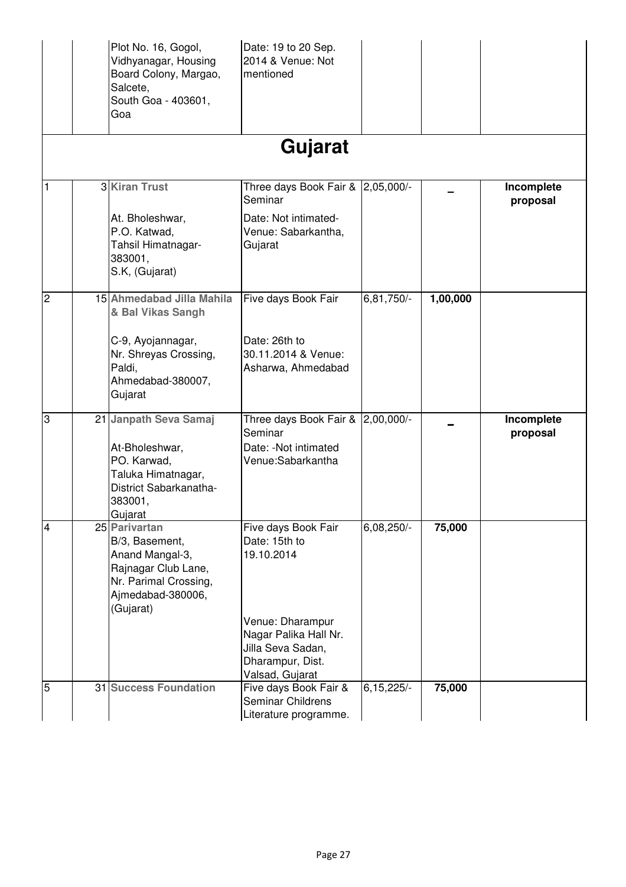| | | | | | | |
|---|---|---|---|---|---|---|
| | | Plot No. 16, Gogol, Vidhyanagar, Housing Board Colony, Margao, Salcete, South Goa - 403601, Goa | Date: 19 to 20 Sep. 2014 & Venue: Not mentioned | | | |

## Gujarat

| | | | | | | |
|---|---|---|---|---|---|---|
| 1 | 3 | **Kiran Trust** At. Bholeshwar, P.O. Katwad, Tahsil Himatnagar-383001, S.K, (Gujarat) | Three days Book Fair & Seminar Date: Not intimated- Venue: Sabarkantha, Gujarat | 2,05,000/- | – | **Incomplete proposal** |
| 2 | 15 | **Ahmedabad Jilla Mahila & Bal Vikas Sangh** C-9, Ayojannagar, Nr. Shreyas Crossing, Paldi, Ahmedabad-380007, Gujarat | Five days Book Fair Date: 26th to 30.11.2014 & Venue: Asharwa, Ahmedabad | 6,81,750/- | **1,00,000** | |
| 3 | 21 | **Janpath Seva Samaj** At-Bholeshwar, PO. Karwad, Taluka Himatnagar, District Sabarkanatha-383001, Gujarat | Three days Book Fair & Seminar Date: -Not intimated Venue:Sabarkantha | 2,00,000/- | – | **Incomplete proposal** |
| 4 | 25 | **Parivartan** B/3, Basement, Anand Mangal-3, Rajnagar Club Lane, Nr. Parimal Crossing, Ajmedabad-380006, (Gujarat) | Five days Book Fair Date: 15th to 19.10.2014 Venue: Dharampur Nagar Palika Hall Nr. Jilla Seva Sadan, Dharampur, Dist. Valsad, Gujarat | 6,08,250/- | **75,000** | |
| 5 | 31 | **Success Foundation** | Five days Book Fair & Seminar Childrens Literature programme. | 6,15,225/- | **75,000** | |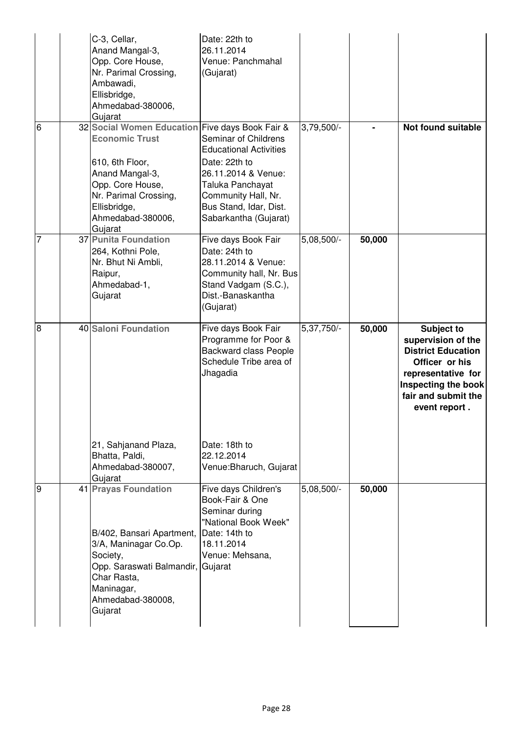| | | | | | | |
|---|---|---|---|---|---|---|
| | | C-3, Cellar, Anand Mangal-3, Opp. Core House, Nr. Parimal Crossing, Ambawadi, Ellisbridge, Ahmedabad-380006, Gujarat | Date: 22th to 26.11.2014 Venue: Panchmahal (Gujarat) | | | |
| 6 | 32 | **Social Women Education Economic Trust** 610, 6th Floor, Anand Mangal-3, Opp. Core House, Nr. Parimal Crossing, Ellisbridge, Ahmedabad-380006, Gujarat | Five days Book Fair & Seminar of Childrens Educational Activities Date: 22th to 26.11.2014 & Venue: Taluka Panchayat Community Hall, Nr. Bus Stand, Idar, Dist. Sabarkantha (Gujarat) | 3,79,500/- | - | **Not found suitable** |
| 7 | 37 | **Punita Foundation** 264, Kothni Pole, Nr. Bhut Ni Ambli, Raipur, Ahmedabad-1, Gujarat | Five days Book Fair Date: 24th to 28.11.2014 & Venue: Community hall, Nr. Bus Stand Vadgam (S.C.), Dist.-Banaskantha (Gujarat) | 5,08,500/- | **50,000** | |
| 8 | 40 | **Saloni Foundation** 21, Sahjanand Plaza, Bhatta, Paldi, Ahmedabad-380007, Gujarat | Five days Book Fair Programme for Poor & Backward class People Schedule Tribe area of Jhagadia Date: 18th to 22.12.2014 Venue:Bharuch, Gujarat | 5,37,750/- | **50,000** | **Subject to supervision of the District Education Officer or his representative for Inspecting the book fair and submit the event report .** |
| 9 | 41 | **Prayas Foundation** B/402, Bansari Apartment, 3/A, Maninagar Co.Op. Society, Opp. Saraswati Balmandir, Char Rasta, Maninagar, Ahmedabad-380008, Gujarat | Five days Children's Book-Fair & One Seminar during "National Book Week" Date: 14th to 18.11.2014 Venue: Mehsana, Gujarat | 5,08,500/- | **50,000** | |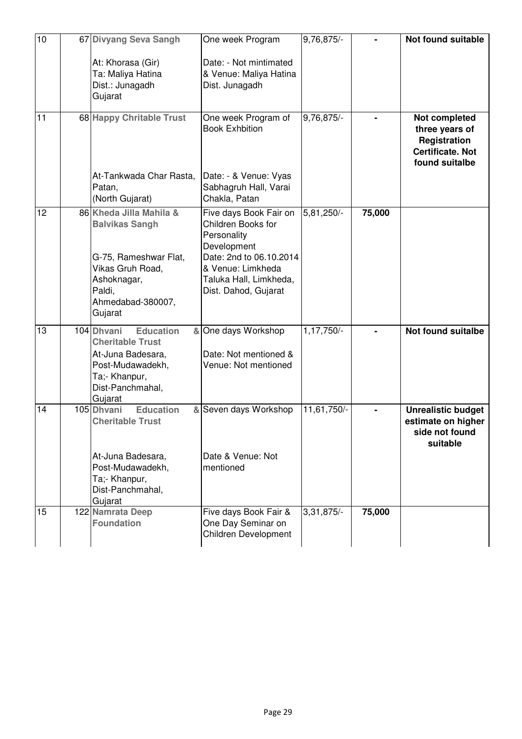| 10 | 67 | **Divyang Seva Sangh**<br><br>At: Khorasa (Gir)<br>Ta: Maliya Hatina<br>Dist.: Junagadh<br>Gujarat | One week Program<br><br>Date: - Not mintimated & Venue: Maliya Hatina Dist. Junagadh | 9,76,875/- | - | **Not found suitable** |
|---|---|---|---|---|---|---|
| 11 | 68 | **Happy Chritable Trust**<br><br>At-Tankwada Char Rasta, Patan,<br>(North Gujarat) | One week Program of Book Exhbition<br><br>Date: - & Venue: Vyas Sabhagruh Hall, Varai Chakla, Patan | 9,76,875/- | - | **Not completed three years of Registration Certificate. Not found suitalbe** |
| 12 | 86 | **Kheda Jilla Mahila & Balvikas Sangh**<br><br>G-75, Rameshwar Flat, Vikas Gruh Road, Ashoknagar, Paldi, Ahmedabad-380007, Gujarat | Five days Book Fair on Children Books for Personality Development<br>Date: 2nd to 06.10.2014 & Venue: Limkheda Taluka Hall, Limkheda, Dist. Dahod, Gujarat | 5,81,250/- | **75,000** | |
| 13 | 104 | **Dhvani Education & Cheritable Trust**<br>At-Juna Badesara, Post-Mudawadekh, Ta;- Khanpur, Dist-Panchmahal, Gujarat | One days Workshop<br><br>Date: Not mentioned & Venue: Not mentioned | 1,17,750/- | - | **Not found suitalbe** |
| 14 | 105 | **Dhvani Education & Cheritable Trust**<br><br>At-Juna Badesara, Post-Mudawadekh, Ta;- Khanpur, Dist-Panchmahal, Gujarat | Seven days Workshop<br><br>Date & Venue: Not mentioned | 11,61,750/- | - | **Unrealistic budget estimate on higher side not found suitable** |
| 15 | 122 | **Namrata Deep Foundation** | Five days Book Fair & One Day Seminar on Children Development | 3,31,875/- | **75,000** | |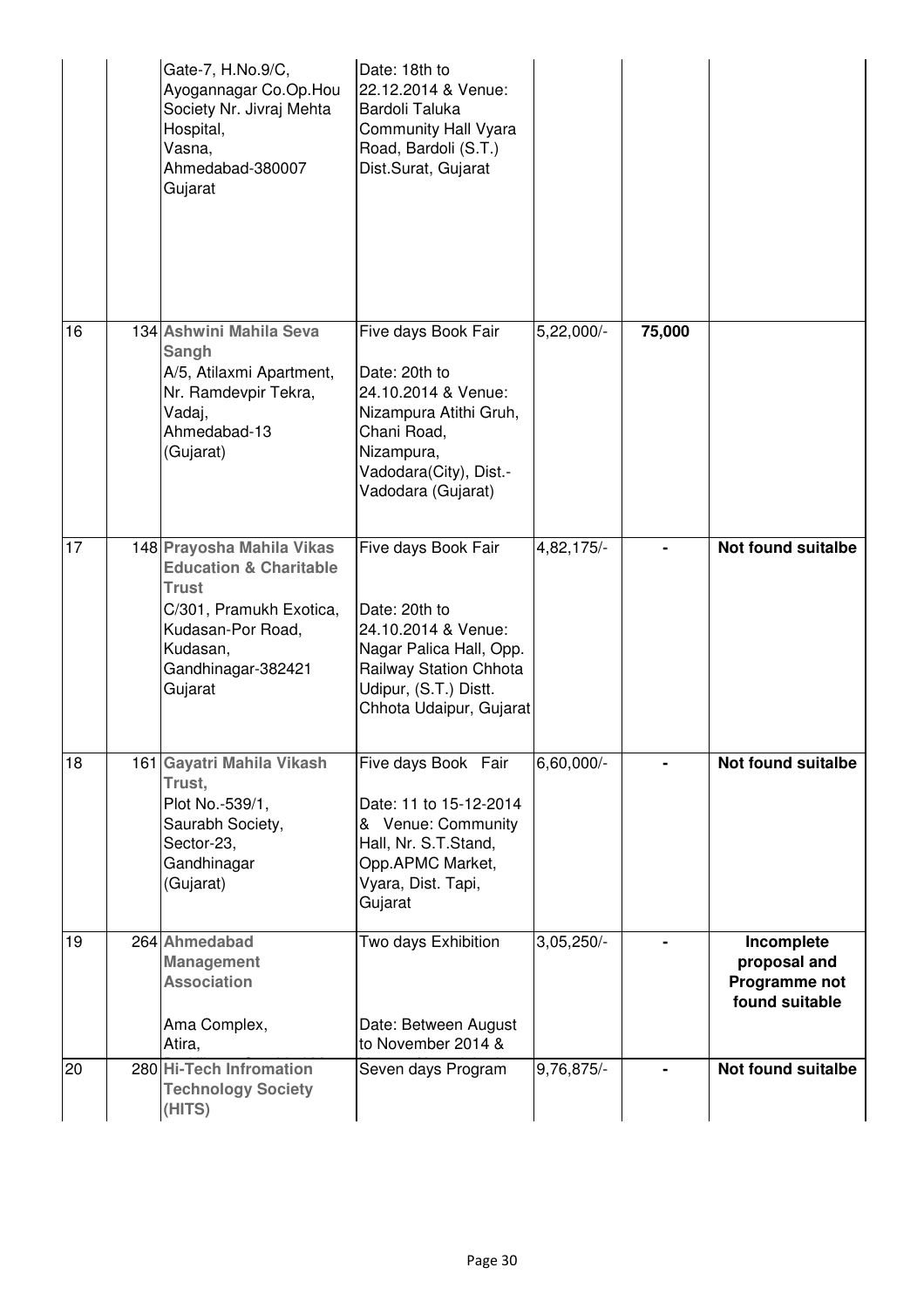| | | | | | | |
|---|---|---|---|---|---|---|
| | | Gate-7, H.No.9/C, Ayogannagar Co.Op.Hou Society Nr. Jivraj Mehta Hospital, Vasna, Ahmedabad-380007 Gujarat | Date: 18th to 22.12.2014 & Venue: Bardoli Taluka Community Hall Vyara Road, Bardoli (S.T.) Dist.Surat, Gujarat | | | |
| 16 | 134 | **Ashwini Mahila Seva Sangh** A/5, Atilaxmi Apartment, Nr. Ramdevpir Tekra, Vadaj, Ahmedabad-13 (Gujarat) | Five days Book Fair Date: 20th to 24.10.2014 & Venue: Nizampura Atithi Gruh, Chani Road, Nizampura, Vadodara(City), Dist.- Vadodara (Gujarat) | 5,22,000/- | **75,000** | |
| 17 | 148 | **Prayosha Mahila Vikas Education & Charitable Trust** C/301, Pramukh Exotica, Kudasan-Por Road, Kudasan, Gandhinagar-382421 Gujarat | Five days Book Fair Date: 20th to 24.10.2014 & Venue: Nagar Palica Hall, Opp. Railway Station Chhota Udipur, (S.T.) Distt. Chhota Udaipur, Gujarat | 4,82,175/- | - | **Not found suitalbe** |
| 18 | 161 | **Gayatri Mahila Vikash Trust,** Plot No.-539/1, Saurabh Society, Sector-23, Gandhinagar (Gujarat) | Five days Book Fair Date: 11 to 15-12-2014 & Venue: Community Hall, Nr. S.T.Stand, Opp.APMC Market, Vyara, Dist. Tapi, Gujarat | 6,60,000/- | - | **Not found suitalbe** |
| 19 | 264 | **Ahmedabad Management Association** Ama Complex, Atira, | Two days Exhibition Date: Between August to November 2014 & | 3,05,250/- | - | **Incomplete proposal and Programme not found suitable** |
| 20 | 280 | **Hi-Tech Infromation Technology Society (HITS)** | Seven days Program | 9,76,875/- | - | **Not found suitalbe** |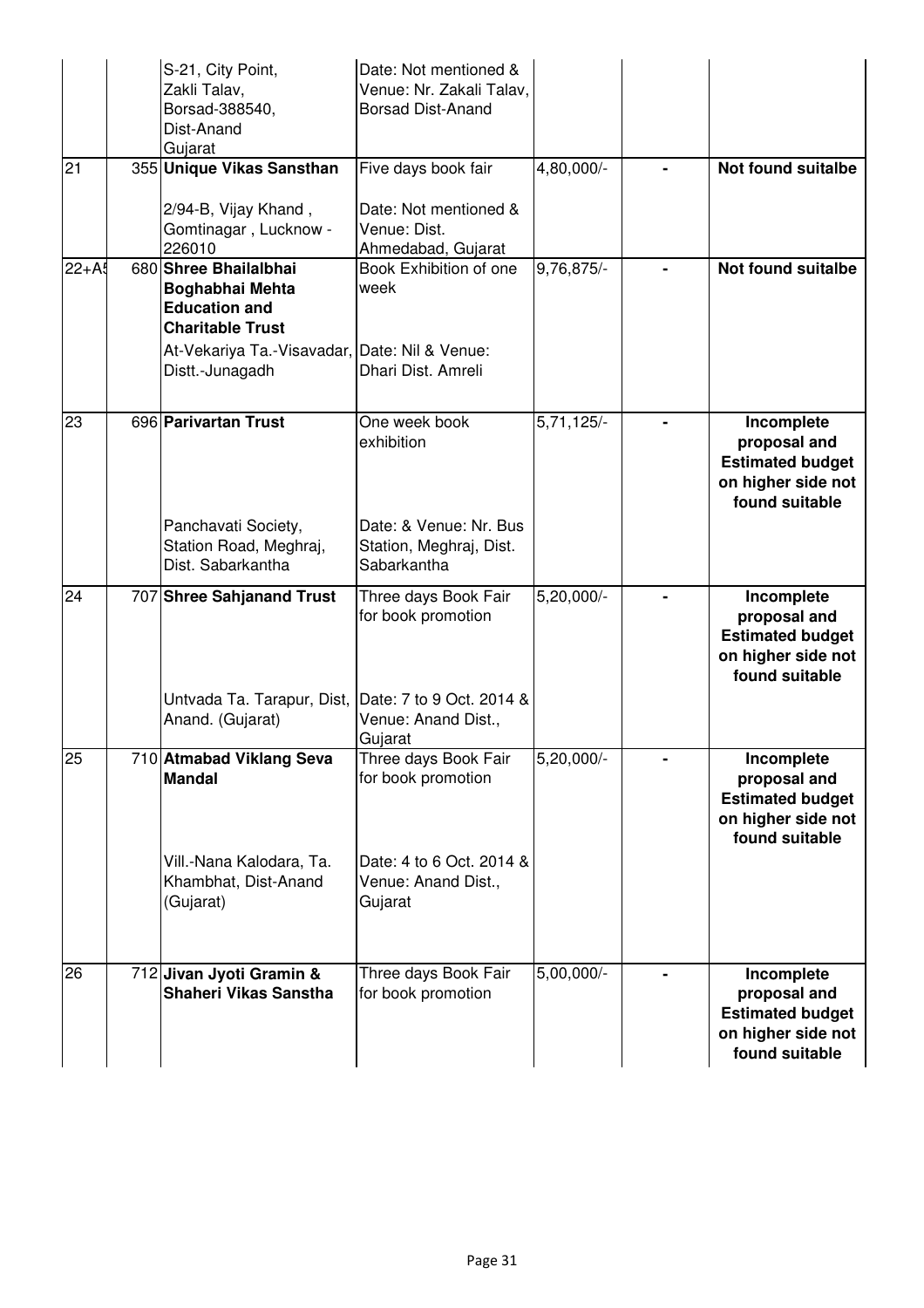| | | | | | |
|---|---|---|---|---|---|
| | | S-21, City Point, Zakli Talav, Borsad-388540, Dist-Anand Gujarat | Date: Not mentioned & Venue: Nr. Zakali Talav, Borsad Dist-Anand | | | |
| 21 | 355 | **Unique Vikas Sansthan** 2/94-B, Vijay Khand , Gomtinagar , Lucknow - 226010 | Five days book fair Date: Not mentioned & Venue: Dist. Ahmedabad, Gujarat | 4,80,000/- | - | **Not found suitalbe** |
| 22+A5 | 680 | **Shree Bhailalbhai Boghabhai Mehta Education and Charitable Trust** At-Vekariya Ta.-Visavadar, Distt.-Junagadh | Book Exhibition of one week Date: Nil & Venue: Dhari Dist. Amreli | 9,76,875/- | - | **Not found suitalbe** |
| 23 | 696 | **Parivartan Trust** Panchavati Society, Station Road, Meghraj, Dist. Sabarkantha | One week book exhibition Date: & Venue: Nr. Bus Station, Meghraj, Dist. Sabarkantha | 5,71,125/- | - | **Incomplete proposal and Estimated budget on higher side not found suitable** |
| 24 | 707 | **Shree Sahjanand Trust** Untvada Ta. Tarapur, Dist, Anand. (Gujarat) | Three days Book Fair for book promotion Date: 7 to 9 Oct. 2014 & Venue: Anand Dist., Gujarat | 5,20,000/- | - | **Incomplete proposal and Estimated budget on higher side not found suitable** |
| 25 | 710 | **Atmabad Viklang Seva Mandal** Vill.-Nana Kalodara, Ta. Khambhat, Dist-Anand (Gujarat) | Three days Book Fair for book promotion Date: 4 to 6 Oct. 2014 & Venue: Anand Dist., Gujarat | 5,20,000/- | - | **Incomplete proposal and Estimated budget on higher side not found suitable** |
| 26 | 712 | **Jivan Jyoti Gramin & Shaheri Vikas Sanstha** | Three days Book Fair for book promotion | 5,00,000/- | - | **Incomplete proposal and Estimated budget on higher side not found suitable** |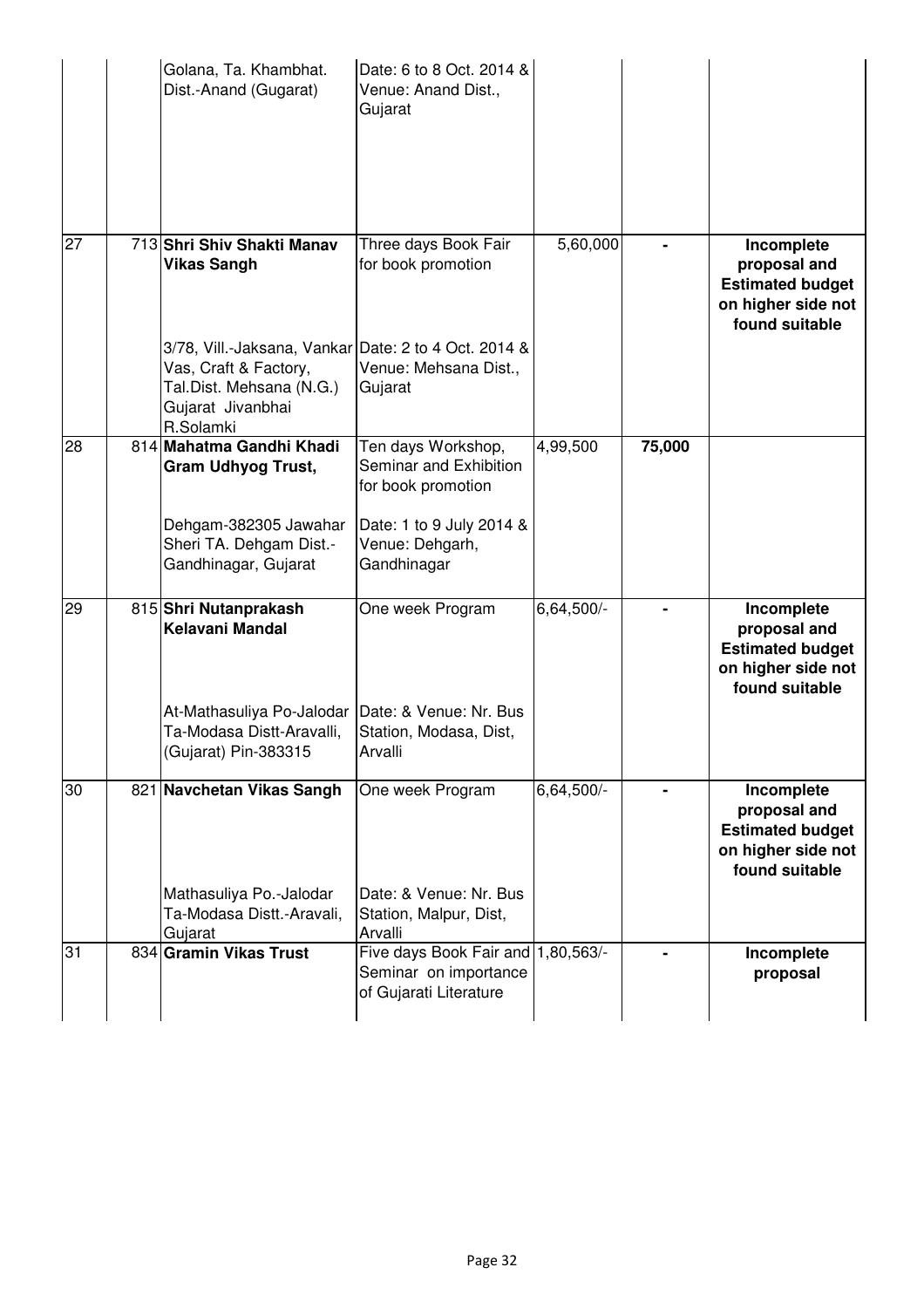| | | | | | | |
|---|---|---|---|---|---|---|
| | | Golana, Ta. Khambhat. Dist.-Anand (Gugarat) | Date: 6 to 8 Oct. 2014 & Venue: Anand Dist., Gujarat | | | |
| 27 | 713 | **Shri Shiv Shakti Manav Vikas Sangh** 3/78, Vill.-Jaksana, Vankar Vas, Craft & Factory, Tal.Dist. Mehsana (N.G.) Gujarat Jivanbhai R.Solamki | Three days Book Fair for book promotion Date: 2 to 4 Oct. 2014 & Venue: Mehsana Dist., Gujarat | 5,60,000 | - | **Incomplete proposal and Estimated budget on higher side not found suitable** |
| 28 | 814 | **Mahatma Gandhi Khadi Gram Udhyog Trust,** Dehgam-382305 Jawahar Sheri TA. Dehgam Dist.-Gandhinagar, Gujarat | Ten days Workshop, Seminar and Exhibition for book promotion Date: 1 to 9 July 2014 & Venue: Dehgarh, Gandhinagar | 4,99,500 | **75,000** | |
| 29 | 815 | **Shri Nutanprakash Kelavani Mandal** At-Mathasuliya Po-Jalodar Ta-Modasa Distt-Aravalli, (Gujarat) Pin-383315 | One week Program Date: & Venue: Nr. Bus Station, Modasa, Dist, Arvalli | 6,64,500/- | - | **Incomplete proposal and Estimated budget on higher side not found suitable** |
| 30 | 821 | **Navchetan Vikas Sangh** Mathasuliya Po.-Jalodar Ta-Modasa Distt.-Aravali, Gujarat | One week Program Date: & Venue: Nr. Bus Station, Malpur, Dist, Arvalli | 6,64,500/- | - | **Incomplete proposal and Estimated budget on higher side not found suitable** |
| 31 | 834 | **Gramin Vikas Trust** | Five days Book Fair and Seminar on importance of Gujarati Literature | 1,80,563/- | - | **Incomplete proposal** |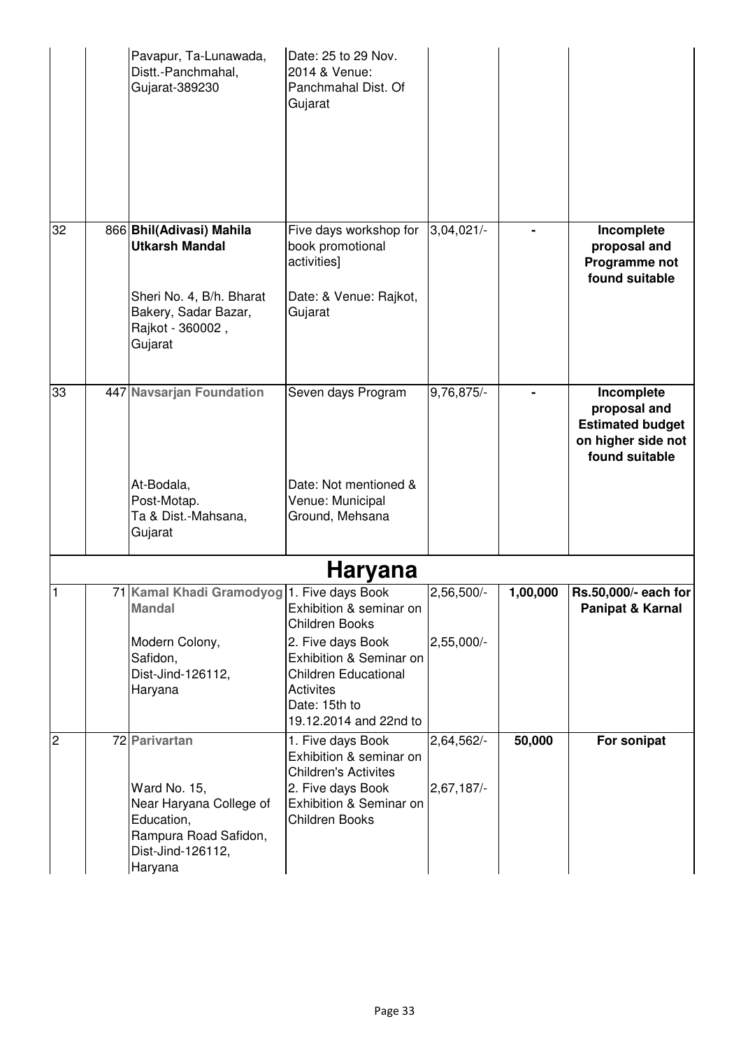| | | | | | | |
|---|---|---|---|---|---|---|
| | | Pavapur, Ta-Lunawada, Distt.-Panchmahal, Gujarat-389230 | Date: 25 to 29 Nov. 2014 & Venue: Panchmahal Dist. Of Gujarat | | | |
| 32 | 866 | **Bhil(Adivasi) Mahila Utkarsh Mandal**<br><br>Sheri No. 4, B/h. Bharat Bakery, Sadar Bazar, Rajkot - 360002 , Gujarat | Five days workshop for book promotional activities]<br><br>Date: & Venue: Rajkot, Gujarat | 3,04,021/- | - | **Incomplete proposal and Programme not found suitable** |
| 33 | 447 | **Navsarjan Foundation**<br><br>At-Bodala, Post-Motap. Ta & Dist.-Mahsana, Gujarat | Seven days Program<br><br>Date: Not mentioned & Venue: Municipal Ground, Mehsana | 9,76,875/- | - | **Incomplete proposal and Estimated budget on higher side not found suitable** |
| | | **Haryana** | | | | |
| 1 | 71 | **Kamal Khadi Gramodyog Mandal**<br><br>Modern Colony, Safidon, Dist-Jind-126112, Haryana | 1. Five days Book Exhibition & seminar on Children Books<br>2. Five days Book Exhibition & Seminar on Children Educational Activites<br>Date: 15th to 19.12.2014 and 22nd to | 2,56,500/-<br>2,55,000/- | **1,00,000** | **Rs.50,000/- each for Panipat & Karnal** |
| 2 | 72 | **Parivartan**<br><br>Ward No. 15, Near Haryana College of Education, Rampura Road Safidon, Dist-Jind-126112, Haryana | 1. Five days Book Exhibition & seminar on Children's Activites<br>2. Five days Book Exhibition & Seminar on Children Books | 2,64,562/-<br>2,67,187/- | **50,000** | **For sonipat** |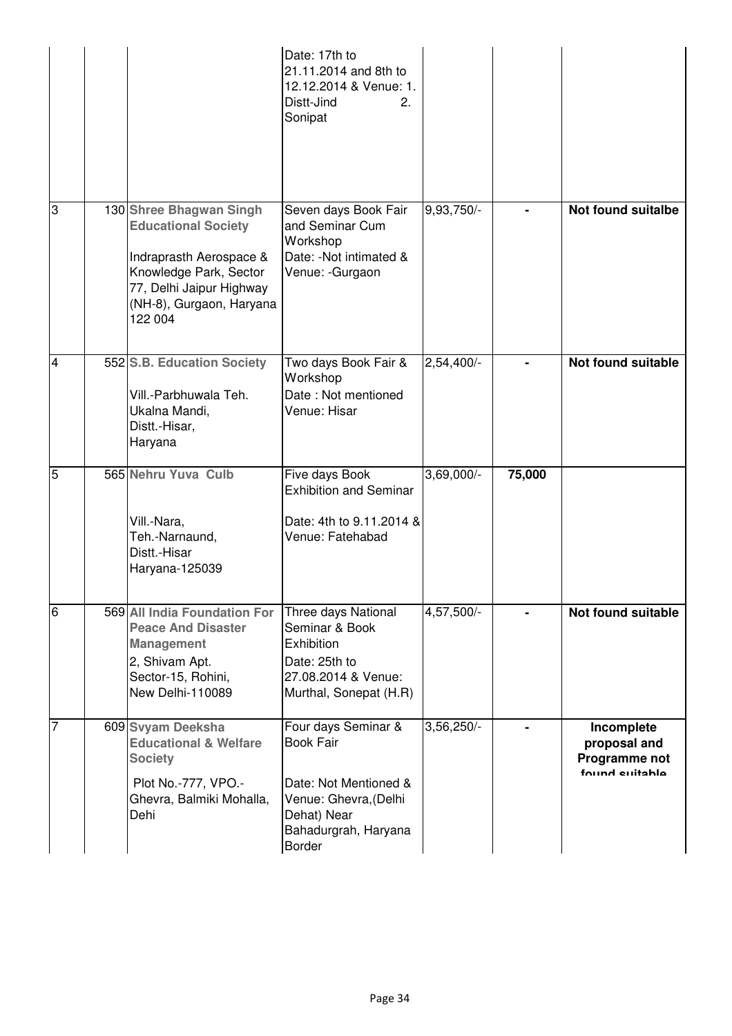|  |  |  | Date: 17th to 21.11.2014 and 8th to 12.12.2014 & Venue: 1. Distt-Jind 2. Sonipat |  |  |  |
|---|---|---|---|---|---|---|
| 3 | 130 | **Shree Bhagwan Singh Educational Society**<br><br>Indraprasth Aerospace & Knowledge Park, Sector 77, Delhi Jaipur Highway (NH-8), Gurgaon, Haryana 122 004 | Seven days Book Fair and Seminar Cum Workshop<br>Date: -Not intimated & Venue: -Gurgaon | 9,93,750/- | - | **Not found suitalbe** |
| 4 | 552 | **S.B. Education Society**<br><br>Vill.-Parbhuwala Teh. Ukalna Mandi, Distt.-Hisar, Haryana | Two days Book Fair & Workshop<br>Date : Not mentioned<br>Venue: Hisar | 2,54,400/- | - | **Not found suitable** |
| 5 | 565 | **Nehru Yuva Culb**<br><br>Vill.-Nara, Teh.-Narnaund, Distt.-Hisar Haryana-125039 | Five days Book Exhibition and Seminar<br><br>Date: 4th to 9.11.2014 & Venue: Fatehabad | 3,69,000/- | **75,000** |  |
| 6 | 569 | **All India Foundation For Peace And Disaster Management**<br>2, Shivam Apt. Sector-15, Rohini, New Delhi-110089 | Three days National Seminar & Book Exhibition<br>Date: 25th to 27.08.2014 & Venue: Murthal, Sonepat (H.R) | 4,57,500/- | - | **Not found suitable** |
| 7 | 609 | **Svyam Deeksha Educational & Welfare Society**<br><br>Plot No.-777, VPO.- Ghevra, Balmiki Mohalla, Dehi | Four days Seminar & Book Fair<br><br>Date: Not Mentioned & Venue: Ghevra,(Delhi Dehat) Near Bahadurgrah, Haryana Border | 3,56,250/- | - | **Incomplete proposal and Programme not found suitable** |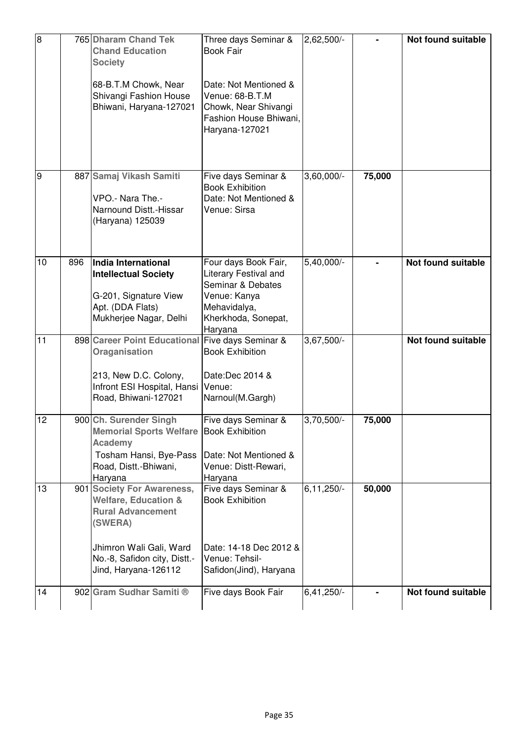| | | | | | | |
|---|---|---|---|---|---|---|
| 8 | 765 | **Dharam Chand Tek Chand Education Society**<br><br>68-B.T.M Chowk, Near Shivangi Fashion House Bhiwani, Haryana-127021 | Three days Seminar & Book Fair<br><br>Date: Not Mentioned & Venue: 68-B.T.M Chowk, Near Shivangi Fashion House Bhiwani, Haryana-127021 | 2,62,500/- | - | **Not found suitable** |
| 9 | 887 | **Samaj Vikash Samiti**<br><br>VPO.- Nara The.- Narnound Distt.-Hissar (Haryana) 125039 | Five days Seminar & Book Exhibition<br>Date: Not Mentioned & Venue: Sirsa | 3,60,000/- | **75,000** | |
| 10 | 896 | **India International Intellectual Society**<br><br>G-201, Signature View Apt. (DDA Flats) Mukherjee Nagar, Delhi | Four days Book Fair, Literary Festival and Seminar & Debates<br>Venue: Kanya Mehavidalya, Kherkhoda, Sonepat, Haryana | 5,40,000/- | - | **Not found suitable** |
| 11 | 898 | **Career Point Educational Oraganisation**<br><br>213, New D.C. Colony, Infront ESI Hospital, Hansi Road, Bhiwani-127021 | Five days Seminar & Book Exhibition<br><br>Date:Dec 2014 & Venue: Narnoul(M.Gargh) | 3,67,500/- | | **Not found suitable** |
| 12 | 900 | **Ch. Surender Singh Memorial Sports Welfare Academy**<br>Tosham Hansi, Bye-Pass Road, Distt.-Bhiwani, Haryana | Five days Seminar & Book Exhibition<br><br>Date: Not Mentioned & Venue: Distt-Rewari, Haryana | 3,70,500/- | **75,000** | |
| 13 | 901 | **Society For Awareness, Welfare, Education & Rural Advancement (SWERA)**<br><br>Jhimron Wali Gali, Ward No.-8, Safidon city, Distt.-Jind, Haryana-126112 | Five days Seminar & Book Exhibition<br><br>Date: 14-18 Dec 2012 & Venue: Tehsil-Safidon(Jind), Haryana | 6,11,250/- | **50,000** | |
| 14 | 902 | **Gram Sudhar Samiti ®** | Five days Book Fair | 6,41,250/- | - | **Not found suitable** |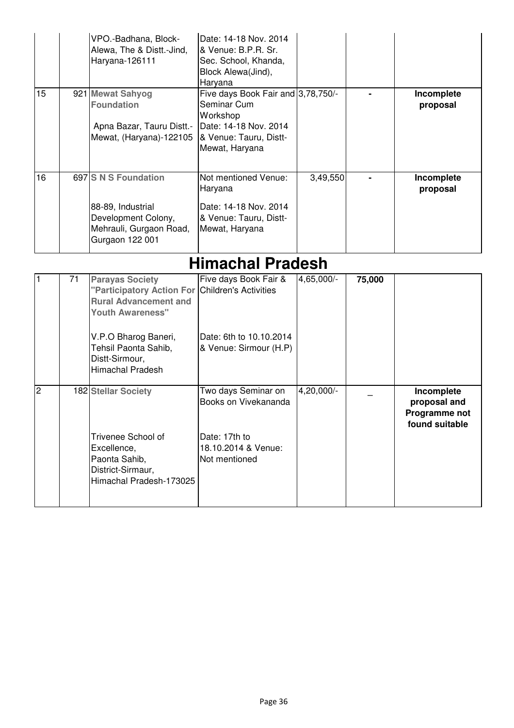| | | | | | | |
|---|---|---|---|---|---|---|
| | | VPO.-Badhana, Block-Alewa, The & Distt.-Jind, Haryana-126111 | Date: 14-18 Nov. 2014 & Venue: B.P.R. Sr. Sec. School, Khanda, Block Alewa(Jind), Haryana | | | |
| 15 | 921 | **Mewat Sahyog Foundation**<br><br>Apna Bazar, Tauru Distt.-Mewat, (Haryana)-122105 | Five days Book Fair and Seminar Cum Workshop<br>Date: 14-18 Nov. 2014 & Venue: Tauru, Distt-Mewat, Haryana | 3,78,750/- | - | **Incomplete proposal** |
| 16 | 697 | **S N S Foundation**<br><br>88-89, Industrial Development Colony, Mehrauli, Gurgaon Road, Gurgaon 122 001 | Not mentioned Venue: Haryana<br><br>Date: 14-18 Nov. 2014 & Venue: Tauru, Distt-Mewat, Haryana | 3,49,550 | - | **Incomplete proposal** |

# Himachal Pradesh

| | | | | | | |
|---|---|---|---|---|---|---|
| 1 | 71 | **Parayas Society "Participatory Action For Rural Advancement and Youth Awareness"**<br><br>V.P.O Bharog Baneri, Tehsil Paonta Sahib, Distt-Sirmour, Himachal Pradesh | Five days Book Fair & Children's Activities<br><br>Date: 6th to 10.10.2014 & Venue: Sirmour (H.P) | 4,65,000/- | **75,000** | |
| 2 | 182 | **Stellar Society**<br><br>Trivenee School of Excellence, Paonta Sahib, District-Sirmaur, Himachal Pradesh-173025 | Two days Seminar on Books on Vivekananda<br><br>Date: 17th to 18.10.2014 & Venue: Not mentioned | 4,20,000/- | _ | **Incomplete proposal and Programme not found suitable** |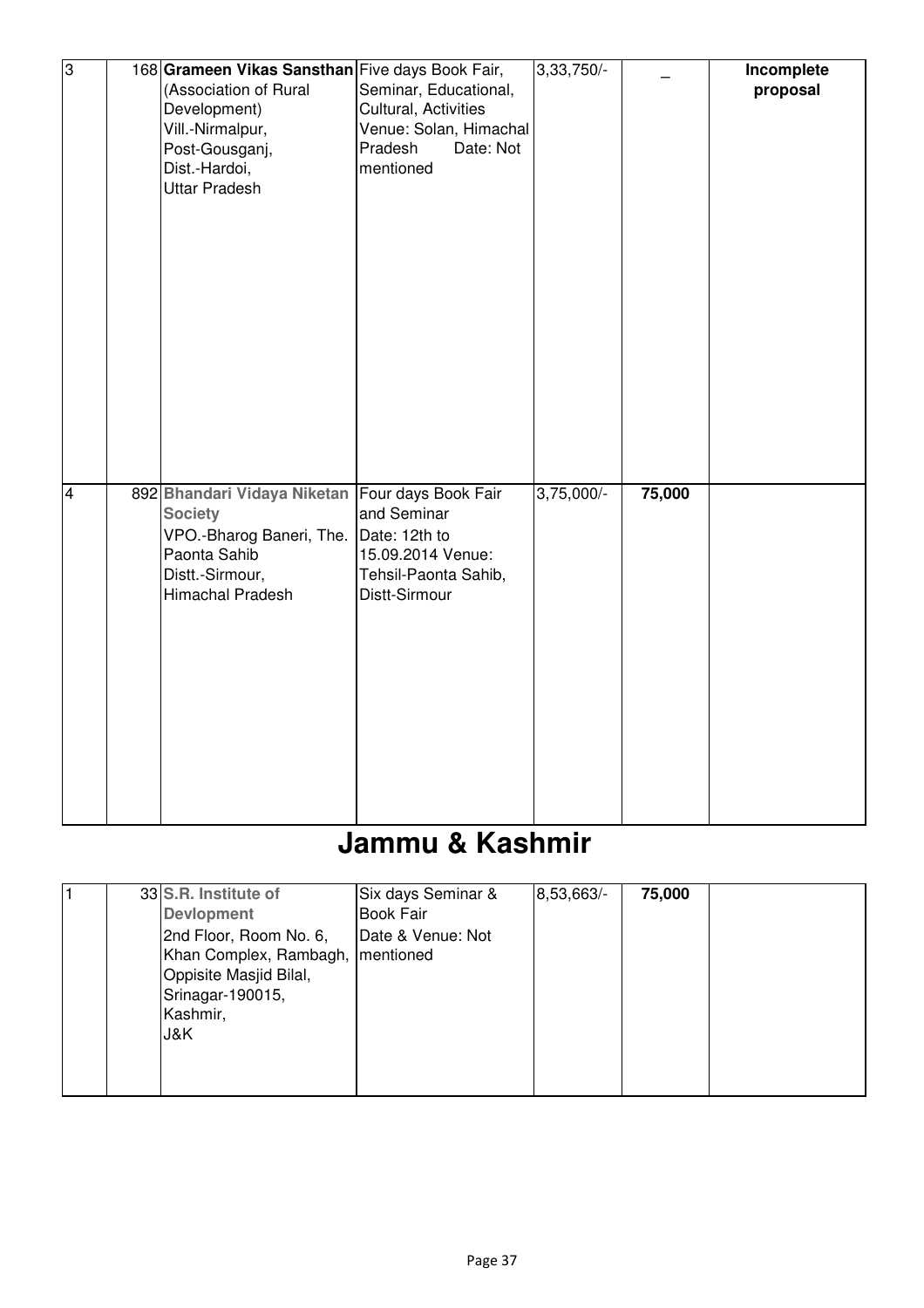| 3 | 168 | **Grameen Vikas Sansthan** (Association of Rural Development) Vill.-Nirmalpur, Post-Gousganj, Dist.-Hardoi, Uttar Pradesh | Five days Book Fair, Seminar, Educational, Cultural, Activities Venue: Solan, Himachal Pradesh Date: Not mentioned | 3,33,750/- | _ | **Incomplete proposal** |
|---|---|---|---|---|---|---|
| 4 | 892 | **Bhandari Vidaya Niketan Society** VPO.-Bharog Baneri, The. Paonta Sahib Distt.-Sirmour, Himachal Pradesh | Four days Book Fair and Seminar Date: 12th to 15.09.2014 Venue: Tehsil-Paonta Sahib, Distt-Sirmour | 3,75,000/- | **75,000** | |

# Jammu & Kashmir

| 1 | 33 | **S.R. Institute of Devlopment** 2nd Floor, Room No. 6, Khan Complex, Rambagh, Oppisite Masjid Bilal, Srinagar-190015, Kashmir, J&K | Six days Seminar & Book Fair Date & Venue: Not mentioned | 8,53,663/- | **75,000** | |
|---|---|---|---|---|---|---|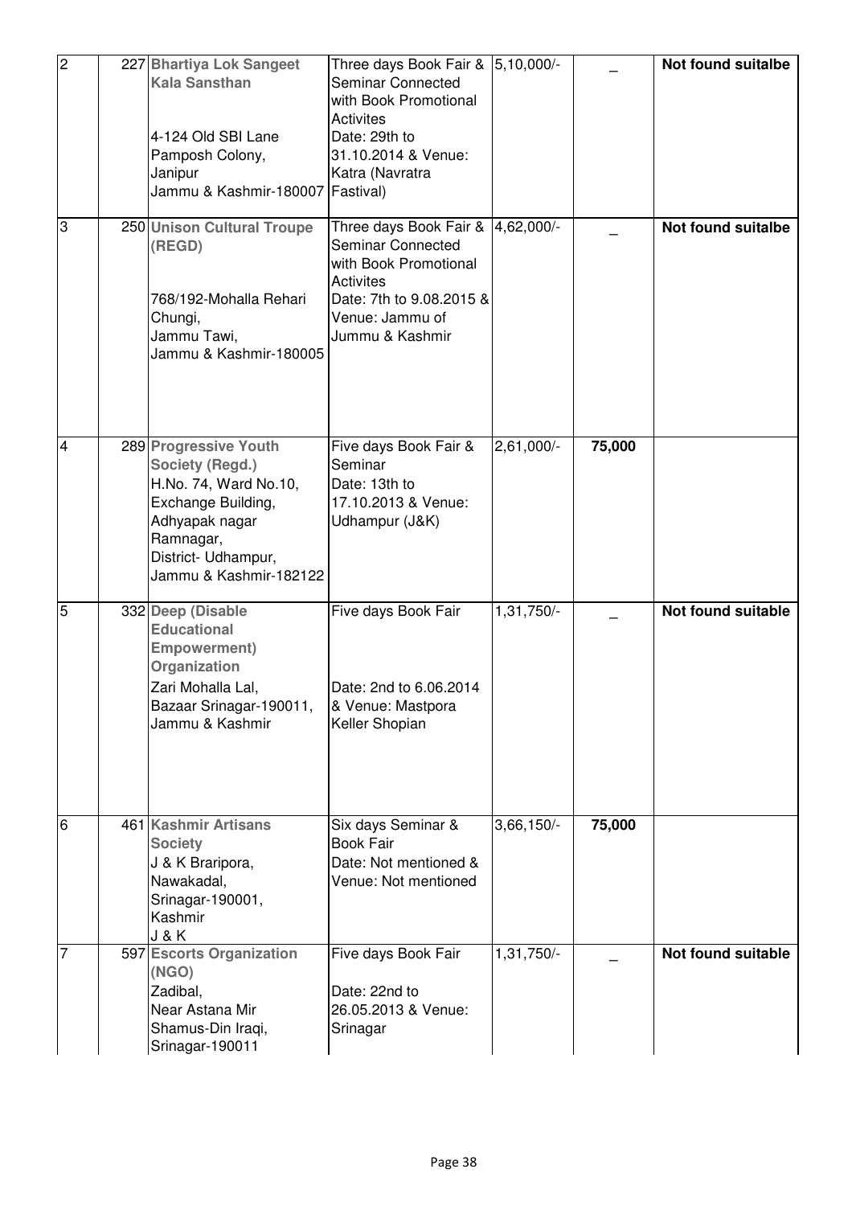| 2 | 227 | **Bhartiya Lok Sangeet Kala Sansthan** 4-124 Old SBI Lane Pamposh Colony, Janipur Jammu & Kashmir-180007 | Three days Book Fair & Seminar Connected with Book Promotional Activites Date: 29th to 31.10.2014 & Venue: Katra (Navratra Fastival) | 5,10,000/- | _ | **Not found suitalbe** |
|---|---|---|---|---|---|---|
| 3 | 250 | **Unison Cultural Troupe (REGD)** 768/192-Mohalla Rehari Chungi, Jammu Tawi, Jammu & Kashmir-180005 | Three days Book Fair & Seminar Connected with Book Promotional Activites Date: 7th to 9.08.2015 & Venue: Jammu of Jummu & Kashmir | 4,62,000/- | _ | **Not found suitalbe** |
| 4 | 289 | **Progressive Youth Society (Regd.)** H.No. 74, Ward No.10, Exchange Building, Adhyapak nagar Ramnagar, District- Udhampur, Jammu & Kashmir-182122 | Five days Book Fair & Seminar Date: 13th to 17.10.2013 & Venue: Udhampur (J&K) | 2,61,000/- | **75,000** | |
| 5 | 332 | **Deep (Disable Educational Empowerment) Organization** Zari Mohalla Lal, Bazaar Srinagar-190011, Jammu & Kashmir | Five days Book Fair Date: 2nd to 6.06.2014 & Venue: Mastpora Keller Shopian | 1,31,750/- | _ | **Not found suitable** |
| 6 | 461 | **Kashmir Artisans Society** J & K Braripora, Nawakadal, Srinagar-190001, Kashmir J & K | Six days Seminar & Book Fair Date: Not mentioned & Venue: Not mentioned | 3,66,150/- | **75,000** | |
| 7 | 597 | **Escorts Organization (NGO)** Zadibal, Near Astana Mir Shamus-Din Iraqi, Srinagar-190011 | Five days Book Fair Date: 22nd to 26.05.2013 & Venue: Srinagar | 1,31,750/- | _ | **Not found suitable** |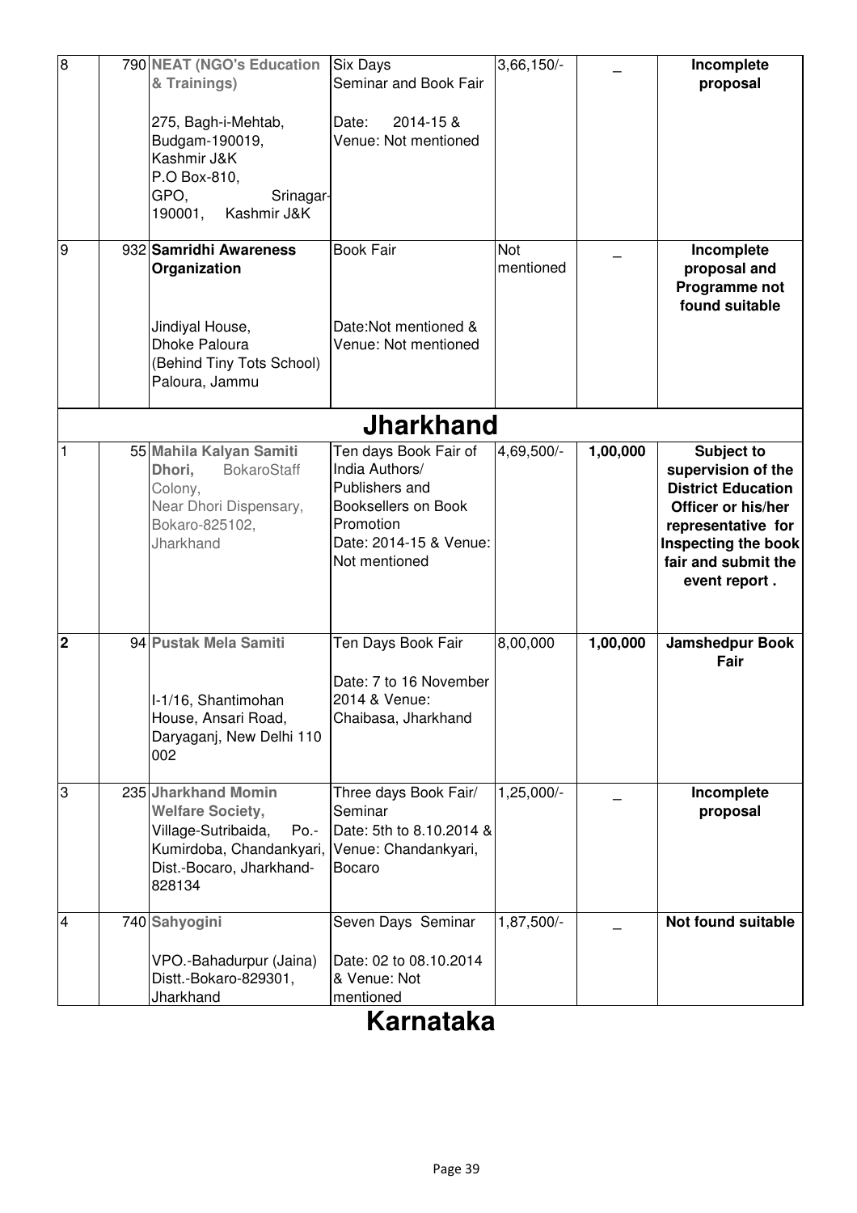| | | | | | | |
|---|---|---|---|---|---|---|
| 8 | 790 | **NEAT (NGO's Education & Trainings)**<br><br>275, Bagh-i-Mehtab, Budgam-190019, Kashmir J&K<br>P.O Box-810, GPO, Srinagar-190001, Kashmir J&K | Six Days Seminar and Book Fair<br><br>Date: 2014-15 & Venue: Not mentioned | 3,66,150/- | _ | **Incomplete proposal** |
| 9 | 932 | **Samridhi Awareness Organization**<br><br>Jindiyal House, Dhoke Paloura (Behind Tiny Tots School) Paloura, Jammu | Book Fair<br><br>Date:Not mentioned & Venue: Not mentioned | Not mentioned | _ | **Incomplete proposal and Programme not found suitable** |

# Jharkhand

| | | | | | | |
|---|---|---|---|---|---|---|
| 1 | 55 | **Mahila Kalyan Samiti Dhori,** BokaroStaff Colony, Near Dhori Dispensary, Bokaro-825102, Jharkhand | Ten days Book Fair of India Authors/ Publishers and Booksellers on Book Promotion<br>Date: 2014-15 & Venue: Not mentioned | 4,69,500/- | **1,00,000** | **Subject to supervision of the District Education Officer or his/her representative for Inspecting the book fair and submit the event report .** |
| 2 | 94 | **Pustak Mela Samiti**<br><br>I-1/16, Shantimohan House, Ansari Road, Daryaganj, New Delhi 110 002 | Ten Days Book Fair<br><br>Date: 7 to 16 November 2014 & Venue: Chaibasa, Jharkhand | 8,00,000 | **1,00,000** | **Jamshedpur Book Fair** |
| 3 | 235 | **Jharkhand Momin Welfare Society,** Village-Sutribaida, Po.-Kumirdoba, Chandankyari, Dist.-Bocaro, Jharkhand-828134 | Three days Book Fair/ Seminar<br>Date: 5th to 8.10.2014 & Venue: Chandankyari, Bocaro | 1,25,000/- | _ | **Incomplete proposal** |
| 4 | 740 | **Sahyogini**<br><br>VPO.-Bahadurpur (Jaina) Distt.-Bokaro-829301, Jharkhand | Seven Days Seminar<br><br>Date: 02 to 08.10.2014 & Venue: Not mentioned | 1,87,500/- | _ | **Not found suitable** |

# Karnataka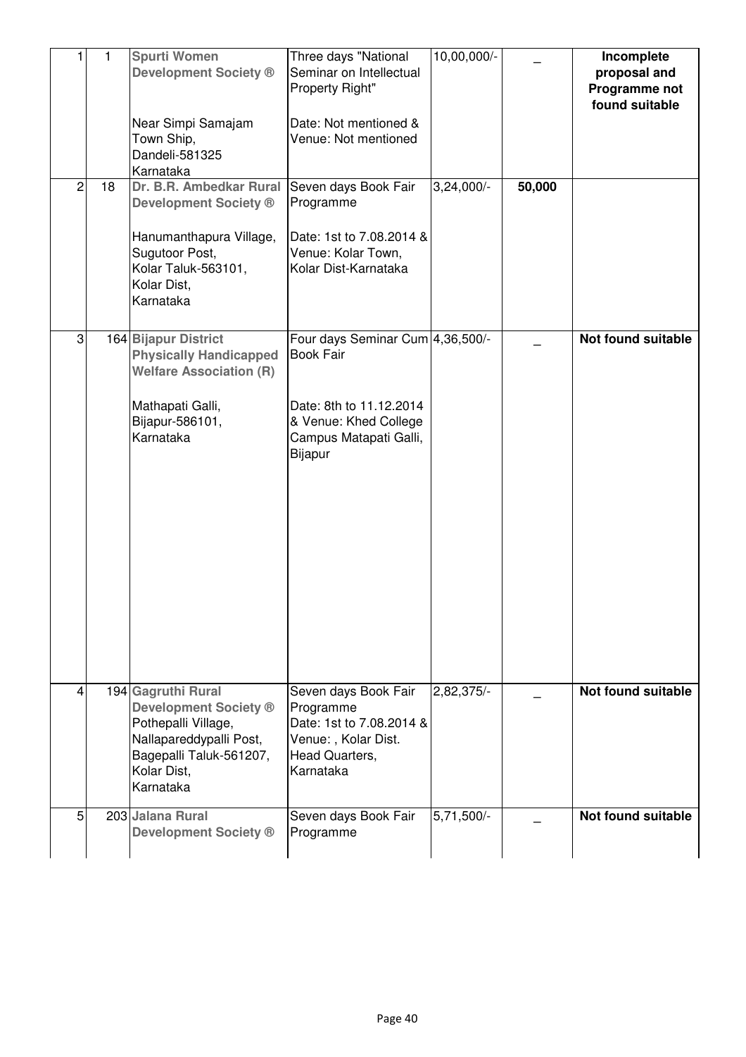| | | | | | | |
|---|---|---|---|---|---|---|
| 1 | 1 | **Spurti Women Development Society ®**<br><br>Near Simpi Samajam Town Ship, Dandeli-581325 Karnataka | Three days "National Seminar on Intellectual Property Right"<br><br>Date: Not mentioned & Venue: Not mentioned | 10,00,000/- | _ | **Incomplete proposal and Programme not found suitable** |
| 2 | 18 | **Dr. B.R. Ambedkar Rural Development Society ®**<br><br>Hanumanthapura Village, Sugutoor Post, Kolar Taluk-563101, Kolar Dist, Karnataka | Seven days Book Fair Programme<br><br>Date: 1st to 7.08.2014 & Venue: Kolar Town, Kolar Dist-Karnataka | 3,24,000/- | **50,000** | |
| 3 | 164 | **Bijapur District Physically Handicapped Welfare Association (R)**<br><br>Mathapati Galli, Bijapur-586101, Karnataka | Four days Seminar Cum Book Fair<br><br>Date: 8th to 11.12.2014 & Venue: Khed College Campus Matapati Galli, Bijapur | 4,36,500/- | _ | **Not found suitable** |
| 4 | 194 | **Gagruthi Rural Development Society ®** Pothepalli Village, Nallapareddypalli Post, Bagepalli Taluk-561207, Kolar Dist, Karnataka | Seven days Book Fair Programme Date: 1st to 7.08.2014 & Venue: , Kolar Dist. Head Quarters, Karnataka | 2,82,375/- | _ | **Not found suitable** |
| 5 | 203 | **Jalana Rural Development Society ®** | Seven days Book Fair Programme | 5,71,500/- | _ | **Not found suitable** |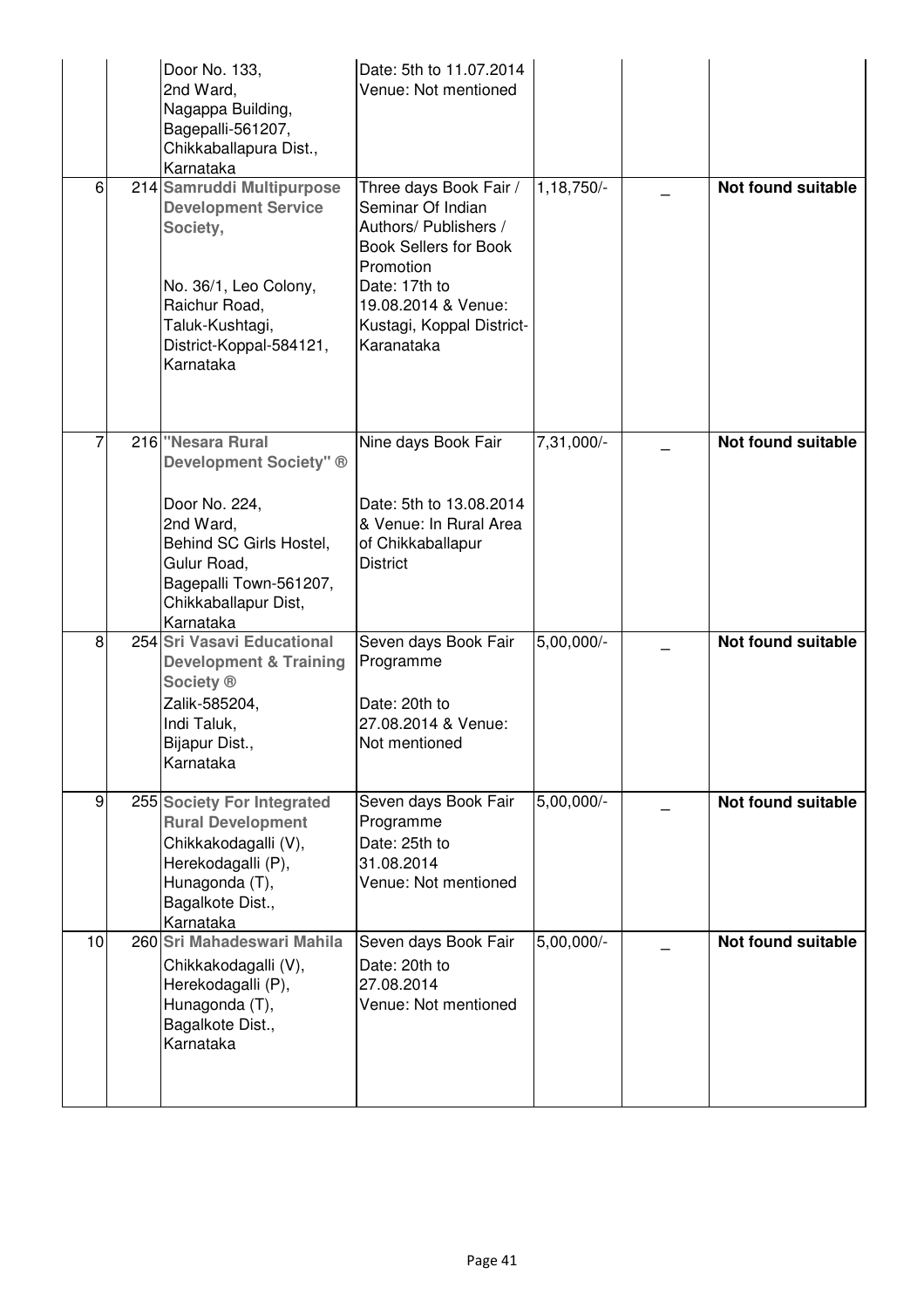| | | | | | | |
|---|---|---|---|---|---|---|
| | | Door No. 133, 2nd Ward, Nagappa Building, Bagepalli-561207, Chikkaballapura Dist., Karnataka | Date: 5th to 11.07.2014 Venue: Not mentioned | | | |
| 6 | 214 | **Samruddi Multipurpose Development Service Society,** No. 36/1, Leo Colony, Raichur Road, Taluk-Kushtagi, District-Koppal-584121, Karnataka | Three days Book Fair / Seminar Of Indian Authors/ Publishers / Book Sellers for Book Promotion Date: 17th to 19.08.2014 & Venue: Kustagi, Koppal District-Karanataka | 1,18,750/- | _ | **Not found suitable** |
| 7 | 216 | **"Nesara Rural Development Society" ®** Door No. 224, 2nd Ward, Behind SC Girls Hostel, Gulur Road, Bagepalli Town-561207, Chikkaballapur Dist, Karnataka | Nine days Book Fair Date: 5th to 13.08.2014 & Venue: In Rural Area of Chikkaballapur District | 7,31,000/- | _ | **Not found suitable** |
| 8 | 254 | **Sri Vasavi Educational Development & Training Society ®** Zalik-585204, Indi Taluk, Bijapur Dist., Karnataka | Seven days Book Fair Programme Date: 20th to 27.08.2014 & Venue: Not mentioned | 5,00,000/- | _ | **Not found suitable** |
| 9 | 255 | **Society For Integrated Rural Development** Chikkakodagalli (V), Herekodagalli (P), Hunagonda (T), Bagalkote Dist., Karnataka | Seven days Book Fair Programme Date: 25th to 31.08.2014 Venue: Not mentioned | 5,00,000/- | _ | **Not found suitable** |
| 10 | 260 | **Sri Mahadeswari Mahila** Chikkakodagalli (V), Herekodagalli (P), Hunagonda (T), Bagalkote Dist., Karnataka | Seven days Book Fair Date: 20th to 27.08.2014 Venue: Not mentioned | 5,00,000/- | _ | **Not found suitable** |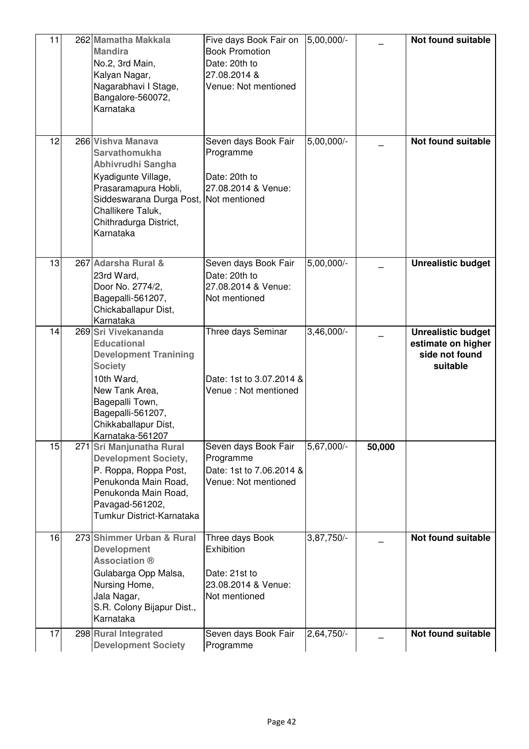| 11 | 262 | **Mamatha Makkala Mandira**<br>No.2, 3rd Main,<br>Kalyan Nagar,<br>Nagarabhavi I Stage,<br>Bangalore-560072,<br>Karnataka | Five days Book Fair on Book Promotion<br>Date: 20th to 27.08.2014 &<br>Venue: Not mentioned | 5,00,000/- | _ | **Not found suitable** |
|---|---|---|---|---|---|---|
| 12 | 266 | **Vishva Manava Sarvathomukha Abhivrudhi Sangha**<br>Kyadigunte Village,<br>Prasaramapura Hobli,<br>Siddeswarana Durga Post,<br>Challikere Taluk,<br>Chithradurga District,<br>Karnataka | Seven days Book Fair Programme<br>Date: 20th to 27.08.2014 & Venue: Not mentioned | 5,00,000/- | _ | **Not found suitable** |
| 13 | 267 | **Adarsha Rural &**<br>23rd Ward,<br>Door No. 2774/2,<br>Bagepalli-561207,<br>Chickaballapur Dist,<br>Karnataka | Seven days Book Fair<br>Date: 20th to 27.08.2014 & Venue: Not mentioned | 5,00,000/- | _ | **Unrealistic budget** |
| 14 | 269 | **Sri Vivekananda Educational Development Tranining Society**<br>10th Ward,<br>New Tank Area,<br>Bagepalli Town,<br>Bagepalli-561207,<br>Chikkaballapur Dist,<br>Karnataka-561207 | Three days Seminar<br>Date: 1st to 3.07.2014 &<br>Venue : Not mentioned | 3,46,000/- | _ | **Unrealistic budget estimate on higher side not found suitable** |
| 15 | 271 | **Sri Manjunatha Rural Development Society,**<br>P. Roppa, Roppa Post,<br>Penukonda Main Road,<br>Penukonda Main Road,<br>Pavagad-561202,<br>Tumkur District-Karnataka | Seven days Book Fair Programme<br>Date: 1st to 7.06.2014 &<br>Venue: Not mentioned | 5,67,000/- | **50,000** | |
| 16 | 273 | **Shimmer Urban & Rural Development Association ®**<br>Gulabarga Opp Malsa,<br>Nursing Home,<br>Jala Nagar,<br>S.R. Colony Bijapur Dist.,<br>Karnataka | Three days Book Exhibition<br>Date: 21st to 23.08.2014 & Venue: Not mentioned | 3,87,750/- | _ | **Not found suitable** |
| 17 | 298 | **Rural Integrated Development Society** | Seven days Book Fair Programme | 2,64,750/- | _ | **Not found suitable** |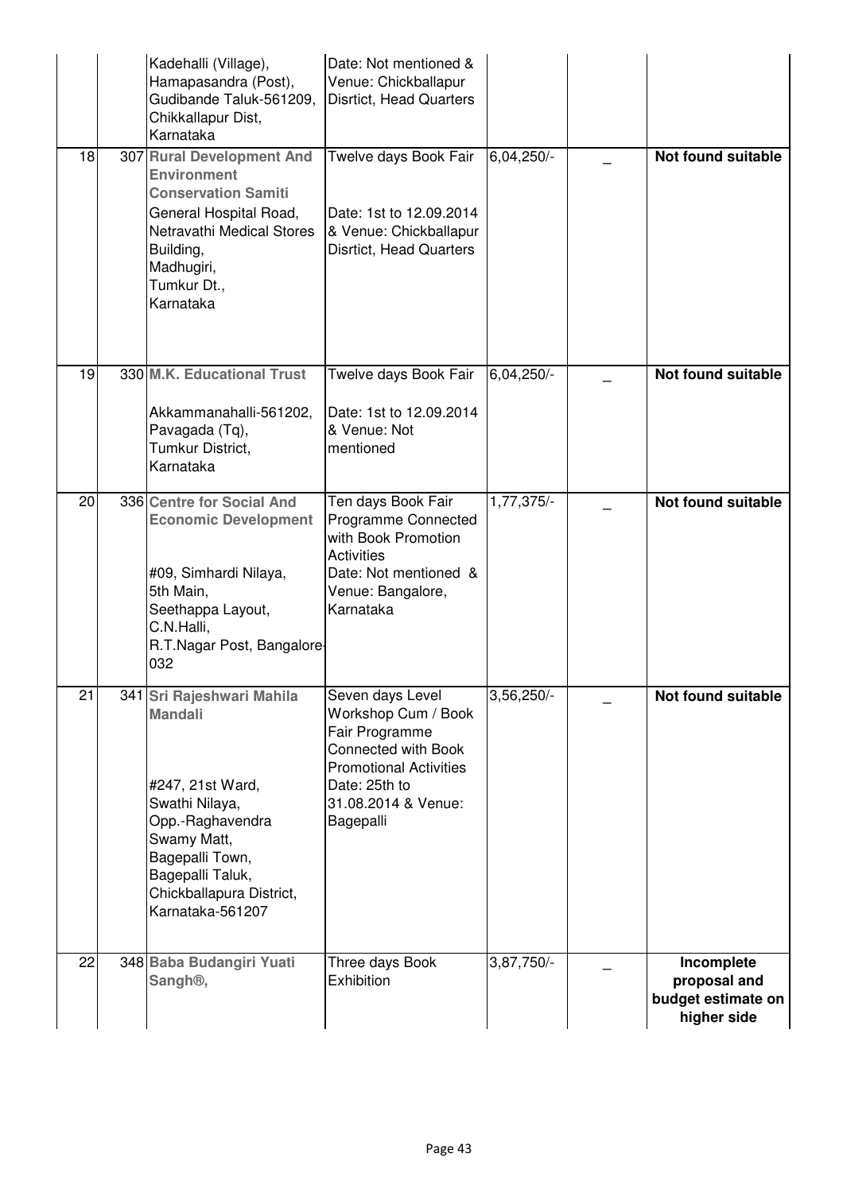| | | | | | |
|---|---|---|---|---|---|
| | | Kadehalli (Village), Hamapasandra (Post), Gudibande Taluk-561209, Chikkallapur Dist, Karnataka | Date: Not mentioned & Venue: Chickballapur Disrtict, Head Quarters | | | |
| 18 | 307 | **Rural Development And Environment Conservation Samiti** General Hospital Road, Netravathi Medical Stores Building, Madhugiri, Tumkur Dt., Karnataka | Twelve days Book Fair Date: 1st to 12.09.2014 & Venue: Chickballapur Disrtict, Head Quarters | 6,04,250/- | _ | **Not found suitable** |
| 19 | 330 | **M.K. Educational Trust** Akkammanahalli-561202, Pavagada (Tq), Tumkur District, Karnataka | Twelve days Book Fair Date: 1st to 12.09.2014 & Venue: Not mentioned | 6,04,250/- | _ | **Not found suitable** |
| 20 | 336 | **Centre for Social And Economic Development** #09, Simhardi Nilaya, 5th Main, Seethappa Layout, C.N.Halli, R.T.Nagar Post, Bangalore-032 | Ten days Book Fair Programme Connected with Book Promotion Activities Date: Not mentioned & Venue: Bangalore, Karnataka | 1,77,375/- | _ | **Not found suitable** |
| 21 | 341 | **Sri Rajeshwari Mahila Mandali** #247, 21st Ward, Swathi Nilaya, Opp.-Raghavendra Swamy Matt, Bagepalli Town, Bagepalli Taluk, Chickballapura District, Karnataka-561207 | Seven days Level Workshop Cum / Book Fair Programme Connected with Book Promotional Activities Date: 25th to 31.08.2014 & Venue: Bagepalli | 3,56,250/- | _ | **Not found suitable** |
| 22 | 348 | **Baba Budangiri Yuati Sangh®,** | Three days Book Exhibition | 3,87,750/- | _ | **Incomplete proposal and budget estimate on higher side** |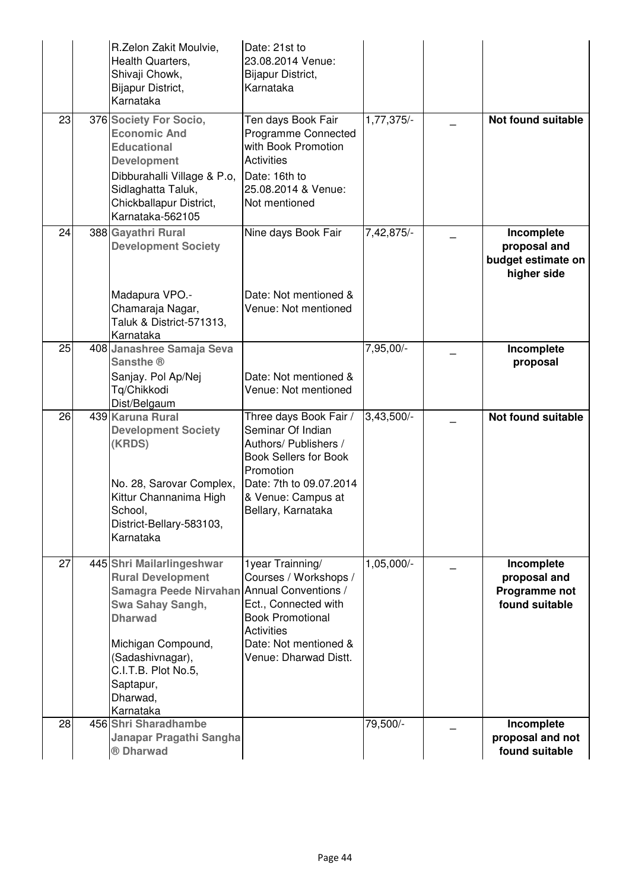| | | | | | | |
|---|---|---|---|---|---|---|
| | | R.Zelon Zakit Moulvie, Health Quarters, Shivaji Chowk, Bijapur District, Karnataka | Date: 21st to 23.08.2014 Venue: Bijapur District, Karnataka | | | |
| 23 | 376 | **Society For Socio, Economic And Educational Development** Dibburahalli Village & P.o, Sidlaghatta Taluk, Chickballapur District, Karnataka-562105 | Ten days Book Fair Programme Connected with Book Promotion Activities Date: 16th to 25.08.2014 & Venue: Not mentioned | 1,77,375/- | _ | **Not found suitable** |
| 24 | 388 | **Gayathri Rural Development Society** Madapura VPO.- Chamaraja Nagar, Taluk & District-571313, Karnataka | Nine days Book Fair Date: Not mentioned & Venue: Not mentioned | 7,42,875/- | _ | **Incomplete proposal and budget estimate on higher side** |
| 25 | 408 | **Janashree Samaja Seva Sansthe ®** Sanjay. Pol Ap/Nej Tq/Chikkodi Dist/Belgaum | Date: Not mentioned & Venue: Not mentioned | 7,95,00/- | _ | **Incomplete proposal** |
| 26 | 439 | **Karuna Rural Development Society (KRDS)** No. 28, Sarovar Complex, Kittur Channanima High School, District-Bellary-583103, Karnataka | Three days Book Fair / Seminar Of Indian Authors/ Publishers / Book Sellers for Book Promotion Date: 7th to 09.07.2014 & Venue: Campus at Bellary, Karnataka | 3,43,500/- | _ | **Not found suitable** |
| 27 | 445 | **Shri Mailarlingeshwar Rural Development Samagra Peede Nirvahan Swa Sahay Sangh, Dharwad** Michigan Compound, (Sadashivnagar), C.I.T.B. Plot No.5, Saptapur, Dharwad, Karnataka | 1year Trainning/ Courses / Workshops / Annual Conventions / Ect., Connected with Book Promotional Activities Date: Not mentioned & Venue: Dharwad Distt. | 1,05,000/- | _ | **Incomplete proposal and Programme not found suitable** |
| 28 | 456 | **Shri Sharadhambe Janapar Pragathi Sangha ® Dharwad** | | 79,500/- | _ | **Incomplete proposal and not found suitable** |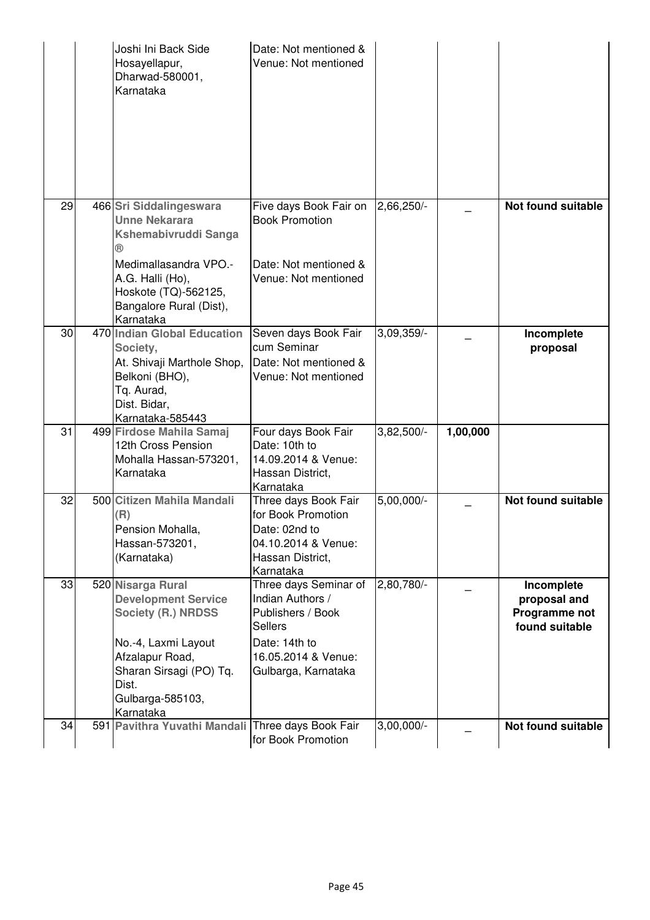| | | | | | | |
|---|---|---|---|---|---|---|
| | | Joshi Ini Back Side Hosayellapur, Dharwad-580001, Karnataka | Date: Not mentioned & Venue: Not mentioned | | | |
| 29 | 466 | **Sri Siddalingeswara Unne Nekarara Kshemabivruddi Sanga ®** Medimallasandra VPO.- A.G. Halli (Ho), Hoskote (TQ)-562125, Bangalore Rural (Dist), Karnataka | Five days Book Fair on Book Promotion Date: Not mentioned & Venue: Not mentioned | 2,66,250/- | _ | **Not found suitable** |
| 30 | 470 | **Indian Global Education Society,** At. Shivaji Marthole Shop, Belkoni (BHO), Tq. Aurad, Dist. Bidar, Karnataka-585443 | Seven days Book Fair cum Seminar Date: Not mentioned & Venue: Not mentioned | 3,09,359/- | _ | **Incomplete proposal** |
| 31 | 499 | **Firdose Mahila Samaj** 12th Cross Pension Mohalla Hassan-573201, Karnataka | Four days Book Fair Date: 10th to 14.09.2014 & Venue: Hassan District, Karnataka | 3,82,500/- | **1,00,000** | |
| 32 | 500 | **Citizen Mahila Mandali (R)** Pension Mohalla, Hassan-573201, (Karnataka) | Three days Book Fair for Book Promotion Date: 02nd to 04.10.2014 & Venue: Hassan District, Karnataka | 5,00,000/- | _ | **Not found suitable** |
| 33 | 520 | **Nisarga Rural Development Service Society (R.) NRDSS** No.-4, Laxmi Layout Afzalapur Road, Sharan Sirsagi (PO) Tq. Dist. Gulbarga-585103, Karnataka | Three days Seminar of Indian Authors / Publishers / Book Sellers Date: 14th to 16.05.2014 & Venue: Gulbarga, Karnataka | 2,80,780/- | _ | **Incomplete proposal and Programme not found suitable** |
| 34 | 591 | **Pavithra Yuvathi Mandali** | Three days Book Fair for Book Promotion | 3,00,000/- | _ | **Not found suitable** |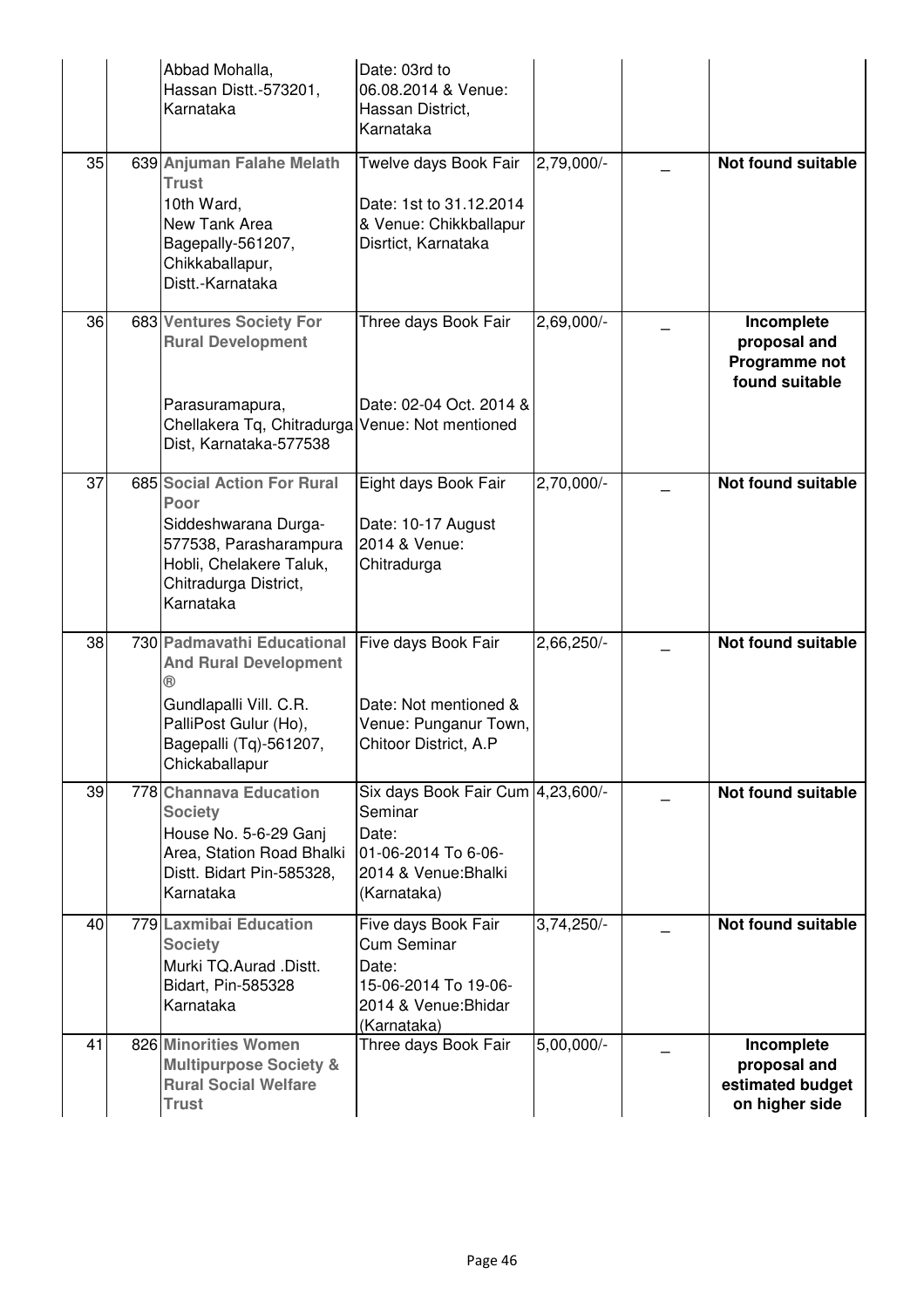| | | | | | | |
|---|---|---|---|---|---|---|
| | | Abbad Mohalla, Hassan Distt.-573201, Karnataka | Date: 03rd to 06.08.2014 & Venue: Hassan District, Karnataka | | | |
| 35 | 639 | **Anjuman Falahe Melath Trust** 10th Ward, New Tank Area Bagepally-561207, Chikkaballapur, Distt.-Karnataka | Twelve days Book Fair Date: 1st to 31.12.2014 & Venue: Chikkballapur Disrtict, Karnataka | 2,79,000/- | _ | **Not found suitable** |
| 36 | 683 | **Ventures Society For Rural Development** Parasuramapura, Chellakera Tq, Chitradurga Dist, Karnataka-577538 | Three days Book Fair Date: 02-04 Oct. 2014 & Venue: Not mentioned | 2,69,000/- | _ | **Incomplete proposal and Programme not found suitable** |
| 37 | 685 | **Social Action For Rural Poor** Siddeshwarana Durga-577538, Parasharampura Hobli, Chelakere Taluk, Chitradurga District, Karnataka | Eight days Book Fair Date: 10-17 August 2014 & Venue: Chitradurga | 2,70,000/- | _ | **Not found suitable** |
| 38 | 730 | **Padmavathi Educational And Rural Development ®** Gundlapalli Vill. C.R. PalliPost Gulur (Ho), Bagepalli (Tq)-561207, Chickaballapur | Five days Book Fair Date: Not mentioned & Venue: Punganur Town, Chitoor District, A.P | 2,66,250/- | _ | **Not found suitable** |
| 39 | 778 | **Channava Education Society** House No. 5-6-29 Ganj Area, Station Road Bhalki Distt. Bidart Pin-585328, Karnataka | Six days Book Fair Cum Seminar Date: 01-06-2014 To 6-06-2014 & Venue:Bhalki (Karnataka) | 4,23,600/- | _ | **Not found suitable** |
| 40 | 779 | **Laxmibai Education Society** Murki TQ.Aurad .Distt. Bidart, Pin-585328 Karnataka | Five days Book Fair Cum Seminar Date: 15-06-2014 To 19-06-2014 & Venue:Bhidar (Karnataka) | 3,74,250/- | _ | **Not found suitable** |
| 41 | 826 | **Minorities Women Multipurpose Society & Rural Social Welfare Trust** | Three days Book Fair | 5,00,000/- | _ | **Incomplete proposal and estimated budget on higher side** |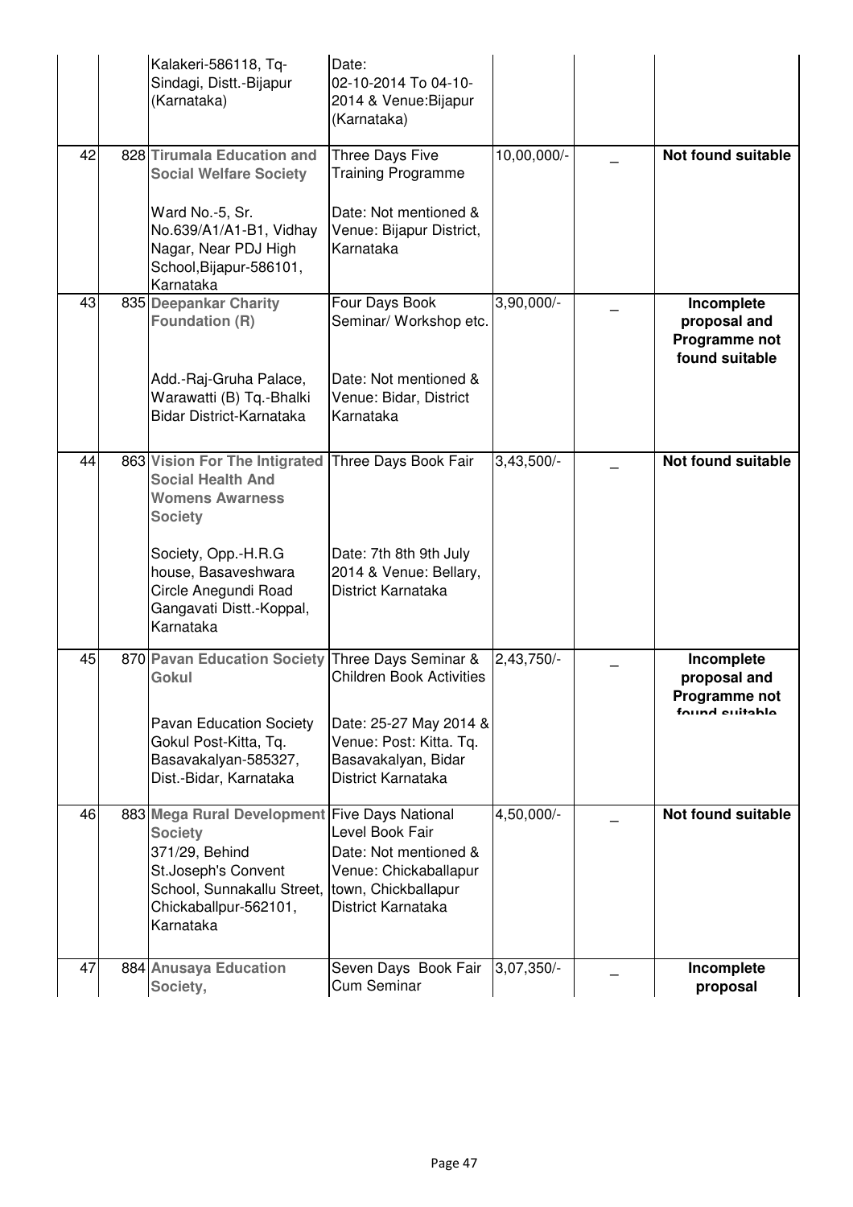|  |  | Kalakeri-586118, Tq-Sindagi, Distt.-Bijapur (Karnataka) | Date: 02-10-2014 To 04-10-2014 & Venue:Bijapur (Karnataka) |  |  |  |
|---|---|---|---|---|---|---|
| 42 | 828 | **Tirumala Education and Social Welfare Society**<br><br>Ward No.-5, Sr. No.639/A1/A1-B1, Vidhay Nagar, Near PDJ High School,Bijapur-586101, Karnataka | Three Days Five Training Programme<br><br>Date: Not mentioned & Venue: Bijapur District, Karnataka | 10,00,000/- | _ | **Not found suitable** |
| 43 | 835 | **Deepankar Charity Foundation (R)**<br><br>Add.-Raj-Gruha Palace, Warawatti (B) Tq.-Bhalki Bidar District-Karnataka | Four Days Book Seminar/ Workshop etc.<br><br>Date: Not mentioned & Venue: Bidar, District Karnataka | 3,90,000/- | _ | **Incomplete proposal and Programme not found suitable** |
| 44 | 863 | **Vision For The Intigrated Social Health And Womens Awarness Society**<br><br>Society, Opp.-H.R.G house, Basaveshwara Circle Anegundi Road Gangavati Distt.-Koppal, Karnataka | Three Days Book Fair<br><br>Date: 7th 8th 9th July 2014 & Venue: Bellary, District Karnataka | 3,43,500/- | _ | **Not found suitable** |
| 45 | 870 | **Pavan Education Society Gokul**<br><br>Pavan Education Society Gokul Post-Kitta, Tq. Basavakalyan-585327, Dist.-Bidar, Karnataka | Three Days Seminar & Children Book Activities<br><br>Date: 25-27 May 2014 & Venue: Post: Kitta. Tq. Basavakalyan, Bidar District Karnataka | 2,43,750/- | _ | **Incomplete proposal and Programme not found suitable** |
| 46 | 883 | **Mega Rural Development Society**<br>371/29, Behind St.Joseph's Convent School, Sunnakallu Street, Chickaballpur-562101, Karnataka | Five Days National Level Book Fair<br>Date: Not mentioned & Venue: Chickaballapur town, Chickballapur District Karnataka | 4,50,000/- | _ | **Not found suitable** |
| 47 | 884 | **Anusaya Education Society,** | Seven Days Book Fair Cum Seminar | 3,07,350/- | _ | **Incomplete proposal** |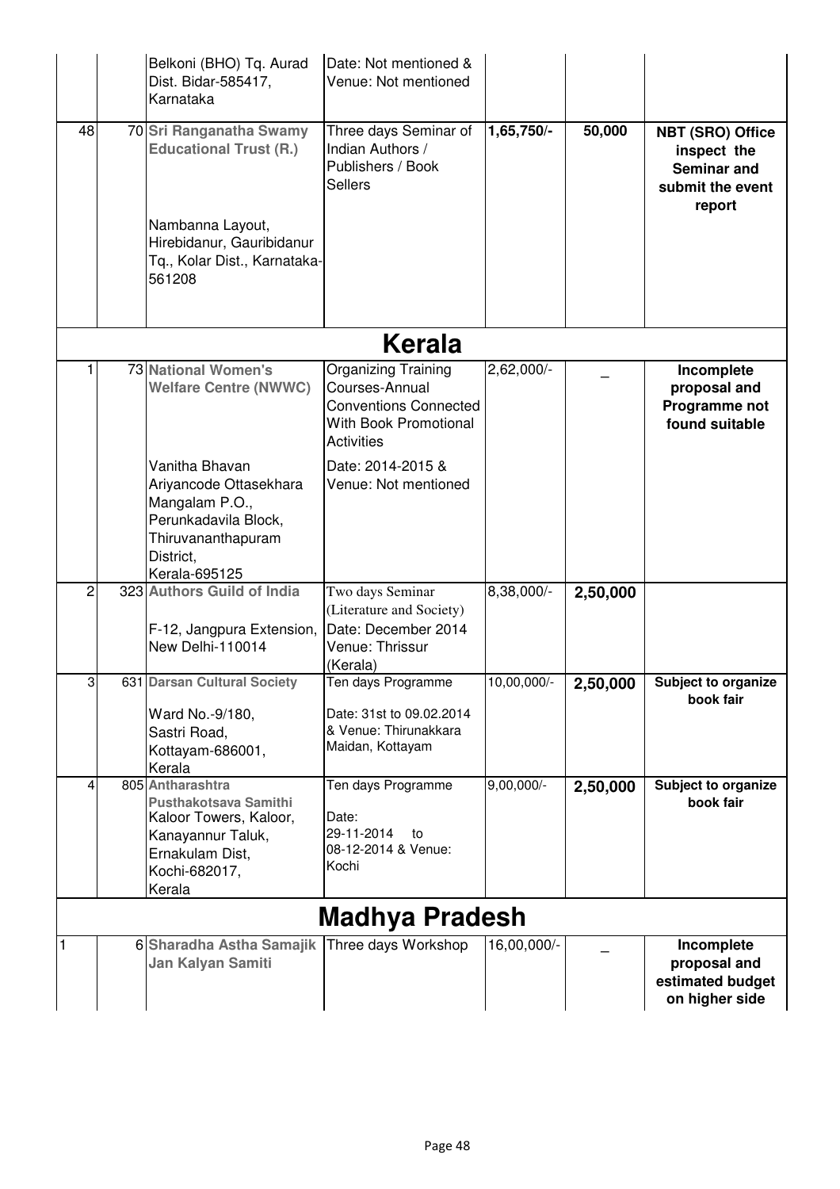| | | | | | | |
|---|---|---|---|---|---|---|
| | | Belkoni (BHO) Tq. Aurad Dist. Bidar-585417, Karnataka | Date: Not mentioned & Venue: Not mentioned | | | |
| 48 | 70 | **Sri Ranganatha Swamy Educational Trust (R.)**<br><br>Nambanna Layout, Hirebidanur, Gauribidanur Tq., Kolar Dist., Karnataka-561208 | Three days Seminar of Indian Authors / Publishers / Book Sellers | **1,65,750/-** | **50,000** | **NBT (SRO) Office inspect the Seminar and submit the event report** |
| | | | **Kerala** | | | |
| 1 | 73 | **National Women's Welfare Centre (NWWC)**<br><br>Vanitha Bhavan Ariyancode Ottasekhara Mangalam P.O., Perunkadavila Block, Thiruvananthapuram District, Kerala-695125 | Organizing Training Courses-Annual Conventions Connected With Book Promotional Activities<br><br>Date: 2014-2015 & Venue: Not mentioned | 2,62,000/- | _ | **Incomplete proposal and Programme not found suitable** |
| 2 | 323 | **Authors Guild of India**<br><br>F-12, Jangpura Extension, New Delhi-110014 | Two days Seminar (Literature and Society)<br>Date: December 2014 Venue: Thrissur (Kerala) | 8,38,000/- | **2,50,000** | |
| 3 | 631 | **Darsan Cultural Society**<br><br>Ward No.-9/180, Sastri Road, Kottayam-686001, Kerala | Ten days Programme<br><br>Date: 31st to 09.02.2014 & Venue: Thirunakkara Maidan, Kottayam | 10,00,000/- | **2,50,000** | **Subject to organize book fair** |
| 4 | 805 | **Antharashtra Pusthakotsava Samithi**<br>Kaloor Towers, Kaloor, Kanayannur Taluk, Ernakulam Dist, Kochi-682017, Kerala | Ten days Programme<br><br>Date: 29-11-2014 to 08-12-2014 & Venue: Kochi | 9,00,000/- | **2,50,000** | **Subject to organize book fair** |
| | | | **Madhya Pradesh** | | | |
| 1 | 6 | **Sharadha Astha Samajik Jan Kalyan Samiti** | Three days Workshop | 16,00,000/- | _ | **Incomplete proposal and estimated budget on higher side** |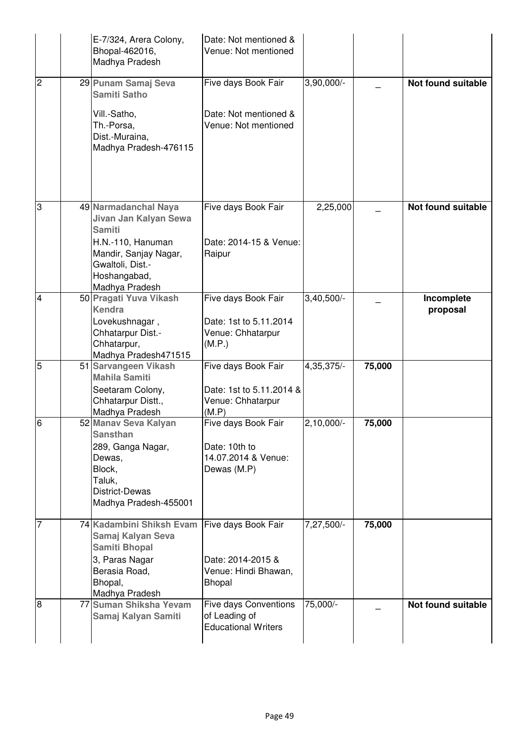|  |  |  |  |  |  |
|---|---|---|---|---|---|
|  |  | E-7/324, Arera Colony, Bhopal-462016, Madhya Pradesh | Date: Not mentioned & Venue: Not mentioned |  |  |  |
| 2 | 29 | **Punam Samaj Seva Samiti Satho** Vill.-Satho, Th.-Porsa, Dist.-Muraina, Madhya Pradesh-476115 | Five days Book Fair Date: Not mentioned & Venue: Not mentioned | 3,90,000/- | _ | **Not found suitable** |
| 3 | 49 | **Narmadanchal Naya Jivan Jan Kalyan Sewa Samiti** H.N.-110, Hanuman Mandir, Sanjay Nagar, Gwaltoli, Dist.-Hoshangabad, Madhya Pradesh | Five days Book Fair Date: 2014-15 & Venue: Raipur | 2,25,000 | _ | **Not found suitable** |
| 4 | 50 | **Pragati Yuva Vikash Kendra** Lovekushnagar , Chhatarpur Dist.-Chhatarpur, Madhya Pradesh471515 | Five days Book Fair Date: 1st to 5.11.2014 Venue: Chhatarpur (M.P.) | 3,40,500/- | _ | **Incomplete proposal** |
| 5 | 51 | **Sarvangeen Vikash Mahila Samiti** Seetaram Colony, Chhatarpur Distt., Madhya Pradesh | Five days Book Fair Date: 1st to 5.11.2014 & Venue: Chhatarpur (M.P) | 4,35,375/- | **75,000** |  |
| 6 | 52 | **Manav Seva Kalyan Sansthan** 289, Ganga Nagar, Dewas, Block, Taluk, District-Dewas Madhya Pradesh-455001 | Five days Book Fair Date: 10th to 14.07.2014 & Venue: Dewas (M.P) | 2,10,000/- | **75,000** |  |
| 7 | 74 | **Kadambini Shiksh Evam Samaj Kalyan Seva Samiti Bhopal** 3, Paras Nagar Berasia Road, Bhopal, Madhya Pradesh | Five days Book Fair Date: 2014-2015 & Venue: Hindi Bhawan, Bhopal | 7,27,500/- | **75,000** |  |
| 8 | 77 | **Suman Shiksha Yevam Samaj Kalyan Samiti** | Five days Conventions of Leading of Educational Writers | 75,000/- | _ | **Not found suitable** |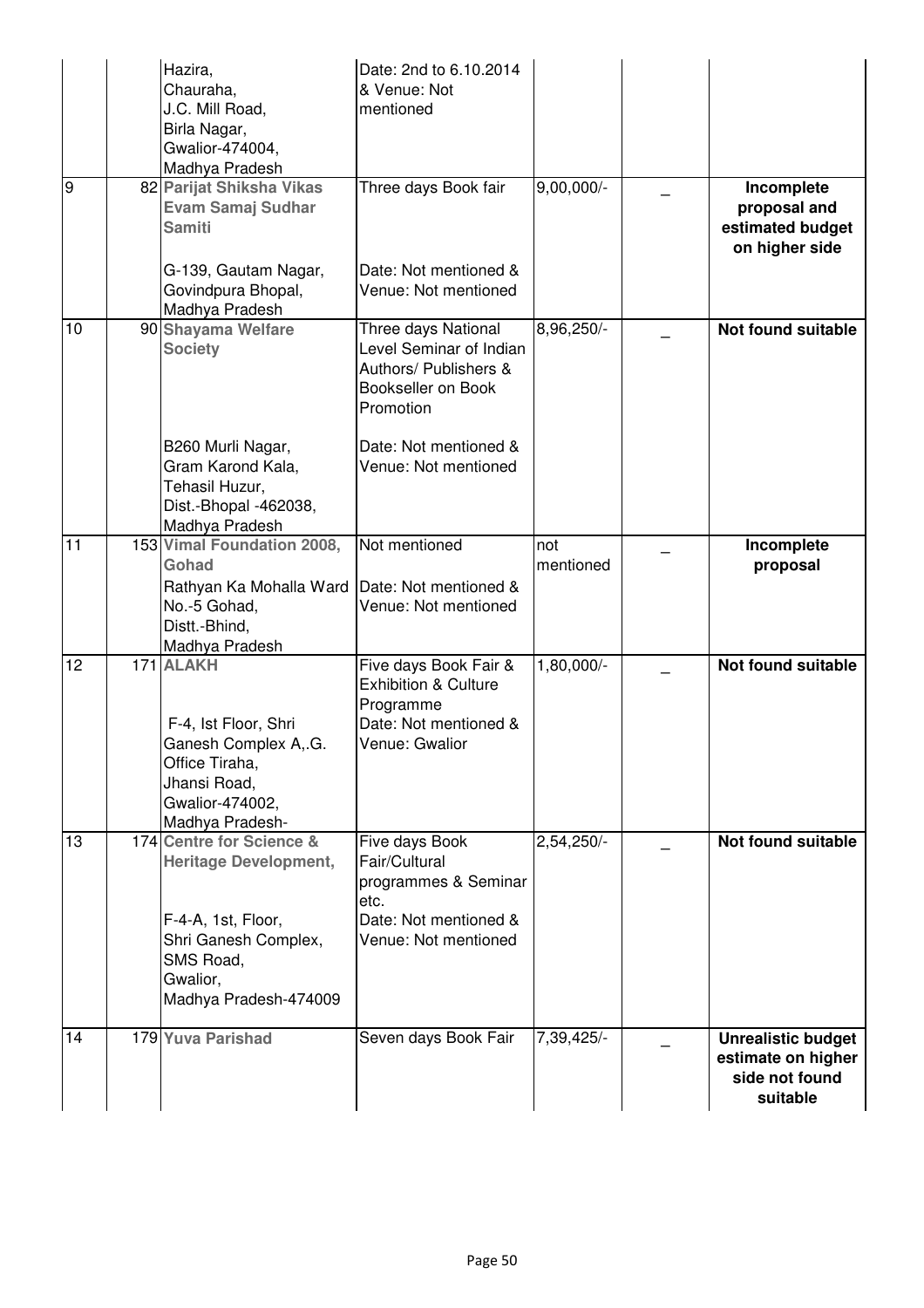| | | | | | |
|---|---|---|---|---|---|
| | | Hazira,<br>Chauraha,<br>J.C. Mill Road,<br>Birla Nagar,<br>Gwalior-474004,<br>Madhya Pradesh | Date: 2nd to 6.10.2014 & Venue: Not mentioned | | | |
| 9 | 82 | **Parijat Shiksha Vikas Evam Samaj Sudhar Samiti**<br><br>G-139, Gautam Nagar, Govindpura Bhopal, Madhya Pradesh | Three days Book fair<br><br>Date: Not mentioned & Venue: Not mentioned | 9,00,000/- | _ | **Incomplete proposal and estimated budget on higher side** |
| 10 | 90 | **Shayama Welfare Society**<br><br>B260 Murli Nagar, Gram Karond Kala, Tehasil Huzur, Dist.-Bhopal -462038, Madhya Pradesh | Three days National Level Seminar of Indian Authors/ Publishers & Bookseller on Book Promotion<br><br>Date: Not mentioned & Venue: Not mentioned | 8,96,250/- | _ | **Not found suitable** |
| 11 | 153 | **Vimal Foundation 2008, Gohad**<br>Rathyan Ka Mohalla Ward No.-5 Gohad, Distt.-Bhind, Madhya Pradesh | Not mentioned<br>Date: Not mentioned & Venue: Not mentioned | not mentioned | _ | **Incomplete proposal** |
| 12 | 171 | **ALAKH**<br><br>F-4, Ist Floor, Shri Ganesh Complex A,.G. Office Tiraha, Jhansi Road, Gwalior-474002, Madhya Pradesh- | Five days Book Fair & Exhibition & Culture Programme<br>Date: Not mentioned & Venue: Gwalior | 1,80,000/- | _ | **Not found suitable** |
| 13 | 174 | **Centre for Science & Heritage Development,**<br><br>F-4-A, 1st, Floor, Shri Ganesh Complex, SMS Road, Gwalior, Madhya Pradesh-474009 | Five days Book Fair/Cultural programmes & Seminar etc.<br>Date: Not mentioned & Venue: Not mentioned | 2,54,250/- | _ | **Not found suitable** |
| 14 | 179 | **Yuva Parishad** | Seven days Book Fair | 7,39,425/- | _ | **Unrealistic budget estimate on higher side not found suitable** |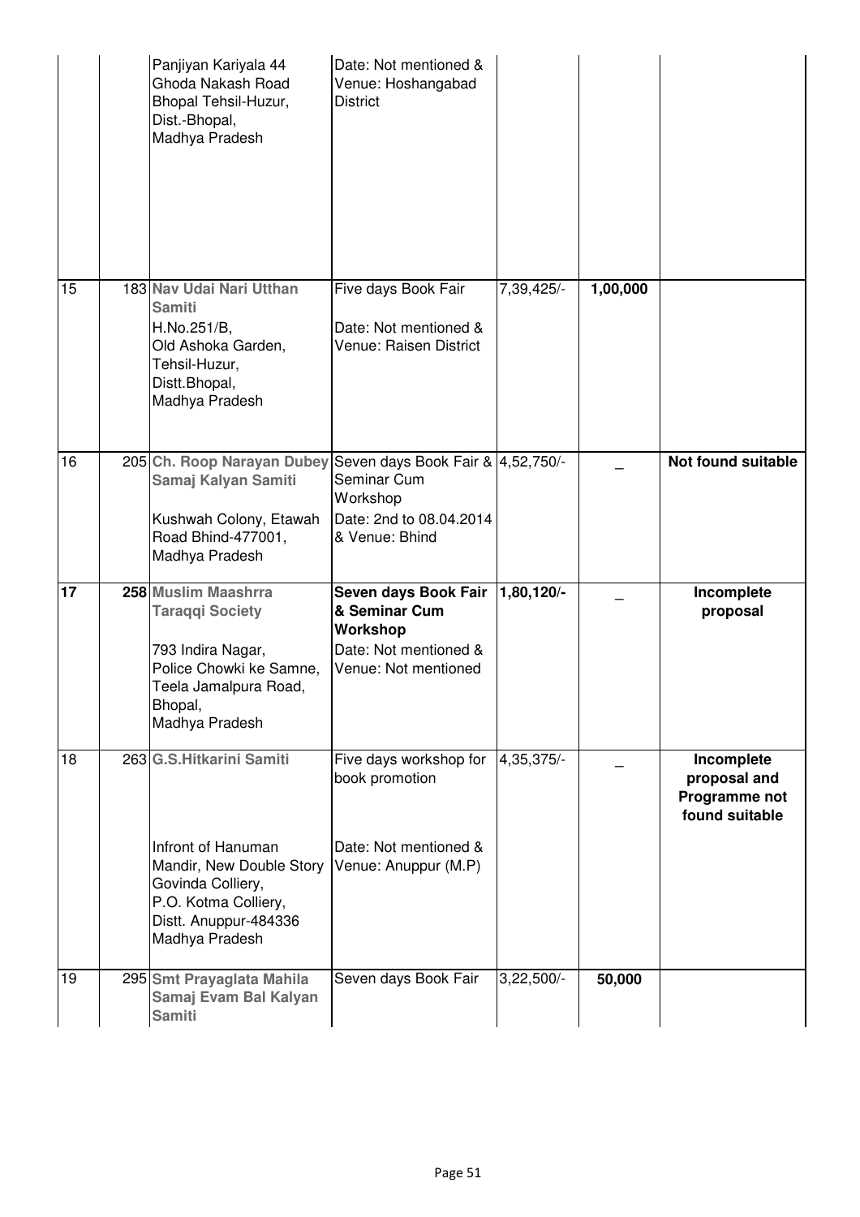|  |  |  |  |  |  |  |
|---|---|---|---|---|---|---|
|  |  | Panjiyan Kariyala 44 Ghoda Nakash Road Bhopal Tehsil-Huzur, Dist.-Bhopal, Madhya Pradesh | Date: Not mentioned & Venue: Hoshangabad District |  |  |  |
| 15 | 183 | **Nav Udai Nari Utthan Samiti** H.No.251/B, Old Ashoka Garden, Tehsil-Huzur, Distt.Bhopal, Madhya Pradesh | Five days Book Fair Date: Not mentioned & Venue: Raisen District | 7,39,425/- | **1,00,000** |  |
| 16 | 205 | **Ch. Roop Narayan Dubey Samaj Kalyan Samiti** Kushwah Colony, Etawah Road Bhind-477001, Madhya Pradesh | Seven days Book Fair & Seminar Cum Workshop Date: 2nd to 08.04.2014 & Venue: Bhind | 4,52,750/- | _ | **Not found suitable** |
| **17** | **258** | **Muslim Maashrra Taraqqi Society** 793 Indira Nagar, Police Chowki ke Samne, Teela Jamalpura Road, Bhopal, Madhya Pradesh | **Seven days Book Fair & Seminar Cum Workshop** Date: Not mentioned & Venue: Not mentioned | **1,80,120/-** | _ | **Incomplete proposal** |
| 18 | 263 | **G.S.Hitkarini Samiti** Infront of Hanuman Mandir, New Double Story Govinda Colliery, P.O. Kotma Colliery, Distt. Anuppur-484336 Madhya Pradesh | Five days workshop for book promotion Date: Not mentioned & Venue: Anuppur (M.P) | 4,35,375/- | _ | **Incomplete proposal and Programme not found suitable** |
| 19 | 295 | **Smt Prayaglata Mahila Samaj Evam Bal Kalyan Samiti** | Seven days Book Fair | 3,22,500/- | **50,000** |  |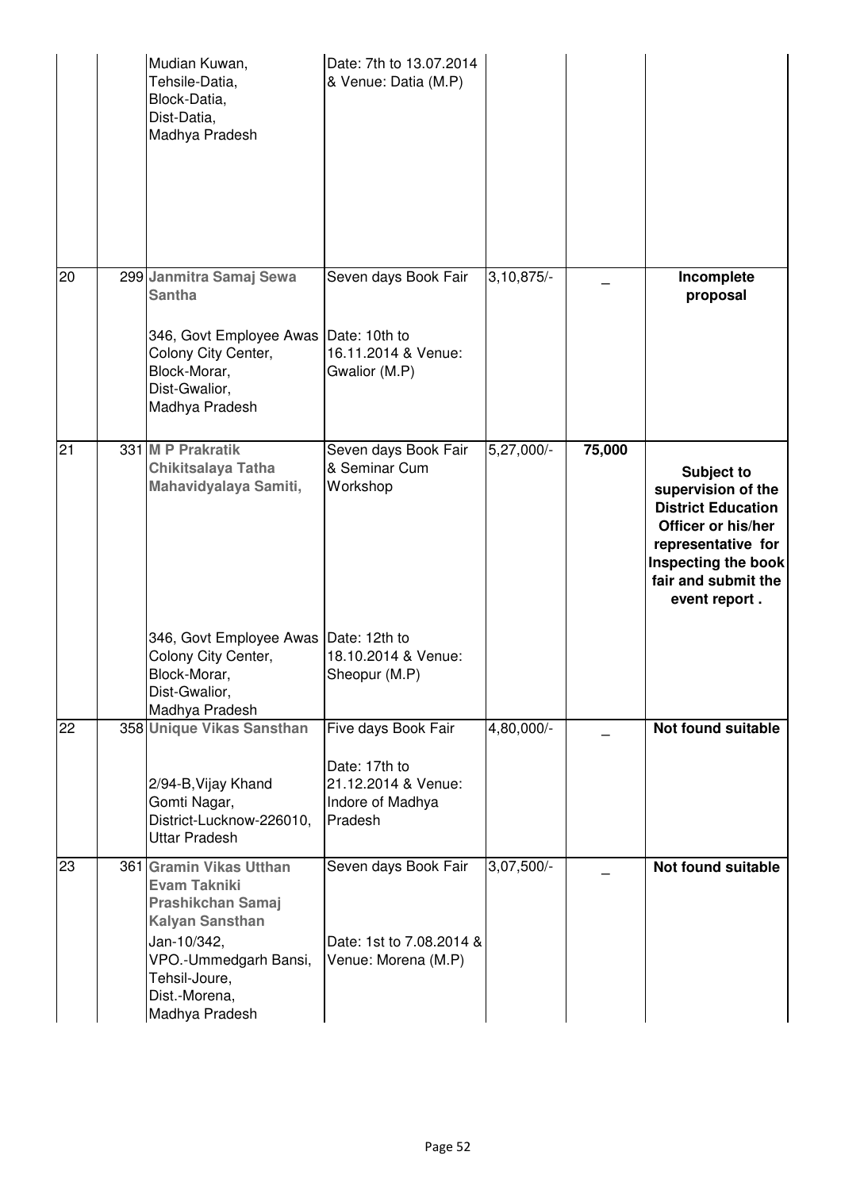| | | | | | | |
|---|---|---|---|---|---|---|
| | | Mudian Kuwan, Tehsile-Datia, Block-Datia, Dist-Datia, Madhya Pradesh | Date: 7th to 13.07.2014 & Venue: Datia (M.P) | | | |
| 20 | 299 | **Janmitra Samaj Sewa Santha** 346, Govt Employee Awas Colony City Center, Block-Morar, Dist-Gwalior, Madhya Pradesh | Seven days Book Fair Date: 10th to 16.11.2014 & Venue: Gwalior (M.P) | 3,10,875/- | _ | **Incomplete proposal** |
| 21 | 331 | **M P Prakratik Chikitsalaya Tatha Mahavidyalaya Samiti,** 346, Govt Employee Awas Colony City Center, Block-Morar, Dist-Gwalior, Madhya Pradesh | Seven days Book Fair & Seminar Cum Workshop Date: 12th to 18.10.2014 & Venue: Sheopur (M.P) | 5,27,000/- | **75,000** | **Subject to supervision of the District Education Officer or his/her representative for Inspecting the book fair and submit the event report .** |
| 22 | 358 | **Unique Vikas Sansthan** 2/94-B,Vijay Khand Gomti Nagar, District-Lucknow-226010, Uttar Pradesh | Five days Book Fair Date: 17th to 21.12.2014 & Venue: Indore of Madhya Pradesh | 4,80,000/- | _ | **Not found suitable** |
| 23 | 361 | **Gramin Vikas Utthan Evam Takniki Prashikchan Samaj Kalyan Sansthan** Jan-10/342, VPO.-Ummedgarh Bansi, Tehsil-Joure, Dist.-Morena, Madhya Pradesh | Seven days Book Fair Date: 1st to 7.08.2014 & Venue: Morena (M.P) | 3,07,500/- | _ | **Not found suitable** |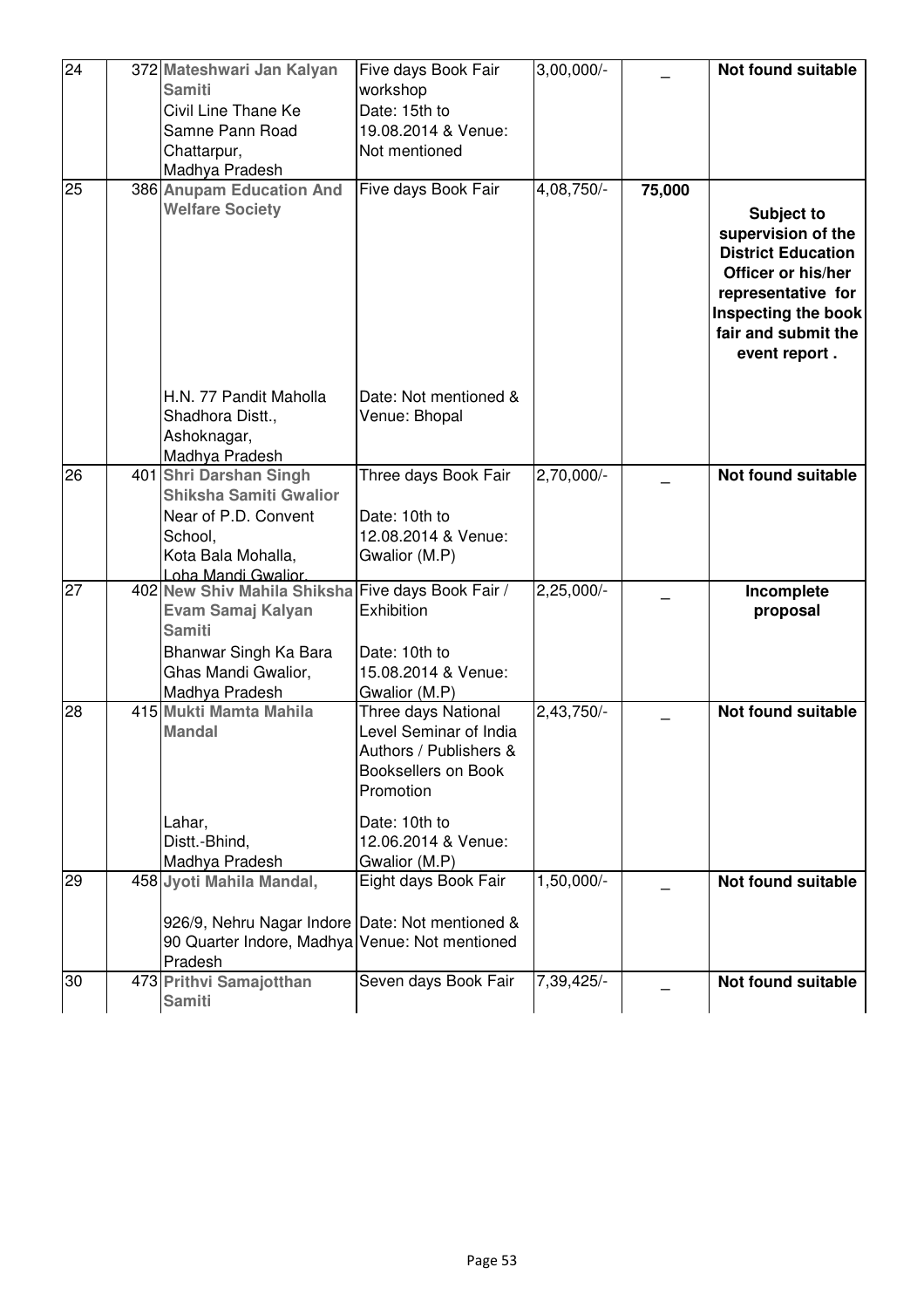| 24 | 372 | **Mateshwari Jan Kalyan Samiti**<br>Civil Line Thane Ke Samne Pann Road Chattarpur, Madhya Pradesh | Five days Book Fair workshop<br>Date: 15th to 19.08.2014 & Venue: Not mentioned | 3,00,000/- | _ | **Not found suitable** |
|---|---|---|---|---|---|---|
| 25 | 386 | **Anupam Education And Welfare Society**<br>H.N. 77 Pandit Maholla Shadhora Distt., Ashoknagar, Madhya Pradesh | Five days Book Fair<br>Date: Not mentioned & Venue: Bhopal | 4,08,750/- | **75,000** | **Subject to supervision of the District Education Officer or his/her representative for Inspecting the book fair and submit the event report .** |
| 26 | 401 | **Shri Darshan Singh Shiksha Samiti Gwalior**<br>Near of P.D. Convent School, Kota Bala Mohalla, Loha Mandi Gwalior. | Three days Book Fair<br>Date: 10th to 12.08.2014 & Venue: Gwalior (M.P) | 2,70,000/- | _ | **Not found suitable** |
| 27 | 402 | **New Shiv Mahila Shiksha Evam Samaj Kalyan Samiti**<br>Bhanwar Singh Ka Bara Ghas Mandi Gwalior, Madhya Pradesh | Five days Book Fair / Exhibition<br>Date: 10th to 15.08.2014 & Venue: Gwalior (M.P) | 2,25,000/- | _ | **Incomplete proposal** |
| 28 | 415 | **Mukti Mamta Mahila Mandal**<br>Lahar, Distt.-Bhind, Madhya Pradesh | Three days National Level Seminar of India Authors / Publishers & Booksellers on Book Promotion<br>Date: 10th to 12.06.2014 & Venue: Gwalior (M.P) | 2,43,750/- | _ | **Not found suitable** |
| 29 | 458 | **Jyoti Mahila Mandal,**<br>926/9, Nehru Nagar Indore 90 Quarter Indore, Madhya Pradesh | Eight days Book Fair<br>Date: Not mentioned & Venue: Not mentioned | 1,50,000/- | _ | **Not found suitable** |
| 30 | 473 | **Prithvi Samajotthan Samiti** | Seven days Book Fair | 7,39,425/- | _ | **Not found suitable** |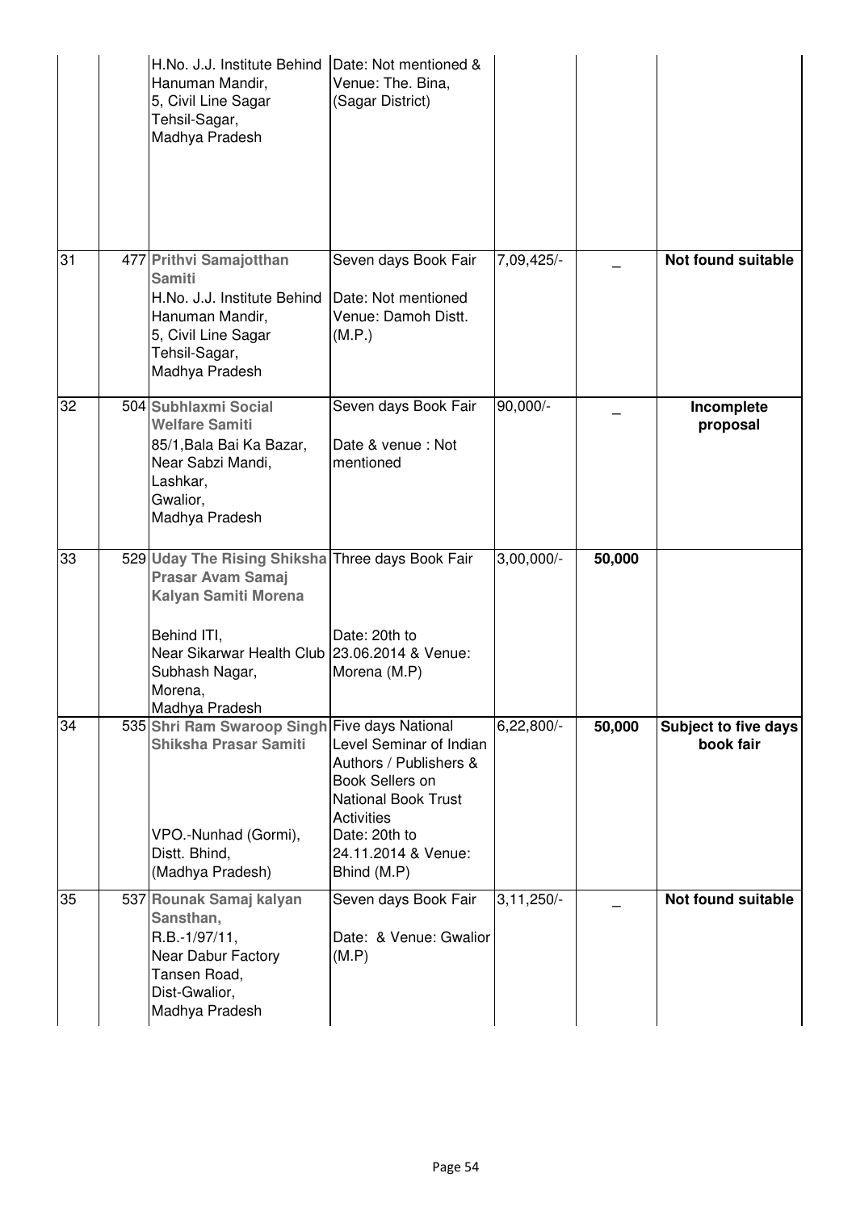| | | | | | | |
|---|---|---|---|---|---|---|
| | | H.No. J.J. Institute Behind Hanuman Mandir, 5, Civil Line Sagar Tehsil-Sagar, Madhya Pradesh | Date: Not mentioned & Venue: The. Bina, (Sagar District) | | | |
| 31 | 477 | **Prithvi Samajotthan Samiti** H.No. J.J. Institute Behind Hanuman Mandir, 5, Civil Line Sagar Tehsil-Sagar, Madhya Pradesh | Seven days Book Fair Date: Not mentioned Venue: Damoh Distt. (M.P.) | 7,09,425/- | _ | **Not found suitable** |
| 32 | 504 | **Subhlaxmi Social Welfare Samiti** 85/1,Bala Bai Ka Bazar, Near Sabzi Mandi, Lashkar, Gwalior, Madhya Pradesh | Seven days Book Fair Date & venue : Not mentioned | 90,000/- | _ | **Incomplete proposal** |
| 33 | 529 | **Uday The Rising Shiksha Prasar Avam Samaj Kalyan Samiti Morena** Behind ITI, Near Sikarwar Health Club Subhash Nagar, Morena, Madhya Pradesh | Three days Book Fair Date: 20th to 23.06.2014 & Venue: Morena (M.P) | 3,00,000/- | **50,000** | |
| 34 | 535 | **Shri Ram Swaroop Singh Shiksha Prasar Samiti** VPO.-Nunhad (Gormi), Distt. Bhind, (Madhya Pradesh) | Five days National Level Seminar of Indian Authors / Publishers & Book Sellers on National Book Trust Activities Date: 20th to 24.11.2014 & Venue: Bhind (M.P) | 6,22,800/- | **50,000** | **Subject to five days book fair** |
| 35 | 537 | **Rounak Samaj kalyan Sansthan,** R.B.-1/97/11, Near Dabur Factory Tansen Road, Dist-Gwalior, Madhya Pradesh | Seven days Book Fair Date: & Venue: Gwalior (M.P) | 3,11,250/- | _ | **Not found suitable** |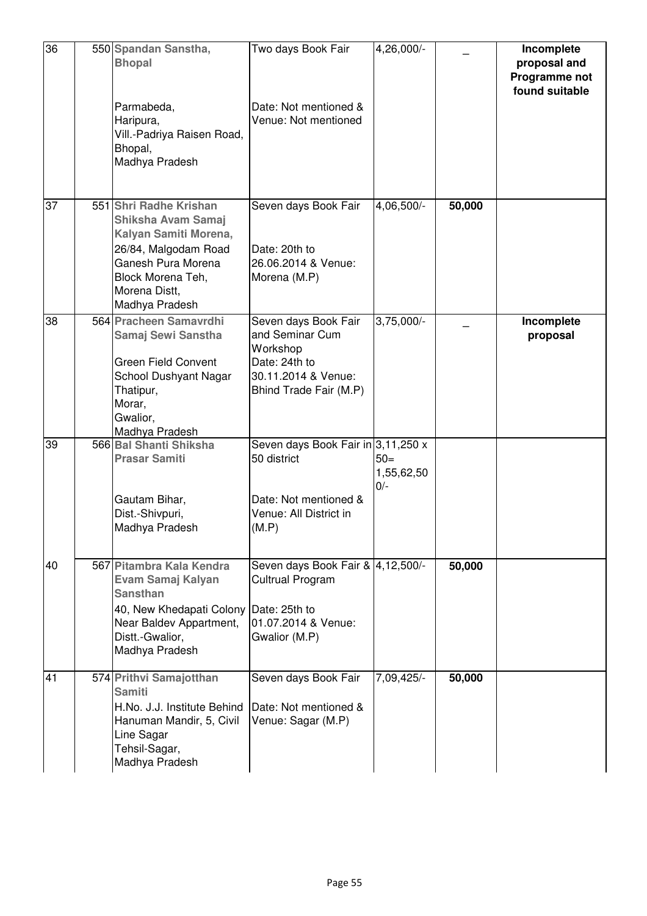| 36 | 550 | **Spandan Sanstha, Bhopal**<br><br>Parmabeda,<br>Haripura,<br>Vill.-Padriya Raisen Road,<br>Bhopal,<br>Madhya Pradesh | Two days Book Fair<br><br>Date: Not mentioned & Venue: Not mentioned | 4,26,000/- | _ | **Incomplete proposal and Programme not found suitable** |
|---|---|---|---|---|---|---|
| 37 | 551 | **Shri Radhe Krishan Shiksha Avam Samaj Kalyan Samiti Morena,**<br>26/84, Malgodam Road Ganesh Pura Morena Block Morena Teh, Morena Distt, Madhya Pradesh | Seven days Book Fair<br><br>Date: 20th to 26.06.2014 & Venue: Morena (M.P) | 4,06,500/- | **50,000** | |
| 38 | 564 | **Pracheen Samavrdhi Samaj Sewi Sanstha**<br><br>Green Field Convent School Dushyant Nagar Thatipur,<br>Morar,<br>Gwalior,<br>Madhya Pradesh | Seven days Book Fair and Seminar Cum Workshop<br>Date: 24th to 30.11.2014 & Venue: Bhind Trade Fair (M.P) | 3,75,000/- | _ | **Incomplete proposal** |
| 39 | 566 | **Bal Shanti Shiksha Prasar Samiti**<br><br>Gautam Bihar,<br>Dist.-Shivpuri,<br>Madhya Pradesh | Seven days Book Fair in 50 district<br><br>Date: Not mentioned & Venue: All District in (M.P) | 3,11,250 x 50= 1,55,62,500/- | | |
| 40 | 567 | **Pitambra Kala Kendra Evam Samaj Kalyan Sansthan**<br>40, New Khedapati Colony Near Baldev Appartment, Distt.-Gwalior, Madhya Pradesh | Seven days Book Fair & Cultrual Program<br>Date: 25th to 01.07.2014 & Venue: Gwalior (M.P) | 4,12,500/- | **50,000** | |
| 41 | 574 | **Prithvi Samajotthan Samiti**<br>H.No. J.J. Institute Behind Hanuman Mandir, 5, Civil Line Sagar<br>Tehsil-Sagar,<br>Madhya Pradesh | Seven days Book Fair<br><br>Date: Not mentioned & Venue: Sagar (M.P) | 7,09,425/- | **50,000** | |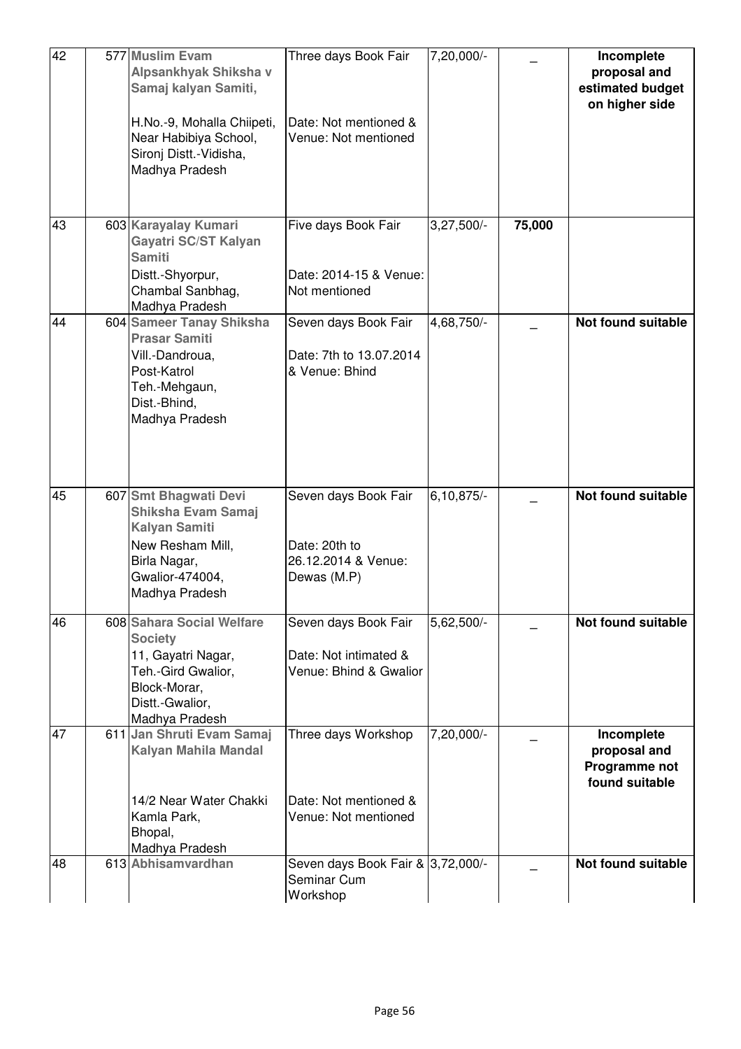| 42 | 577 | **Muslim Evam Alpsankhyak Shiksha v Samaj kalyan Samiti,** H.No.-9, Mohalla Chiipeti, Near Habibiya School, Sironj Distt.-Vidisha, Madhya Pradesh | Three days Book Fair Date: Not mentioned & Venue: Not mentioned | 7,20,000/- | _ | **Incomplete proposal and estimated budget on higher side** |
|---|---|---|---|---|---|---|
| 43 | 603 | **Karayalay Kumari Gayatri SC/ST Kalyan Samiti** Distt.-Shyorpur, Chambal Sanbhag, Madhya Pradesh | Five days Book Fair Date: 2014-15 & Venue: Not mentioned | 3,27,500/- | **75,000** | |
| 44 | 604 | **Sameer Tanay Shiksha Prasar Samiti** Vill.-Dandroua, Post-Katrol Teh.-Mehgaun, Dist.-Bhind, Madhya Pradesh | Seven days Book Fair Date: 7th to 13.07.2014 & Venue: Bhind | 4,68,750/- | _ | **Not found suitable** |
| 45 | 607 | **Smt Bhagwati Devi Shiksha Evam Samaj Kalyan Samiti** New Resham Mill, Birla Nagar, Gwalior-474004, Madhya Pradesh | Seven days Book Fair Date: 20th to 26.12.2014 & Venue: Dewas (M.P) | 6,10,875/- | _ | **Not found suitable** |
| 46 | 608 | **Sahara Social Welfare Society** 11, Gayatri Nagar, Teh.-Gird Gwalior, Block-Morar, Distt.-Gwalior, Madhya Pradesh | Seven days Book Fair Date: Not intimated & Venue: Bhind & Gwalior | 5,62,500/- | _ | **Not found suitable** |
| 47 | 611 | **Jan Shruti Evam Samaj Kalyan Mahila Mandal** 14/2 Near Water Chakki Kamla Park, Bhopal, Madhya Pradesh | Three days Workshop Date: Not mentioned & Venue: Not mentioned | 7,20,000/- | _ | **Incomplete proposal and Programme not found suitable** |
| 48 | 613 | **Abhisamvardhan** | Seven days Book Fair & Seminar Cum Workshop | 3,72,000/- | _ | **Not found suitable** |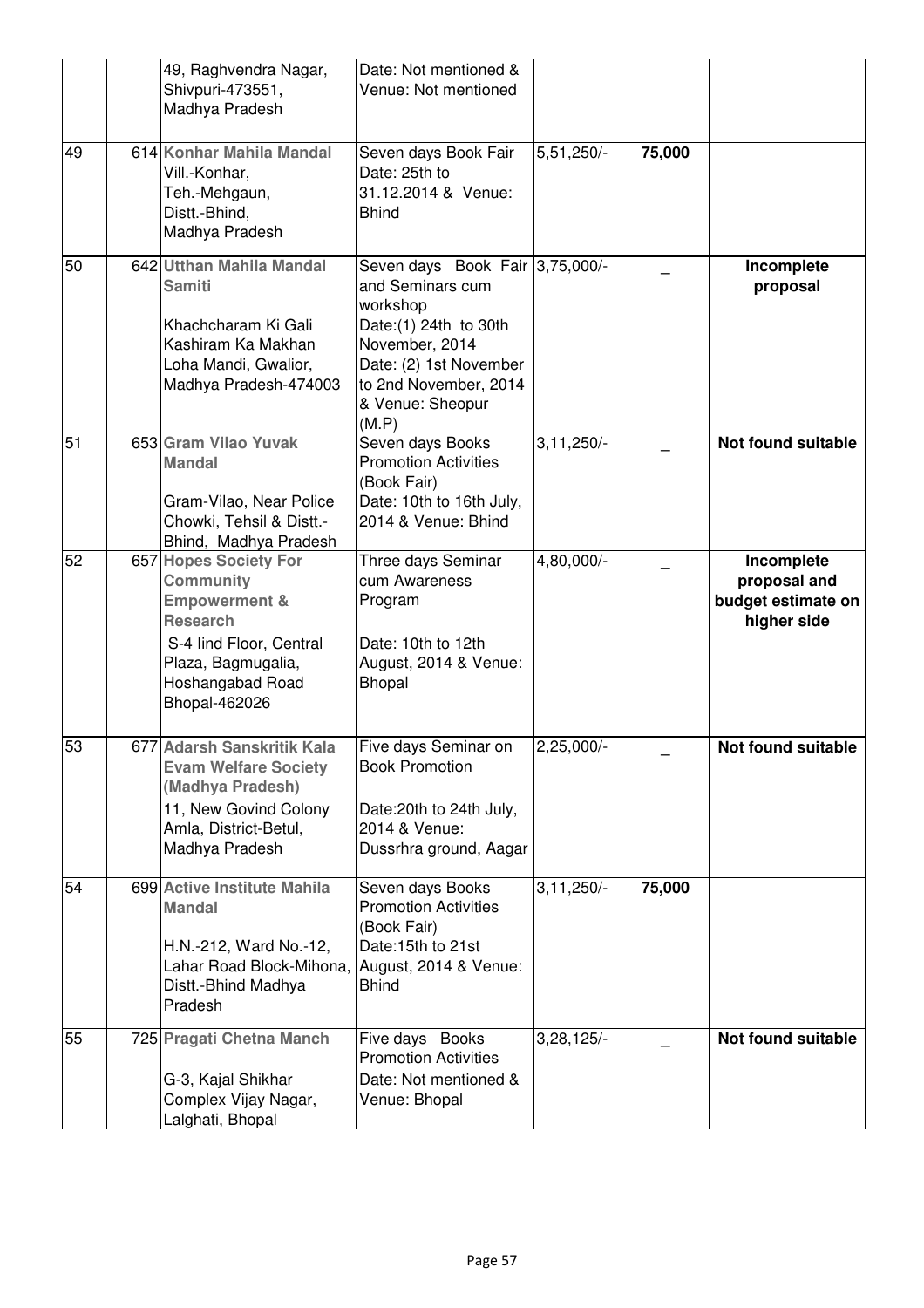| | | | | | |
|---|---|---|---|---|---|
| | | 49, Raghvendra Nagar, Shivpuri-473551, Madhya Pradesh | Date: Not mentioned & Venue: Not mentioned | | | |
| 49 | 614 | **Konhar Mahila Mandal** Vill.-Konhar, Teh.-Mehgaun, Distt.-Bhind, Madhya Pradesh | Seven days Book Fair Date: 25th to 31.12.2014 & Venue: Bhind | 5,51,250/- | **75,000** | |
| 50 | 642 | **Utthan Mahila Mandal Samiti** Khachcharam Ki Gali Kashiram Ka Makhan Loha Mandi, Gwalior, Madhya Pradesh-474003 | Seven days Book Fair and Seminars cum workshop Date:(1) 24th to 30th November, 2014 Date: (2) 1st November to 2nd November, 2014 & Venue: Sheopur (M.P) | 3,75,000/- | _ | **Incomplete proposal** |
| 51 | 653 | **Gram Vilao Yuvak Mandal** Gram-Vilao, Near Police Chowki, Tehsil & Distt.-Bhind, Madhya Pradesh | Seven days Books Promotion Activities (Book Fair) Date: 10th to 16th July, 2014 & Venue: Bhind | 3,11,250/- | _ | **Not found suitable** |
| 52 | 657 | **Hopes Society For Community Empowerment & Research** S-4 IInd Floor, Central Plaza, Bagmugalia, Hoshangabad Road Bhopal-462026 | Three days Seminar cum Awareness Program Date: 10th to 12th August, 2014 & Venue: Bhopal | 4,80,000/- | _ | **Incomplete proposal and budget estimate on higher side** |
| 53 | 677 | **Adarsh Sanskritik Kala Evam Welfare Society (Madhya Pradesh)** 11, New Govind Colony Amla, District-Betul, Madhya Pradesh | Five days Seminar on Book Promotion Date:20th to 24th July, 2014 & Venue: Dussrhra ground, Aagar | 2,25,000/- | _ | **Not found suitable** |
| 54 | 699 | **Active Institute Mahila Mandal** H.N.-212, Ward No.-12, Lahar Road Block-Mihona, Distt.-Bhind Madhya Pradesh | Seven days Books Promotion Activities (Book Fair) Date:15th to 21st August, 2014 & Venue: Bhind | 3,11,250/- | **75,000** | |
| 55 | 725 | **Pragati Chetna Manch** G-3, Kajal Shikhar Complex Vijay Nagar, Lalghati, Bhopal | Five days Books Promotion Activities Date: Not mentioned & Venue: Bhopal | 3,28,125/- | _ | **Not found suitable** |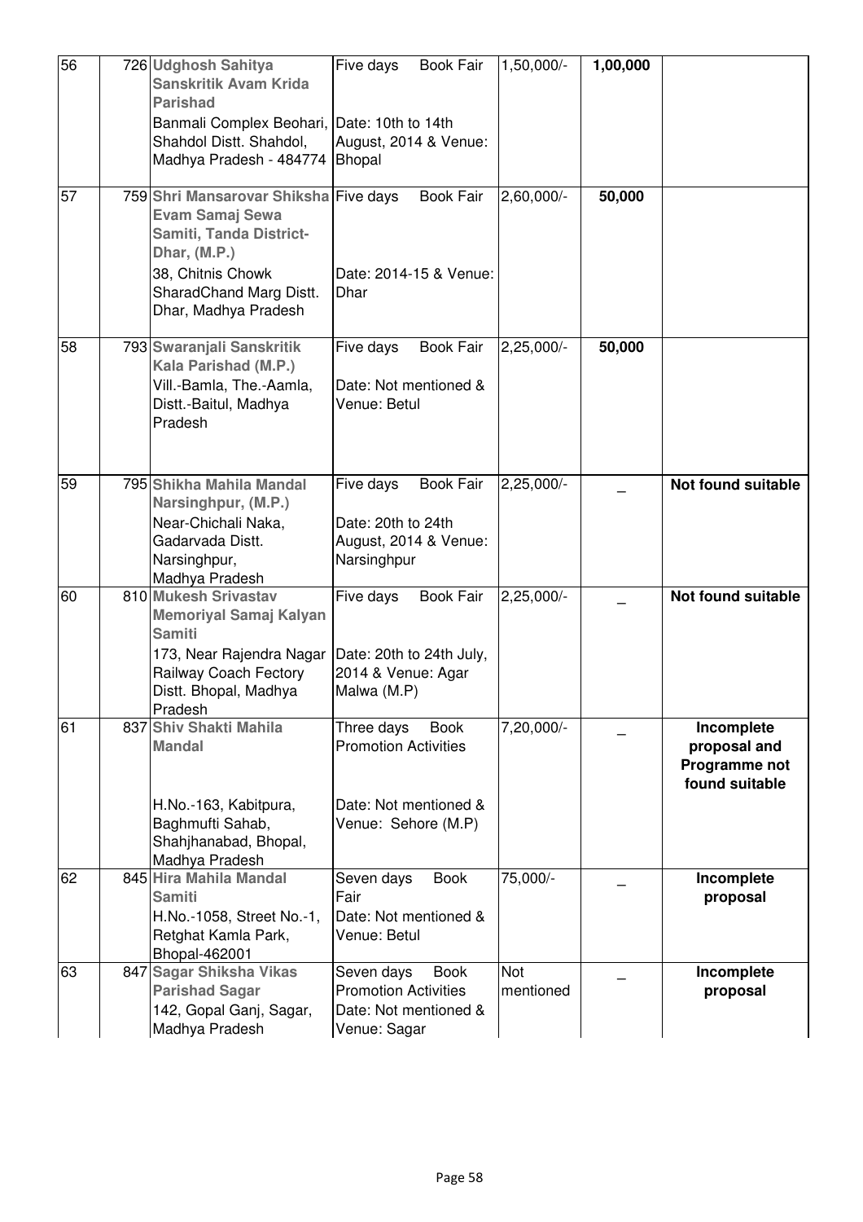| 56 | 726 | **Udghosh Sahitya Sanskritik Avam Krida Parishad**<br>Banmali Complex Beohari, Shahdol Distt. Shahdol, Madhya Pradesh - 484774 | Five days Book Fair<br>Date: 10th to 14th August, 2014 & Venue: Bhopal | 1,50,000/- | **1,00,000** | |
|---|---|---|---|---|---|---|
| 57 | 759 | **Shri Mansarovar Shiksha Evam Samaj Sewa Samiti, Tanda District-Dhar, (M.P.)**<br>38, Chitnis Chowk SharadChand Marg Distt. Dhar, Madhya Pradesh | Five days Book Fair<br>Date: 2014-15 & Venue: Dhar | 2,60,000/- | **50,000** | |
| 58 | 793 | **Swaranjali Sanskritik Kala Parishad (M.P.)**<br>Vill.-Bamla, The.-Aamla, Distt.-Baitul, Madhya Pradesh | Five days Book Fair<br>Date: Not mentioned & Venue: Betul | 2,25,000/- | **50,000** | |
| 59 | 795 | **Shikha Mahila Mandal Narsinghpur, (M.P.)**<br>Near-Chichali Naka, Gadarvada Distt. Narsinghpur, Madhya Pradesh | Five days Book Fair<br>Date: 20th to 24th August, 2014 & Venue: Narsinghpur | 2,25,000/- | _ | **Not found suitable** |
| 60 | 810 | **Mukesh Srivastav Memoriyal Samaj Kalyan Samiti**<br>173, Near Rajendra Nagar Railway Coach Fectory Distt. Bhopal, Madhya Pradesh | Five days Book Fair<br>Date: 20th to 24th July, 2014 & Venue: Agar Malwa (M.P) | 2,25,000/- | _ | **Not found suitable** |
| 61 | 837 | **Shiv Shakti Mahila Mandal**<br>H.No.-163, Kabitpura, Baghmufti Sahab, Shahjhanabad, Bhopal, Madhya Pradesh | Three days Book Promotion Activities<br>Date: Not mentioned & Venue: Sehore (M.P) | 7,20,000/- | _ | **Incomplete proposal and Programme not found suitable** |
| 62 | 845 | **Hira Mahila Mandal Samiti**<br>H.No.-1058, Street No.-1, Retghat Kamla Park, Bhopal-462001 | Seven days Book Fair<br>Date: Not mentioned & Venue: Betul | 75,000/- | _ | **Incomplete proposal** |
| 63 | 847 | **Sagar Shiksha Vikas Parishad Sagar**<br>142, Gopal Ganj, Sagar, Madhya Pradesh | Seven days Book Promotion Activities<br>Date: Not mentioned & Venue: Sagar | Not mentioned | _ | **Incomplete proposal** |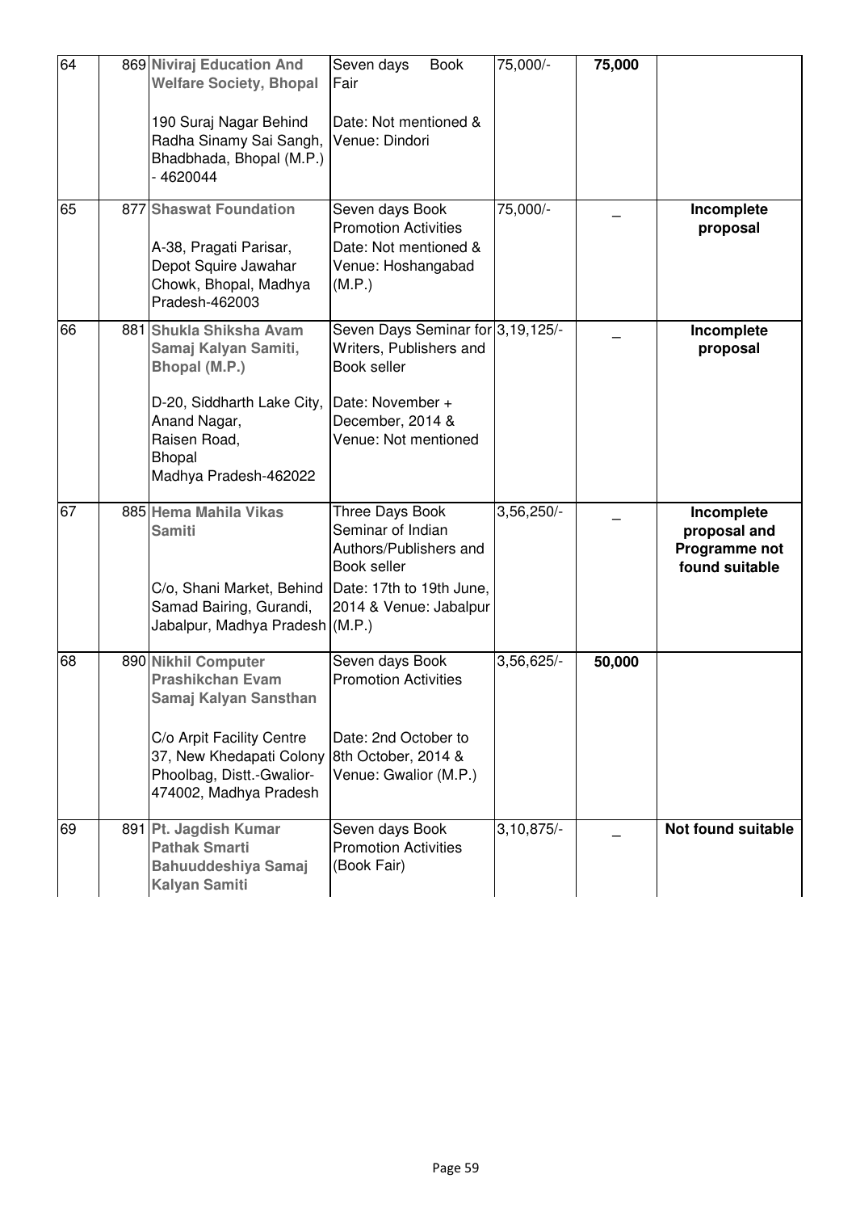| 64 | 869 | **Niviraj Education And Welfare Society, Bhopal**<br><br>190 Suraj Nagar Behind Radha Sinamy Sai Sangh, Bhadbhada, Bhopal (M.P.) - 4620044 | Seven days Book Fair<br><br>Date: Not mentioned & Venue: Dindori | 75,000/- | **75,000** | |
|---|---|---|---|---|---|---|
| 65 | 877 | **Shaswat Foundation**<br><br>A-38, Pragati Parisar, Depot Squire Jawahar Chowk, Bhopal, Madhya Pradesh-462003 | Seven days Book Promotion Activities<br>Date: Not mentioned & Venue: Hoshangabad (M.P.) | 75,000/- | _ | **Incomplete proposal** |
| 66 | 881 | **Shukla Shiksha Avam Samaj Kalyan Samiti, Bhopal (M.P.)**<br><br>D-20, Siddharth Lake City, Anand Nagar, Raisen Road, Bhopal Madhya Pradesh-462022 | Seven Days Seminar for Writers, Publishers and Book seller<br><br>Date: November + December, 2014 & Venue: Not mentioned | 3,19,125/- | _ | **Incomplete proposal** |
| 67 | 885 | **Hema Mahila Vikas Samiti**<br><br>C/o, Shani Market, Behind Samad Bairing, Gurandi, Jabalpur, Madhya Pradesh | Three Days Book Seminar of Indian Authors/Publishers and Book seller<br>Date: 17th to 19th June, 2014 & Venue: Jabalpur (M.P.) | 3,56,250/- | _ | **Incomplete proposal and Programme not found suitable** |
| 68 | 890 | **Nikhil Computer Prashikchan Evam Samaj Kalyan Sansthan**<br><br>C/o Arpit Facility Centre 37, New Khedapati Colony Phoolbag, Distt.-Gwalior-474002, Madhya Pradesh | Seven days Book Promotion Activities<br><br>Date: 2nd October to 8th October, 2014 & Venue: Gwalior (M.P.) | 3,56,625/- | **50,000** | |
| 69 | 891 | **Pt. Jagdish Kumar Pathak Smarti Bahuuddeshiya Samaj Kalyan Samiti** | Seven days Book Promotion Activities (Book Fair) | 3,10,875/- | _ | **Not found suitable** |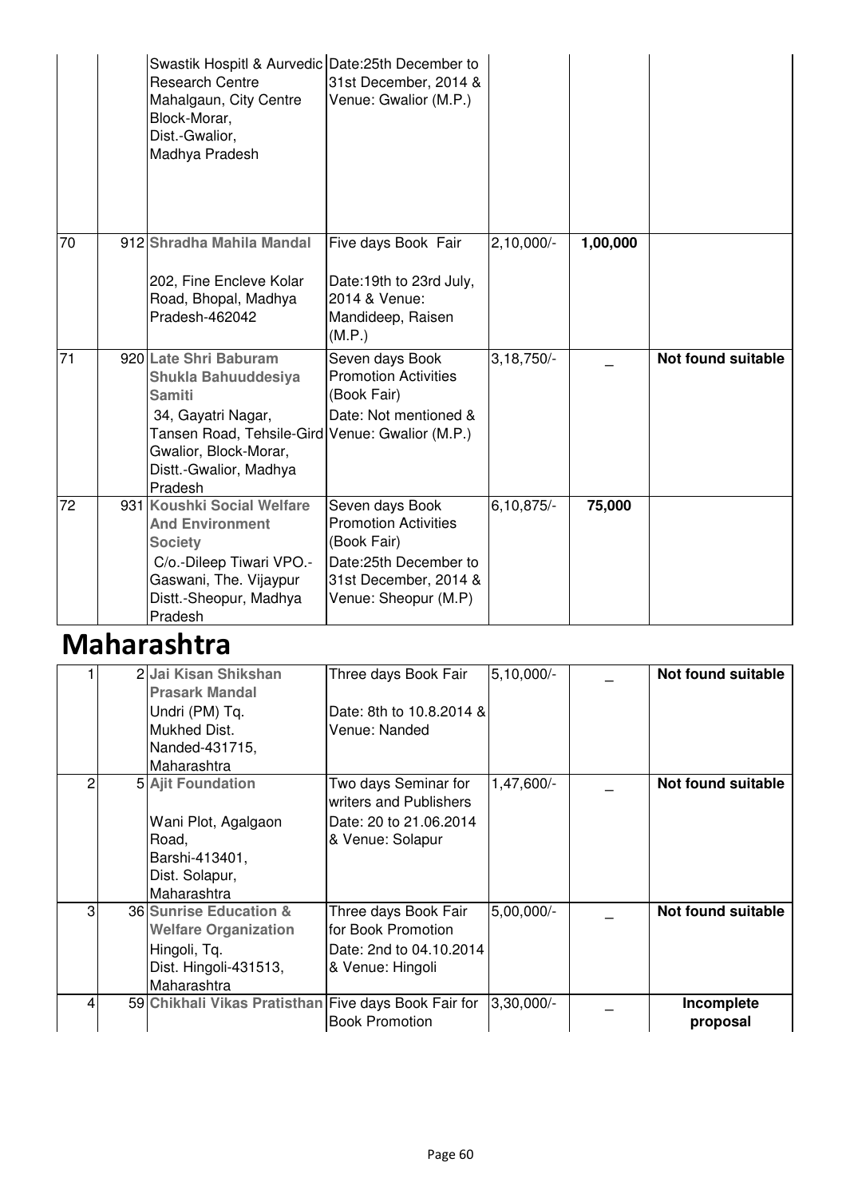|  |  | Swastik Hospitl & Aurvedic Research Centre Mahalgaun, City Centre Block-Morar, Dist.-Gwalior, Madhya Pradesh | Date:25th December to 31st December, 2014 & Venue: Gwalior (M.P.) |  |  |  |
|---|---|---|---|---|---|---|
| 70 | 912 | **Shradha Mahila Mandal** 202, Fine Encleve Kolar Road, Bhopal, Madhya Pradesh-462042 | Five days Book Fair Date:19th to 23rd July, 2014 & Venue: Mandideep, Raisen (M.P.) | 2,10,000/- | **1,00,000** |  |
| 71 | 920 | **Late Shri Baburam Shukla Bahuuddesiya Samiti** 34, Gayatri Nagar, Tansen Road, Tehsile-Gird Gwalior, Block-Morar, Distt.-Gwalior, Madhya Pradesh | Seven days Book Promotion Activities (Book Fair) Date: Not mentioned & Venue: Gwalior (M.P.) | 3,18,750/- | _ | **Not found suitable** |
| 72 | 931 | **Koushki Social Welfare And Environment Society** C/o.-Dileep Tiwari VPO.-Gaswani, The. Vijaypur Distt.-Sheopur, Madhya Pradesh | Seven days Book Promotion Activities (Book Fair) Date:25th December to 31st December, 2014 & Venue: Sheopur (M.P) | 6,10,875/- | **75,000** |  |

# Maharashtra

| 1 | 2 | **Jai Kisan Shikshan Prasark Mandal** Undri (PM) Tq. Mukhed Dist. Nanded-431715, Maharashtra | Three days Book Fair Date: 8th to 10.8.2014 & Venue: Nanded | 5,10,000/- | _ | **Not found suitable** |
|---|---|---|---|---|---|---|
| 2 | 5 | **Ajit Foundation** Wani Plot, Agalgaon Road, Barshi-413401, Dist. Solapur, Maharashtra | Two days Seminar for writers and Publishers Date: 20 to 21.06.2014 & Venue: Solapur | 1,47,600/- | _ | **Not found suitable** |
| 3 | 36 | **Sunrise Education & Welfare Organization** Hingoli, Tq. Dist. Hingoli-431513, Maharashtra | Three days Book Fair for Book Promotion Date: 2nd to 04.10.2014 & Venue: Hingoli | 5,00,000/- | _ | **Not found suitable** |
| 4 | 59 | **Chikhali Vikas Pratisthan** | Five days Book Fair for Book Promotion | 3,30,000/- | _ | **Incomplete proposal** |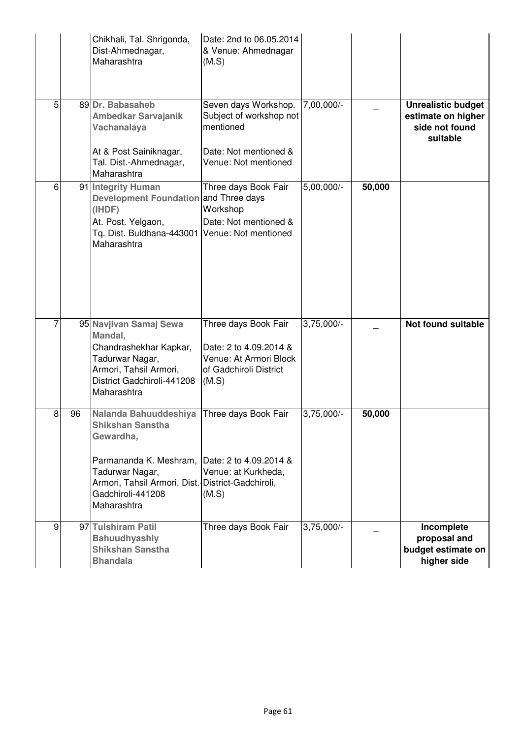| | | | | | | |
|---|---|---|---|---|---|---|
| | | Chikhali, Tal. Shrigonda, Dist-Ahmednagar, Maharashtra | Date: 2nd to 06.05.2014 & Venue: Ahmednagar (M.S) | | | |
| 5 | 89 | **Dr. Babasaheb Ambedkar Sarvajanik Vachanalaya**<br><br>At & Post Sainiknagar, Tal. Dist.-Ahmednagar, Maharashtra | Seven days Workshop. Subject of workshop not mentioned<br><br>Date: Not mentioned & Venue: Not mentioned | 7,00,000/- | _ | **Unrealistic budget estimate on higher side not found suitable** |
| 6 | 91 | **Integrity Human Development Foundation (IHDF)**<br>At. Post. Yelgaon, Tq. Dist. Buldhana-443001 Maharashtra | Three days Book Fair and Three days Workshop<br>Date: Not mentioned & Venue: Not mentioned | 5,00,000/- | **50,000** | |
| 7 | 95 | **Navjivan Samaj Sewa Mandal,**<br>Chandrashekhar Kapkar, Tadurwar Nagar, Armori, Tahsil Armori, District Gadchiroli-441208 Maharashtra | Three days Book Fair<br><br>Date: 2 to 4.09.2014 & Venue: At Armori Block of Gadchiroli District (M.S) | 3,75,000/- | _ | **Not found suitable** |
| 8 | 96 | **Nalanda Bahuuddeshiya Shikshan Sanstha Gewardha,**<br><br>Parmananda K. Meshram, Tadurwar Nagar, Armori, Tahsil Armori, Dist.-Gadchiroli-441208 Maharashtra | Three days Book Fair<br><br>Date: 2 to 4.09.2014 & Venue: at Kurkheda, District-Gadchiroli, (M.S) | 3,75,000/- | **50,000** | |
| 9 | 97 | **Tulshiram Patil Bahuudhyashiy Shikshan Sanstha Bhandala** | Three days Book Fair | 3,75,000/- | _ | **Incomplete proposal and budget estimate on higher side** |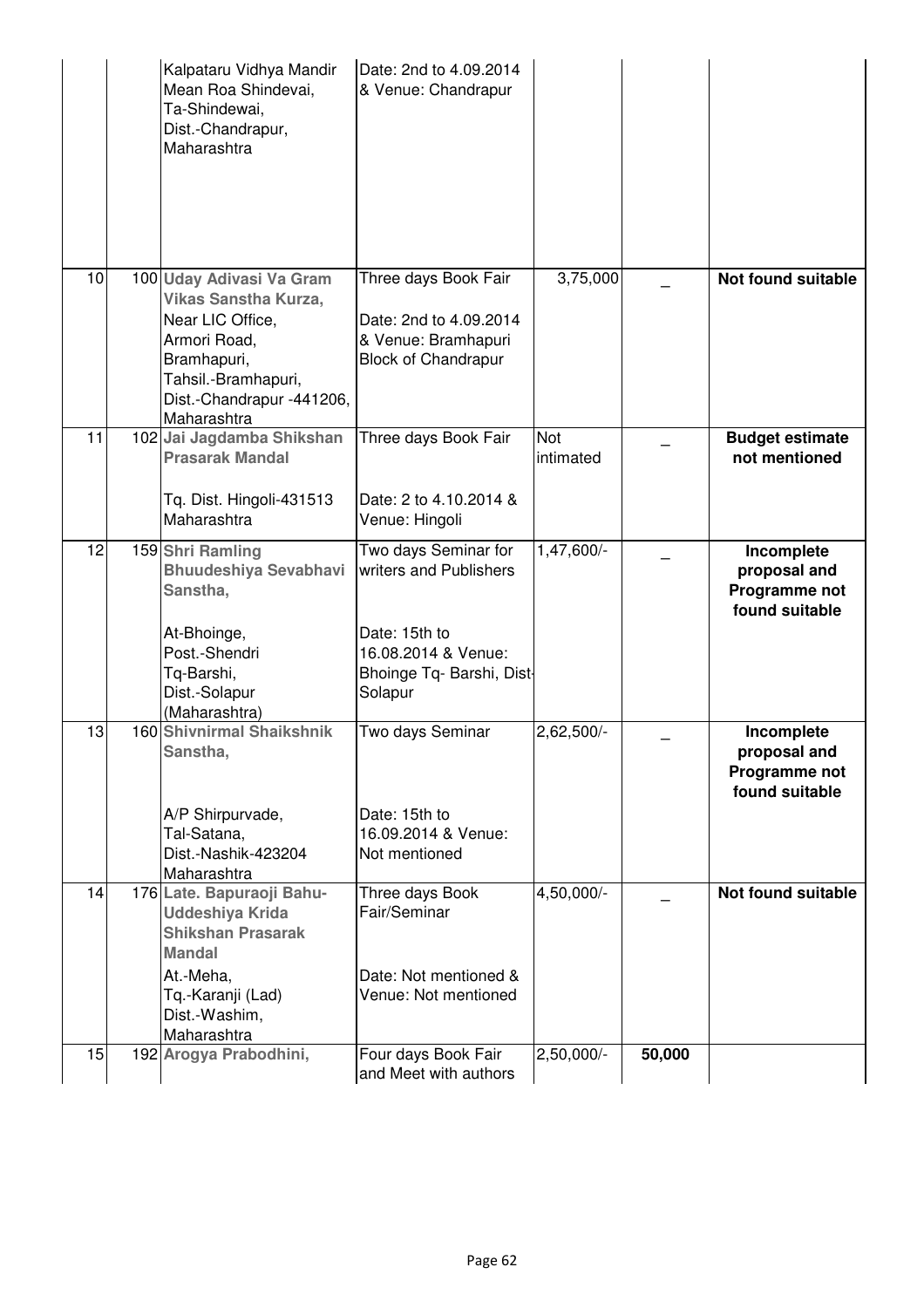| | | | | | | |
|---|---|---|---|---|---|---|
| | | Kalpataru Vidhya Mandir Mean Roa Shindevai, Ta-Shindewai, Dist.-Chandrapur, Maharashtra | Date: 2nd to 4.09.2014 & Venue: Chandrapur | | | |
| 10 | 100 | **Uday Adivasi Va Gram Vikas Sanstha Kurza,** Near LIC Office, Armori Road, Bramhapuri, Tahsil.-Bramhapuri, Dist.-Chandrapur -441206, Maharashtra | Three days Book Fair<br><br>Date: 2nd to 4.09.2014 & Venue: Bramhapuri Block of Chandrapur | 3,75,000 | _ | **Not found suitable** |
| 11 | 102 | **Jai Jagdamba Shikshan Prasarak Mandal**<br><br>Tq. Dist. Hingoli-431513 Maharashtra | Three days Book Fair<br><br>Date: 2 to 4.10.2014 & Venue: Hingoli | Not intimated | _ | **Budget estimate not mentioned** |
| 12 | 159 | **Shri Ramling Bhuudeshiya Sevabhavi Sanstha,**<br><br>At-Bhoinge, Post.-Shendri Tq-Barshi, Dist.-Solapur (Maharashtra) | Two days Seminar for writers and Publishers<br><br>Date: 15th to 16.08.2014 & Venue: Bhoinge Tq- Barshi, Dist-Solapur | 1,47,600/- | _ | **Incomplete proposal and Programme not found suitable** |
| 13 | 160 | **Shivnirmal Shaikshnik Sanstha,**<br><br>A/P Shirpurvade, Tal-Satana, Dist.-Nashik-423204 Maharashtra | Two days Seminar<br><br>Date: 15th to 16.09.2014 & Venue: Not mentioned | 2,62,500/- | _ | **Incomplete proposal and Programme not found suitable** |
| 14 | 176 | **Late. Bapuraoji Bahu-Uddeshiya Krida Shikshan Prasarak Mandal**<br>At.-Meha, Tq.-Karanji (Lad) Dist.-Washim, Maharashtra | Three days Book Fair/Seminar<br><br>Date: Not mentioned & Venue: Not mentioned | 4,50,000/- | _ | **Not found suitable** |
| 15 | 192 | **Arogya Prabodhini,** | Four days Book Fair and Meet with authors | 2,50,000/- | **50,000** | |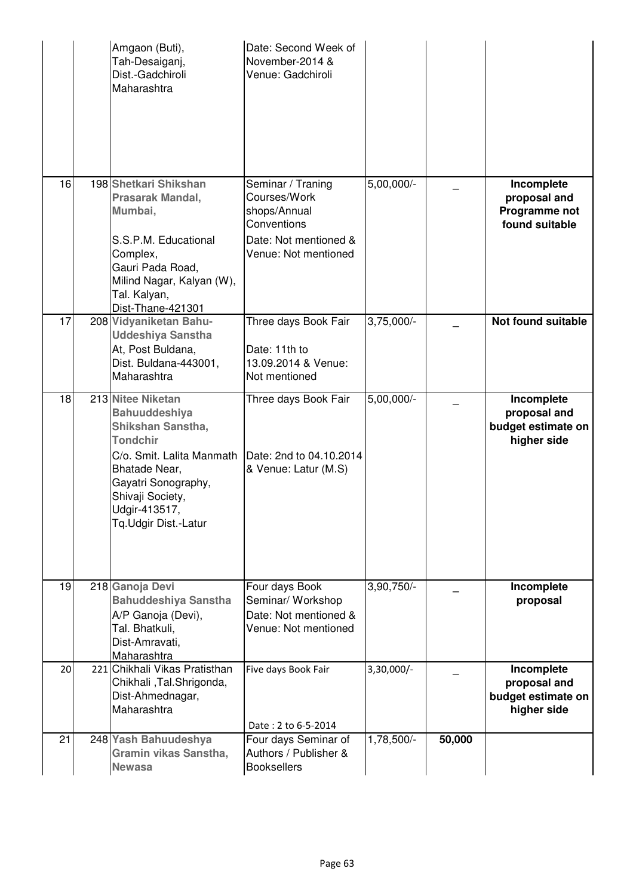| | | | | | | |
|---|---|---|---|---|---|---|
| | | Amgaon (Buti), Tah-Desaiganj, Dist.-Gadchiroli Maharashtra | Date: Second Week of November-2014 & Venue: Gadchiroli | | | |
| 16 | 198 | **Shetkari Shikshan Prasarak Mandal, Mumbai,** S.S.P.M. Educational Complex, Gauri Pada Road, Milind Nagar, Kalyan (W), Tal. Kalyan, Dist-Thane-421301 | Seminar / Traning Courses/Work shops/Annual Conventions Date: Not mentioned & Venue: Not mentioned | 5,00,000/- | _ | **Incomplete proposal and Programme not found suitable** |
| 17 | 208 | **Vidyaniketan Bahu-Uddeshiya Sanstha** At, Post Buldana, Dist. Buldana-443001, Maharashtra | Three days Book Fair Date: 11th to 13.09.2014 & Venue: Not mentioned | 3,75,000/- | _ | **Not found suitable** |
| 18 | 213 | **Nitee Niketan Bahuuddeshiya Shikshan Sanstha, Tondchir** C/o. Smit. Lalita Manmath Bhatade Near, Gayatri Sonography, Shivaji Society, Udgir-413517, Tq.Udgir Dist.-Latur | Three days Book Fair Date: 2nd to 04.10.2014 & Venue: Latur (M.S) | 5,00,000/- | _ | **Incomplete proposal and budget estimate on higher side** |
| 19 | 218 | **Ganoja Devi Bahuddeshiya Sanstha** A/P Ganoja (Devi), Tal. Bhatkuli, Dist-Amravati, Maharashtra | Four days Book Seminar/ Workshop Date: Not mentioned & Venue: Not mentioned | 3,90,750/- | _ | **Incomplete proposal** |
| 20 | 221 | Chikhali Vikas Pratisthan Chikhali ,Tal.Shrigonda, Dist-Ahmednagar, Maharashtra | Five days Book Fair Date : 2 to 6-5-2014 | 3,30,000/- | _ | **Incomplete proposal and budget estimate on higher side** |
| 21 | 248 | **Yash Bahuudeshya Gramin vikas Sanstha, Newasa** | Four days Seminar of Authors / Publisher & Booksellers | 1,78,500/- | **50,000** | |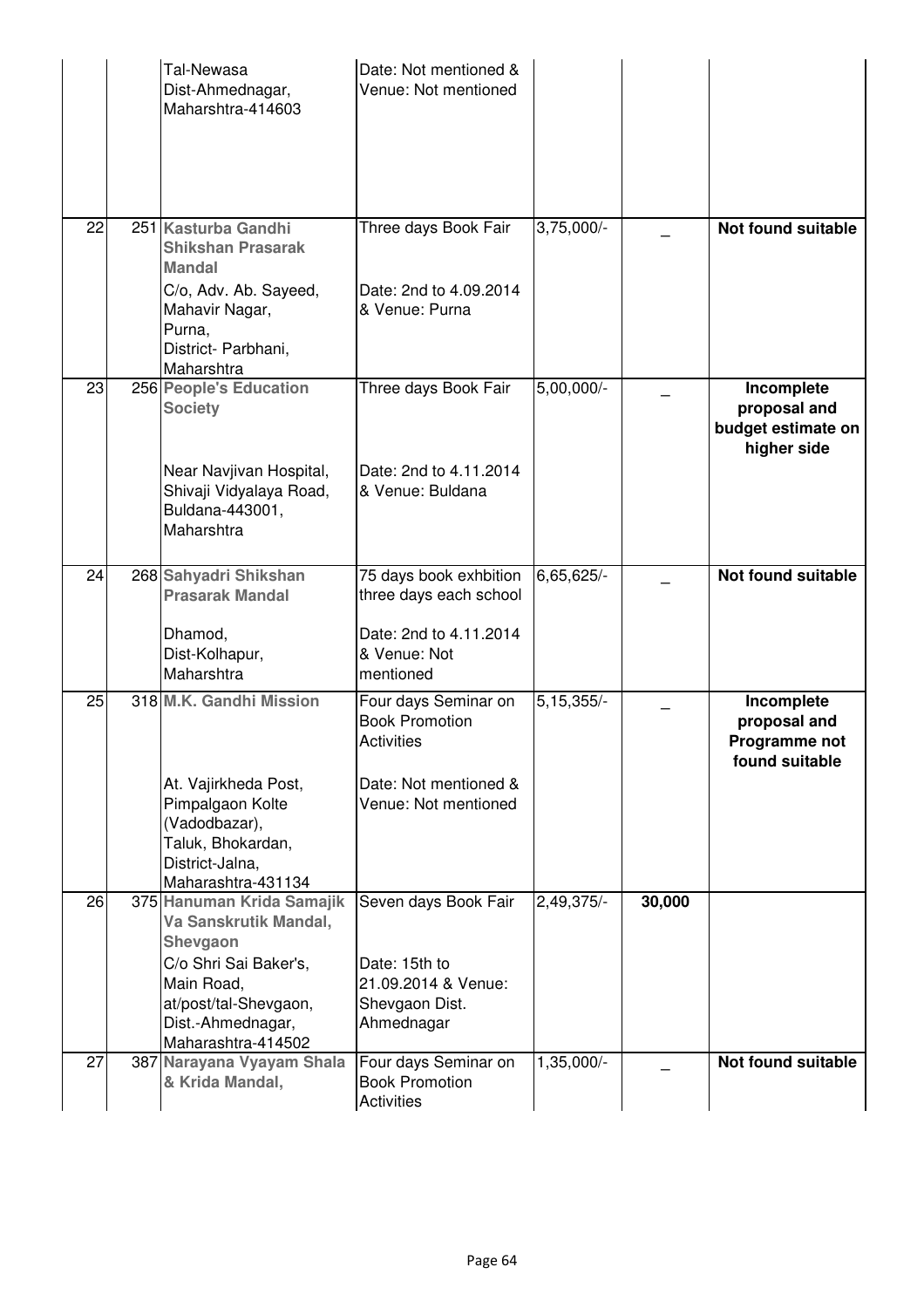|  |  |  |  |  |  |  |
|---|---|---|---|---|---|---|
|  |  | Tal-Newasa Dist-Ahmednagar, Maharshtra-414603 | Date: Not mentioned & Venue: Not mentioned |  |  |  |
| 22 | 251 | **Kasturba Gandhi Shikshan Prasarak Mandal** C/o, Adv. Ab. Sayeed, Mahavir Nagar, Purna, District- Parbhani, Maharshtra | Three days Book Fair Date: 2nd to 4.09.2014 & Venue: Purna | 3,75,000/- | _ | **Not found suitable** |
| 23 | 256 | **People's Education Society** Near Navjivan Hospital, Shivaji Vidyalaya Road, Buldana-443001, Maharshtra | Three days Book Fair Date: 2nd to 4.11.2014 & Venue: Buldana | 5,00,000/- | _ | **Incomplete proposal and budget estimate on higher side** |
| 24 | 268 | **Sahyadri Shikshan Prasarak Mandal** Dhamod, Dist-Kolhapur, Maharshtra | 75 days book exhbition three days each school Date: 2nd to 4.11.2014 & Venue: Not mentioned | 6,65,625/- | _ | **Not found suitable** |
| 25 | 318 | **M.K. Gandhi Mission** At. Vajirkheda Post, Pimpalgaon Kolte (Vadodbazar), Taluk, Bhokardan, District-Jalna, Maharashtra-431134 | Four days Seminar on Book Promotion Activities Date: Not mentioned & Venue: Not mentioned | 5,15,355/- | _ | **Incomplete proposal and Programme not found suitable** |
| 26 | 375 | **Hanuman Krida Samajik Va Sanskrutik Mandal, Shevgaon** C/o Shri Sai Baker's, Main Road, at/post/tal-Shevgaon, Dist.-Ahmednagar, Maharashtra-414502 | Seven days Book Fair Date: 15th to 21.09.2014 & Venue: Shevgaon Dist. Ahmednagar | 2,49,375/- | **30,000** |  |
| 27 | 387 | **Narayana Vyayam Shala & Krida Mandal,** | Four days Seminar on Book Promotion Activities | 1,35,000/- | _ | **Not found suitable** |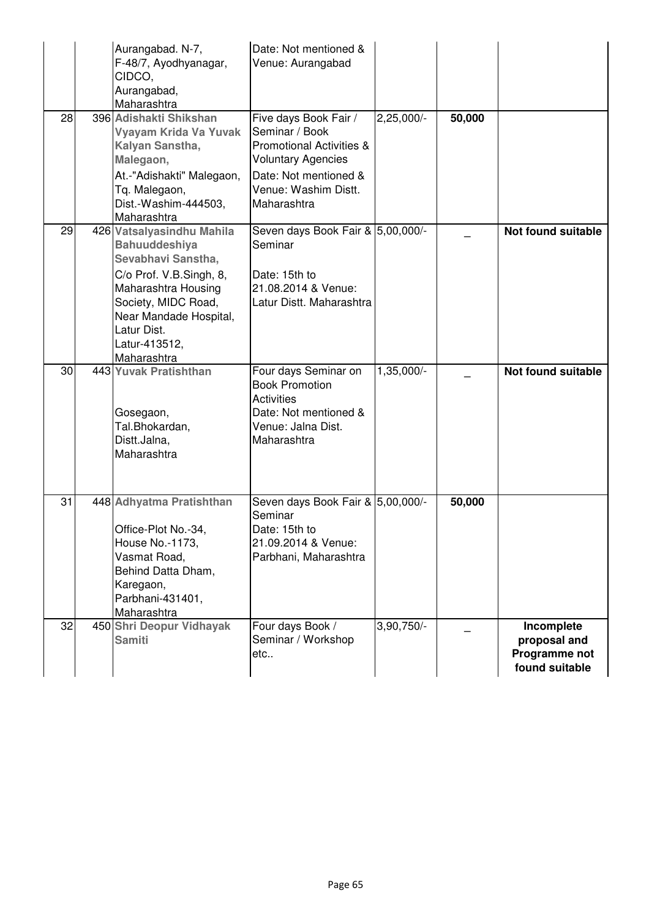| | | | | | | |
|---|---|---|---|---|---|---|
| | | Aurangabad. N-7, F-48/7, Ayodhyanagar, CIDCO, Aurangabad, Maharashtra | Date: Not mentioned & Venue: Aurangabad | | | |
| 28 | 396 | **Adishakti Shikshan Vyayam Krida Va Yuvak Kalyan Sanstha, Malegaon,** At.-"Adishakti" Malegaon, Tq. Malegaon, Dist.-Washim-444503, Maharashtra | Five days Book Fair / Seminar / Book Promotional Activities & Voluntary Agencies Date: Not mentioned & Venue: Washim Distt. Maharashtra | 2,25,000/- | **50,000** | |
| 29 | 426 | **Vatsalyasindhu Mahila Bahuuddeshiya Sevabhavi Sanstha,** C/o Prof. V.B.Singh, 8, Maharashtra Housing Society, MIDC Road, Near Mandade Hospital, Latur Dist. Latur-413512, Maharashtra | Seven days Book Fair & Seminar Date: 15th to 21.08.2014 & Venue: Latur Distt. Maharashtra | 5,00,000/- | _ | **Not found suitable** |
| 30 | 443 | **Yuvak Pratishthan** Gosegaon, Tal.Bhokardan, Distt.Jalna, Maharashtra | Four days Seminar on Book Promotion Activities Date: Not mentioned & Venue: Jalna Dist. Maharashtra | 1,35,000/- | _ | **Not found suitable** |
| 31 | 448 | **Adhyatma Pratishthan** Office-Plot No.-34, House No.-1173, Vasmat Road, Behind Datta Dham, Karegaon, Parbhani-431401, Maharashtra | Seven days Book Fair & Seminar Date: 15th to 21.09.2014 & Venue: Parbhani, Maharashtra | 5,00,000/- | **50,000** | |
| 32 | 450 | **Shri Deopur Vidhayak Samiti** | Four days Book / Seminar / Workshop etc.. | 3,90,750/- | _ | **Incomplete proposal and Programme not found suitable** |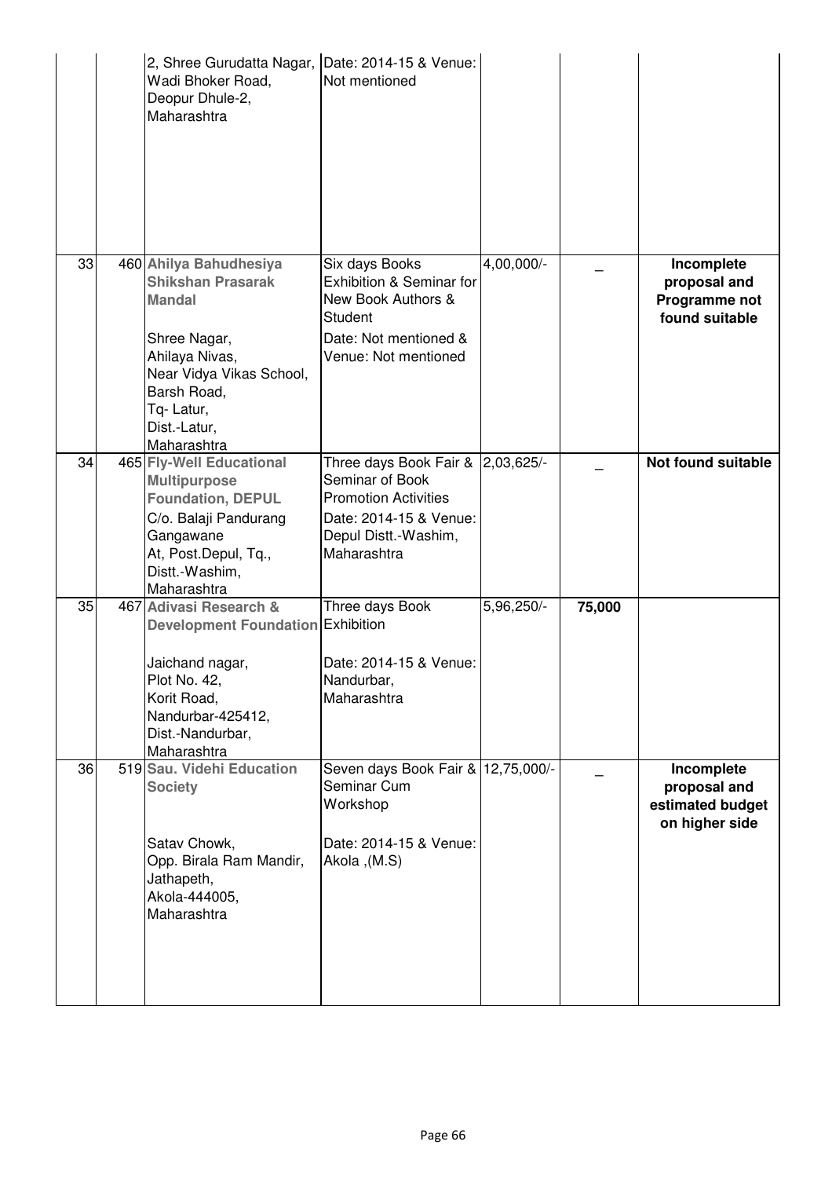| | | | | | | |
|---|---|---|---|---|---|---|
| | | 2, Shree Gurudatta Nagar, Wadi Bhoker Road, Deopur Dhule-2, Maharashtra | Date: 2014-15 & Venue: Not mentioned | | | |
| 33 | 460 | **Ahilya Bahudhesiya Shikshan Prasarak Mandal**<br><br>Shree Nagar, Ahilaya Nivas, Near Vidya Vikas School, Barsh Road, Tq- Latur, Dist.-Latur, Maharashtra | Six days Books Exhibition & Seminar for New Book Authors & Student<br><br>Date: Not mentioned & Venue: Not mentioned | 4,00,000/- | _ | **Incomplete proposal and Programme not found suitable** |
| 34 | 465 | **Fly-Well Educational Multipurpose Foundation, DEPUL**<br><br>C/o. Balaji Pandurang Gangawane At, Post.Depul, Tq., Distt.-Washim, Maharashtra | Three days Book Fair & Seminar of Book Promotion Activities<br><br>Date: 2014-15 & Venue: Depul Distt.-Washim, Maharashtra | 2,03,625/- | _ | **Not found suitable** |
| 35 | 467 | **Adivasi Research & Development Foundation**<br><br>Jaichand nagar, Plot No. 42, Korit Road, Nandurbar-425412, Dist.-Nandurbar, Maharashtra | Three days Book Exhibition<br><br>Date: 2014-15 & Venue: Nandurbar, Maharashtra | 5,96,250/- | **75,000** | |
| 36 | 519 | **Sau. Videhi Education Society**<br><br>Satav Chowk, Opp. Birala Ram Mandir, Jathapeth, Akola-444005, Maharashtra | Seven days Book Fair & Seminar Cum Workshop<br><br>Date: 2014-15 & Venue: Akola ,(M.S) | 12,75,000/- | _ | **Incomplete proposal and estimated budget on higher side** |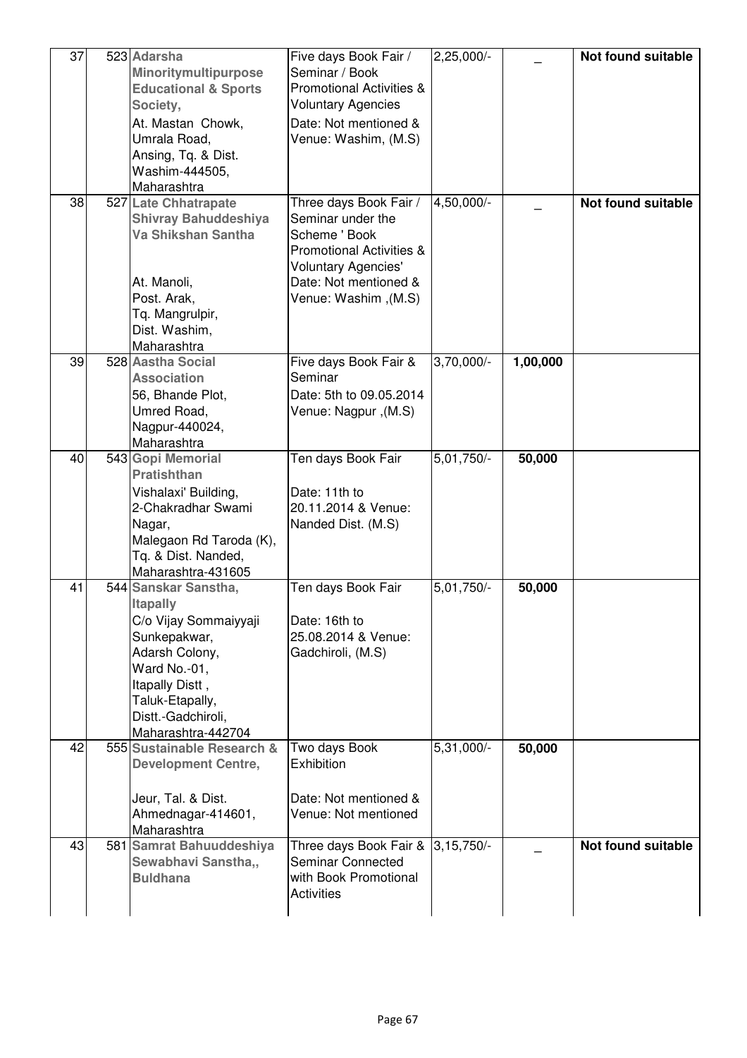| 37 | 523 | **Adarsha Minoritymultipurpose Educational & Sports Society,** At. Mastan Chowk, Umrala Road, Ansing, Tq. & Dist. Washim-444505, Maharashtra | Five days Book Fair / Seminar / Book Promotional Activities & Voluntary Agencies Date: Not mentioned & Venue: Washim, (M.S) | 2,25,000/- | _ | **Not found suitable** |
|---|---|---|---|---|---|---|
| 38 | 527 | **Late Chhatrapate Shivray Bahuddeshiya Va Shikshan Santha** At. Manoli, Post. Arak, Tq. Mangrulpir, Dist. Washim, Maharashtra | Three days Book Fair / Seminar under the Scheme ' Book Promotional Activities & Voluntary Agencies' Date: Not mentioned & Venue: Washim ,(M.S) | 4,50,000/- | _ | **Not found suitable** |
| 39 | 528 | **Aastha Social Association** 56, Bhande Plot, Umred Road, Nagpur-440024, Maharashtra | Five days Book Fair & Seminar Date: 5th to 09.05.2014 Venue: Nagpur ,(M.S) | 3,70,000/- | **1,00,000** | |
| 40 | 543 | **Gopi Memorial Pratishthan** Vishalaxi' Building, 2-Chakradhar Swami Nagar, Malegaon Rd Taroda (K), Tq. & Dist. Nanded, Maharashtra-431605 | Ten days Book Fair Date: 11th to 20.11.2014 & Venue: Nanded Dist. (M.S) | 5,01,750/- | **50,000** | |
| 41 | 544 | **Sanskar Sanstha, Itapally** C/o Vijay Sommaiyyaji Sunkepakwar, Adarsh Colony, Ward No.-01, Itapally Distt , Taluk-Etapally, Distt.-Gadchiroli, Maharashtra-442704 | Ten days Book Fair Date: 16th to 25.08.2014 & Venue: Gadchiroli, (M.S) | 5,01,750/- | **50,000** | |
| 42 | 555 | **Sustainable Research & Development Centre,** Jeur, Tal. & Dist. Ahmednagar-414601, Maharashtra | Two days Book Exhibition Date: Not mentioned & Venue: Not mentioned | 5,31,000/- | **50,000** | |
| 43 | 581 | **Samrat Bahuuddeshiya Sewabhavi Sanstha,, Buldhana** | Three days Book Fair & Seminar Connected with Book Promotional Activities | 3,15,750/- | _ | **Not found suitable** |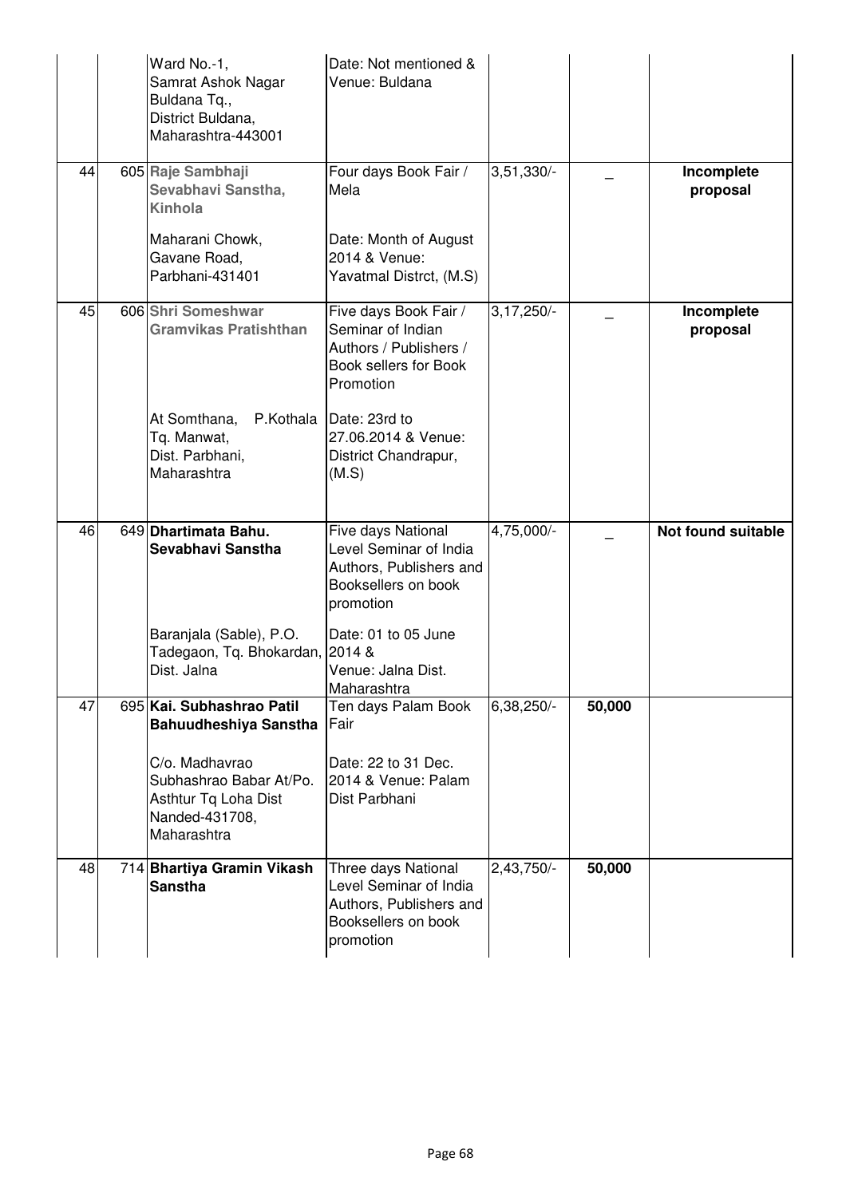| | | | | | |
|---|---|---|---|---|---|
| | | Ward No.-1, Samrat Ashok Nagar Buldana Tq., District Buldana, Maharashtra-443001 | Date: Not mentioned & Venue: Buldana | | | |
| 44 | 605 | **Raje Sambhaji Sevabhavi Sanstha, Kinhola**<br><br>Maharani Chowk, Gavane Road, Parbhani-431401 | Four days Book Fair / Mela<br><br>Date: Month of August 2014 & Venue: Yavatmal Distrct, (M.S) | 3,51,330/- | _ | **Incomplete proposal** |
| 45 | 606 | **Shri Someshwar Gramvikas Pratishthan**<br><br>At Somthana, P.Kothala Tq. Manwat, Dist. Parbhani, Maharashtra | Five days Book Fair / Seminar of Indian Authors / Publishers / Book sellers for Book Promotion<br><br>Date: 23rd to 27.06.2014 & Venue: District Chandrapur, (M.S) | 3,17,250/- | _ | **Incomplete proposal** |
| 46 | 649 | **Dhartimata Bahu. Sevabhavi Sanstha**<br><br>Baranjala (Sable), P.O. Tadegaon, Tq. Bhokardan, Dist. Jalna | Five days National Level Seminar of India Authors, Publishers and Booksellers on book promotion<br><br>Date: 01 to 05 June 2014 & Venue: Jalna Dist. Maharashtra | 4,75,000/- | _ | **Not found suitable** |
| 47 | 695 | **Kai. Subhashrao Patil Bahuudheshiya Sanstha**<br><br>C/o. Madhavrao Subhashrao Babar At/Po. Asthtur Tq Loha Dist Nanded-431708, Maharashtra | Ten days Palam Book Fair<br><br>Date: 22 to 31 Dec. 2014 & Venue: Palam Dist Parbhani | 6,38,250/- | **50,000** | |
| 48 | 714 | **Bhartiya Gramin Vikash Sanstha** | Three days National Level Seminar of India Authors, Publishers and Booksellers on book promotion | 2,43,750/- | **50,000** | |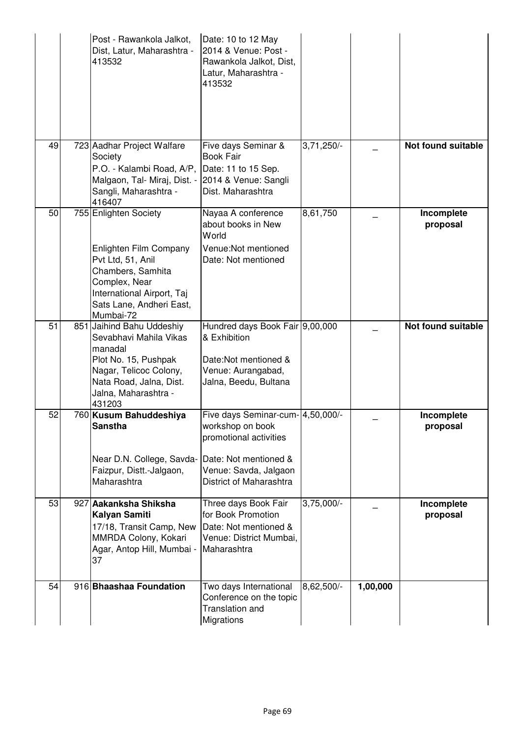| | | | | | | |
|---|---|---|---|---|---|---|
| | | Post - Rawankola Jalkot, Dist, Latur, Maharashtra - 413532 | Date: 10 to 12 May 2014 & Venue: Post - Rawankola Jalkot, Dist, Latur, Maharashtra - 413532 | | | |
| 49 | 723 | Aadhar Project Walfare Society<br>P.O. - Kalambi Road, A/P, Malgaon, Tal- Miraj, Dist. - Sangli, Maharashtra - 416407 | Five days Seminar & Book Fair<br>Date: 11 to 15 Sep. 2014 & Venue: Sangli Dist. Maharashtra | 3,71,250/- | _ | **Not found suitable** |
| 50 | 755 | Enlighten Society<br><br>Enlighten Film Company Pvt Ltd, 51, Anil Chambers, Samhita Complex, Near International Airport, Taj Sats Lane, Andheri East, Mumbai-72 | Nayaa A conference about books in New World<br>Venue:Not mentioned<br>Date: Not mentioned | 8,61,750 | _ | **Incomplete proposal** |
| 51 | 851 | Jaihind Bahu Uddeshiy Sevabhavi Mahila Vikas manadal<br>Plot No. 15, Pushpak Nagar, Telicoc Colony, Nata Road, Jalna, Dist. Jalna, Maharashtra - 431203 | Hundred days Book Fair & Exhibition<br><br>Date:Not mentioned & Venue: Aurangabad, Jalna, Beedu, Bultana | 9,00,000 | _ | **Not found suitable** |
| 52 | 760 | **Kusum Bahuddeshiya Sanstha**<br><br>Near D.N. College, Savda-Faizpur, Distt.-Jalgaon, Maharashtra | Five days Seminar-cum-workshop on book promotional activities<br><br>Date: Not mentioned & Venue: Savda, Jalgaon District of Maharashtra | 4,50,000/- | _ | **Incomplete proposal** |
| 53 | 927 | **Aakanksha Shiksha Kalyan Samiti**<br>17/18, Transit Camp, New MMRDA Colony, Kokari Agar, Antop Hill, Mumbai - 37 | Three days Book Fair for Book Promotion<br>Date: Not mentioned & Venue: District Mumbai, Maharashtra | 3,75,000/- | _ | **Incomplete proposal** |
| 54 | 916 | **Bhaashaa Foundation** | Two days International Conference on the topic Translation and Migrations | 8,62,500/- | **1,00,000** | |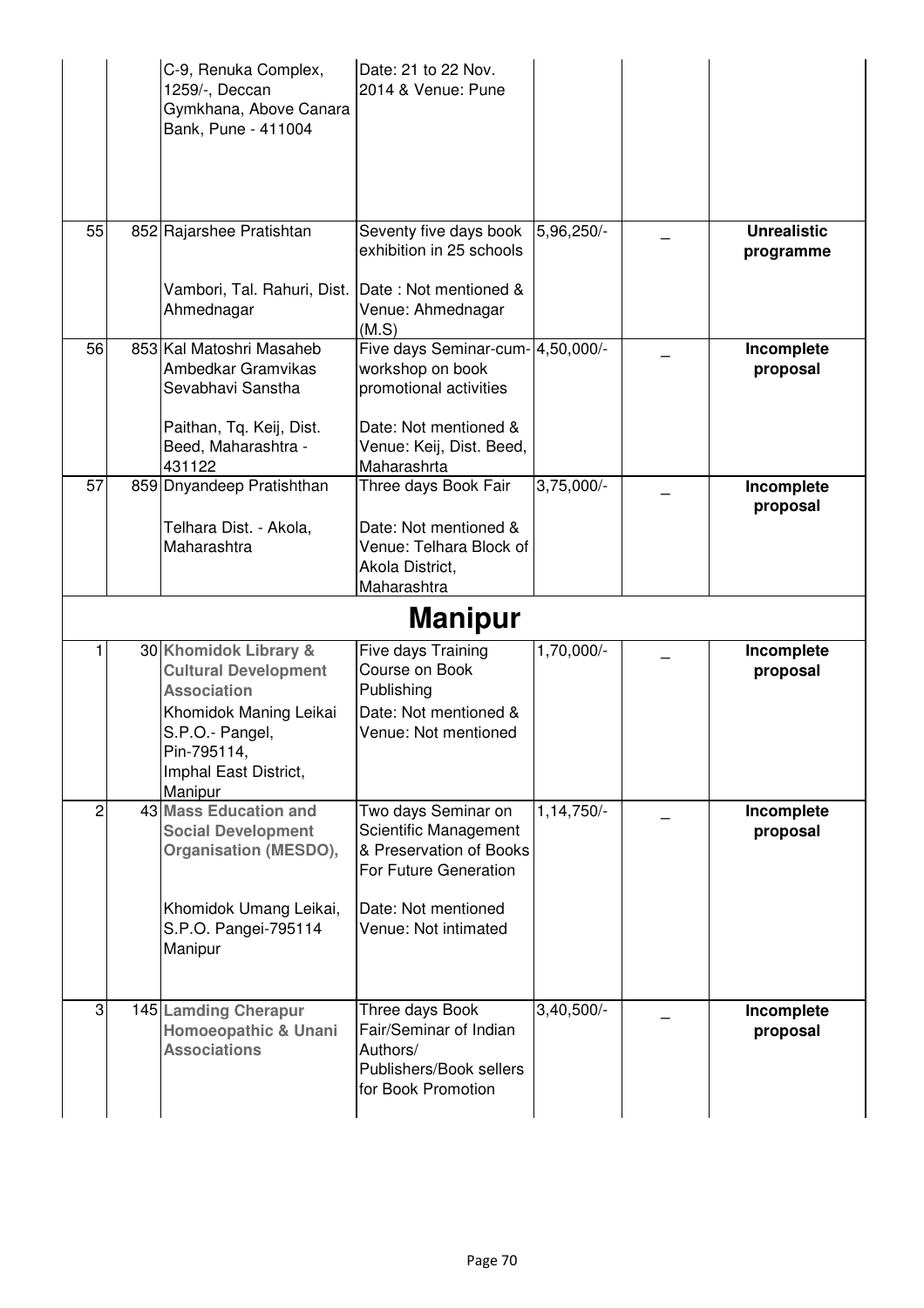| | | | | | | |
|---|---|---|---|---|---|---|
| | | C-9, Renuka Complex, 1259/-, Deccan Gymkhana, Above Canara Bank, Pune - 411004 | Date: 21 to 22 Nov. 2014 & Venue: Pune | | | |
| 55 | 852 | Rajarshee Pratishtan<br><br>Vambori, Tal. Rahuri, Dist. Ahmednagar | Seventy five days book exhibition in 25 schools<br><br>Date : Not mentioned & Venue: Ahmednagar (M.S) | 5,96,250/- | _ | **Unrealistic programme** |
| 56 | 853 | Kal Matoshri Masaheb Ambedkar Gramvikas Sevabhavi Sanstha<br><br>Paithan, Tq. Keij, Dist. Beed, Maharashtra - 431122 | Five days Seminar-cum-workshop on book promotional activities<br><br>Date: Not mentioned & Venue: Keij, Dist. Beed, Maharashrta | 4,50,000/- | _ | **Incomplete proposal** |
| 57 | 859 | Dnyandeep Pratishthan<br><br>Telhara Dist. - Akola, Maharashtra | Three days Book Fair<br><br>Date: Not mentioned & Venue: Telhara Block of Akola District, Maharashtra | 3,75,000/- | _ | **Incomplete proposal** |
| | | | **Manipur** | | | |
| 1 | 30 | **Khomidok Library & Cultural Development Association**<br>Khomidok Maning Leikai S.P.O.- Pangel, Pin-795114, Imphal East District, Manipur | Five days Training Course on Book Publishing<br>Date: Not mentioned & Venue: Not mentioned | 1,70,000/- | _ | **Incomplete proposal** |
| 2 | 43 | **Mass Education and Social Development Organisation (MESDO),**<br><br>Khomidok Umang Leikai, S.P.O. Pangei-795114 Manipur | Two days Seminar on Scientific Management & Preservation of Books For Future Generation<br><br>Date: Not mentioned Venue: Not intimated | 1,14,750/- | _ | **Incomplete proposal** |
| 3 | 145 | **Lamding Cherapur Homoeopathic & Unani Associations** | Three days Book Fair/Seminar of Indian Authors/ Publishers/Book sellers for Book Promotion | 3,40,500/- | _ | **Incomplete proposal** |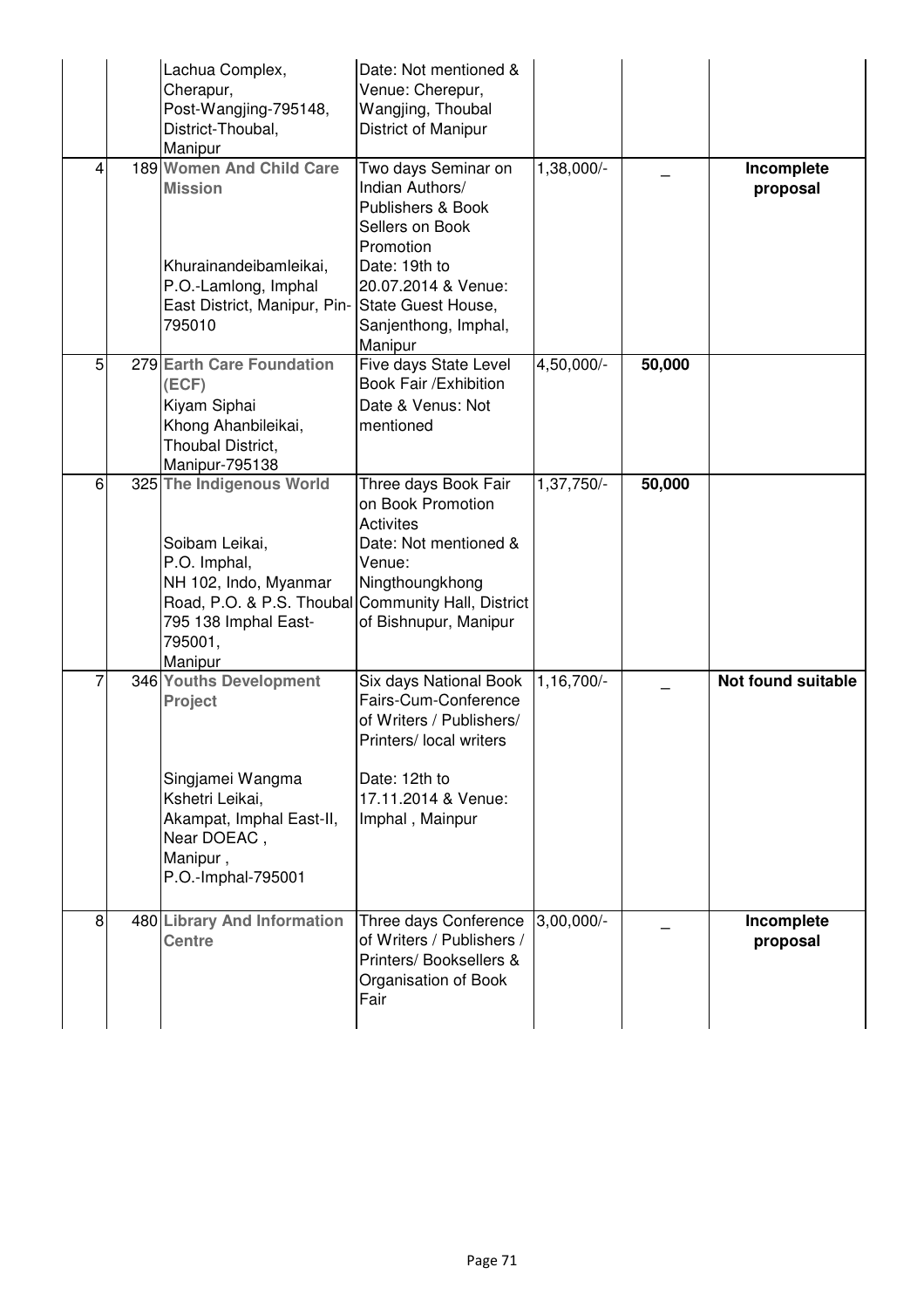| | | | | | | |
|---|---|---|---|---|---|---|
| | | Lachua Complex, Cherapur, Post-Wangjing-795148, District-Thoubal, Manipur | Date: Not mentioned & Venue: Cherepur, Wangjing, Thoubal District of Manipur | | | |
| 4 | 189 | **Women And Child Care Mission** Khurainandeibamleikai, P.O.-Lamlong, Imphal East District, Manipur, Pin-795010 | Two days Seminar on Indian Authors/ Publishers & Book Sellers on Book Promotion Date: 19th to 20.07.2014 & Venue: State Guest House, Sanjenthong, Imphal, Manipur | 1,38,000/- | _ | **Incomplete proposal** |
| 5 | 279 | **Earth Care Foundation (ECF)** Kiyam Siphai Khong Ahanbileikai, Thoubal District, Manipur-795138 | Five days State Level Book Fair /Exhibition Date & Venus: Not mentioned | 4,50,000/- | **50,000** | |
| 6 | 325 | **The Indigenous World** Soibam Leikai, P.O. Imphal, NH 102, Indo, Myanmar Road, P.O. & P.S. Thoubal 795 138 Imphal East-795001, Manipur | Three days Book Fair on Book Promotion Activites Date: Not mentioned & Venue: Ningthoungkhong Community Hall, District of Bishnupur, Manipur | 1,37,750/- | **50,000** | |
| 7 | 346 | **Youths Development Project** Singjamei Wangma Kshetri Leikai, Akampat, Imphal East-II, Near DOEAC , Manipur , P.O.-Imphal-795001 | Six days National Book Fairs-Cum-Conference of Writers / Publishers/ Printers/ local writers Date: 12th to 17.11.2014 & Venue: Imphal , Mainpur | 1,16,700/- | _ | **Not found suitable** |
| 8 | 480 | **Library And Information Centre** | Three days Conference of Writers / Publishers / Printers/ Booksellers & Organisation of Book Fair | 3,00,000/- | _ | **Incomplete proposal** |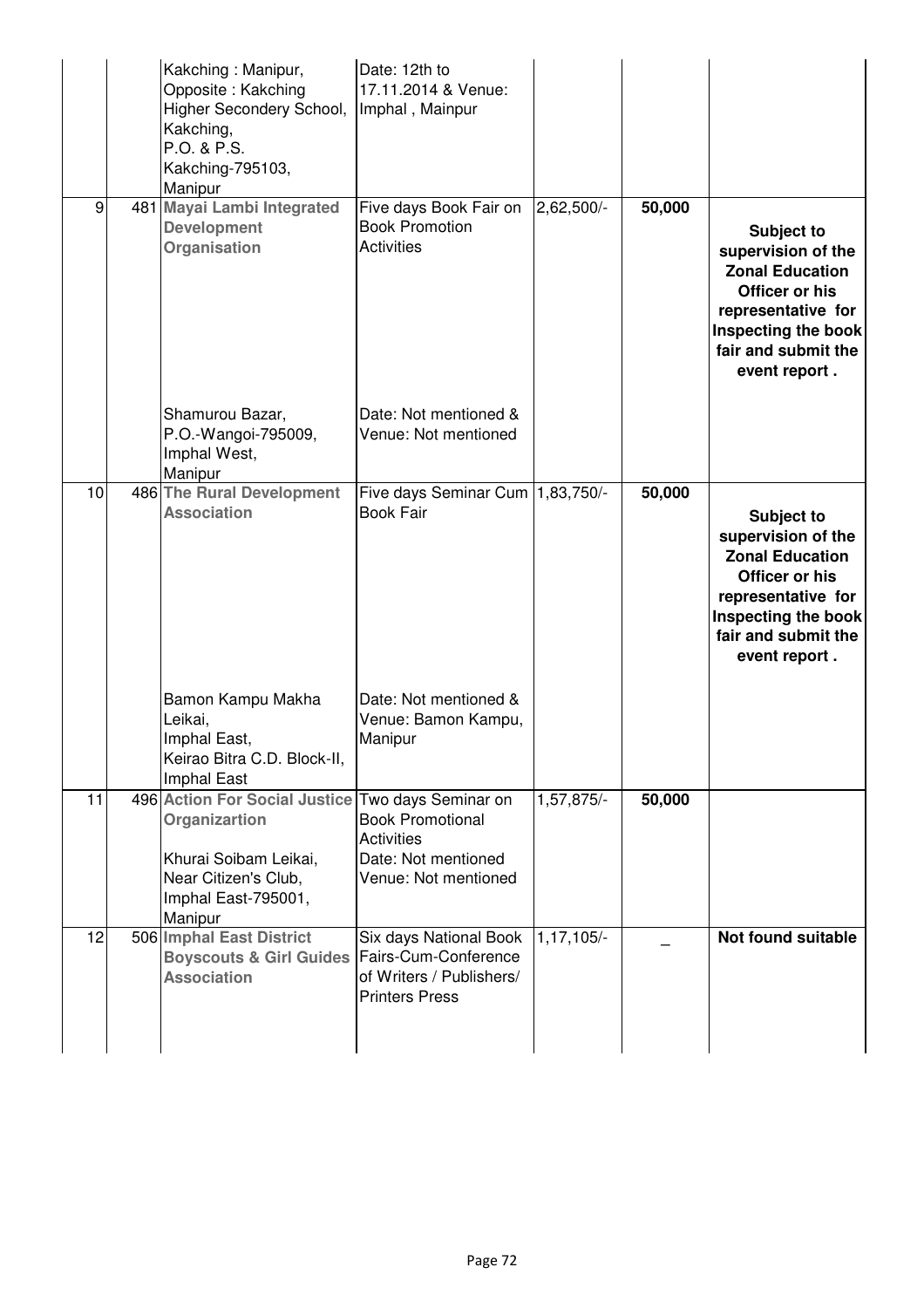|  |  | Kakching : Manipur, Opposite : Kakching Higher Secondery School, Kakching, P.O. & P.S. Kakching-795103, Manipur | Date: 12th to 17.11.2014 & Venue: Imphal , Mainpur |  |  |  |
|---|---|---|---|---|---|---|
| 9 | 481 | **Mayai Lambi Integrated Development Organisation** Shamurou Bazar, P.O.-Wangoi-795009, Imphal West, Manipur | Five days Book Fair on Book Promotion Activities Date: Not mentioned & Venue: Not mentioned | 2,62,500/- | **50,000** | **Subject to supervision of the Zonal Education Officer or his representative for Inspecting the book fair and submit the event report .** |
| 10 | 486 | **The Rural Development Association** Bamon Kampu Makha Leikai, Imphal East, Keirao Bitra C.D. Block-II, Imphal East | Five days Seminar Cum Book Fair Date: Not mentioned & Venue: Bamon Kampu, Manipur | 1,83,750/- | **50,000** | **Subject to supervision of the Zonal Education Officer or his representative for Inspecting the book fair and submit the event report .** |
| 11 | 496 | **Action For Social Justice Organizartion** Khurai Soibam Leikai, Near Citizen's Club, Imphal East-795001, Manipur | Two days Seminar on Book Promotional Activities Date: Not mentioned Venue: Not mentioned | 1,57,875/- | **50,000** |  |
| 12 | 506 | **Imphal East District Boyscouts & Girl Guides Association** | Six days National Book Fairs-Cum-Conference of Writers / Publishers/ Printers Press | 1,17,105/- | _ | **Not found suitable** |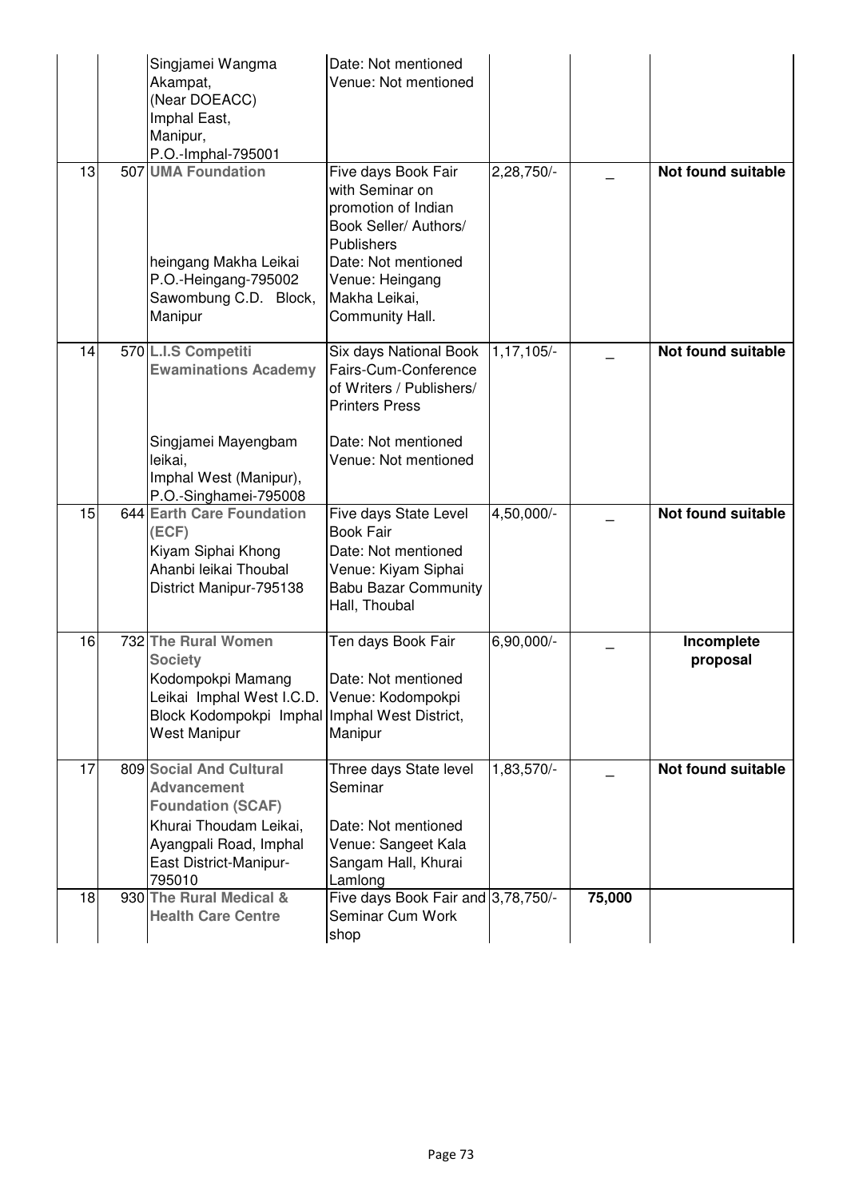| | | | | | | |
|---|---|---|---|---|---|---|
| | | Singjamei Wangma Akampat, (Near DOEACC) Imphal East, Manipur, P.O.-Imphal-795001 | Date: Not mentioned Venue: Not mentioned | | | |
| 13 | 507 | **UMA Foundation** heingang Makha Leikai P.O.-Heingang-795002 Sawombung C.D. Block, Manipur | Five days Book Fair with Seminar on promotion of Indian Book Seller/ Authors/ Publishers Date: Not mentioned Venue: Heingang Makha Leikai, Community Hall. | 2,28,750/- | _ | **Not found suitable** |
| 14 | 570 | **L.I.S Competiti Ewaminations Academy** Singjamei Mayengbam leikai, Imphal West (Manipur), P.O.-Singhamei-795008 | Six days National Book Fairs-Cum-Conference of Writers / Publishers/ Printers Press Date: Not mentioned Venue: Not mentioned | 1,17,105/- | _ | **Not found suitable** |
| 15 | 644 | **Earth Care Foundation (ECF)** Kiyam Siphai Khong Ahanbi leikai Thoubal District Manipur-795138 | Five days State Level Book Fair Date: Not mentioned Venue: Kiyam Siphai Babu Bazar Community Hall, Thoubal | 4,50,000/- | _ | **Not found suitable** |
| 16 | 732 | **The Rural Women Society** Kodompokpi Mamang Leikai Imphal West I.C.D. Block Kodompokpi Imphal West Manipur | Ten days Book Fair Date: Not mentioned Venue: Kodompokpi Imphal West District, Manipur | 6,90,000/- | _ | **Incomplete proposal** |
| 17 | 809 | **Social And Cultural Advancement Foundation (SCAF)** Khurai Thoudam Leikai, Ayangpali Road, Imphal East District-Manipur-795010 | Three days State level Seminar Date: Not mentioned Venue: Sangeet Kala Sangam Hall, Khurai Lamlong | 1,83,570/- | _ | **Not found suitable** |
| 18 | 930 | **The Rural Medical & Health Care Centre** | Five days Book Fair and Seminar Cum Work shop | 3,78,750/- | **75,000** | |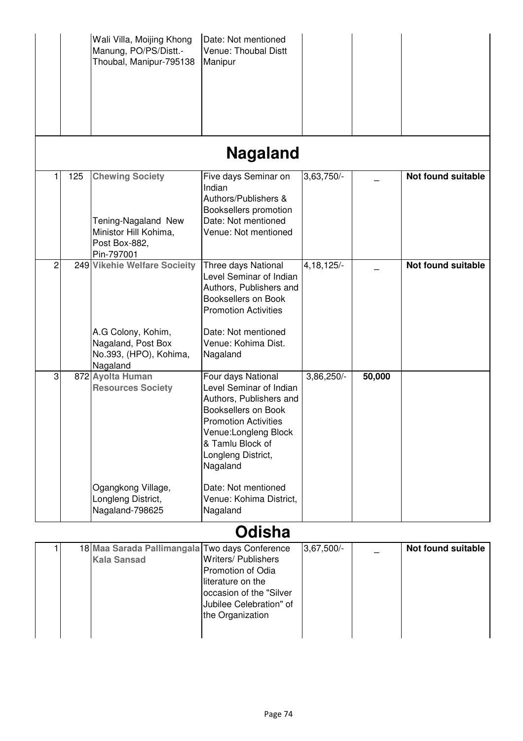| | | Wali Villa, Moijing Khong Manung, PO/PS/Distt.- Thoubal, Manipur-795138 | Date: Not mentioned Venue: Thoubal Distt Manipur | | | |
|---|---|---|---|---|---|---|

## Nagaland

| | | | | | | |
|---|---|---|---|---|---|---|
| 1 | 125 | **Chewing Society** Tening-Nagaland New Ministor Hill Kohima, Post Box-882, Pin-797001 | Five days Seminar on Indian Authors/Publishers & Booksellers promotion Date: Not mentioned Venue: Not mentioned | 3,63,750/- | _ | **Not found suitable** |
| 2 | 249 | **Vikehie Welfare Socieity** A.G Colony, Kohim, Nagaland, Post Box No.393, (HPO), Kohima, Nagaland | Three days National Level Seminar of Indian Authors, Publishers and Booksellers on Book Promotion Activities Date: Not mentioned Venue: Kohima Dist. Nagaland | 4,18,125/- | _ | **Not found suitable** |
| 3 | 872 | **Ayolta Human Resources Society** Ogangkong Village, Longleng District, Nagaland-798625 | Four days National Level Seminar of Indian Authors, Publishers and Booksellers on Book Promotion Activities Venue:Longleng Block & Tamlu Block of Longleng District, Nagaland Date: Not mentioned Venue: Kohima District, Nagaland | 3,86,250/- | **50,000** | |

## Odisha

| | | | | | | |
|---|---|---|---|---|---|---|
| 1 | 18 | **Maa Sarada Pallimangala Kala Sansad** | Two days Conference Writers/ Publishers Promotion of Odia literature on the occasion of the "Silver Jubilee Celebration" of the Organization | 3,67,500/- | _ | **Not found suitable** |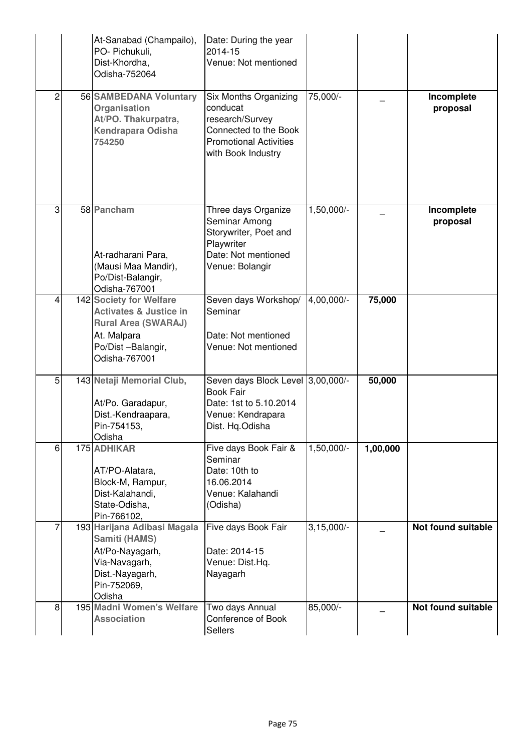| | | | | | |
|---|---|---|---|---|---|
| | | At-Sanabad (Champailo), PO- Pichukuli, Dist-Khordha, Odisha-752064 | Date: During the year 2014-15 Venue: Not mentioned | | | |
| 2 | 56 | **SAMBEDANA Voluntary Organisation At/PO. Thakurpatra, Kendrapara Odisha 754250** | Six Months Organizing conducat research/Survey Connected to the Book Promotional Activities with Book Industry | 75,000/- | _ | **Incomplete proposal** |
| 3 | 58 | **Pancham** At-radharani Para, (Mausi Maa Mandir), Po/Dist-Balangir, Odisha-767001 | Three days Organize Seminar Among Storywriter, Poet and Playwriter Date: Not mentioned Venue: Bolangir | 1,50,000/- | _ | **Incomplete proposal** |
| 4 | 142 | **Society for Welfare Activates & Justice in Rural Area (SWARAJ)** At. Malpara Po/Dist –Balangir, Odisha-767001 | Seven days Workshop/ Seminar Date: Not mentioned Venue: Not mentioned | 4,00,000/- | **75,000** | |
| 5 | 143 | **Netaji Memorial Club,** At/Po. Garadapur, Dist.-Kendraapara, Pin-754153, Odisha | Seven days Block Level Book Fair Date: 1st to 5.10.2014 Venue: Kendrapara Dist. Hq.Odisha | 3,00,000/- | **50,000** | |
| 6 | 175 | **ADHIKAR** AT/PO-Alatara, Block-M, Rampur, Dist-Kalahandi, State-Odisha, Pin-766102, | Five days Book Fair & Seminar Date: 10th to 16.06.2014 Venue: Kalahandi (Odisha) | 1,50,000/- | **1,00,000** | |
| 7 | 193 | **Harijana Adibasi Magala Samiti (HAMS)** At/Po-Nayagarh, Via-Navagarh, Dist.-Nayagarh, Pin-752069, Odisha | Five days Book Fair Date: 2014-15 Venue: Dist.Hq. Nayagarh | 3,15,000/- | _ | **Not found suitable** |
| 8 | 195 | **Madni Women's Welfare Association** | Two days Annual Conference of Book Sellers | 85,000/- | _ | **Not found suitable** |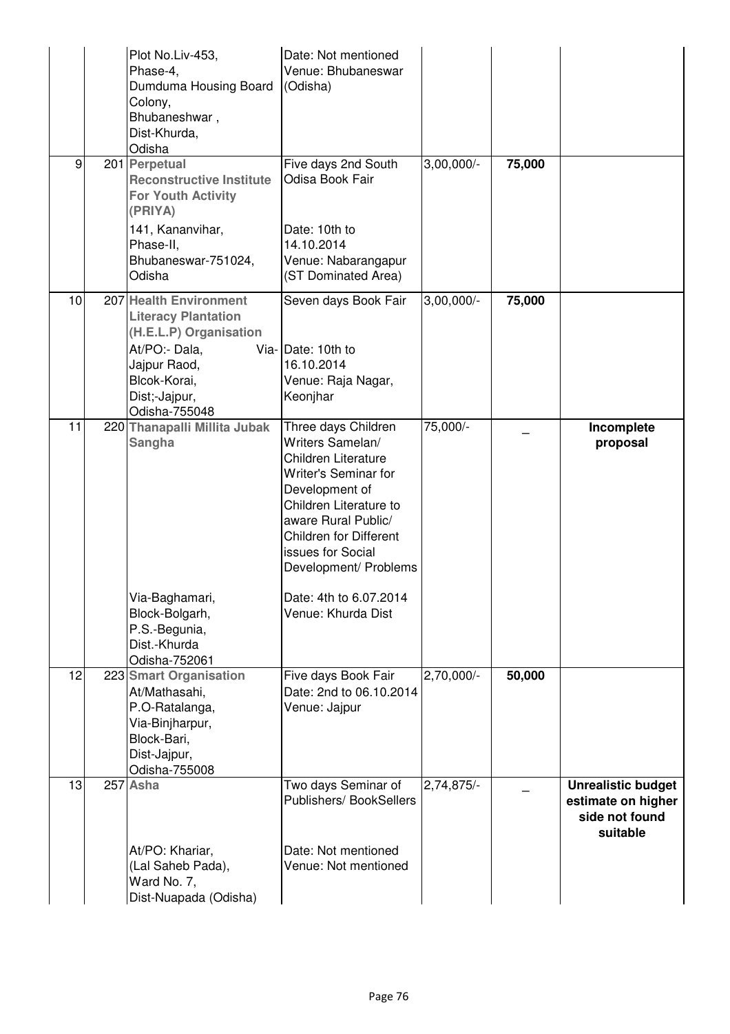| | | | | | |
|---|---|---|---|---|---|
| | | Plot No.Liv-453, Phase-4, Dumduma Housing Board Colony, Bhubaneshwar, Dist-Khurda, Odisha | Date: Not mentioned Venue: Bhubaneswar (Odisha) | | | |
| 9 | 201 | **Perpetual Reconstructive Institute For Youth Activity (PRIYA)** 141, Kananvihar, Phase-II, Bhubaneswar-751024, Odisha | Five days 2nd South Odisa Book Fair Date: 10th to 14.10.2014 Venue: Nabarangapur (ST Dominated Area) | 3,00,000/- | **75,000** | |
| 10 | 207 | **Health Environment Literacy Plantation (H.E.L.P) Organisation** At/PO:- Dala, Via- Jajpur Raod, Blcok-Korai, Dist;-Jajpur, Odisha-755048 | Seven days Book Fair Date: 10th to 16.10.2014 Venue: Raja Nagar, Keonjhar | 3,00,000/- | **75,000** | |
| 11 | 220 | **Thanapalli Millita Jubak Sangha** Via-Baghamari, Block-Bolgarh, P.S.-Begunia, Dist.-Khurda Odisha-752061 | Three days Children Writers Samelan/ Children Literature Writer's Seminar for Development of Children Literature to aware Rural Public/ Children for Different issues for Social Development/ Problems Date: 4th to 6.07.2014 Venue: Khurda Dist | 75,000/- | _ | **Incomplete proposal** |
| 12 | 223 | **Smart Organisation** At/Mathasahi, P.O-Ratalanga, Via-Binjharpur, Block-Bari, Dist-Jajpur, Odisha-755008 | Five days Book Fair Date: 2nd to 06.10.2014 Venue: Jajpur | 2,70,000/- | **50,000** | |
| 13 | 257 | **Asha** At/PO: Khariar, (Lal Saheb Pada), Ward No. 7, Dist-Nuapada (Odisha) | Two days Seminar of Publishers/ BookSellers Date: Not mentioned Venue: Not mentioned | 2,74,875/- | _ | **Unrealistic budget estimate on higher side not found suitable** |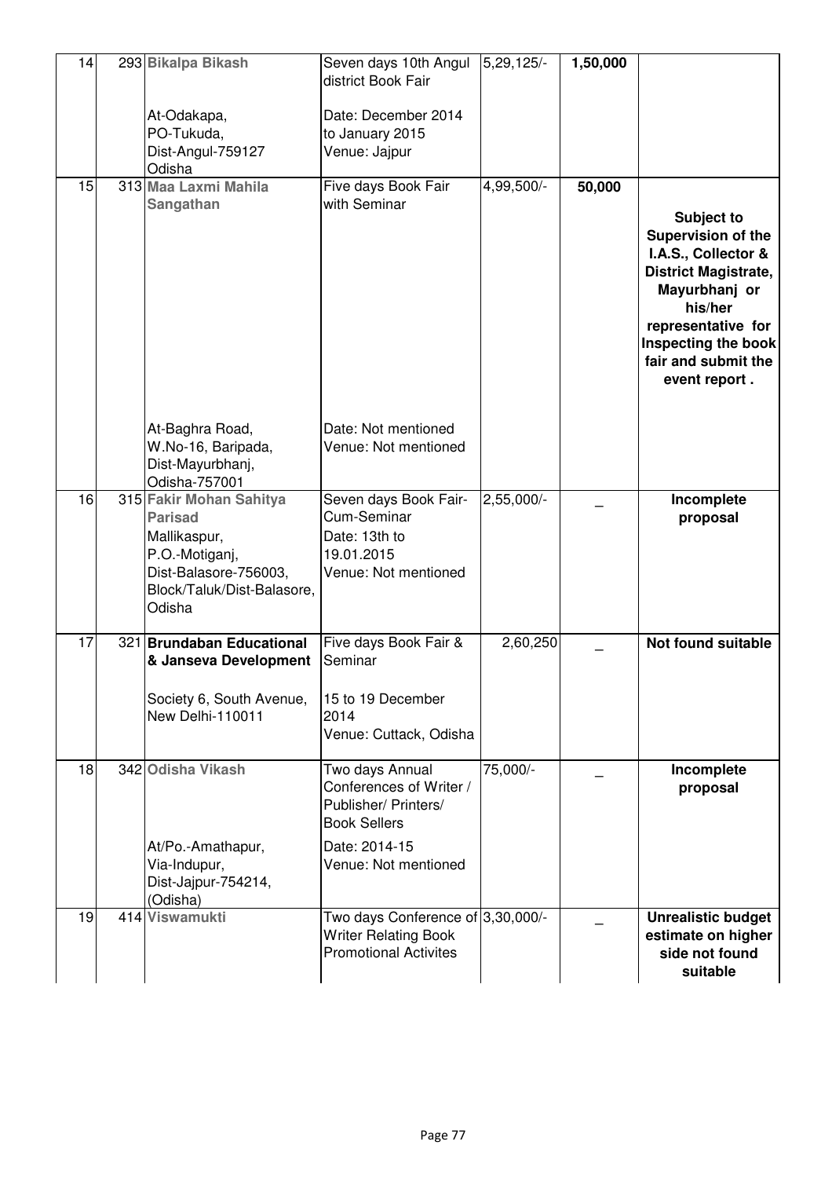| 14 | 293 | **Bikalpa Bikash**<br><br>At-Odakapa,<br>PO-Tukuda,<br>Dist-Angul-759127<br>Odisha | Seven days 10th Angul district Book Fair<br><br>Date: December 2014 to January 2015<br>Venue: Jajpur | 5,29,125/- | **1,50,000** | |
|---|---|---|---|---|---|---|
| 15 | 313 | **Maa Laxmi Mahila Sangathan**<br><br>At-Baghra Road,<br>W.No-16, Baripada,<br>Dist-Mayurbhanj,<br>Odisha-757001 | Five days Book Fair with Seminar<br><br>Date: Not mentioned<br>Venue: Not mentioned | 4,99,500/- | **50,000** | **Subject to Supervision of the I.A.S., Collector & District Magistrate, Mayurbhanj or his/her representative for Inspecting the book fair and submit the event report .** |
| 16 | 315 | **Fakir Mohan Sahitya Parisad**<br>Mallikaspur,<br>P.O.-Motiganj,<br>Dist-Balasore-756003,<br>Block/Taluk/Dist-Balasore,<br>Odisha | Seven days Book Fair-Cum-Seminar<br>Date: 13th to 19.01.2015<br>Venue: Not mentioned | 2,55,000/- | _ | **Incomplete proposal** |
| 17 | 321 | **Brundaban Educational & Janseva Development**<br><br>Society 6, South Avenue,<br>New Delhi-110011 | Five days Book Fair & Seminar<br><br>15 to 19 December 2014<br>Venue: Cuttack, Odisha | 2,60,250 | _ | **Not found suitable** |
| 18 | 342 | **Odisha Vikash**<br><br>At/Po.-Amathapur,<br>Via-Indupur,<br>Dist-Jajpur-754214,<br>(Odisha) | Two days Annual Conferences of Writer / Publisher/ Printers/ Book Sellers<br>Date: 2014-15<br>Venue: Not mentioned | 75,000/- | _ | **Incomplete proposal** |
| 19 | 414 | **Viswamukti** | Two days Conference of Writer Relating Book Promotional Activites | 3,30,000/- | _ | **Unrealistic budget estimate on higher side not found suitable** |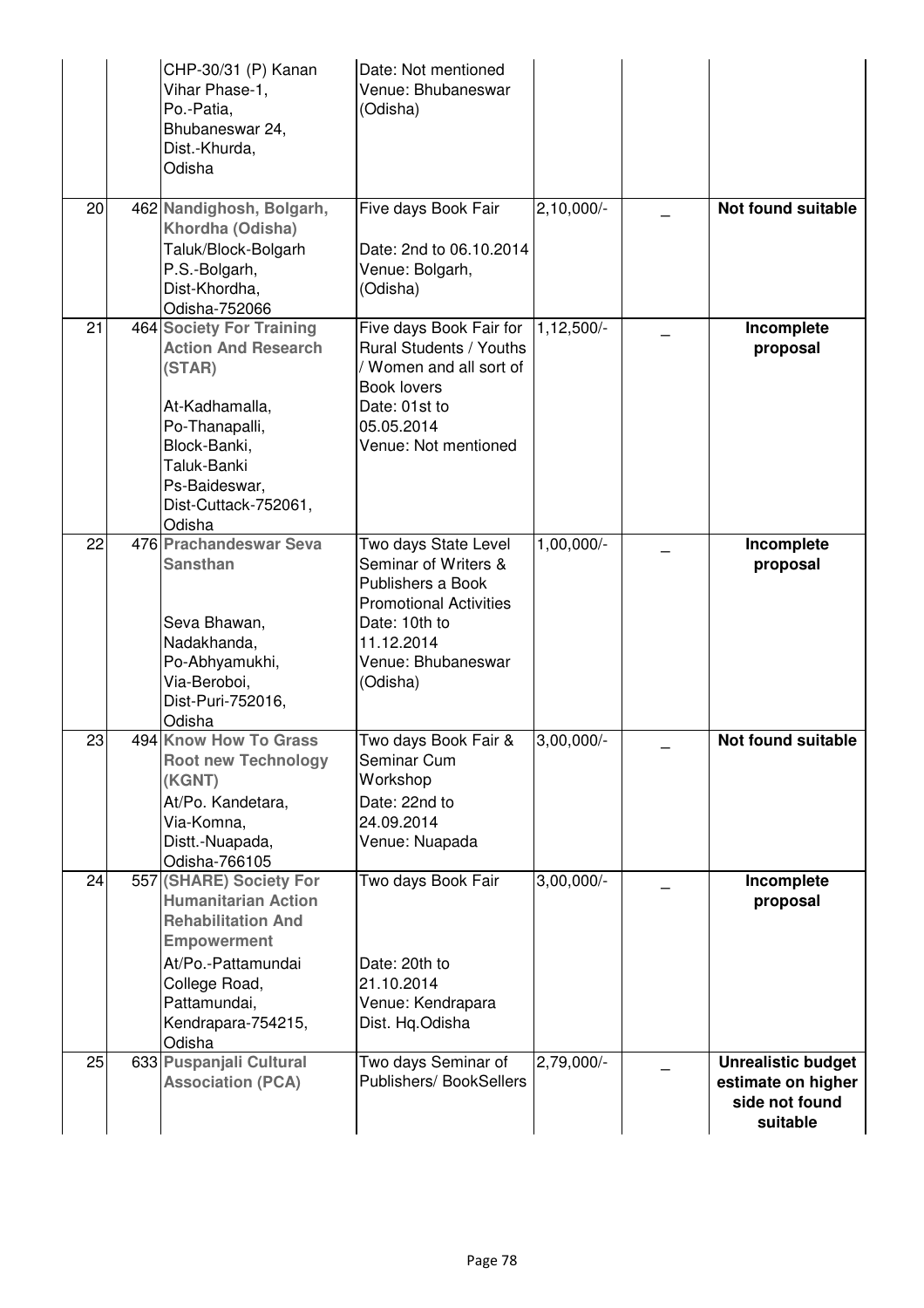|  |  |  |  |  |  |
|---|---|---|---|---|---|
|  |  | CHP-30/31 (P) Kanan Vihar Phase-1, Po.-Patia, Bhubaneswar 24, Dist.-Khurda, Odisha | Date: Not mentioned Venue: Bhubaneswar (Odisha) |  |  |  |
| 20 | 462 | **Nandighosh, Bolgarh, Khordha (Odisha)** Taluk/Block-Bolgarh P.S.-Bolgarh, Dist-Khordha, Odisha-752066 | Five days Book Fair Date: 2nd to 06.10.2014 Venue: Bolgarh, (Odisha) | 2,10,000/- | _ | **Not found suitable** |
| 21 | 464 | **Society For Training Action And Research (STAR)** At-Kadhamalla, Po-Thanapalli, Block-Banki, Taluk-Banki Ps-Baideswar, Dist-Cuttack-752061, Odisha | Five days Book Fair for Rural Students / Youths / Women and all sort of Book lovers Date: 01st to 05.05.2014 Venue: Not mentioned | 1,12,500/- | _ | **Incomplete proposal** |
| 22 | 476 | **Prachandeswar Seva Sansthan** Seva Bhawan, Nadakhanda, Po-Abhyamukhi, Via-Beroboi, Dist-Puri-752016, Odisha | Two days State Level Seminar of Writers & Publishers a Book Promotional Activities Date: 10th to 11.12.2014 Venue: Bhubaneswar (Odisha) | 1,00,000/- | _ | **Incomplete proposal** |
| 23 | 494 | **Know How To Grass Root new Technology (KGNT)** At/Po. Kandetara, Via-Komna, Distt.-Nuapada, Odisha-766105 | Two days Book Fair & Seminar Cum Workshop Date: 22nd to 24.09.2014 Venue: Nuapada | 3,00,000/- | _ | **Not found suitable** |
| 24 | 557 | **(SHARE) Society For Humanitarian Action Rehabilitation And Empowerment** At/Po.-Pattamundai College Road, Pattamundai, Kendrapara-754215, Odisha | Two days Book Fair Date: 20th to 21.10.2014 Venue: Kendrapara Dist. Hq.Odisha | 3,00,000/- | _ | **Incomplete proposal** |
| 25 | 633 | **Puspanjali Cultural Association (PCA)** | Two days Seminar of Publishers/ BookSellers | 2,79,000/- | _ | **Unrealistic budget estimate on higher side not found suitable** |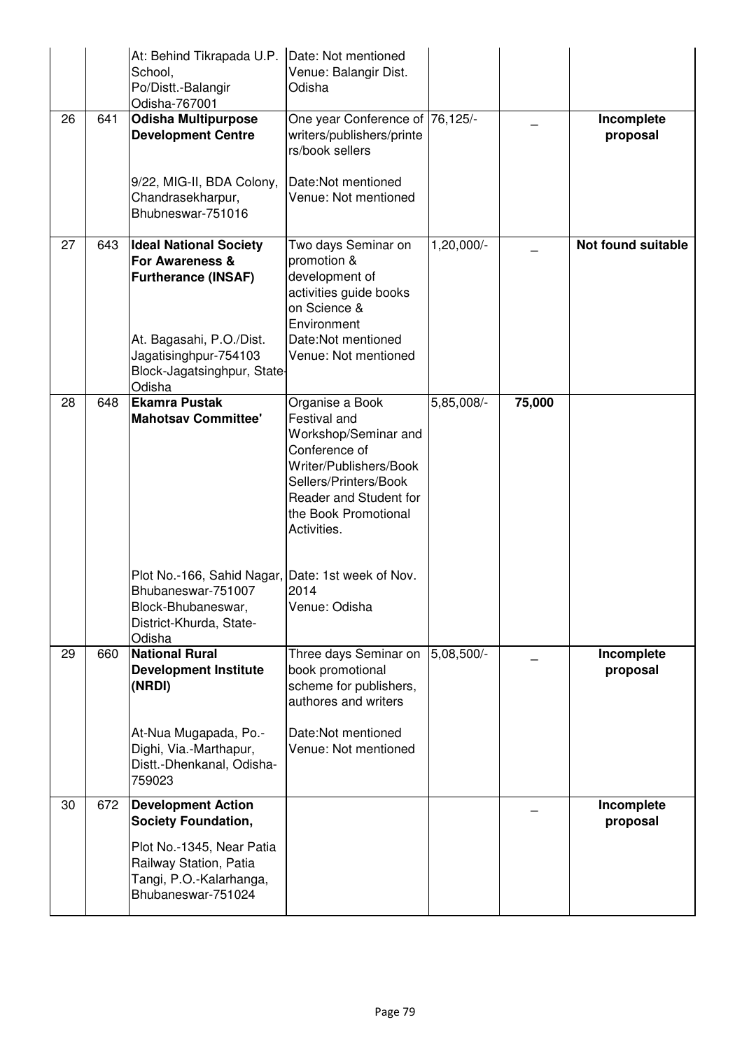| | | | | | | |
|---|---|---|---|---|---|---|
| | | At: Behind Tikrapada U.P. School, Po/Distt.-Balangir Odisha-767001 | Date: Not mentioned Venue: Balangir Dist. Odisha | | | |
| 26 | 641 | **Odisha Multipurpose Development Centre** 9/22, MIG-II, BDA Colony, Chandrasekharpur, Bhubneswar-751016 | One year Conference of writers/publishers/printers/book sellers Date:Not mentioned Venue: Not mentioned | 76,125/- | _ | **Incomplete proposal** |
| 27 | 643 | **Ideal National Society For Awareness & Furtherance (INSAF)** At. Bagasahi, P.O./Dist. Jagatisinghpur-754103 Block-Jagatsinghpur, State-Odisha | Two days Seminar on promotion & development of activities guide books on Science & Environment Date:Not mentioned Venue: Not mentioned | 1,20,000/- | _ | **Not found suitable** |
| 28 | 648 | **Ekamra Pustak Mahotsav Committee'** Plot No.-166, Sahid Nagar, Bhubaneswar-751007 Block-Bhubaneswar, District-Khurda, State-Odisha | Organise a Book Festival and Workshop/Seminar and Conference of Writer/Publishers/Book Sellers/Printers/Book Reader and Student for the Book Promotional Activities. Date: 1st week of Nov. 2014 Venue: Odisha | 5,85,008/- | **75,000** | |
| 29 | 660 | **National Rural Development Institute (NRDI)** At-Nua Mugapada, Po.-Dighi, Via.-Marthapur, Distt.-Dhenkanal, Odisha-759023 | Three days Seminar on book promotional scheme for publishers, authores and writers Date:Not mentioned Venue: Not mentioned | 5,08,500/- | _ | **Incomplete proposal** |
| 30 | 672 | **Development Action Society Foundation,** Plot No.-1345, Near Patia Railway Station, Patia Tangi, P.O.-Kalarhanga, Bhubaneswar-751024 | | | _ | **Incomplete proposal** |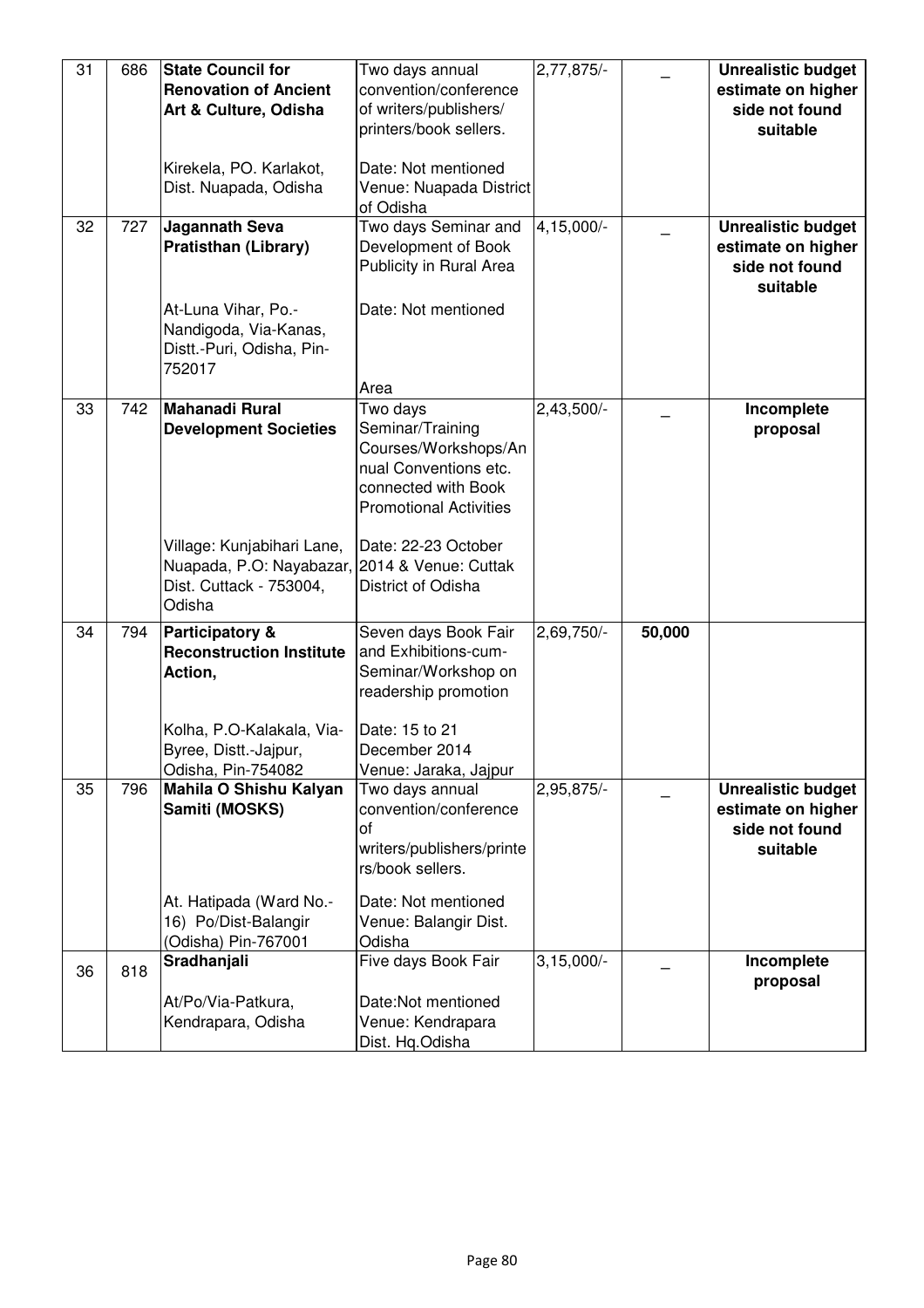| 31 | 686 | **State Council for Renovation of Ancient Art & Culture, Odisha**<br><br>Kirekela, PO. Karlakot, Dist. Nuapada, Odisha | Two days annual convention/conference of writers/publishers/ printers/book sellers.<br><br>Date: Not mentioned Venue: Nuapada District of Odisha | 2,77,875/- | _ | **Unrealistic budget estimate on higher side not found suitable** |
|---|---|---|---|---|---|---|
| 32 | 727 | **Jagannath Seva Pratisthan (Library)**<br><br>At-Luna Vihar, Po.-Nandigoda, Via-Kanas, Distt.-Puri, Odisha, Pin-752017 | Two days Seminar and Development of Book Publicity in Rural Area<br><br>Date: Not mentioned<br><br>Area | 4,15,000/- | _ | **Unrealistic budget estimate on higher side not found suitable** |
| 33 | 742 | **Mahanadi Rural Development Societies**<br><br>Village: Kunjabihari Lane, Nuapada, P.O: Nayabazar, Dist. Cuttack - 753004, Odisha | Two days Seminar/Training Courses/Workshops/Annual Conventions etc. connected with Book Promotional Activities<br><br>Date: 22-23 October 2014 & Venue: Cuttak District of Odisha | 2,43,500/- | _ | **Incomplete proposal** |
| 34 | 794 | **Participatory & Reconstruction Institute Action,**<br><br>Kolha, P.O-Kalakala, Via-Byree, Distt.-Jajpur, Odisha, Pin-754082 | Seven days Book Fair and Exhibitions-cum-Seminar/Workshop on readership promotion<br><br>Date: 15 to 21 December 2014 Venue: Jaraka, Jajpur | 2,69,750/- | **50,000** | |
| 35 | 796 | **Mahila O Shishu Kalyan Samiti (MOSKS)**<br><br>At. Hatipada (Ward No.-16) Po/Dist-Balangir (Odisha) Pin-767001 | Two days annual convention/conference of writers/publishers/printers/book sellers.<br><br>Date: Not mentioned Venue: Balangir Dist. Odisha | 2,95,875/- | _ | **Unrealistic budget estimate on higher side not found suitable** |
| 36 | 818 | **Sradhanjali**<br><br>At/Po/Via-Patkura, Kendrapara, Odisha | Five days Book Fair<br><br>Date:Not mentioned Venue: Kendrapara Dist. Hq.Odisha | 3,15,000/- | _ | **Incomplete proposal** |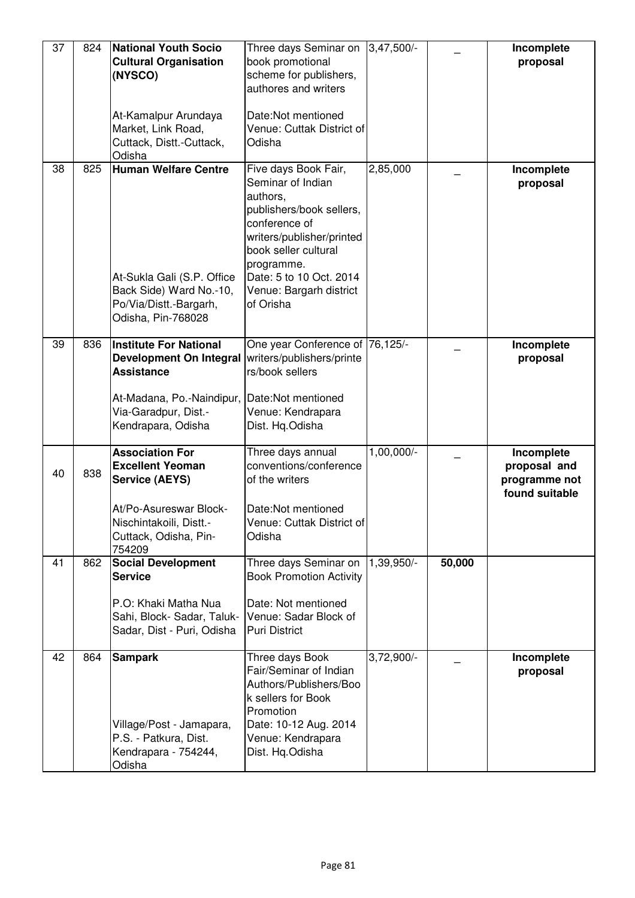| 37 | 824 | **National Youth Socio Cultural Organisation (NYSCO)**<br><br>At-Kamalpur Arundaya Market, Link Road, Cuttack, Distt.-Cuttack, Odisha | Three days Seminar on book promotional scheme for publishers, authores and writers<br><br>Date:Not mentioned<br>Venue: Cuttak District of Odisha | 3,47,500/- | _ | **Incomplete proposal** |
|---|---|---|---|---|---|---|
| 38 | 825 | **Human Welfare Centre**<br><br>At-Sukla Gali (S.P. Office Back Side) Ward No.-10, Po/Via/Distt.-Bargarh, Odisha, Pin-768028 | Five days Book Fair, Seminar of Indian authors, publishers/book sellers, conference of writers/publisher/printed book seller cultural programme.<br>Date: 5 to 10 Oct. 2014<br>Venue: Bargarh district of Orisha | 2,85,000 | _ | **Incomplete proposal** |
| 39 | 836 | **Institute For National Development On Integral Assistance**<br><br>At-Madana, Po.-Naindipur, Via-Garadpur, Dist.-Kendrapara, Odisha | One year Conference of writers/publishers/printers/book sellers<br><br>Date:Not mentioned<br>Venue: Kendrapara Dist. Hq.Odisha | 76,125/- | _ | **Incomplete proposal** |
| 40 | 838 | **Association For Excellent Yeoman Service (AEYS)**<br><br>At/Po-Asureswar Block-Nischintakoili, Distt.-Cuttack, Odisha, Pin-754209 | Three days annual conventions/conference of the writers<br><br>Date:Not mentioned<br>Venue: Cuttak District of Odisha | 1,00,000/- | _ | **Incomplete proposal and programme not found suitable** |
| 41 | 862 | **Social Development Service**<br><br>P.O: Khaki Matha Nua Sahi, Block- Sadar, Taluk-Sadar, Dist - Puri, Odisha | Three days Seminar on Book Promotion Activity<br><br>Date: Not mentioned<br>Venue: Sadar Block of Puri District | 1,39,950/- | **50,000** | |
| 42 | 864 | **Sampark**<br><br>Village/Post - Jamapara, P.S. - Patkura, Dist. Kendrapara - 754244, Odisha | Three days Book Fair/Seminar of Indian Authors/Publishers/Book sellers for Book Promotion<br>Date: 10-12 Aug. 2014<br>Venue: Kendrapara Dist. Hq.Odisha | 3,72,900/- | _ | **Incomplete proposal** |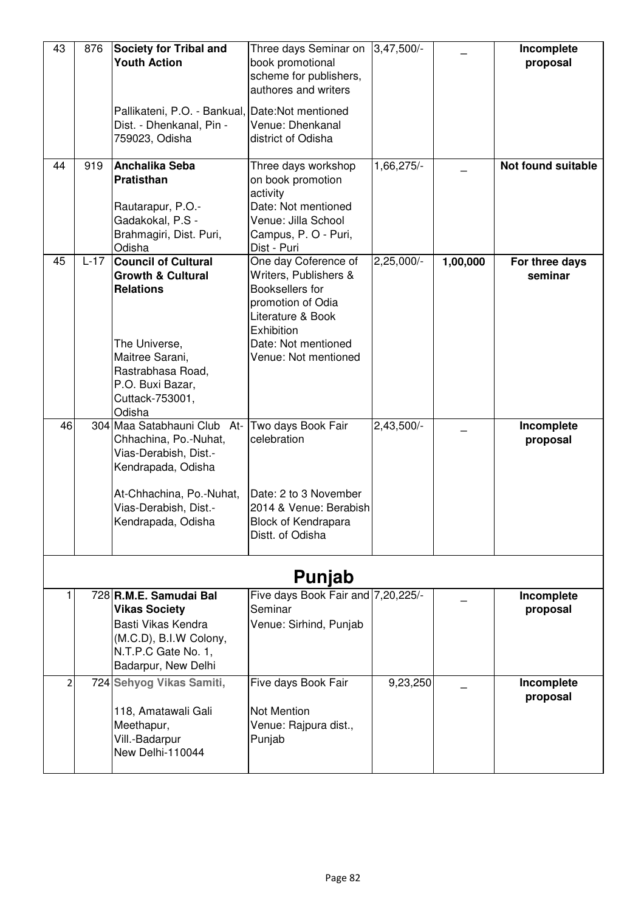| 43 | 876 | **Society for Tribal and Youth Action**<br><br>Pallikateni, P.O. - Bankual, Dist. - Dhenkanal, Pin - 759023, Odisha | Three days Seminar on book promotional scheme for publishers, authores and writers<br><br>Date:Not mentioned Venue: Dhenkanal district of Odisha | 3,47,500/- | _ | **Incomplete proposal** |
|---|---|---|---|---|---|---|
| 44 | 919 | **Anchalika Seba Pratisthan**<br><br>Rautarapur, P.O.- Gadakokal, P.S - Brahmagiri, Dist. Puri, Odisha | Three days workshop on book promotion activity<br>Date: Not mentioned<br>Venue: Jilla School Campus, P. O - Puri, Dist - Puri | 1,66,275/- | _ | **Not found suitable** |
| 45 | L-17 | **Council of Cultural Growth & Cultural Relations**<br><br>The Universe, Maitree Sarani, Rastrabhasa Road, P.O. Buxi Bazar, Cuttack-753001, Odisha | One day Coference of Writers, Publishers & Booksellers for promotion of Odia Literature & Book Exhibition<br>Date: Not mentioned<br>Venue: Not mentioned | 2,25,000/- | **1,00,000** | **For three days seminar** |
| 46 | 304 | Maa Satabhauni Club At-Chhachina, Po.-Nuhat, Vias-Derabish, Dist.-Kendrapada, Odisha<br><br>At-Chhachina, Po.-Nuhat, Vias-Derabish, Dist.-Kendrapada, Odisha | Two days Book Fair celebration<br><br>Date: 2 to 3 November 2014 & Venue: Berabish Block of Kendrapara Distt. of Odisha | 2,43,500/- | _ | **Incomplete proposal** |
| | | | **Punjab** | | | |
| 1 | 728 | **R.M.E. Samudai Bal Vikas Society**<br>Basti Vikas Kendra (M.C.D), B.I.W Colony, N.T.P.C Gate No. 1, Badarpur, New Delhi | Five days Book Fair and Seminar<br>Venue: Sirhind, Punjab | 7,20,225/- | _ | **Incomplete proposal** |
| 2 | 724 | **Sehyog Vikas Samiti,**<br><br>118, Amatawali Gali Meethapur, Vill.-Badarpur New Delhi-110044 | Five days Book Fair<br><br>Not Mention<br>Venue: Rajpura dist., Punjab | 9,23,250 | _ | **Incomplete proposal** |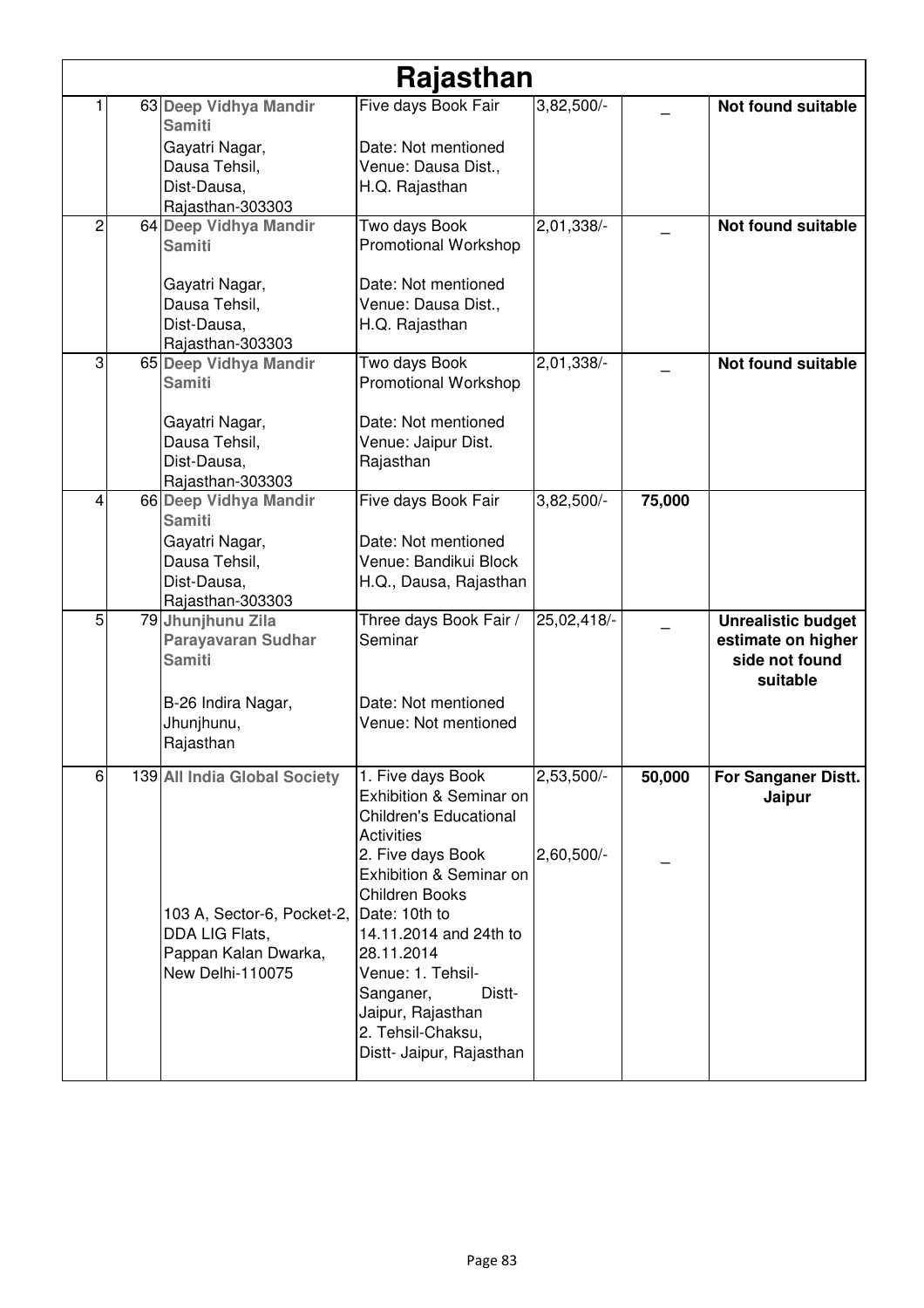| Rajasthan | | | | | | |
|---|---|---|---|---|---|---|
| 1 | 63 | **Deep Vidhya Mandir Samiti**<br>Gayatri Nagar,<br>Dausa Tehsil,<br>Dist-Dausa,<br>Rajasthan-303303 | Five days Book Fair<br><br>Date: Not mentioned<br>Venue: Dausa Dist., H.Q. Rajasthan | 3,82,500/- | _ | **Not found suitable** |
| 2 | 64 | **Deep Vidhya Mandir Samiti**<br><br>Gayatri Nagar,<br>Dausa Tehsil,<br>Dist-Dausa,<br>Rajasthan-303303 | Two days Book Promotional Workshop<br><br>Date: Not mentioned<br>Venue: Dausa Dist., H.Q. Rajasthan | 2,01,338/- | _ | **Not found suitable** |
| 3 | 65 | **Deep Vidhya Mandir Samiti**<br><br>Gayatri Nagar,<br>Dausa Tehsil,<br>Dist-Dausa,<br>Rajasthan-303303 | Two days Book Promotional Workshop<br><br>Date: Not mentioned<br>Venue: Jaipur Dist. Rajasthan | 2,01,338/- | _ | **Not found suitable** |
| 4 | 66 | **Deep Vidhya Mandir Samiti**<br>Gayatri Nagar,<br>Dausa Tehsil,<br>Dist-Dausa,<br>Rajasthan-303303 | Five days Book Fair<br><br>Date: Not mentioned<br>Venue: Bandikui Block H.Q., Dausa, Rajasthan | 3,82,500/- | **75,000** | |
| 5 | 79 | **Jhunjhunu Zila Parayavaran Sudhar Samiti**<br><br>B-26 Indira Nagar,<br>Jhunjhunu,<br>Rajasthan | Three days Book Fair / Seminar<br><br>Date: Not mentioned<br>Venue: Not mentioned | 25,02,418/- | _ | **Unrealistic budget estimate on higher side not found suitable** |
| 6 | 139 | **All India Global Society**<br><br>103 A, Sector-6, Pocket-2, DDA LIG Flats,<br>Pappan Kalan Dwarka,<br>New Delhi-110075 | 1. Five days Book Exhibition & Seminar on Children's Educational Activities<br>2. Five days Book Exhibition & Seminar on Children Books<br>Date: 10th to 14.11.2014 and 24th to 28.11.2014<br>Venue: 1. Tehsil-Sanganer, Distt-Jaipur, Rajasthan<br>2. Tehsil-Chaksu, Distt- Jaipur, Rajasthan | 2,53,500/-<br><br>2,60,500/- | **50,000**<br><br>_ | **For Sanganer Distt. Jaipur** |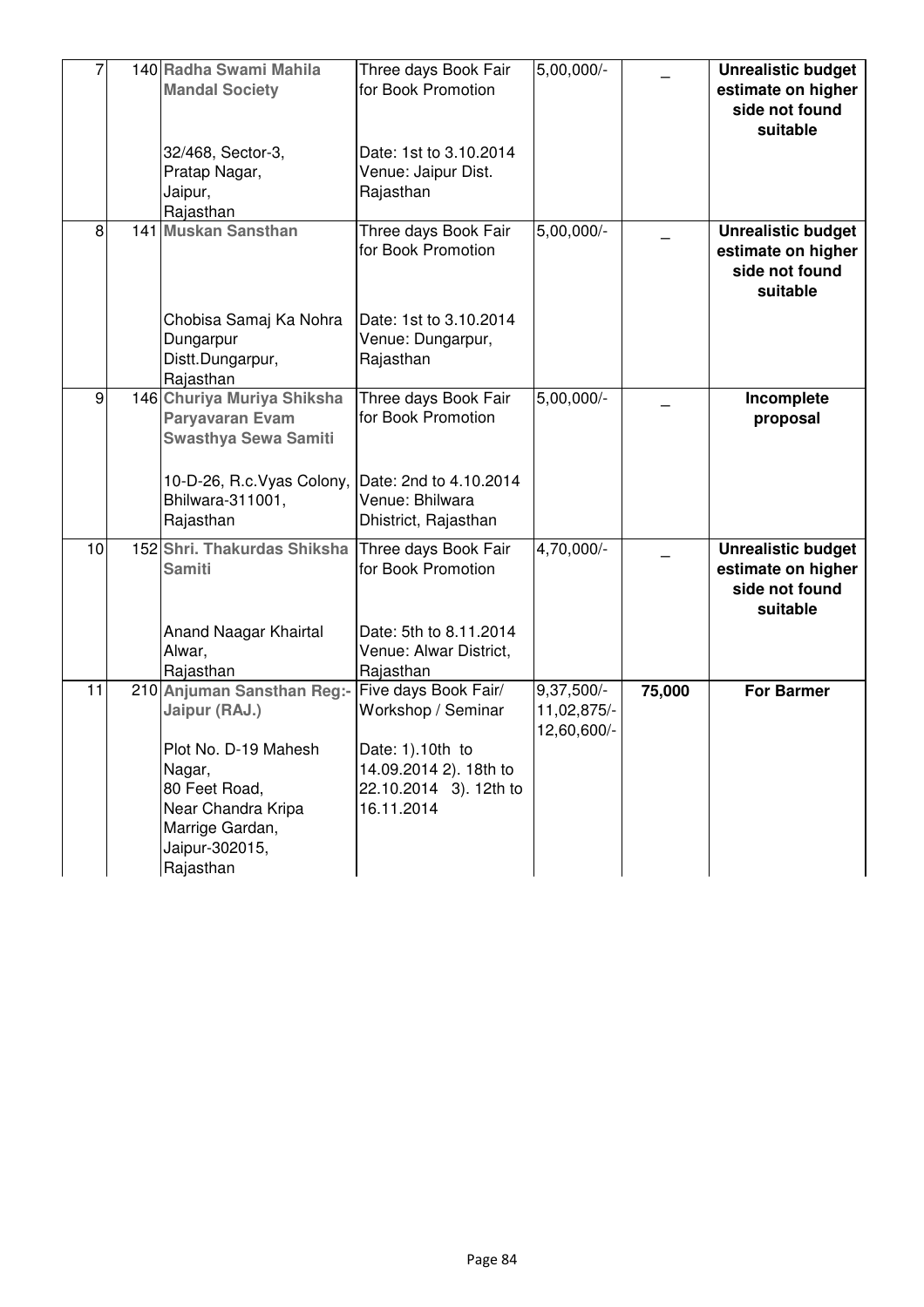| | | | | | | |
|---|---|---|---|---|---|---|
| 7 | 140 | **Radha Swami Mahila Mandal Society**<br><br>32/468, Sector-3, Pratap Nagar, Jaipur, Rajasthan | Three days Book Fair for Book Promotion<br><br>Date: 1st to 3.10.2014 Venue: Jaipur Dist. Rajasthan | 5,00,000/- | _ | **Unrealistic budget estimate on higher side not found suitable** |
| 8 | 141 | **Muskan Sansthan**<br><br>Chobisa Samaj Ka Nohra Dungarpur Distt.Dungarpur, Rajasthan | Three days Book Fair for Book Promotion<br><br>Date: 1st to 3.10.2014 Venue: Dungarpur, Rajasthan | 5,00,000/- | _ | **Unrealistic budget estimate on higher side not found suitable** |
| 9 | 146 | **Churiya Muriya Shiksha Paryavaran Evam Swasthya Sewa Samiti**<br><br>10-D-26, R.c.Vyas Colony, Bhilwara-311001, Rajasthan | Three days Book Fair for Book Promotion<br><br>Date: 2nd to 4.10.2014 Venue: Bhilwara Dhistrict, Rajasthan | 5,00,000/- | _ | **Incomplete proposal** |
| 10 | 152 | **Shri. Thakurdas Shiksha Samiti**<br><br>Anand Naagar Khairtal Alwar, Rajasthan | Three days Book Fair for Book Promotion<br><br>Date: 5th to 8.11.2014 Venue: Alwar District, Rajasthan | 4,70,000/- | _ | **Unrealistic budget estimate on higher side not found suitable** |
| 11 | 210 | **Anjuman Sansthan Reg:- Jaipur (RAJ.)**<br><br>Plot No. D-19 Mahesh Nagar, 80 Feet Road, Near Chandra Kripa Marrige Gardan, Jaipur-302015, Rajasthan | Five days Book Fair/ Workshop / Seminar<br><br>Date: 1).10th to 14.09.2014 2). 18th to 22.10.2014 3). 12th to 16.11.2014 | 9,37,500/-<br>11,02,875/-<br>12,60,600/- | **75,000** | **For Barmer** |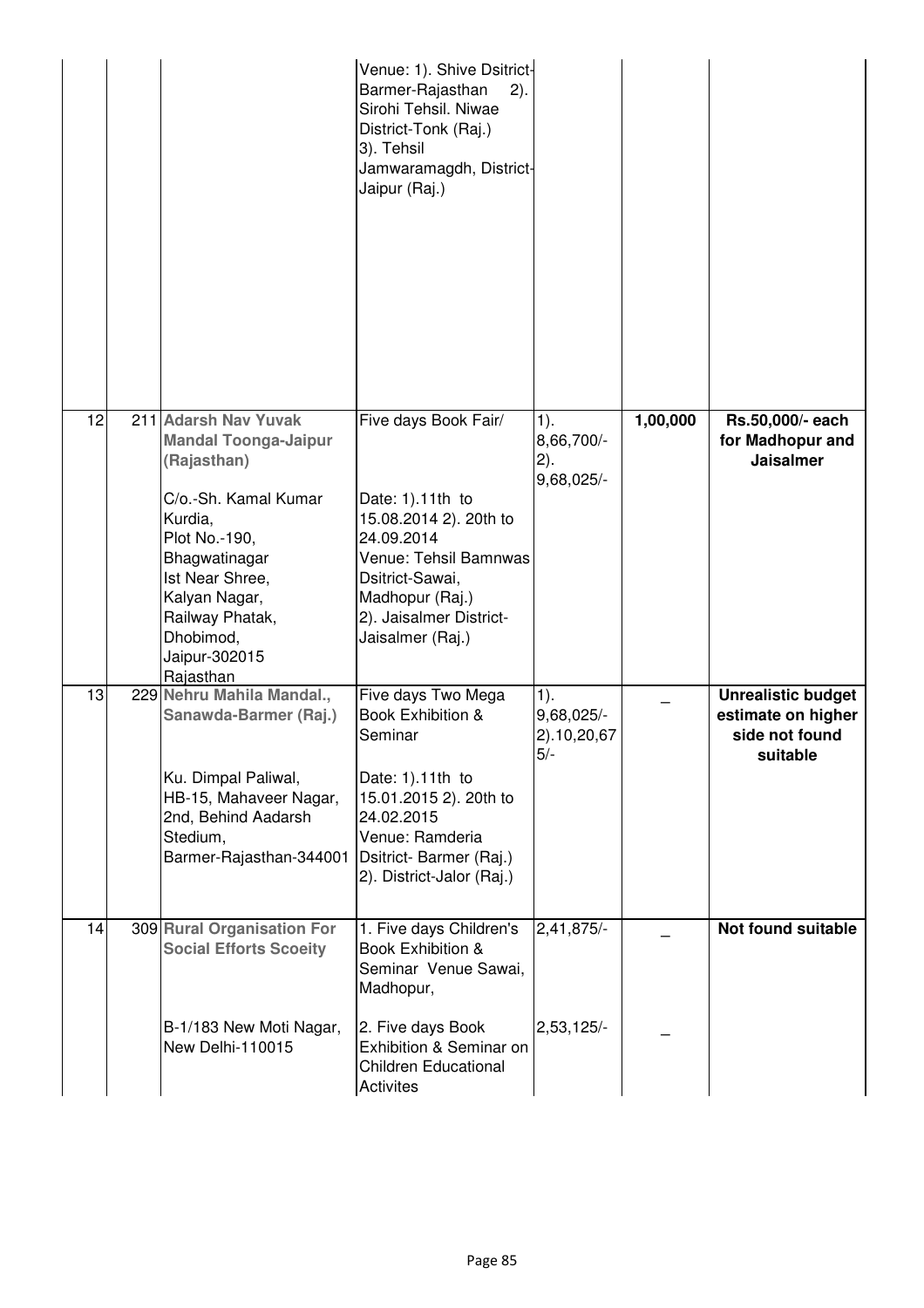| | | | | | | |
|---|---|---|---|---|---|---|
| | | | Venue: 1). Shive Dsitrict-Barmer-Rajasthan 2). Sirohi Tehsil. Niwae District-Tonk (Raj.) 3). Tehsil Jamwaramagdh, District-Jaipur (Raj.) | | | |
| 12 | 211 | **Adarsh Nav Yuvak Mandal Toonga-Jaipur (Rajasthan)**<br><br>C/o.-Sh. Kamal Kumar Kurdia, Plot No.-190, Bhagwatinagar Ist Near Shree, Kalyan Nagar, Railway Phatak, Dhobimod, Jaipur-302015 Rajasthan | Five days Book Fair/<br><br>Date: 1).11th to 15.08.2014 2). 20th to 24.09.2014 Venue: Tehsil Bamnwas Dsitrict-Sawai, Madhopur (Raj.) 2). Jaisalmer District-Jaisalmer (Raj.) | 1). 8,66,700/- 2). 9,68,025/- | **1,00,000** | **Rs.50,000/- each for Madhopur and Jaisalmer** |
| 13 | 229 | **Nehru Mahila Mandal., Sanawda-Barmer (Raj.)**<br><br>Ku. Dimpal Paliwal, HB-15, Mahaveer Nagar, 2nd, Behind Aadarsh Stedium, Barmer-Rajasthan-344001 | Five days Two Mega Book Exhibition & Seminar<br><br>Date: 1).11th to 15.01.2015 2). 20th to 24.02.2015 Venue: Ramderia Dsitrict- Barmer (Raj.) 2). District-Jalor (Raj.) | 1). 9,68,025/- 2).10,20,675/- | _ | **Unrealistic budget estimate on higher side not found suitable** |
| 14 | 309 | **Rural Organisation For Social Efforts Scoeity**<br><br>B-1/183 New Moti Nagar, New Delhi-110015 | 1. Five days Children's Book Exhibition & Seminar Venue Sawai, Madhopur,<br><br>2. Five days Book Exhibition & Seminar on Children Educational Activites | 2,41,875/-<br><br>2,53,125/- | _<br><br>_ | **Not found suitable** |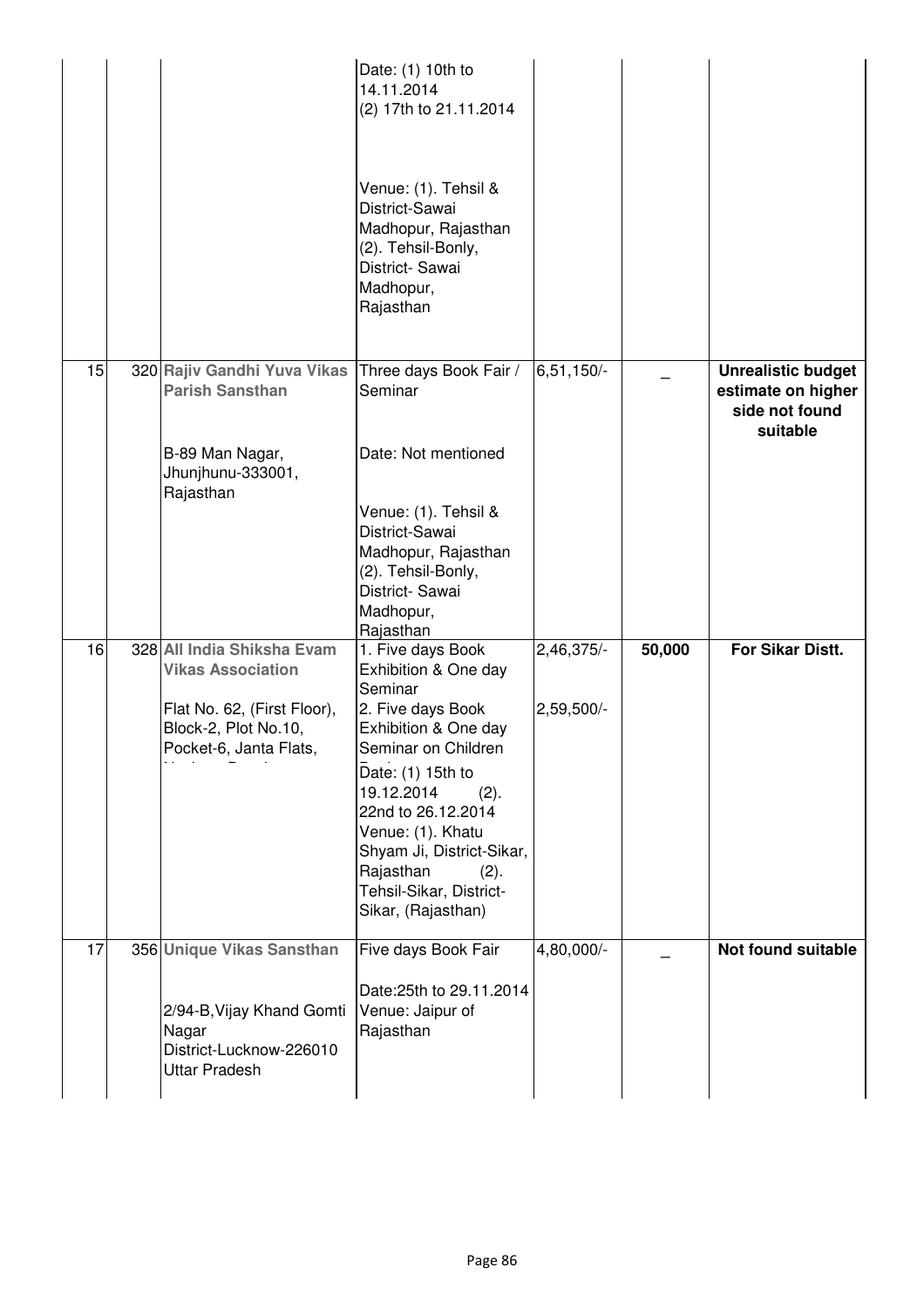| | | | | | | |
|---|---|---|---|---|---|---|
| | | | Date: (1) 10th to 14.11.2014<br>(2) 17th to 21.11.2014<br><br>Venue: (1). Tehsil & District-Sawai Madhopur, Rajasthan<br>(2). Tehsil-Bonly, District- Sawai Madhopur, Rajasthan | | | |
| 15 | 320 | **Rajiv Gandhi Yuva Vikas Parish Sansthan**<br><br>B-89 Man Nagar, Jhunjhunu-333001, Rajasthan | Three days Book Fair / Seminar<br><br>Date: Not mentioned<br><br>Venue: (1). Tehsil & District-Sawai Madhopur, Rajasthan<br>(2). Tehsil-Bonly, District- Sawai Madhopur, Rajasthan | 6,51,150/- | _ | **Unrealistic budget estimate on higher side not found suitable** |
| 16 | 328 | **All India Shiksha Evam Vikas Association**<br><br>Flat No. 62, (First Floor), Block-2, Plot No.10, Pocket-6, Janta Flats, | 1. Five days Book Exhibition & One day Seminar<br>2. Five days Book Exhibition & One day Seminar on Children<br>Date: (1) 15th to 19.12.2014 (2). 22nd to 26.12.2014<br>Venue: (1). Khatu Shyam Ji, District-Sikar, Rajasthan (2). Tehsil-Sikar, District-Sikar, (Rajasthan) | 2,46,375/-<br><br>2,59,500/- | **50,000** | **For Sikar Distt.** |
| 17 | 356 | **Unique Vikas Sansthan**<br><br>2/94-B, Vijay Khand Gomti Nagar<br>District-Lucknow-226010<br>Uttar Pradesh | Five days Book Fair<br><br>Date:25th to 29.11.2014<br>Venue: Jaipur of Rajasthan | 4,80,000/- | _ | **Not found suitable** |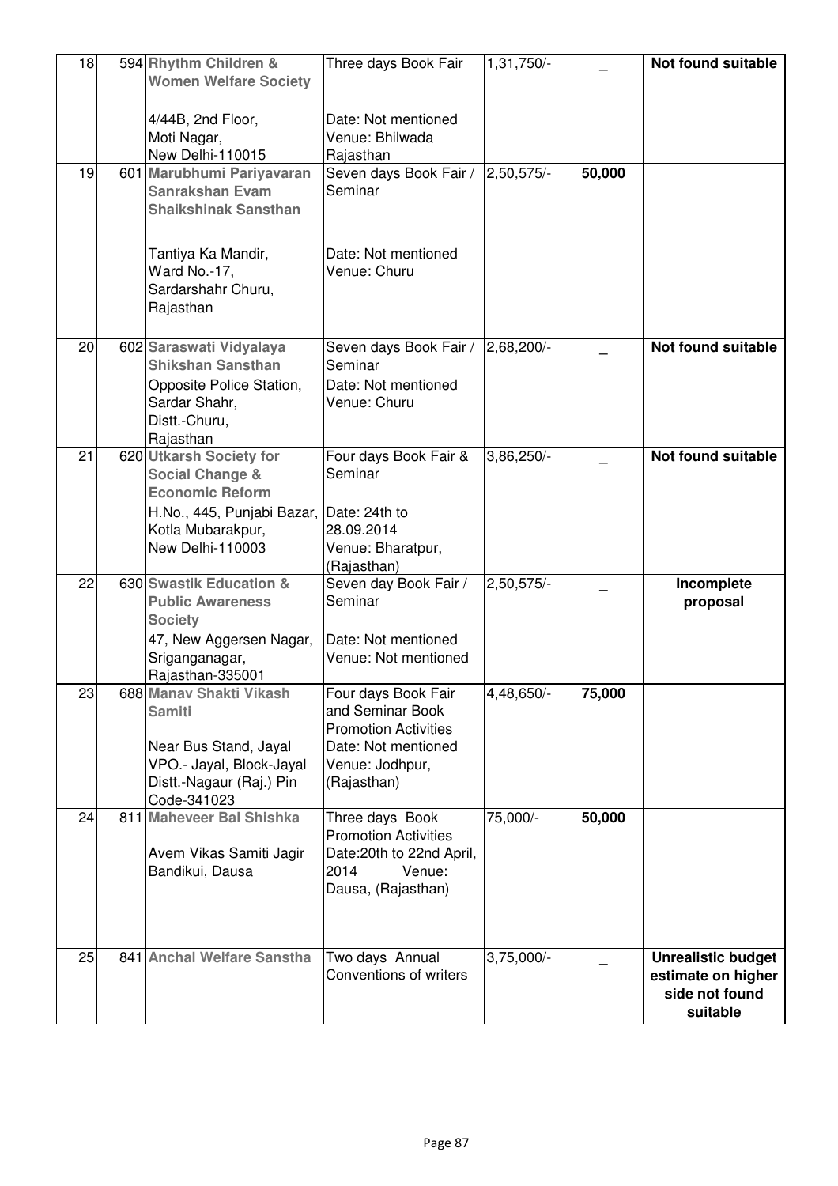| 18 | 594 | **Rhythm Children & Women Welfare Society**<br><br>4/44B, 2nd Floor, Moti Nagar, New Delhi-110015 | Three days Book Fair<br><br>Date: Not mentioned<br>Venue: Bhilwada Rajasthan | 1,31,750/- | _ | **Not found suitable** |
|---|---|---|---|---|---|---|
| 19 | 601 | **Marubhumi Pariyavaran Sanrakshan Evam Shaikshinak Sansthan**<br><br>Tantiya Ka Mandir, Ward No.-17, Sardarshahr Churu, Rajasthan | Seven days Book Fair / Seminar<br><br>Date: Not mentioned<br>Venue: Churu | 2,50,575/- | **50,000** | |
| 20 | 602 | **Saraswati Vidyalaya Shikshan Sansthan**<br>Opposite Police Station, Sardar Shahr, Distt.-Churu, Rajasthan | Seven days Book Fair / Seminar<br>Date: Not mentioned<br>Venue: Churu | 2,68,200/- | _ | **Not found suitable** |
| 21 | 620 | **Utkarsh Society for Social Change & Economic Reform**<br>H.No., 445, Punjabi Bazar, Kotla Mubarakpur, New Delhi-110003 | Four days Book Fair & Seminar<br>Date: 24th to 28.09.2014<br>Venue: Bharatpur, (Rajasthan) | 3,86,250/- | _ | **Not found suitable** |
| 22 | 630 | **Swastik Education & Public Awareness Society**<br>47, New Aggersen Nagar, Sriganganagar, Rajasthan-335001 | Seven day Book Fair / Seminar<br><br>Date: Not mentioned<br>Venue: Not mentioned | 2,50,575/- | _ | **Incomplete proposal** |
| 23 | 688 | **Manav Shakti Vikash Samiti**<br><br>Near Bus Stand, Jayal VPO.- Jayal, Block-Jayal Distt.-Nagaur (Raj.) Pin Code-341023 | Four days Book Fair and Seminar Book Promotion Activities<br>Date: Not mentioned<br>Venue: Jodhpur, (Rajasthan) | 4,48,650/- | **75,000** | |
| 24 | 811 | **Maheveer Bal Shishka**<br><br>Avem Vikas Samiti Jagir Bandikui, Dausa | Three days Book Promotion Activities<br>Date:20th to 22nd April, 2014 Venue: Dausa, (Rajasthan) | 75,000/- | **50,000** | |
| 25 | 841 | **Anchal Welfare Sanstha** | Two days Annual Conventions of writers | 3,75,000/- | _ | **Unrealistic budget estimate on higher side not found suitable** |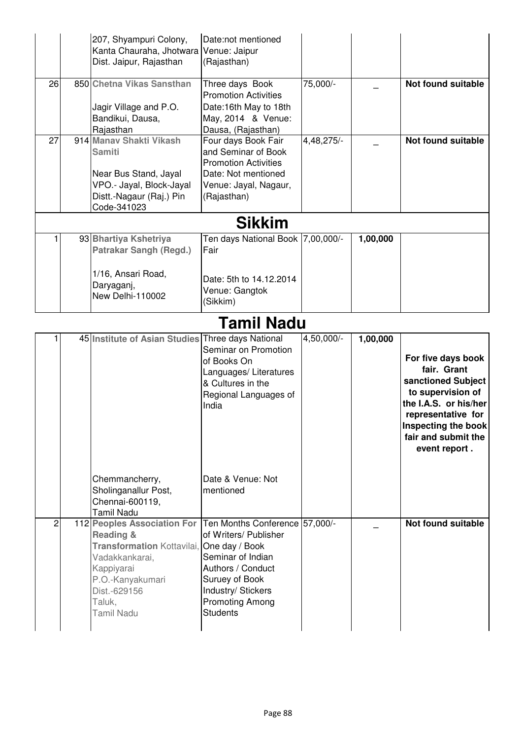| | | | | | | |
|---|---|---|---|---|---|---|
| | | 207, Shyampuri Colony, Kanta Chauraha, Jhotwara Dist. Jaipur, Rajasthan | Date:not mentioned Venue: Jaipur (Rajasthan) | | | |
| 26 | 850 | **Chetna Vikas Sansthan** Jagir Village and P.O. Bandikui, Dausa, Rajasthan | Three days Book Promotion Activities Date:16th May to 18th May, 2014 & Venue: Dausa, (Rajasthan) | 75,000/- | _ | **Not found suitable** |
| 27 | 914 | **Manav Shakti Vikash Samiti** Near Bus Stand, Jayal VPO.- Jayal, Block-Jayal Distt.-Nagaur (Raj.) Pin Code-341023 | Four days Book Fair and Seminar of Book Promotion Activities Date: Not mentioned Venue: Jayal, Nagaur, (Rajasthan) | 4,48,275/- | _ | **Not found suitable** |
| | | | **Sikkim** | | | |
| 1 | 93 | **Bhartiya Kshetriya Patrakar Sangh (Regd.)** 1/16, Ansari Road, Daryaganj, New Delhi-110002 | Ten days National Book Fair Date: 5th to 14.12.2014 Venue: Gangtok (Sikkim) | 7,00,000/- | **1,00,000** | |

# Tamil Nadu

| | | | | | | |
|---|---|---|---|---|---|---|
| 1 | 45 | **Institute of Asian Studies** Chemmancherry, Sholinganallur Post, Chennai-600119, Tamil Nadu | Three days National Seminar on Promotion of Books On Languages/ Literatures & Cultures in the Regional Languages of India Date & Venue: Not mentioned | 4,50,000/- | **1,00,000** | **For five days book fair. Grant sanctioned Subject to supervision of the I.A.S. or his/her representative for Inspecting the book fair and submit the event report .** |
| 2 | 112 | **Peoples Association For Reading & Transformation** Kottavilai, Vadakkankarai, Kappiyarai P.O.-Kanyakumari Dist.-629156 Taluk, Tamil Nadu | Ten Months Conference of Writers/ Publisher One day / Book Seminar of Indian Authors / Conduct Suruey of Book Industry/ Stickers Promoting Among Students | 57,000/- | _ | **Not found suitable** |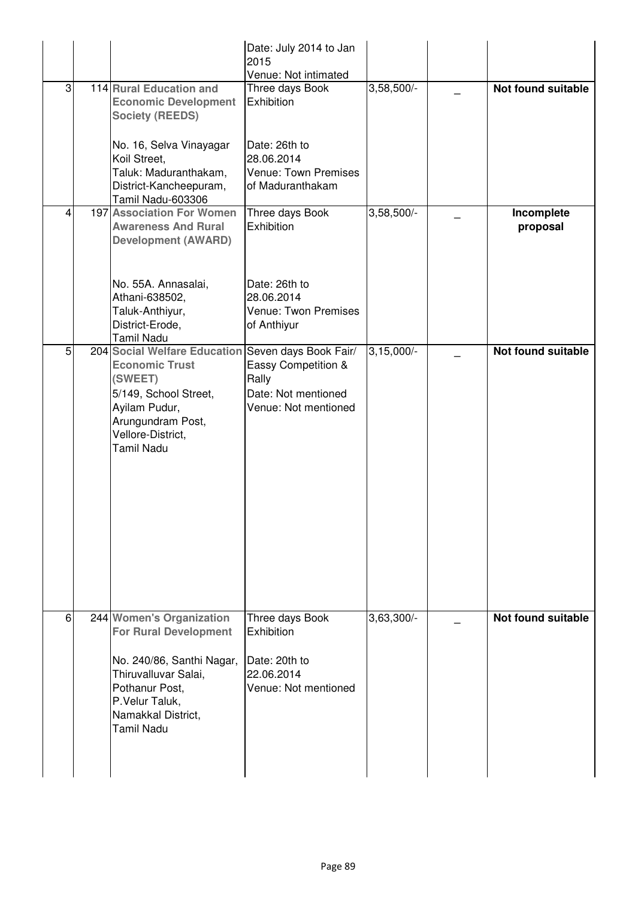| | | | | | | |
|---|---|---|---|---|---|---|
| | | | Date: July 2014 to Jan 2015<br>Venue: Not intimated | | | |
| 3 | 114 | **Rural Education and Economic Development Society (REEDS)**<br><br>No. 16, Selva Vinayagar Koil Street,<br>Taluk: Maduranthakam,<br>District-Kancheepuram,<br>Tamil Nadu-603306 | Three days Book Exhibition<br><br>Date: 26th to 28.06.2014<br>Venue: Town Premises of Maduranthakam | 3,58,500/- | _ | **Not found suitable** |
| 4 | 197 | **Association For Women Awareness And Rural Development (AWARD)**<br><br>No. 55A. Annasalai,<br>Athani-638502,<br>Taluk-Anthiyur,<br>District-Erode,<br>Tamil Nadu | Three days Book Exhibition<br><br>Date: 26th to 28.06.2014<br>Venue: Twon Premises of Anthiyur | 3,58,500/- | _ | **Incomplete proposal** |
| 5 | 204 | **Social Welfare Education Economic Trust (SWEET)**<br>5/149, School Street,<br>Ayilam Pudur,<br>Arungundram Post,<br>Vellore-District,<br>Tamil Nadu | Seven days Book Fair/ Eassy Competition & Rally<br>Date: Not mentioned<br>Venue: Not mentioned | 3,15,000/- | _ | **Not found suitable** |
| 6 | 244 | **Women's Organization For Rural Development**<br><br>No. 240/86, Santhi Nagar,<br>Thiruvalluvar Salai,<br>Pothanur Post,<br>P.Velur Taluk,<br>Namakkal District,<br>Tamil Nadu | Three days Book Exhibition<br><br>Date: 20th to 22.06.2014<br>Venue: Not mentioned | 3,63,300/- | _ | **Not found suitable** |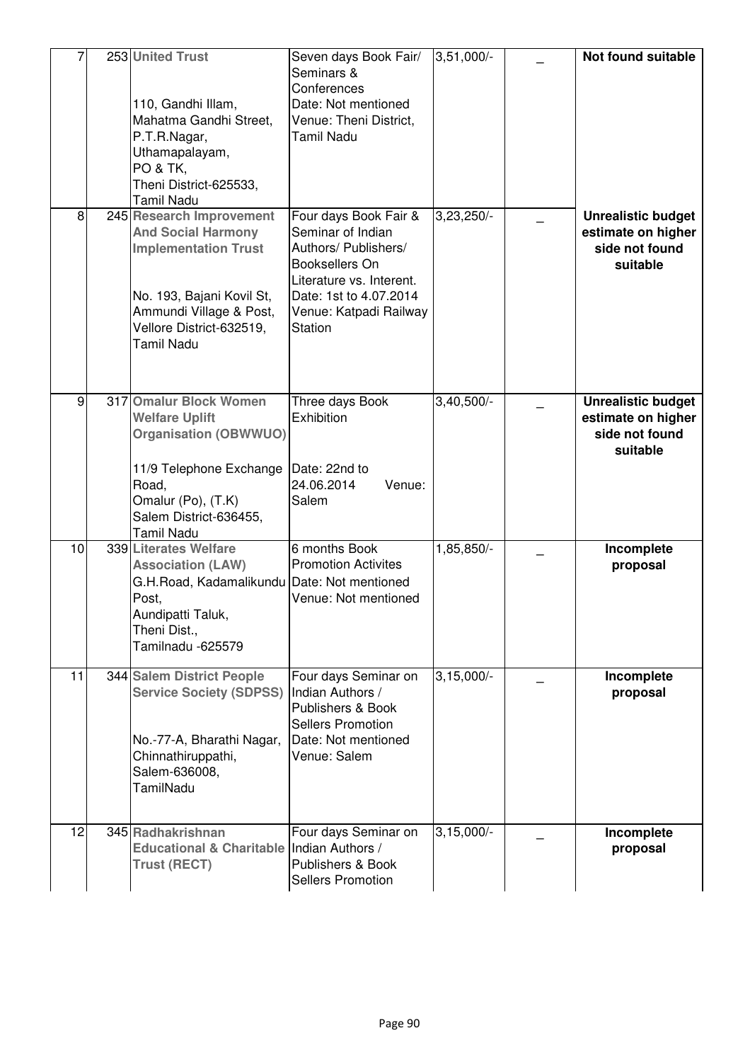| 7 | 253 | **United Trust**<br><br>110, Gandhi Illam, Mahatma Gandhi Street, P.T.R.Nagar, Uthamapalayam, PO & TK, Theni District-625533, Tamil Nadu | Seven days Book Fair/ Seminars & Conferences<br>Date: Not mentioned<br>Venue: Theni District, Tamil Nadu | 3,51,000/- | _ | **Not found suitable** |
|---|---|---|---|---|---|---|
| 8 | 245 | **Research Improvement And Social Harmony Implementation Trust**<br><br>No. 193, Bajani Kovil St, Ammundi Village & Post, Vellore District-632519, Tamil Nadu | Four days Book Fair & Seminar of Indian Authors/ Publishers/ Booksellers On Literature vs. Interent.<br>Date: 1st to 4.07.2014<br>Venue: Katpadi Railway Station | 3,23,250/- | _ | **Unrealistic budget estimate on higher side not found suitable** |
| 9 | 317 | **Omalur Block Women Welfare Uplift Organisation (OBWWUO)**<br><br>11/9 Telephone Exchange Road, Omalur (Po), (T.K) Salem District-636455, Tamil Nadu | Three days Book Exhibition<br><br>Date: 22nd to 24.06.2014 Venue: Salem | 3,40,500/- | _ | **Unrealistic budget estimate on higher side not found suitable** |
| 10 | 339 | **Literates Welfare Association (LAW)**<br>G.H.Road, Kadamalikundu Post, Aundipatti Taluk, Theni Dist., Tamilnadu -625579 | 6 months Book Promotion Activites<br>Date: Not mentioned<br>Venue: Not mentioned | 1,85,850/- | _ | **Incomplete proposal** |
| 11 | 344 | **Salem District People Service Society (SDPSS)**<br><br>No.-77-A, Bharathi Nagar, Chinnathiruppathi, Salem-636008, TamilNadu | Four days Seminar on Indian Authors / Publishers & Book Sellers Promotion<br>Date: Not mentioned<br>Venue: Salem | 3,15,000/- | _ | **Incomplete proposal** |
| 12 | 345 | **Radhakrishnan Educational & Charitable Trust (RECT)** | Four days Seminar on Indian Authors / Publishers & Book Sellers Promotion | 3,15,000/- | _ | **Incomplete proposal** |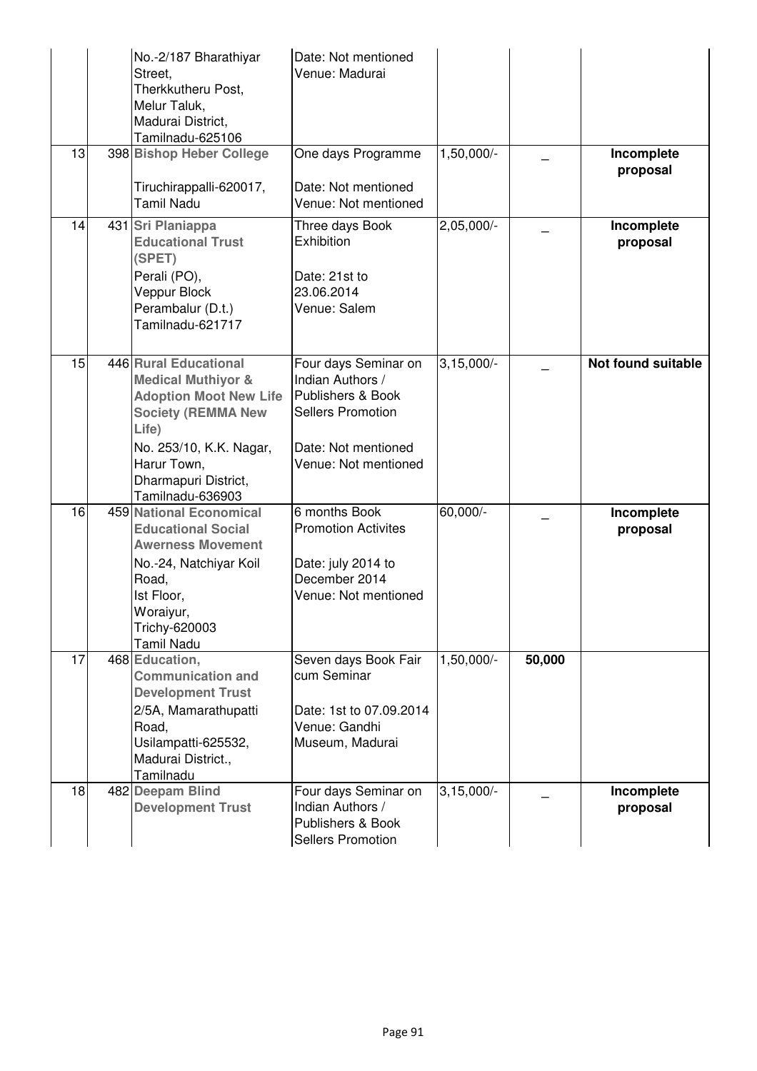| | | | | | |
|---|---|---|---|---|---|
| | | No.-2/187 Bharathiyar Street, Therkkutheru Post, Melur Taluk, Madurai District, Tamilnadu-625106 | Date: Not mentioned Venue: Madurai | | | |
| 13 | 398 | **Bishop Heber College** Tiruchirappalli-620017, Tamil Nadu | One days Programme Date: Not mentioned Venue: Not mentioned | 1,50,000/- | _ | **Incomplete proposal** |
| 14 | 431 | **Sri Planiappa Educational Trust (SPET)** Perali (PO), Veppur Block Perambalur (D.t.) Tamilnadu-621717 | Three days Book Exhibition Date: 21st to 23.06.2014 Venue: Salem | 2,05,000/- | _ | **Incomplete proposal** |
| 15 | 446 | **Rural Educational Medical Muthiyor & Adoption Moot New Life Society (REMMA New Life)** No. 253/10, K.K. Nagar, Harur Town, Dharmapuri District, Tamilnadu-636903 | Four days Seminar on Indian Authors / Publishers & Book Sellers Promotion Date: Not mentioned Venue: Not mentioned | 3,15,000/- | _ | **Not found suitable** |
| 16 | 459 | **National Economical Educational Social Awerness Movement** No.-24, Natchiyar Koil Road, Ist Floor, Woraiyur, Trichy-620003 Tamil Nadu | 6 months Book Promotion Activites Date: july 2014 to December 2014 Venue: Not mentioned | 60,000/- | _ | **Incomplete proposal** |
| 17 | 468 | **Education, Communication and Development Trust** 2/5A, Mamarathupatti Road, Usilampatti-625532, Madurai District., Tamilnadu | Seven days Book Fair cum Seminar Date: 1st to 07.09.2014 Venue: Gandhi Museum, Madurai | 1,50,000/- | **50,000** | |
| 18 | 482 | **Deepam Blind Development Trust** | Four days Seminar on Indian Authors / Publishers & Book Sellers Promotion | 3,15,000/- | _ | **Incomplete proposal** |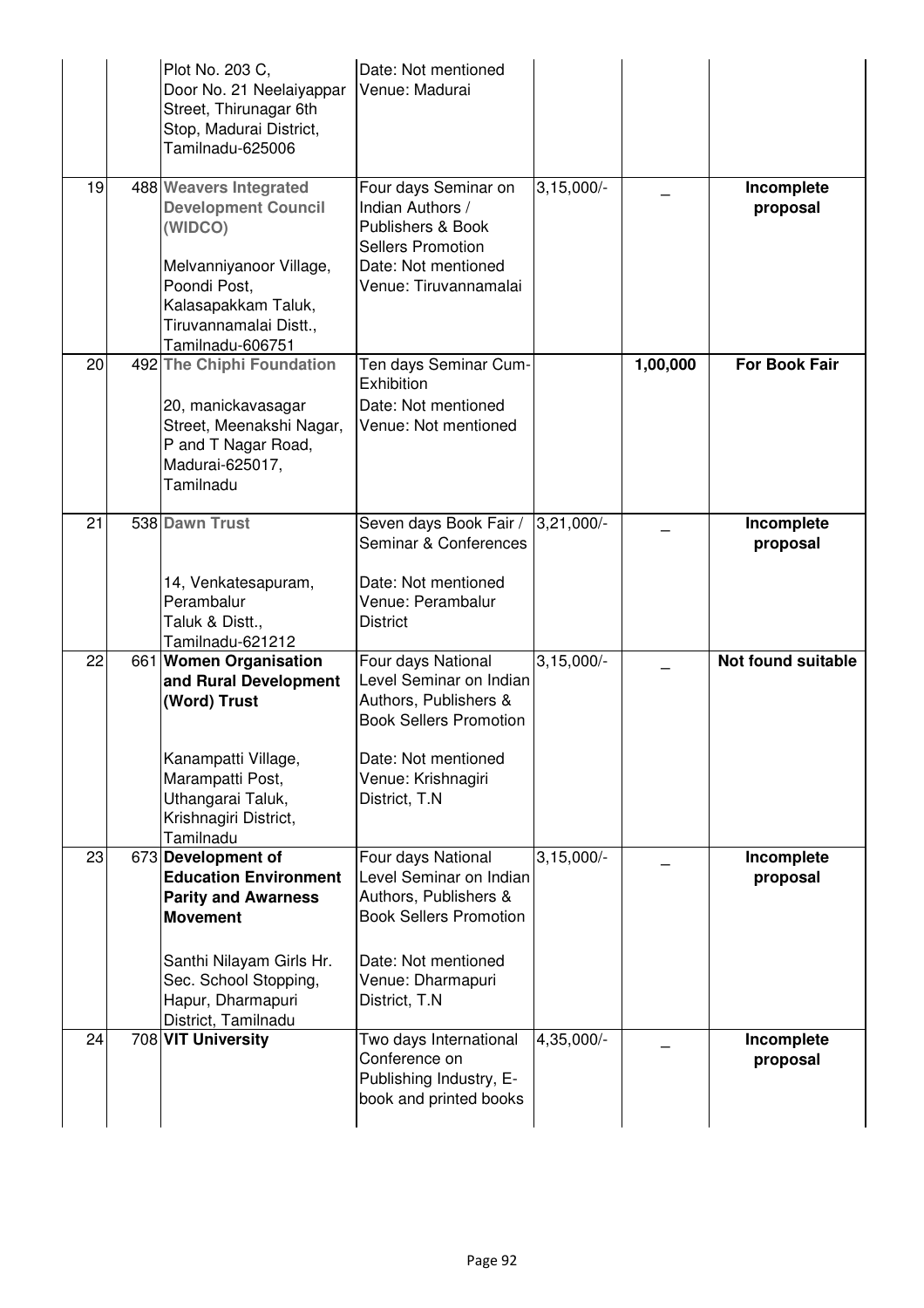|  |  | Plot No. 203 C, Door No. 21 Neelaiyappar Street, Thirunagar 6th Stop, Madurai District, Tamilnadu-625006 | Date: Not mentioned Venue: Madurai |  |  |  |
|---|---|---|---|---|---|---|
| 19 | 488 | **Weavers Integrated Development Council (WIDCO)** Melvanniyanoor Village, Poondi Post, Kalasapakkam Taluk, Tiruvannamalai Distt., Tamilnadu-606751 | Four days Seminar on Indian Authors / Publishers & Book Sellers Promotion Date: Not mentioned Venue: Tiruvannamalai | 3,15,000/- | _ | **Incomplete proposal** |
| 20 | 492 | **The Chiphi Foundation** 20, manickavasagar Street, Meenakshi Nagar, P and T Nagar Road, Madurai-625017, Tamilnadu | Ten days Seminar Cum-Exhibition Date: Not mentioned Venue: Not mentioned |  | **1,00,000** | **For Book Fair** |
| 21 | 538 | **Dawn Trust** 14, Venkatesapuram, Perambalur Taluk & Distt., Tamilnadu-621212 | Seven days Book Fair / Seminar & Conferences Date: Not mentioned Venue: Perambalur District | 3,21,000/- | _ | **Incomplete proposal** |
| 22 | 661 | **Women Organisation and Rural Development (Word) Trust** Kanampatti Village, Marampatti Post, Uthangarai Taluk, Krishnagiri District, Tamilnadu | Four days National Level Seminar on Indian Authors, Publishers & Book Sellers Promotion Date: Not mentioned Venue: Krishnagiri District, T.N | 3,15,000/- | _ | **Not found suitable** |
| 23 | 673 | **Development of Education Environment Parity and Awarness Movement** Santhi Nilayam Girls Hr. Sec. School Stopping, Hapur, Dharmapuri District, Tamilnadu | Four days National Level Seminar on Indian Authors, Publishers & Book Sellers Promotion Date: Not mentioned Venue: Dharmapuri District, T.N | 3,15,000/- | _ | **Incomplete proposal** |
| 24 | 708 | **VIT University** | Two days International Conference on Publishing Industry, E-book and printed books | 4,35,000/- | _ | **Incomplete proposal** |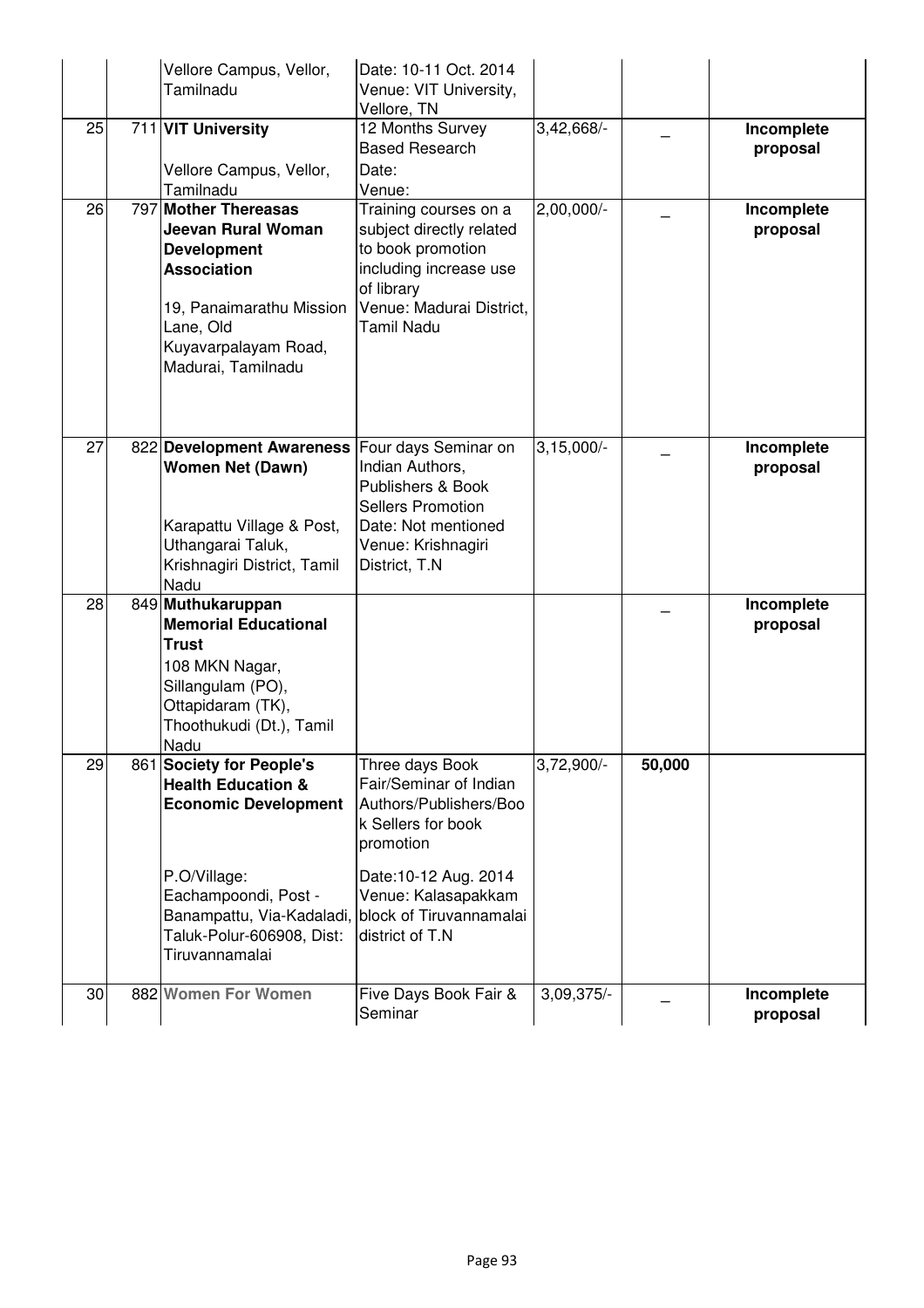| | | | | | |
|---|---|---|---|---|---|
| | | Vellore Campus, Vellor, Tamilnadu | Date: 10-11 Oct. 2014<br>Venue: VIT University, Vellore, TN | | | |
| 25 | 711 | **VIT University**<br><br>Vellore Campus, Vellor, Tamilnadu | 12 Months Survey Based Research<br>Date:<br>Venue: | 3,42,668/- | _ | **Incomplete proposal** |
| 26 | 797 | **Mother Thereasas Jeevan Rural Woman Development Association**<br><br>19, Panaimarathu Mission Lane, Old Kuyavarpalayam Road, Madurai, Tamilnadu | Training courses on a subject directly related to book promotion including increase use of library<br>Venue: Madurai District, Tamil Nadu | 2,00,000/- | _ | **Incomplete proposal** |
| 27 | 822 | **Development Awareness Women Net (Dawn)**<br><br>Karapattu Village & Post, Uthangarai Taluk, Krishnagiri District, Tamil Nadu | Four days Seminar on Indian Authors, Publishers & Book Sellers Promotion<br>Date: Not mentioned<br>Venue: Krishnagiri District, T.N | 3,15,000/- | _ | **Incomplete proposal** |
| 28 | 849 | **Muthukaruppan Memorial Educational Trust**<br>108 MKN Nagar, Sillangulam (PO), Ottapidaram (TK), Thoothukudi (Dt.), Tamil Nadu | | | _ | **Incomplete proposal** |
| 29 | 861 | **Society for People's Health Education & Economic Development**<br><br>P.O/Village: Eachampoondi, Post - Banampattu, Via-Kadaladi, Taluk-Polur-606908, Dist: Tiruvannamalai | Three days Book Fair/Seminar of Indian Authors/Publishers/Book Sellers for book promotion<br><br>Date:10-12 Aug. 2014<br>Venue: Kalasapakkam block of Tiruvannamalai district of T.N | 3,72,900/- | **50,000** | |
| 30 | 882 | **Women For Women** | Five Days Book Fair & Seminar | 3,09,375/- | _ | **Incomplete proposal** |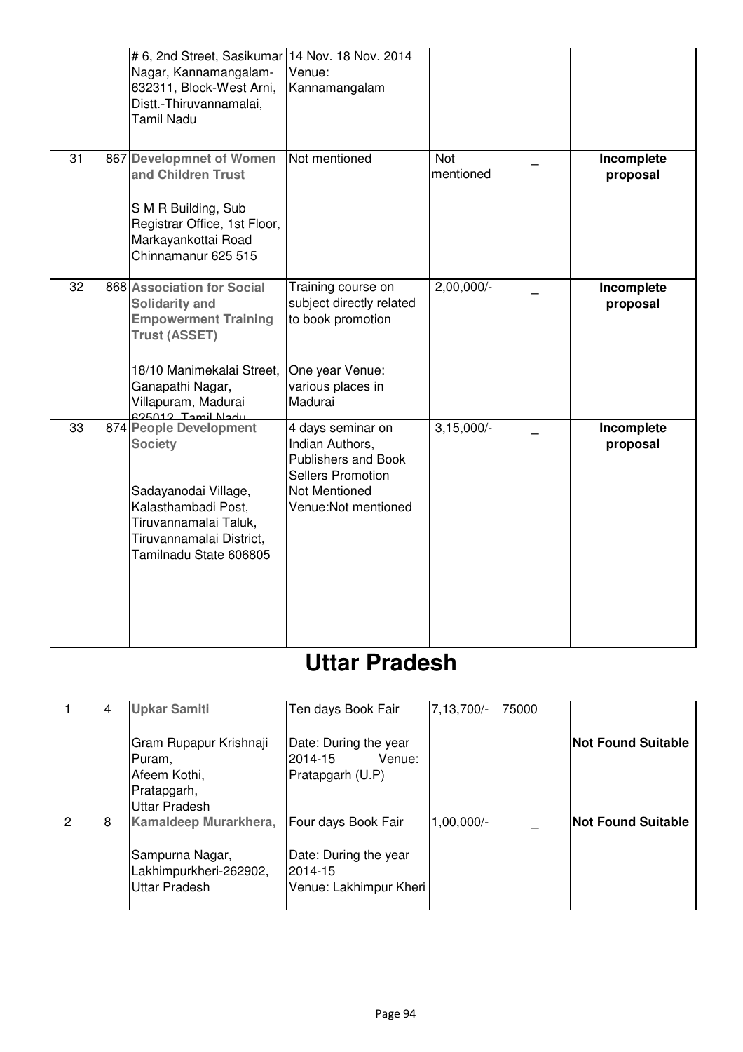| | | | | | | |
|---|---|---|---|---|---|---|
| | | # 6, 2nd Street, Sasikumar Nagar, Kannamangalam-632311, Block-West Arni, Distt.-Thiruvannamalai, Tamil Nadu | 14 Nov. 18 Nov. 2014 Venue: Kannamangalam | | | |
| 31 | 867 | **Developmnet of Women and Children Trust**<br><br>S M R Building, Sub Registrar Office, 1st Floor, Markayankottai Road Chinnamanur 625 515 | Not mentioned | Not mentioned | _ | **Incomplete proposal** |
| 32 | 868 | **Association for Social Solidarity and Empowerment Training Trust (ASSET)**<br><br>18/10 Manimekalai Street, Ganapathi Nagar, Villapuram, Madurai 625012, Tamil Nadu | Training course on subject directly related to book promotion<br><br>One year Venue: various places in Madurai | 2,00,000/- | _ | **Incomplete proposal** |
| 33 | 874 | **People Development Society**<br><br>Sadayanodai Village, Kalasthambadi Post, Tiruvannamalai Taluk, Tiruvannamalai District, Tamilnadu State 606805 | 4 days seminar on Indian Authors, Publishers and Book Sellers Promotion Not Mentioned Venue:Not mentioned | 3,15,000/- | _ | **Incomplete proposal** |

# Uttar Pradesh

| | | | | | | |
|---|---|---|---|---|---|---|
| 1 | 4 | **Upkar Samiti**<br><br>Gram Rupapur Krishnaji Puram, Afeem Kothi, Pratapgarh, Uttar Pradesh | Ten days Book Fair<br><br>Date: During the year 2014-15 Venue: Pratapgarh (U.P) | 7,13,700/- | 75000 | **Not Found Suitable** |
| 2 | 8 | **Kamaldeep Murarkhera,**<br><br>Sampurna Nagar, Lakhimpurkheri-262902, Uttar Pradesh | Four days Book Fair<br><br>Date: During the year 2014-15 Venue: Lakhimpur Kheri | 1,00,000/- | _ | **Not Found Suitable** |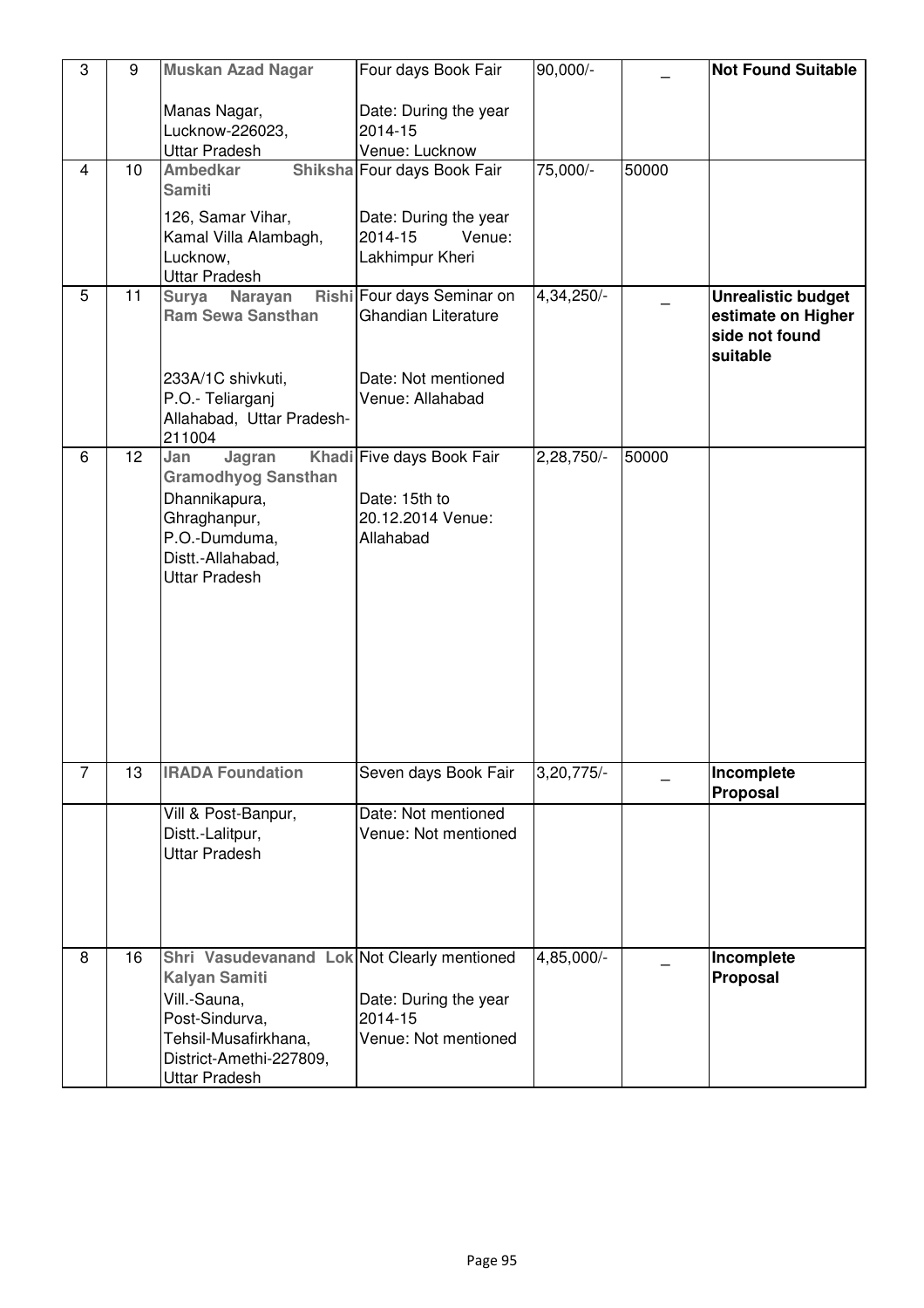| 3 | 9 | **Muskan Azad Nagar**<br><br>Manas Nagar,<br>Lucknow-226023,<br>Uttar Pradesh | Four days Book Fair<br><br>Date: During the year 2014-15<br>Venue: Lucknow | 90,000/- | _ | **Not Found Suitable** |
|---|---|---|---|---|---|---|
| 4 | 10 | **Ambedkar Shiksha Samiti**<br><br>126, Samar Vihar,<br>Kamal Villa Alambagh,<br>Lucknow,<br>Uttar Pradesh | Four days Book Fair<br><br>Date: During the year 2014-15 Venue: Lakhimpur Kheri | 75,000/- | 50000 | |
| 5 | 11 | **Surya Narayan Rishi Ram Sewa Sansthan**<br><br>233A/1C shivkuti,<br>P.O.- Teliarganj<br>Allahabad, Uttar Pradesh-211004 | Four days Seminar on Ghandian Literature<br><br>Date: Not mentioned<br>Venue: Allahabad | 4,34,250/- | _ | **Unrealistic budget estimate on Higher side not found suitable** |
| 6 | 12 | **Jan Jagran Khadi Gramodhyog Sansthan**<br>Dhannikapura,<br>Ghraghanpur,<br>P.O.-Dumduma,<br>Distt.-Allahabad,<br>Uttar Pradesh | Five days Book Fair<br><br>Date: 15th to 20.12.2014 Venue: Allahabad | 2,28,750/- | 50000 | |
| 7 | 13 | **IRADA Foundation**<br><br>Vill & Post-Banpur,<br>Distt.-Lalitpur,<br>Uttar Pradesh | Seven days Book Fair<br><br>Date: Not mentioned<br>Venue: Not mentioned | 3,20,775/- | _ | **Incomplete Proposal** |
| 8 | 16 | **Shri Vasudevanand Lok Kalyan Samiti**<br>Vill.-Sauna,<br>Post-Sindurva,<br>Tehsil-Musafirkhana,<br>District-Amethi-227809,<br>Uttar Pradesh | Not Clearly mentioned<br><br>Date: During the year 2014-15<br>Venue: Not mentioned | 4,85,000/- | _ | **Incomplete Proposal** |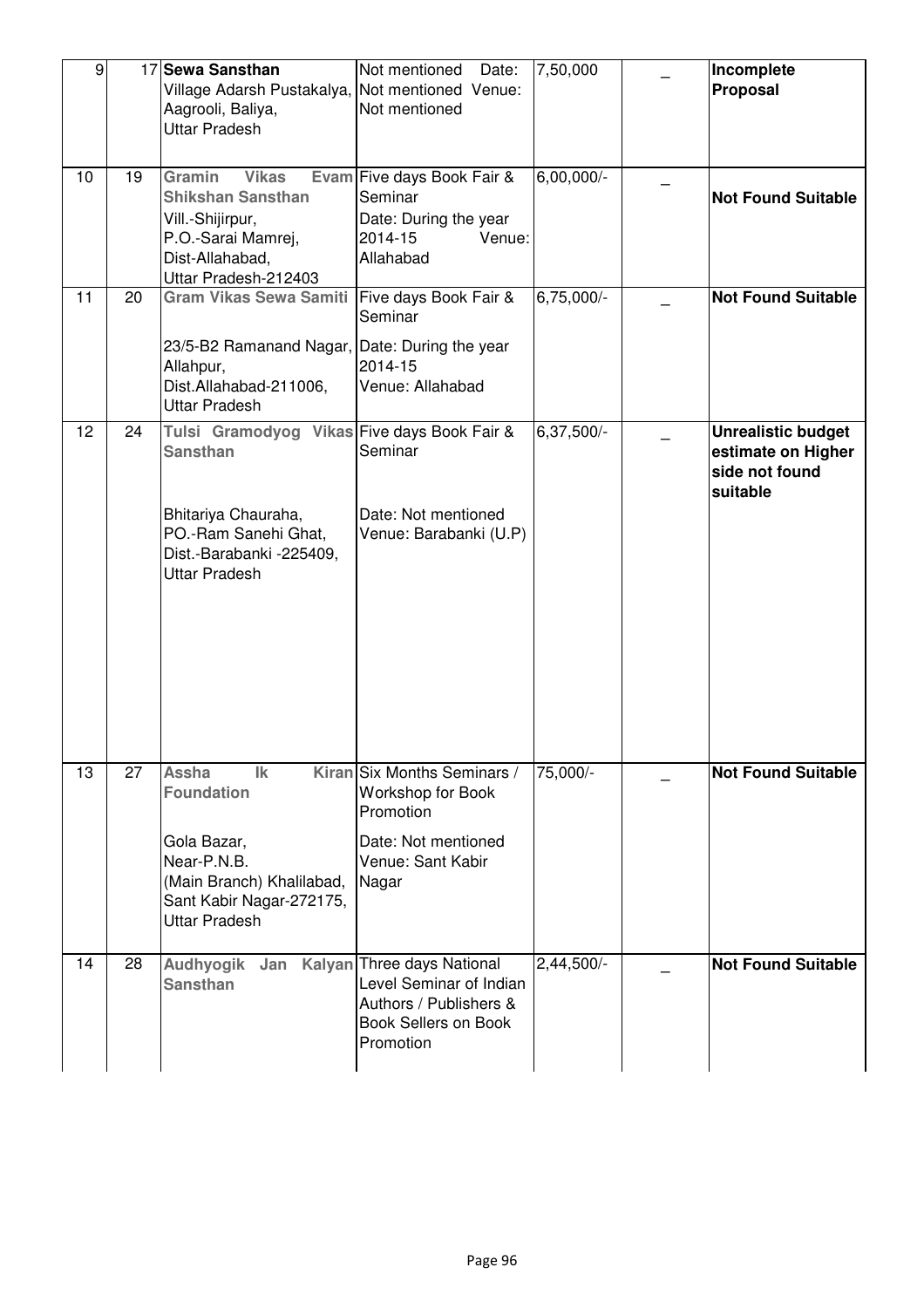| 9 | 17 | **Sewa Sansthan** Village Adarsh Pustakalya, Aagrooli, Baliya, Uttar Pradesh | Not mentioned Date: Not mentioned Venue: Not mentioned | 7,50,000 | _ | **Incomplete Proposal** |
|---|---|---|---|---|---|---|
| 10 | 19 | **Gramin Vikas Evam Shikshan Sansthan** Vill.-Shijirpur, P.O.-Sarai Mamrej, Dist-Allahabad, Uttar Pradesh-212403 | Five days Book Fair & Seminar Date: During the year 2014-15 Venue: Allahabad | 6,00,000/- | _ | **Not Found Suitable** |
| 11 | 20 | **Gram Vikas Sewa Samiti** 23/5-B2 Ramanand Nagar, Allahpur, Dist.Allahabad-211006, Uttar Pradesh | Five days Book Fair & Seminar Date: During the year 2014-15 Venue: Allahabad | 6,75,000/- | _ | **Not Found Suitable** |
| 12 | 24 | **Tulsi Gramodyog Vikas Sansthan** Bhitariya Chauraha, PO.-Ram Sanehi Ghat, Dist.-Barabanki -225409, Uttar Pradesh | Five days Book Fair & Seminar Date: Not mentioned Venue: Barabanki (U.P) | 6,37,500/- | _ | **Unrealistic budget estimate on Higher side not found suitable** |
| 13 | 27 | **Assha Ik Kiran Foundation** Gola Bazar, Near-P.N.B. (Main Branch) Khalilabad, Sant Kabir Nagar-272175, Uttar Pradesh | Six Months Seminars / Workshop for Book Promotion Date: Not mentioned Venue: Sant Kabir Nagar | 75,000/- | _ | **Not Found Suitable** |
| 14 | 28 | **Audhyogik Jan Kalyan Sansthan** | Three days National Level Seminar of Indian Authors / Publishers & Book Sellers on Book Promotion | 2,44,500/- | _ | **Not Found Suitable** |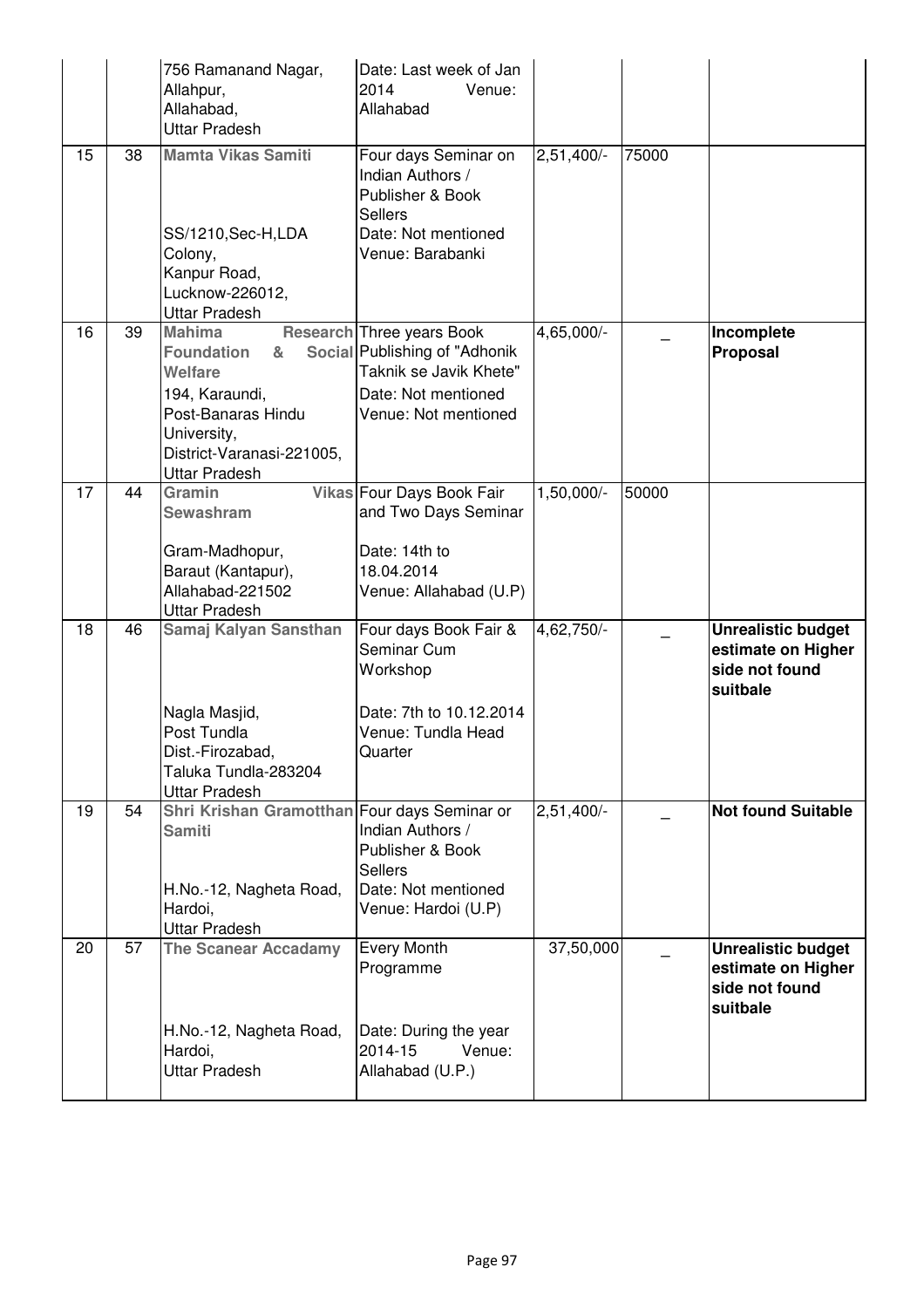|  |  |  |  |  |  |  |
|---|---|---|---|---|---|---|
|  |  | 756 Ramanand Nagar, Allahpur, Allahabad, Uttar Pradesh | Date: Last week of Jan 2014 Venue: Allahabad |  |  |  |
| 15 | 38 | **Mamta Vikas Samiti** SS/1210,Sec-H,LDA Colony, Kanpur Road, Lucknow-226012, Uttar Pradesh | Four days Seminar on Indian Authors / Publisher & Book Sellers Date: Not mentioned Venue: Barabanki | 2,51,400/- | 75000 |  |
| 16 | 39 | **Mahima Research Foundation & Social Welfare** 194, Karaundi, Post-Banaras Hindu University, District-Varanasi-221005, Uttar Pradesh | Three years Book Publishing of "Adhonik Taknik se Javik Khete" Date: Not mentioned Venue: Not mentioned | 4,65,000/- | _ | **Incomplete Proposal** |
| 17 | 44 | **Gramin Vikas Sewashram** Gram-Madhopur, Baraut (Kantapur), Allahabad-221502 Uttar Pradesh | Four Days Book Fair and Two Days Seminar Date: 14th to 18.04.2014 Venue: Allahabad (U.P) | 1,50,000/- | 50000 |  |
| 18 | 46 | **Samaj Kalyan Sansthan** Nagla Masjid, Post Tundla Dist.-Firozabad, Taluka Tundla-283204 Uttar Pradesh | Four days Book Fair & Seminar Cum Workshop Date: 7th to 10.12.2014 Venue: Tundla Head Quarter | 4,62,750/- | _ | **Unrealistic budget estimate on Higher side not found suitbale** |
| 19 | 54 | **Shri Krishan Gramotthan Samiti** H.No.-12, Nagheta Road, Hardoi, Uttar Pradesh | Four days Seminar or Indian Authors / Publisher & Book Sellers Date: Not mentioned Venue: Hardoi (U.P) | 2,51,400/- | _ | **Not found Suitable** |
| 20 | 57 | **The Scanear Accadamy** H.No.-12, Nagheta Road, Hardoi, Uttar Pradesh | Every Month Programme Date: During the year 2014-15 Venue: Allahabad (U.P.) | 37,50,000 | _ | **Unrealistic budget estimate on Higher side not found suitbale** |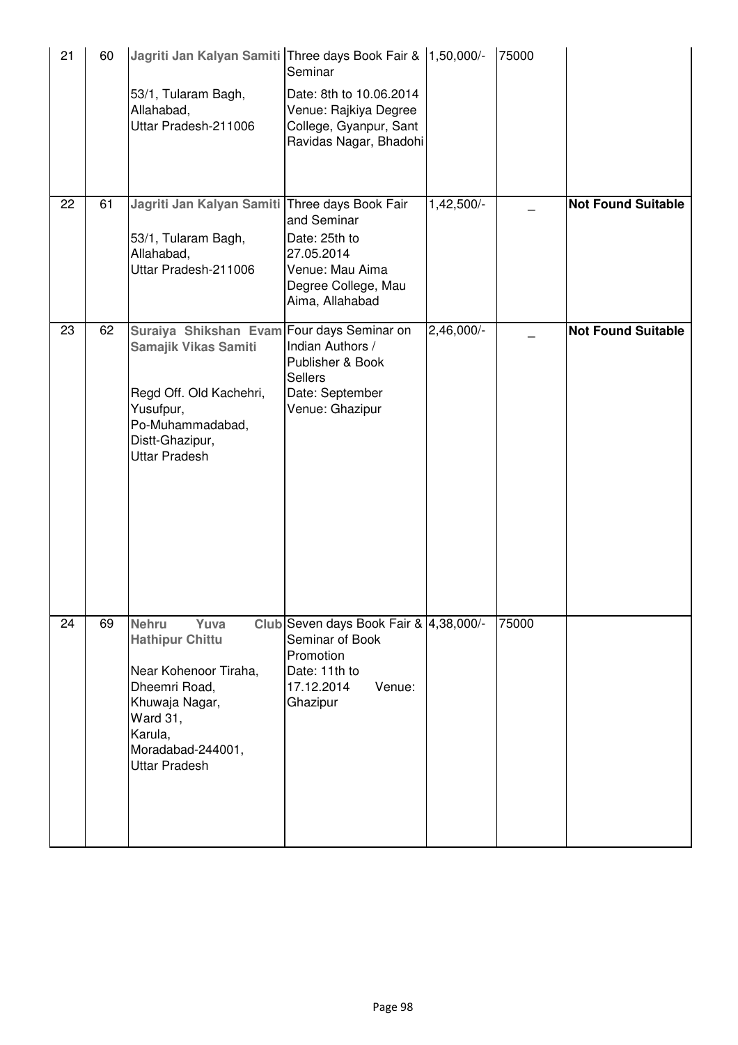| 21 | 60 | **Jagriti Jan Kalyan Samiti**<br><br>53/1, Tularam Bagh, Allahabad, Uttar Pradesh-211006 | Three days Book Fair & Seminar<br><br>Date: 8th to 10.06.2014 Venue: Rajkiya Degree College, Gyanpur, Sant Ravidas Nagar, Bhadohi | 1,50,000/- | 75000 | |
|---|---|---|---|---|---|---|
| 22 | 61 | **Jagriti Jan Kalyan Samiti**<br><br>53/1, Tularam Bagh, Allahabad, Uttar Pradesh-211006 | Three days Book Fair and Seminar<br>Date: 25th to 27.05.2014<br>Venue: Mau Aima Degree College, Mau Aima, Allahabad | 1,42,500/- | _ | **Not Found Suitable** |
| 23 | 62 | **Suraiya Shikshan Evam Samajik Vikas Samiti**<br><br>Regd Off. Old Kachehri, Yusufpur, Po-Muhammadabad, Distt-Ghazipur, Uttar Pradesh | Four days Seminar on Indian Authors / Publisher & Book Sellers<br>Date: September<br>Venue: Ghazipur | 2,46,000/- | _ | **Not Found Suitable** |
| 24 | 69 | **Nehru Yuva Club Hathipur Chittu**<br><br>Near Kohenoor Tiraha, Dheemri Road, Khuwaja Nagar, Ward 31, Karula, Moradabad-244001, Uttar Pradesh | Seven days Book Fair & Seminar of Book Promotion<br>Date: 11th to 17.12.2014 Venue: Ghazipur | 4,38,000/- | 75000 | |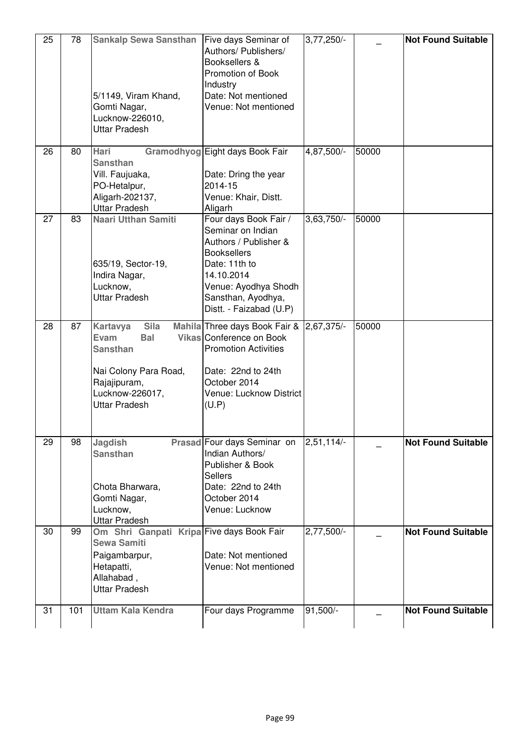| 25 | 78 | **Sankalp Sewa Sansthan**<br><br>5/1149, Viram Khand,<br>Gomti Nagar,<br>Lucknow-226010,<br>Uttar Pradesh | Five days Seminar of Authors/ Publishers/ Booksellers & Promotion of Book Industry<br>Date: Not mentioned<br>Venue: Not mentioned | 3,77,250/- | _ | **Not Found Suitable** |
|---|---|---|---|---|---|---|
| 26 | 80 | **Hari Gramodhyog Sansthan**<br>Vill. Faujuaka,<br>PO-Hetalpur,<br>Aligarh-202137,<br>Uttar Pradesh | Eight days Book Fair<br><br>Date: Dring the year 2014-15<br>Venue: Khair, Distt. Aligarh | 4,87,500/- | 50000 | |
| 27 | 83 | **Naari Utthan Samiti**<br><br>635/19, Sector-19,<br>Indira Nagar,<br>Lucknow,<br>Uttar Pradesh | Four days Book Fair / Seminar on Indian Authors / Publisher & Booksellers<br>Date: 11th to 14.10.2014<br>Venue: Ayodhya Shodh Sansthan, Ayodhya, Distt. - Faizabad (U.P) | 3,63,750/- | 50000 | |
| 28 | 87 | **Kartavya Sila Mahila Evam Bal Vikas Sansthan**<br><br>Nai Colony Para Road,<br>Rajajipuram,<br>Lucknow-226017,<br>Uttar Pradesh | Three days Book Fair & Conference on Book Promotion Activities<br><br>Date: 22nd to 24th October 2014<br>Venue: Lucknow District (U.P) | 2,67,375/- | 50000 | |
| 29 | 98 | **Jagdish Prasad Sansthan**<br><br>Chota Bharwara,<br>Gomti Nagar,<br>Lucknow,<br>Uttar Pradesh | Four days Seminar on Indian Authors/ Publisher & Book Sellers<br>Date: 22nd to 24th October 2014<br>Venue: Lucknow | 2,51,114/- | _ | **Not Found Suitable** |
| 30 | 99 | **Om Shri Ganpati Kripa Sewa Samiti**<br>Paigambarpur,<br>Hetapatti,<br>Allahabad ,<br>Uttar Pradesh | Five days Book Fair<br><br>Date: Not mentioned<br>Venue: Not mentioned | 2,77,500/- | _ | **Not Found Suitable** |
| 31 | 101 | **Uttam Kala Kendra** | Four days Programme | 91,500/- | _ | **Not Found Suitable** |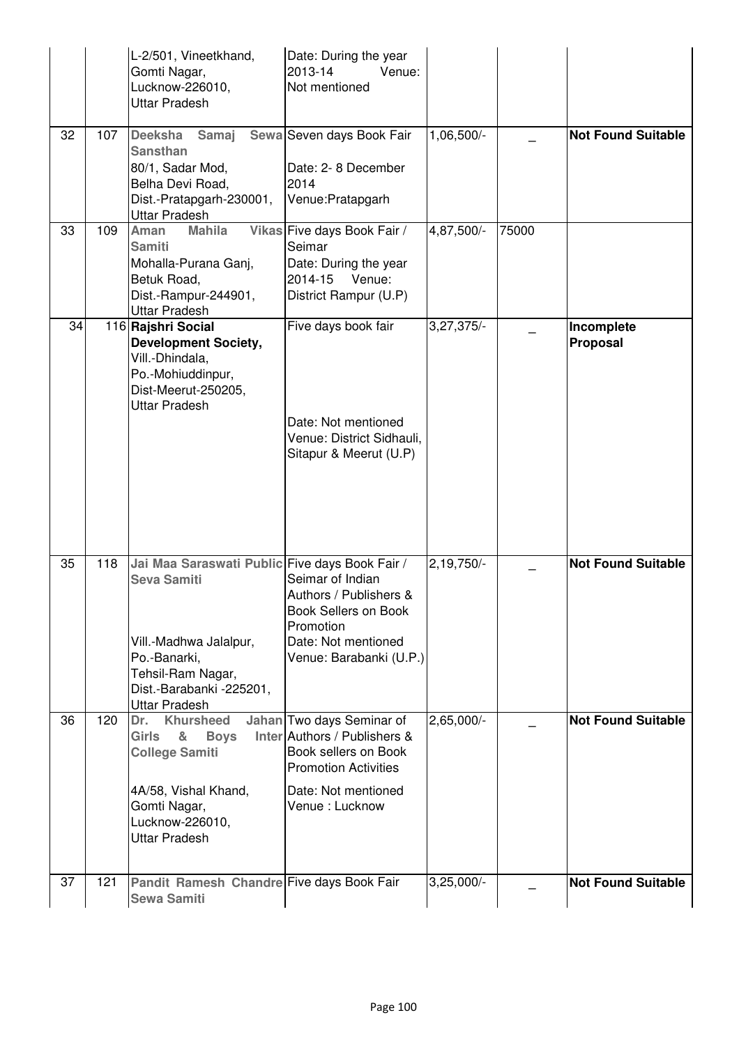| | | | | | | |
|---|---|---|---|---|---|---|
| | | L-2/501, Vineetkhand, Gomti Nagar, Lucknow-226010, Uttar Pradesh | Date: During the year 2013-14 Venue: Not mentioned | | | |
| 32 | 107 | **Deeksha Samaj Sewa Sansthan** 80/1, Sadar Mod, Belha Devi Road, Dist.-Pratapgarh-230001, Uttar Pradesh | Seven days Book Fair Date: 2- 8 December 2014 Venue:Pratapgarh | 1,06,500/- | _ | **Not Found Suitable** |
| 33 | 109 | **Aman Mahila Vikas Samiti** Mohalla-Purana Ganj, Betuk Road, Dist.-Rampur-244901, Uttar Pradesh | Five days Book Fair / Seimar Date: During the year 2014-15 Venue: District Rampur (U.P) | 4,87,500/- | 75000 | |
| 34 | 116 | **Rajshri Social Development Society,** Vill.-Dhindala, Po.-Mohiuddinpur, Dist-Meerut-250205, Uttar Pradesh | Five days book fair Date: Not mentioned Venue: District Sidhauli, Sitapur & Meerut (U.P) | 3,27,375/- | _ | **Incomplete Proposal** |
| 35 | 118 | **Jai Maa Saraswati Public Seva Samiti** Vill.-Madhwa Jalalpur, Po.-Banarki, Tehsil-Ram Nagar, Dist.-Barabanki -225201, Uttar Pradesh | Five days Book Fair / Seimar of Indian Authors / Publishers & Book Sellers on Book Promotion Date: Not mentioned Venue: Barabanki (U.P.) | 2,19,750/- | _ | **Not Found Suitable** |
| 36 | 120 | **Dr. Khursheed Jahan Girls & Boys Inter College Samiti** 4A/58, Vishal Khand, Gomti Nagar, Lucknow-226010, Uttar Pradesh | Two days Seminar of Authors / Publishers & Book sellers on Book Promotion Activities Date: Not mentioned Venue : Lucknow | 2,65,000/- | _ | **Not Found Suitable** |
| 37 | 121 | **Pandit Ramesh Chandre Sewa Samiti** | Five days Book Fair | 3,25,000/- | _ | **Not Found Suitable** |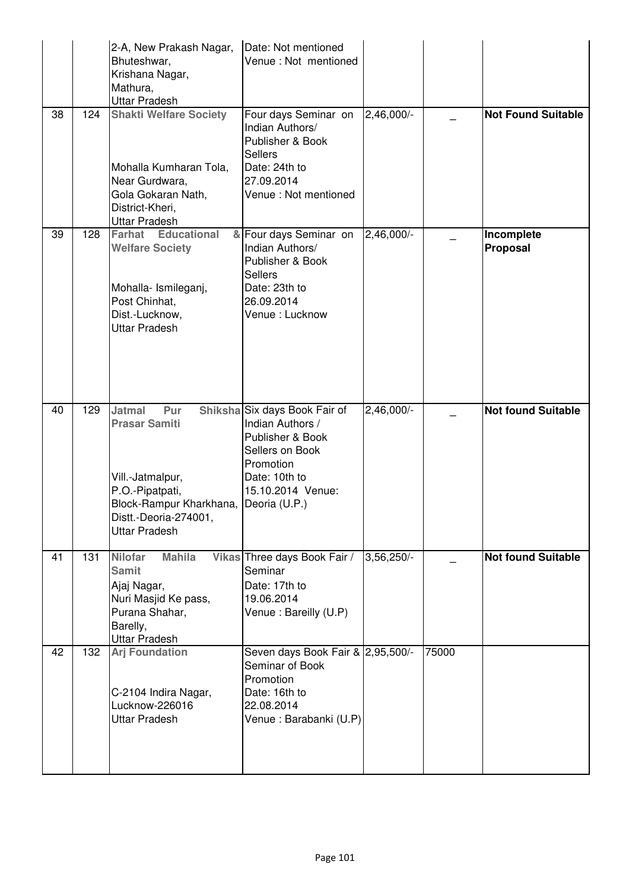| | | | | | | |
|---|---|---|---|---|---|---|
| | | 2-A, New Prakash Nagar, Bhuteshwar, Krishana Nagar, Mathura, Uttar Pradesh | Date: Not mentioned Venue : Not mentioned | | | |
| 38 | 124 | **Shakti Welfare Society** Mohalla Kumharan Tola, Near Gurdwara, Gola Gokaran Nath, District-Kheri, Uttar Pradesh | Four days Seminar on Indian Authors/ Publisher & Book Sellers Date: 24th to 27.09.2014 Venue : Not mentioned | 2,46,000/- | _ | **Not Found Suitable** |
| 39 | 128 | **Farhat Educational & Welfare Society** Mohalla- Ismileganj, Post Chinhat, Dist.-Lucknow, Uttar Pradesh | Four days Seminar on Indian Authors/ Publisher & Book Sellers Date: 23th to 26.09.2014 Venue : Lucknow | 2,46,000/- | _ | **Incomplete Proposal** |
| 40 | 129 | **Jatmal Pur Shiksha Prasar Samiti** Vill.-Jatmalpur, P.O.-Pipatpati, Block-Rampur Kharkhana, Distt.-Deoria-274001, Uttar Pradesh | Six days Book Fair of Indian Authors / Publisher & Book Sellers on Book Promotion Date: 10th to 15.10.2014 Venue: Deoria (U.P.) | 2,46,000/- | _ | **Not found Suitable** |
| 41 | 131 | **Nilofar Mahila Vikas Samit** Ajaj Nagar, Nuri Masjid Ke pass, Purana Shahar, Barelly, Uttar Pradesh | Three days Book Fair / Seminar Date: 17th to 19.06.2014 Venue : Bareilly (U.P) | 3,56,250/- | _ | **Not found Suitable** |
| 42 | 132 | **Arj Foundation** C-2104 Indira Nagar, Lucknow-226016 Uttar Pradesh | Seven days Book Fair & Seminar of Book Promotion Date: 16th to 22.08.2014 Venue : Barabanki (U.P) | 2,95,500/- | 75000 | |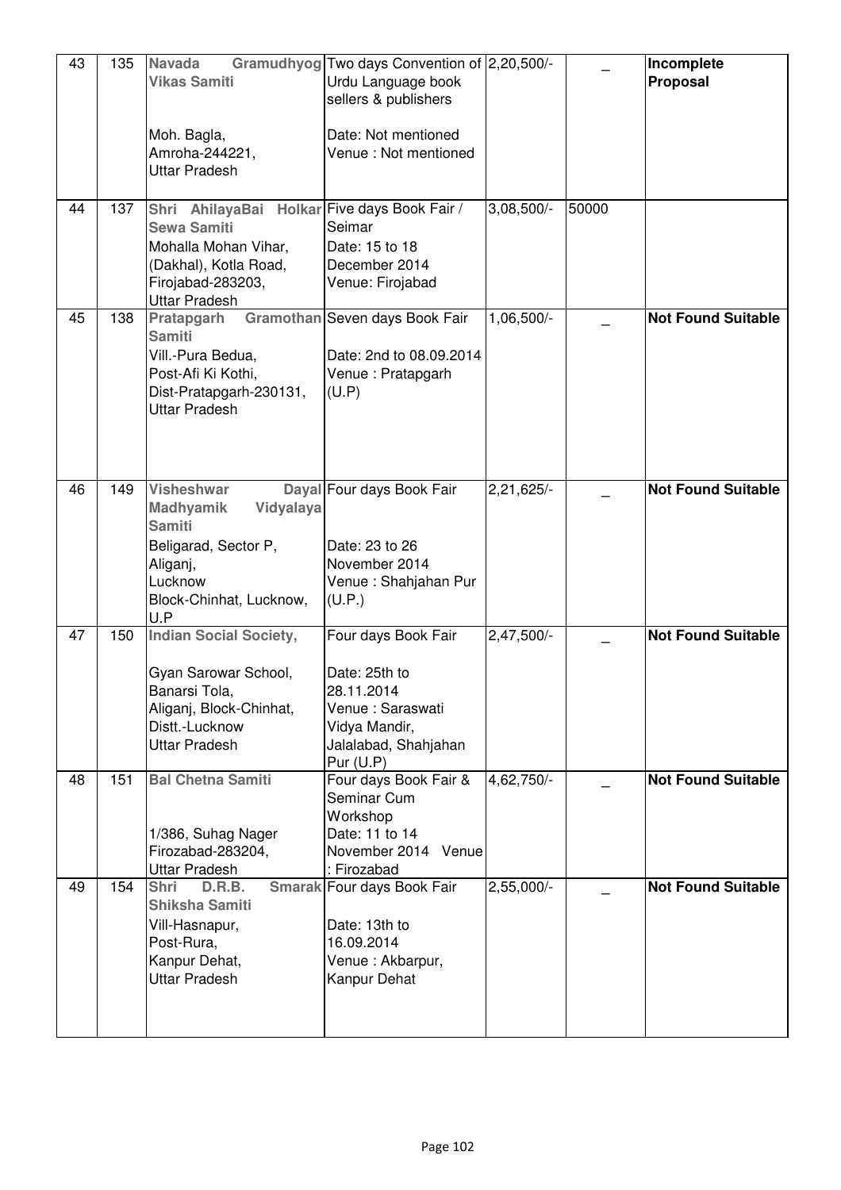| 43 | 135 | **Navada Gramudhyog Vikas Samiti**<br><br>Moh. Bagla,<br>Amroha-244221,<br>Uttar Pradesh | Two days Convention of Urdu Language book sellers & publishers<br><br>Date: Not mentioned<br>Venue : Not mentioned | 2,20,500/- | _ | **Incomplete Proposal** |
|---|---|---|---|---|---|---|
| 44 | 137 | **Shri AhilayaBai Holkar Sewa Samiti**<br>Mohalla Mohan Vihar, (Dakhal), Kotla Road, Firojabad-283203,<br>Uttar Pradesh | Five days Book Fair / Seimar<br>Date: 15 to 18 December 2014<br>Venue: Firojabad | 3,08,500/- | 50000 | |
| 45 | 138 | **Pratapgarh Gramothan Samiti**<br>Vill.-Pura Bedua,<br>Post-Afi Ki Kothi,<br>Dist-Pratapgarh-230131,<br>Uttar Pradesh | Seven days Book Fair<br><br>Date: 2nd to 08.09.2014<br>Venue : Pratapgarh (U.P) | 1,06,500/- | _ | **Not Found Suitable** |
| 46 | 149 | **Visheshwar Dayal Madhyamik Vidyalaya Samiti**<br>Beligarad, Sector P,<br>Aliganj,<br>Lucknow<br>Block-Chinhat, Lucknow, U.P | Four days Book Fair<br><br>Date: 23 to 26 November 2014<br>Venue : Shahjahan Pur (U.P.) | 2,21,625/- | _ | **Not Found Suitable** |
| 47 | 150 | **Indian Social Society,**<br><br>Gyan Sarowar School,<br>Banarsi Tola,<br>Aliganj, Block-Chinhat,<br>Distt.-Lucknow<br>Uttar Pradesh | Four days Book Fair<br><br>Date: 25th to 28.11.2014<br>Venue : Saraswati Vidya Mandir, Jalalabad, Shahjahan Pur (U.P) | 2,47,500/- | _ | **Not Found Suitable** |
| 48 | 151 | **Bal Chetna Samiti**<br><br>1/386, Suhag Nager<br>Firozabad-283204,<br>Uttar Pradesh | Four days Book Fair & Seminar Cum Workshop<br>Date: 11 to 14 November 2014 Venue : Firozabad | 4,62,750/- | _ | **Not Found Suitable** |
| 49 | 154 | **Shri D.R.B. Smarak Shiksha Samiti**<br>Vill-Hasnapur,<br>Post-Rura,<br>Kanpur Dehat,<br>Uttar Pradesh | Four days Book Fair<br><br>Date: 13th to 16.09.2014<br>Venue : Akbarpur, Kanpur Dehat | 2,55,000/- | _ | **Not Found Suitable** |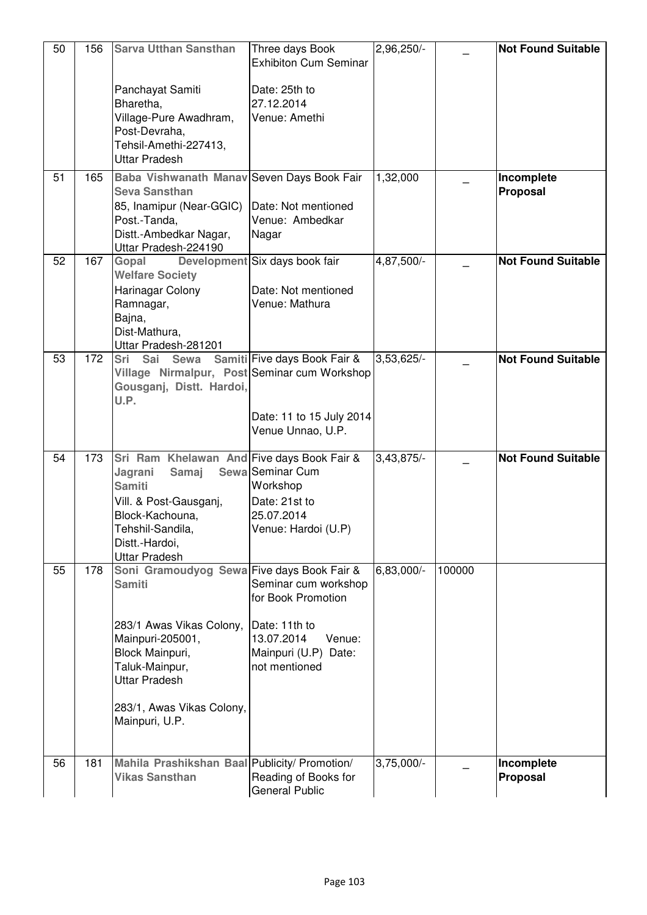| 50 | 156 | **Sarva Utthan Sansthan**<br><br>Panchayat Samiti Bharetha,<br>Village-Pure Awadhram,<br>Post-Devraha,<br>Tehsil-Amethi-227413,<br>Uttar Pradesh | Three days Book Exhibiton Cum Seminar<br><br>Date: 25th to 27.12.2014<br>Venue: Amethi | 2,96,250/- | _ | **Not Found Suitable** |
|---|---|---|---|---|---|---|
| 51 | 165 | **Baba Vishwanath Manav Seva Sansthan**<br>85, Inamipur (Near-GGIC)<br>Post.-Tanda,<br>Distt.-Ambedkar Nagar,<br>Uttar Pradesh-224190 | Seven Days Book Fair<br><br>Date: Not mentioned<br>Venue: Ambedkar Nagar | 1,32,000 | _ | **Incomplete Proposal** |
| 52 | 167 | **Gopal Development Welfare Society**<br>Harinagar Colony<br>Ramnagar,<br>Bajna,<br>Dist-Mathura,<br>Uttar Pradesh-281201 | Six days book fair<br><br>Date: Not mentioned<br>Venue: Mathura | 4,87,500/- | _ | **Not Found Suitable** |
| 53 | 172 | **Sri Sai Sewa Samiti Village Nirmalpur, Post Gousganj, Distt. Hardoi, U.P.** | Five days Book Fair & Seminar cum Workshop<br><br>Date: 11 to 15 July 2014<br>Venue Unnao, U.P. | 3,53,625/- | _ | **Not Found Suitable** |
| 54 | 173 | **Sri Ram Khelawan And Jagrani Samaj Sewa Samiti**<br>Vill. & Post-Gausganj,<br>Block-Kachouna,<br>Tehshil-Sandila,<br>Distt.-Hardoi,<br>Uttar Pradesh | Five days Book Fair & Seminar Cum Workshop<br>Date: 21st to 25.07.2014<br>Venue: Hardoi (U.P) | 3,43,875/- | _ | **Not Found Suitable** |
| 55 | 178 | **Soni Gramoudyog Sewa Samiti**<br><br>283/1 Awas Vikas Colony,<br>Mainpuri-205001,<br>Block Mainpuri,<br>Taluk-Mainpur,<br>Uttar Pradesh<br><br>283/1, Awas Vikas Colony,<br>Mainpuri, U.P. | Five days Book Fair & Seminar cum workshop for Book Promotion<br><br>Date: 11th to 13.07.2014 Venue: Mainpuri (U.P) Date: not mentioned | 6,83,000/- | 100000 | |
| 56 | 181 | **Mahila Prashikshan Baal Vikas Sansthan** | Publicity/ Promotion/ Reading of Books for General Public | 3,75,000/- | _ | **Incomplete Proposal** |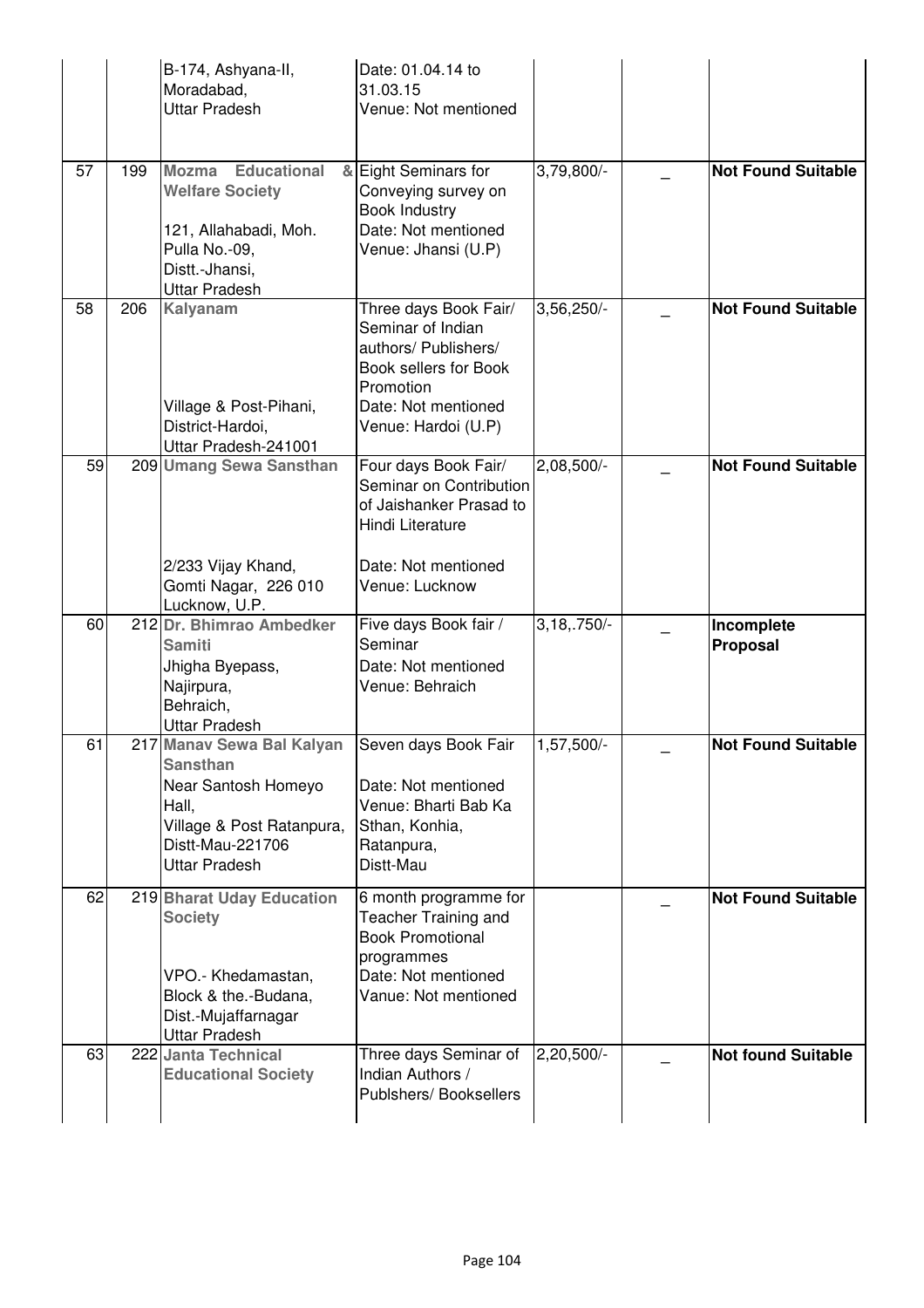| | | | | | | |
|---|---|---|---|---|---|---|
| | | B-174, Ashyana-II, Moradabad, Uttar Pradesh | Date: 01.04.14 to 31.03.15 Venue: Not mentioned | | | |
| 57 | 199 | **Mozma Educational & Welfare Society** 121, Allahabadi, Moh. Pulla No.-09, Distt.-Jhansi, Uttar Pradesh | Eight Seminars for Conveying survey on Book Industry Date: Not mentioned Venue: Jhansi (U.P) | 3,79,800/- | _ | **Not Found Suitable** |
| 58 | 206 | **Kalyanam** Village & Post-Pihani, District-Hardoi, Uttar Pradesh-241001 | Three days Book Fair/ Seminar of Indian authors/ Publishers/ Book sellers for Book Promotion Date: Not mentioned Venue: Hardoi (U.P) | 3,56,250/- | _ | **Not Found Suitable** |
| 59 | 209 | **Umang Sewa Sansthan** 2/233 Vijay Khand, Gomti Nagar, 226 010 Lucknow, U.P. | Four days Book Fair/ Seminar on Contribution of Jaishanker Prasad to Hindi Literature Date: Not mentioned Venue: Lucknow | 2,08,500/- | _ | **Not Found Suitable** |
| 60 | 212 | **Dr. Bhimrao Ambedker Samiti** Jhigha Byepass, Najirpura, Behraich, Uttar Pradesh | Five days Book fair / Seminar Date: Not mentioned Venue: Behraich | 3,18,.750/- | _ | **Incomplete Proposal** |
| 61 | 217 | **Manav Sewa Bal Kalyan Sansthan** Near Santosh Homeyo Hall, Village & Post Ratanpura, Distt-Mau-221706 Uttar Pradesh | Seven days Book Fair Date: Not mentioned Venue: Bharti Bab Ka Sthan, Konhia, Ratanpura, Distt-Mau | 1,57,500/- | _ | **Not Found Suitable** |
| 62 | 219 | **Bharat Uday Education Society** VPO.- Khedamastan, Block & the.-Budana, Dist.-Mujaffarnagar Uttar Pradesh | 6 month programme for Teacher Training and Book Promotional programmes Date: Not mentioned Vanue: Not mentioned | | _ | **Not Found Suitable** |
| 63 | 222 | **Janta Technical Educational Society** | Three days Seminar of Indian Authors / Publshers/ Booksellers | 2,20,500/- | _ | **Not found Suitable** |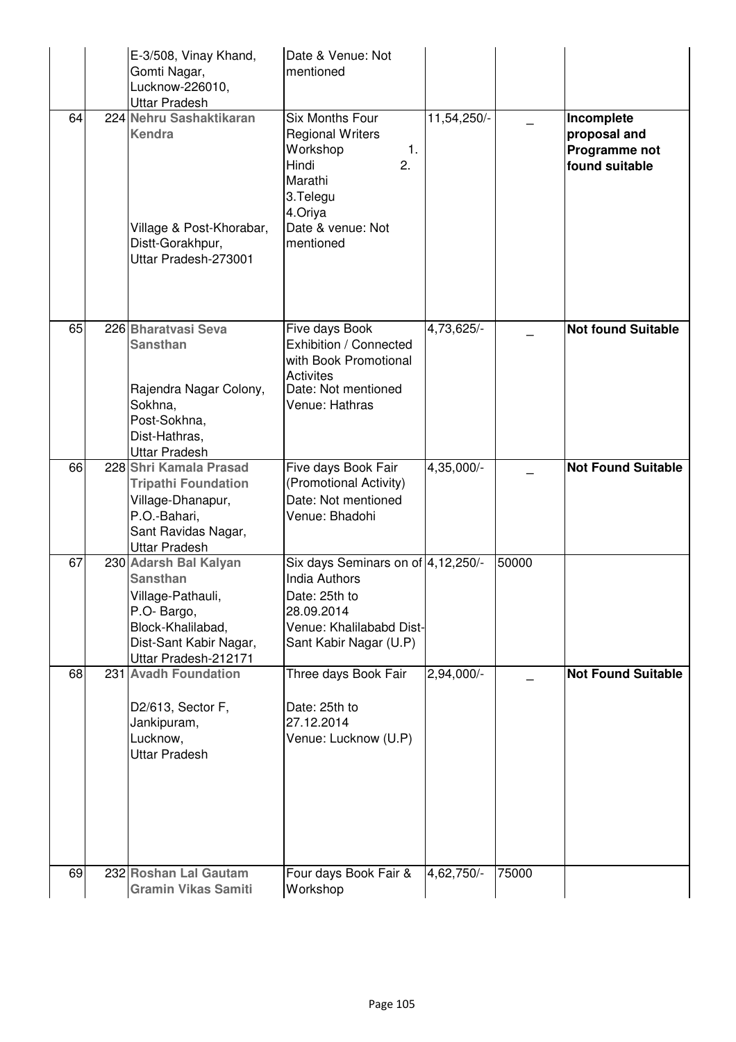|  |  |  |  |  |  |  |
|---|---|---|---|---|---|---|
|  |  | E-3/508, Vinay Khand, Gomti Nagar, Lucknow-226010, Uttar Pradesh | Date & Venue: Not mentioned |  |  |  |
| 64 | 224 | **Nehru Sashaktikaran Kendra** Village & Post-Khorabar, Distt-Gorakhpur, Uttar Pradesh-273001 | Six Months Four Regional Writers Workshop 1. Hindi 2. Marathi 3.Telegu 4.Oriya Date & venue: Not mentioned | 11,54,250/- | _ | **Incomplete proposal and Programme not found suitable** |
| 65 | 226 | **Bharatvasi Seva Sansthan** Rajendra Nagar Colony, Sokhna, Post-Sokhna, Dist-Hathras, Uttar Pradesh | Five days Book Exhibition / Connected with Book Promotional Activites Date: Not mentioned Venue: Hathras | 4,73,625/- | _ | **Not found Suitable** |
| 66 | 228 | **Shri Kamala Prasad Tripathi Foundation** Village-Dhanapur, P.O.-Bahari, Sant Ravidas Nagar, Uttar Pradesh | Five days Book Fair (Promotional Activity) Date: Not mentioned Venue: Bhadohi | 4,35,000/- | _ | **Not Found Suitable** |
| 67 | 230 | **Adarsh Bal Kalyan Sansthan** Village-Pathauli, P.O- Bargo, Block-Khalilabad, Dist-Sant Kabir Nagar, Uttar Pradesh-212171 | Six days Seminars on of India Authors Date: 25th to 28.09.2014 Venue: Khalilababd Dist-Sant Kabir Nagar (U.P) | 4,12,250/- | 50000 |  |
| 68 | 231 | **Avadh Foundation** D2/613, Sector F, Jankipuram, Lucknow, Uttar Pradesh | Three days Book Fair Date: 25th to 27.12.2014 Venue: Lucknow (U.P) | 2,94,000/- | _ | **Not Found Suitable** |
| 69 | 232 | **Roshan Lal Gautam Gramin Vikas Samiti** | Four days Book Fair & Workshop | 4,62,750/- | 75000 |  |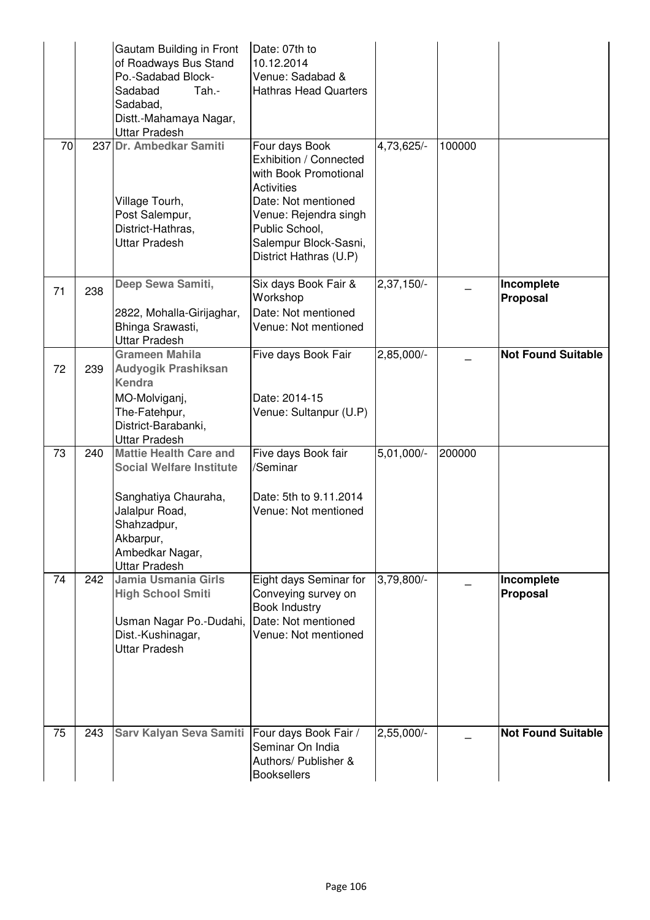| | | | | | | |
|---|---|---|---|---|---|---|
| | | Gautam Building in Front of Roadways Bus Stand Po.-Sadabad Block-Sadabad Tah.-Sadabad, Distt.-Mahamaya Nagar, Uttar Pradesh | Date: 07th to 10.12.2014 Venue: Sadabad & Hathras Head Quarters | | | |
| 70 | 237 | **Dr. Ambedkar Samiti** Village Tourh, Post Salempur, District-Hathras, Uttar Pradesh | Four days Book Exhibition / Connected with Book Promotional Activities Date: Not mentioned Venue: Rejendra singh Public School, Salempur Block-Sasni, District Hathras (U.P) | 4,73,625/- | 100000 | |
| 71 | 238 | **Deep Sewa Samiti,** 2822, Mohalla-Girijaghar, Bhinga Srawasti, Uttar Pradesh | Six days Book Fair & Workshop Date: Not mentioned Venue: Not mentioned | 2,37,150/- | _ | **Incomplete Proposal** |
| 72 | 239 | **Grameen Mahila Audyogik Prashiksan Kendra** MO-Molviganj, The-Fatehpur, District-Barabanki, Uttar Pradesh | Five days Book Fair Date: 2014-15 Venue: Sultanpur (U.P) | 2,85,000/- | _ | **Not Found Suitable** |
| 73 | 240 | **Mattie Health Care and Social Welfare Institute** Sanghatiya Chauraha, Jalalpur Road, Shahzadpur, Akbarpur, Ambedkar Nagar, Uttar Pradesh | Five days Book fair /Seminar Date: 5th to 9.11.2014 Venue: Not mentioned | 5,01,000/- | 200000 | |
| 74 | 242 | **Jamia Usmania Girls High School Smiti** Usman Nagar Po.-Dudahi, Dist.-Kushinagar, Uttar Pradesh | Eight days Seminar for Conveying survey on Book Industry Date: Not mentioned Venue: Not mentioned | 3,79,800/- | _ | **Incomplete Proposal** |
| 75 | 243 | **Sarv Kalyan Seva Samiti** | Four days Book Fair / Seminar On India Authors/ Publisher & Booksellers | 2,55,000/- | _ | **Not Found Suitable** |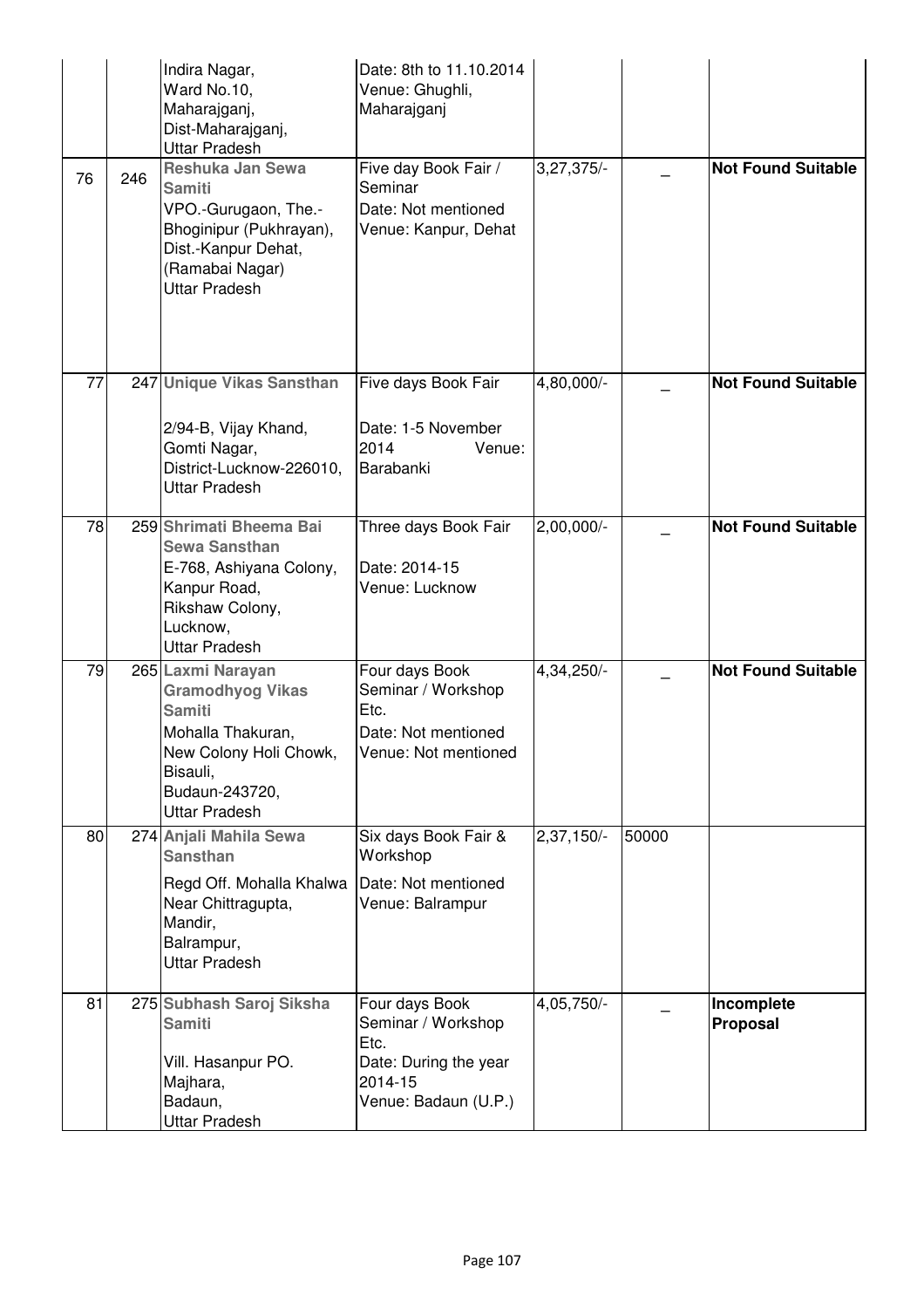| | | | | | | |
|---|---|---|---|---|---|---|
| | | Indira Nagar, Ward No.10, Maharajganj, Dist-Maharajganj, Uttar Pradesh | Date: 8th to 11.10.2014 Venue: Ghughli, Maharajganj | | | |
| 76 | 246 | **Reshuka Jan Sewa Samiti** VPO.-Gurugaon, The.- Bhoginipur (Pukhrayan), Dist.-Kanpur Dehat, (Ramabai Nagar) Uttar Pradesh | Five day Book Fair / Seminar Date: Not mentioned Venue: Kanpur, Dehat | 3,27,375/- | _ | **Not Found Suitable** |
| 77 | 247 | **Unique Vikas Sansthan** 2/94-B, Vijay Khand, Gomti Nagar, District-Lucknow-226010, Uttar Pradesh | Five days Book Fair Date: 1-5 November 2014 Venue: Barabanki | 4,80,000/- | _ | **Not Found Suitable** |
| 78 | 259 | **Shrimati Bheema Bai Sewa Sansthan** E-768, Ashiyana Colony, Kanpur Road, Rikshaw Colony, Lucknow, Uttar Pradesh | Three days Book Fair Date: 2014-15 Venue: Lucknow | 2,00,000/- | _ | **Not Found Suitable** |
| 79 | 265 | **Laxmi Narayan Gramodhyog Vikas Samiti** Mohalla Thakuran, New Colony Holi Chowk, Bisauli, Budaun-243720, Uttar Pradesh | Four days Book Seminar / Workshop Etc. Date: Not mentioned Venue: Not mentioned | 4,34,250/- | _ | **Not Found Suitable** |
| 80 | 274 | **Anjali Mahila Sewa Sansthan** Regd Off. Mohalla Khalwa Near Chittragupta, Mandir, Balrampur, Uttar Pradesh | Six days Book Fair & Workshop Date: Not mentioned Venue: Balrampur | 2,37,150/- | 50000 | |
| 81 | 275 | **Subhash Saroj Siksha Samiti** Vill. Hasanpur PO. Majhara, Badaun, Uttar Pradesh | Four days Book Seminar / Workshop Etc. Date: During the year 2014-15 Venue: Badaun (U.P.) | 4,05,750/- | _ | **Incomplete Proposal** |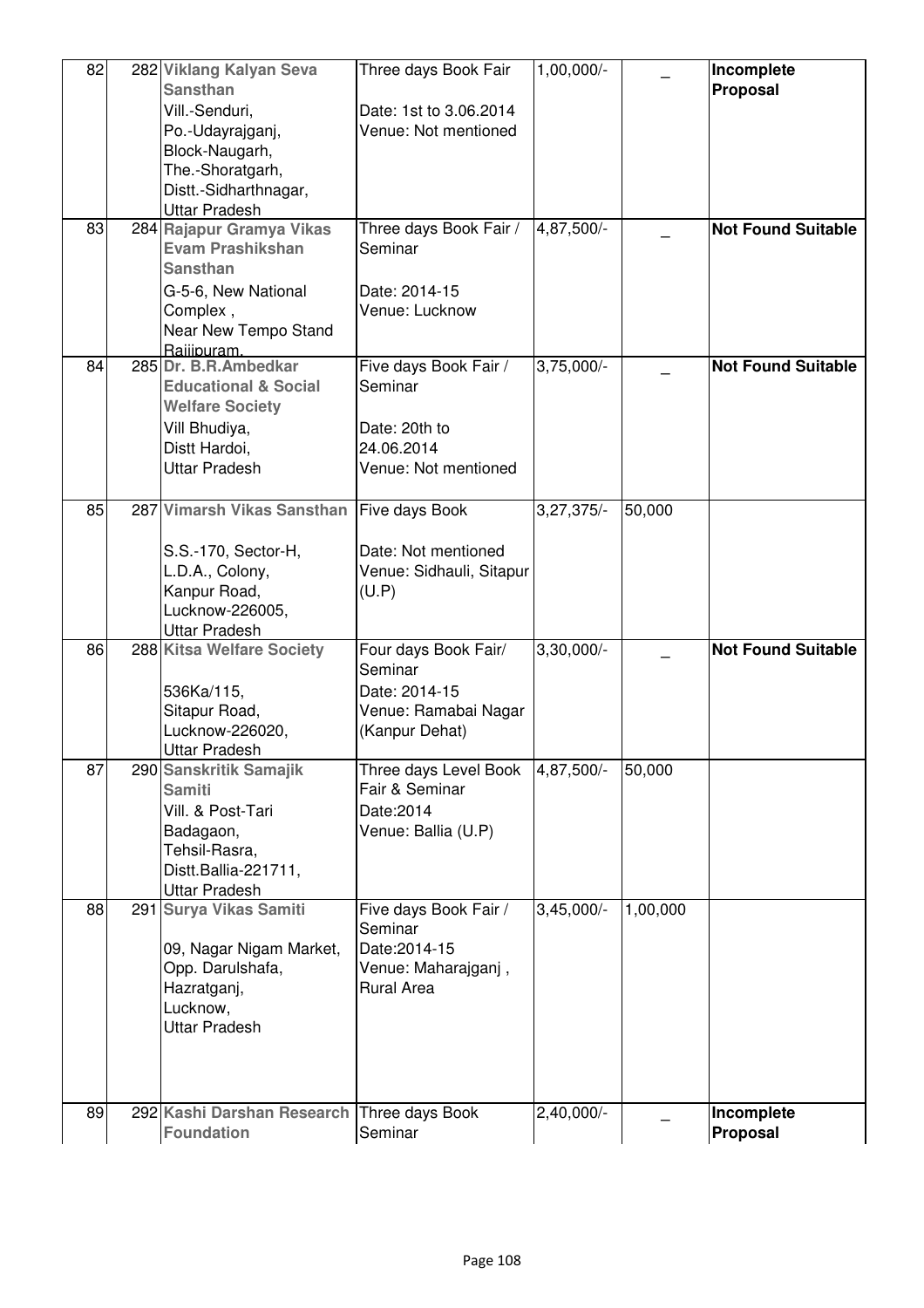| 82 | 282 | **Viklang Kalyan Seva Sansthan** Vill.-Senduri, Po.-Udayrajganj, Block-Naugarh, The.-Shoratgarh, Distt.-Sidharthnagar, Uttar Pradesh | Three days Book Fair Date: 1st to 3.06.2014 Venue: Not mentioned | 1,00,000/- | _ | **Incomplete Proposal** |
|---|---|---|---|---|---|---|
| 83 | 284 | **Rajapur Gramya Vikas Evam Prashikshan Sansthan** G-5-6, New National Complex , Near New Tempo Stand Rajjipuram, | Three days Book Fair / Seminar Date: 2014-15 Venue: Lucknow | 4,87,500/- | _ | **Not Found Suitable** |
| 84 | 285 | **Dr. B.R.Ambedkar Educational & Social Welfare Society** Vill Bhudiya, Distt Hardoi, Uttar Pradesh | Five days Book Fair / Seminar Date: 20th to 24.06.2014 Venue: Not mentioned | 3,75,000/- | _ | **Not Found Suitable** |
| 85 | 287 | **Vimarsh Vikas Sansthan** S.S.-170, Sector-H, L.D.A., Colony, Kanpur Road, Lucknow-226005, Uttar Pradesh | Five days Book Date: Not mentioned Venue: Sidhauli, Sitapur (U.P) | 3,27,375/- | 50,000 | |
| 86 | 288 | **Kitsa Welfare Society** 536Ka/115, Sitapur Road, Lucknow-226020, Uttar Pradesh | Four days Book Fair/ Seminar Date: 2014-15 Venue: Ramabai Nagar (Kanpur Dehat) | 3,30,000/- | _ | **Not Found Suitable** |
| 87 | 290 | **Sanskritik Samajik Samiti** Vill. & Post-Tari Badagaon, Tehsil-Rasra, Distt.Ballia-221711, Uttar Pradesh | Three days Level Book Fair & Seminar Date:2014 Venue: Ballia (U.P) | 4,87,500/- | 50,000 | |
| 88 | 291 | **Surya Vikas Samiti** 09, Nagar Nigam Market, Opp. Darulshafa, Hazratganj, Lucknow, Uttar Pradesh | Five days Book Fair / Seminar Date:2014-15 Venue: Maharajganj , Rural Area | 3,45,000/- | 1,00,000 | |
| 89 | 292 | **Kashi Darshan Research Foundation** | Three days Book Seminar | 2,40,000/- | _ | **Incomplete Proposal** |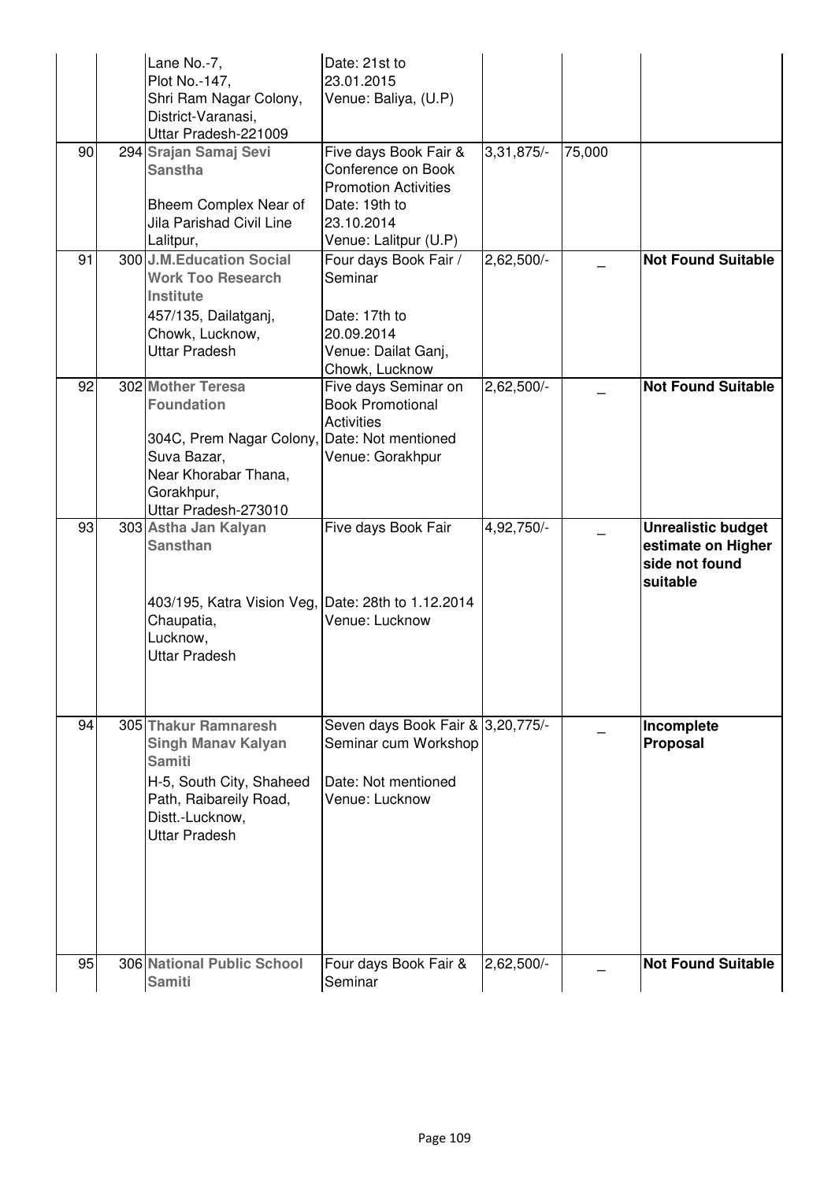| | | | | | | |
|---|---|---|---|---|---|---|
| | | Lane No.-7, Plot No.-147, Shri Ram Nagar Colony, District-Varanasi, Uttar Pradesh-221009 | Date: 21st to 23.01.2015 Venue: Baliya, (U.P) | | | |
| 90 | 294 | **Srajan Samaj Sevi Sanstha** Bheem Complex Near of Jila Parishad Civil Line Lalitpur, | Five days Book Fair & Conference on Book Promotion Activities Date: 19th to 23.10.2014 Venue: Lalitpur (U.P) | 3,31,875/- | 75,000 | |
| 91 | 300 | **J.M.Education Social Work Too Research Institute** 457/135, Dailatganj, Chowk, Lucknow, Uttar Pradesh | Four days Book Fair / Seminar Date: 17th to 20.09.2014 Venue: Dailat Ganj, Chowk, Lucknow | 2,62,500/- | _ | **Not Found Suitable** |
| 92 | 302 | **Mother Teresa Foundation** 304C, Prem Nagar Colony, Suva Bazar, Near Khorabar Thana, Gorakhpur, Uttar Pradesh-273010 | Five days Seminar on Book Promotional Activities Date: Not mentioned Venue: Gorakhpur | 2,62,500/- | _ | **Not Found Suitable** |
| 93 | 303 | **Astha Jan Kalyan Sansthan** 403/195, Katra Vision Veg, Chaupatia, Lucknow, Uttar Pradesh | Five days Book Fair Date: 28th to 1.12.2014 Venue: Lucknow | 4,92,750/- | _ | **Unrealistic budget estimate on Higher side not found suitable** |
| 94 | 305 | **Thakur Ramnaresh Singh Manav Kalyan Samiti** H-5, South City, Shaheed Path, Raibareily Road, Distt.-Lucknow, Uttar Pradesh | Seven days Book Fair & Seminar cum Workshop Date: Not mentioned Venue: Lucknow | 3,20,775/- | _ | **Incomplete Proposal** |
| 95 | 306 | **National Public School Samiti** | Four days Book Fair & Seminar | 2,62,500/- | _ | **Not Found Suitable** |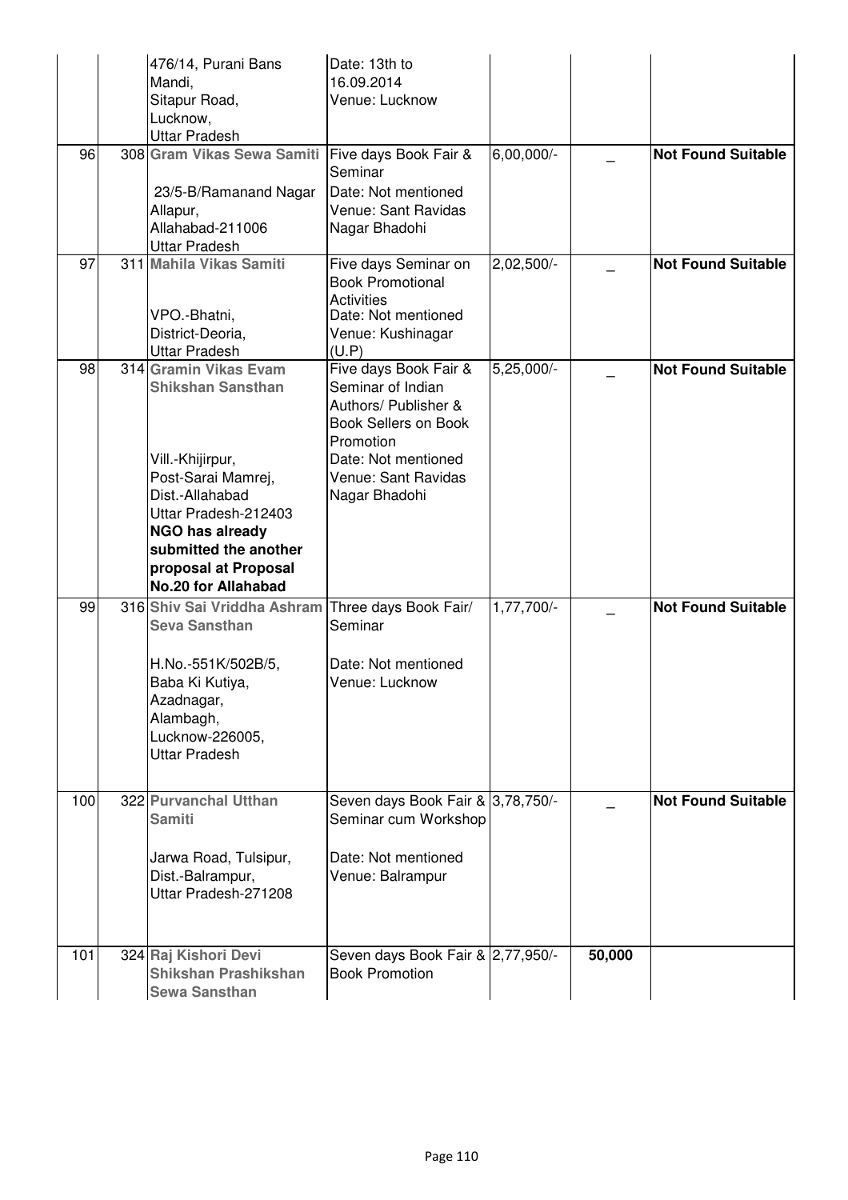| | | | | | | |
|---|---|---|---|---|---|---|
| | | 476/14, Purani Bans Mandi, Sitapur Road, Lucknow, Uttar Pradesh | Date: 13th to 16.09.2014 Venue: Lucknow | | | |
| 96 | 308 | **Gram Vikas Sewa Samiti** 23/5-B/Ramanand Nagar Allapur, Allahabad-211006 Uttar Pradesh | Five days Book Fair & Seminar Date: Not mentioned Venue: Sant Ravidas Nagar Bhadohi | 6,00,000/- | _ | **Not Found Suitable** |
| 97 | 311 | **Mahila Vikas Samiti** VPO.-Bhatni, District-Deoria, Uttar Pradesh | Five days Seminar on Book Promotional Activities Date: Not mentioned Venue: Kushinagar (U.P) | 2,02,500/- | _ | **Not Found Suitable** |
| 98 | 314 | **Gramin Vikas Evam Shikshan Sansthan** Vill.-Khijirpur, Post-Sarai Mamrej, Dist.-Allahabad Uttar Pradesh-212403 **NGO has already submitted the another proposal at Proposal No.20 for Allahabad** | Five days Book Fair & Seminar of Indian Authors/ Publisher & Book Sellers on Book Promotion Date: Not mentioned Venue: Sant Ravidas Nagar Bhadohi | 5,25,000/- | _ | **Not Found Suitable** |
| 99 | 316 | **Shiv Sai Vriddha Ashram Seva Sansthan** H.No.-551K/502B/5, Baba Ki Kutiya, Azadnagar, Alambagh, Lucknow-226005, Uttar Pradesh | Three days Book Fair/ Seminar Date: Not mentioned Venue: Lucknow | 1,77,700/- | _ | **Not Found Suitable** |
| 100 | 322 | **Purvanchal Utthan Samiti** Jarwa Road, Tulsipur, Dist.-Balrampur, Uttar Pradesh-271208 | Seven days Book Fair & Seminar cum Workshop Date: Not mentioned Venue: Balrampur | 3,78,750/- | _ | **Not Found Suitable** |
| 101 | 324 | **Raj Kishori Devi Shikshan Prashikshan Sewa Sansthan** | Seven days Book Fair & Book Promotion | 2,77,950/- | **50,000** | |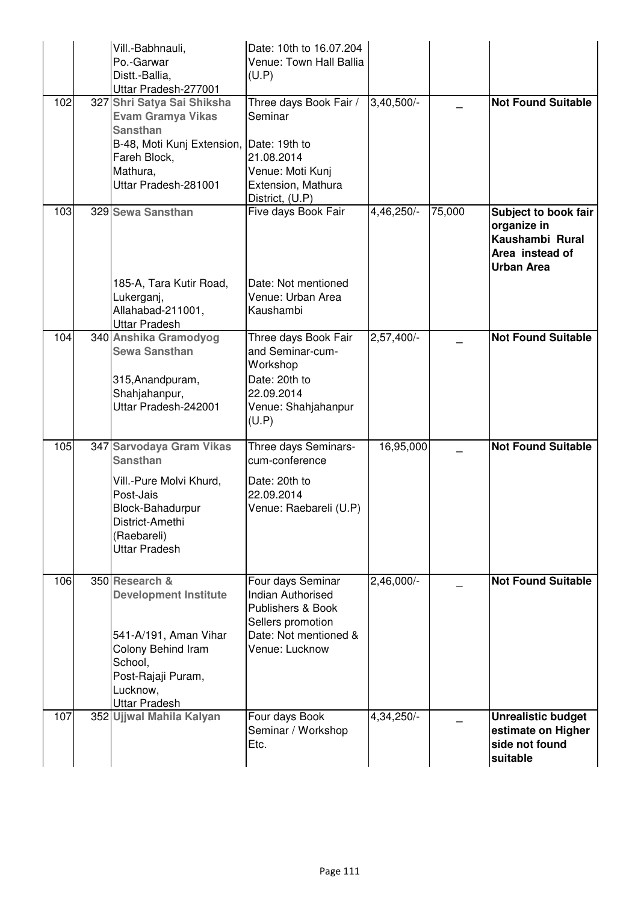|  |  |  |  |  |  |
|---|---|---|---|---|---|
|  |  | Vill.-Babhnauli, Po.-Garwar Distt.-Ballia, Uttar Pradesh-277001 | Date: 10th to 16.07.204 Venue: Town Hall Ballia (U.P) |  |  |  |
| 102 | 327 | **Shri Satya Sai Shiksha Evam Gramya Vikas Sansthan** B-48, Moti Kunj Extension, Fareh Block, Mathura, Uttar Pradesh-281001 | Three days Book Fair / Seminar Date: 19th to 21.08.2014 Venue: Moti Kunj Extension, Mathura District, (U.P) | 3,40,500/- | _ | **Not Found Suitable** |
| 103 | 329 | **Sewa Sansthan** 185-A, Tara Kutir Road, Lukerganj, Allahabad-211001, Uttar Pradesh | Five days Book Fair Date: Not mentioned Venue: Urban Area Kaushambi | 4,46,250/- | 75,000 | **Subject to book fair organize in Kaushambi Rural Area instead of Urban Area** |
| 104 | 340 | **Anshika Gramodyog Sewa Sansthan** 315,Anandpuram, Shahjahanpur, Uttar Pradesh-242001 | Three days Book Fair and Seminar-cum-Workshop Date: 20th to 22.09.2014 Venue: Shahjahanpur (U.P) | 2,57,400/- | _ | **Not Found Suitable** |
| 105 | 347 | **Sarvodaya Gram Vikas Sansthan** Vill.-Pure Molvi Khurd, Post-Jais Block-Bahadurpur District-Amethi (Raebareli) Uttar Pradesh | Three days Seminars-cum-conference Date: 20th to 22.09.2014 Venue: Raebareli (U.P) | 16,95,000 | _ | **Not Found Suitable** |
| 106 | 350 | **Research & Development Institute** 541-A/191, Aman Vihar Colony Behind Iram School, Post-Rajaji Puram, Lucknow, Uttar Pradesh | Four days Seminar Indian Authorised Publishers & Book Sellers promotion Date: Not mentioned & Venue: Lucknow | 2,46,000/- | _ | **Not Found Suitable** |
| 107 | 352 | **Ujjwal Mahila Kalyan** | Four days Book Seminar / Workshop Etc. | 4,34,250/- | _ | **Unrealistic budget estimate on Higher side not found suitable** |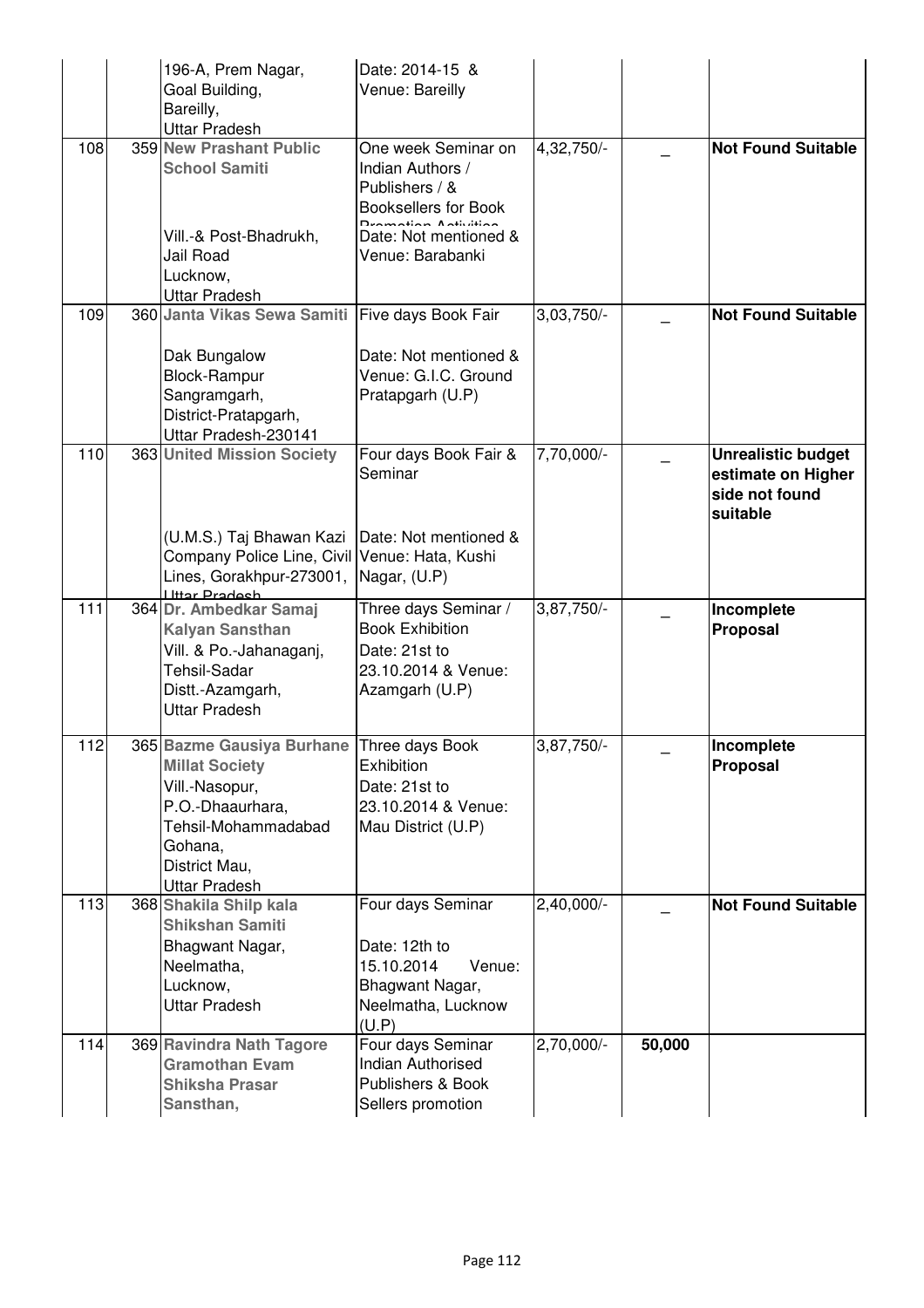| | | | | | |
|---|---|---|---|---|---|
| | | 196-A, Prem Nagar, Goal Building, Bareilly, Uttar Pradesh | Date: 2014-15 & Venue: Bareilly | | | |
| 108 | 359 | **New Prashant Public School Samiti** Vill.-& Post-Bhadrukh, Jail Road Lucknow, Uttar Pradesh | One week Seminar on Indian Authors / Publishers / & Booksellers for Book Promotion Activities Date: Not mentioned & Venue: Barabanki | 4,32,750/- | _ | **Not Found Suitable** |
| 109 | 360 | **Janta Vikas Sewa Samiti** Dak Bungalow Block-Rampur Sangramgarh, District-Pratapgarh, Uttar Pradesh-230141 | Five days Book Fair Date: Not mentioned & Venue: G.I.C. Ground Pratapgarh (U.P) | 3,03,750/- | _ | **Not Found Suitable** |
| 110 | 363 | **United Mission Society** (U.M.S.) Taj Bhawan Kazi Company Police Line, Civil Lines, Gorakhpur-273001, Uttar Pradesh | Four days Book Fair & Seminar Date: Not mentioned & Venue: Hata, Kushi Nagar, (U.P) | 7,70,000/- | _ | **Unrealistic budget estimate on Higher side not found suitable** |
| 111 | 364 | **Dr. Ambedkar Samaj Kalyan Sansthan** Vill. & Po.-Jahanaganj, Tehsil-Sadar Distt.-Azamgarh, Uttar Pradesh | Three days Seminar / Book Exhibition Date: 21st to 23.10.2014 & Venue: Azamgarh (U.P) | 3,87,750/- | _ | **Incomplete Proposal** |
| 112 | 365 | **Bazme Gausiya Burhane Millat Society** Vill.-Nasopur, P.O.-Dhaaurhara, Tehsil-Mohammadabad Gohana, District Mau, Uttar Pradesh | Three days Book Exhibition Date: 21st to 23.10.2014 & Venue: Mau District (U.P) | 3,87,750/- | _ | **Incomplete Proposal** |
| 113 | 368 | **Shakila Shilp kala Shikshan Samiti** Bhagwant Nagar, Neelmatha, Lucknow, Uttar Pradesh | Four days Seminar Date: 12th to 15.10.2014 Venue: Bhagwant Nagar, Neelmatha, Lucknow (U.P) | 2,40,000/- | _ | **Not Found Suitable** |
| 114 | 369 | **Ravindra Nath Tagore Gramothan Evam Shiksha Prasar Sansthan,** | Four days Seminar Indian Authorised Publishers & Book Sellers promotion | 2,70,000/- | **50,000** | |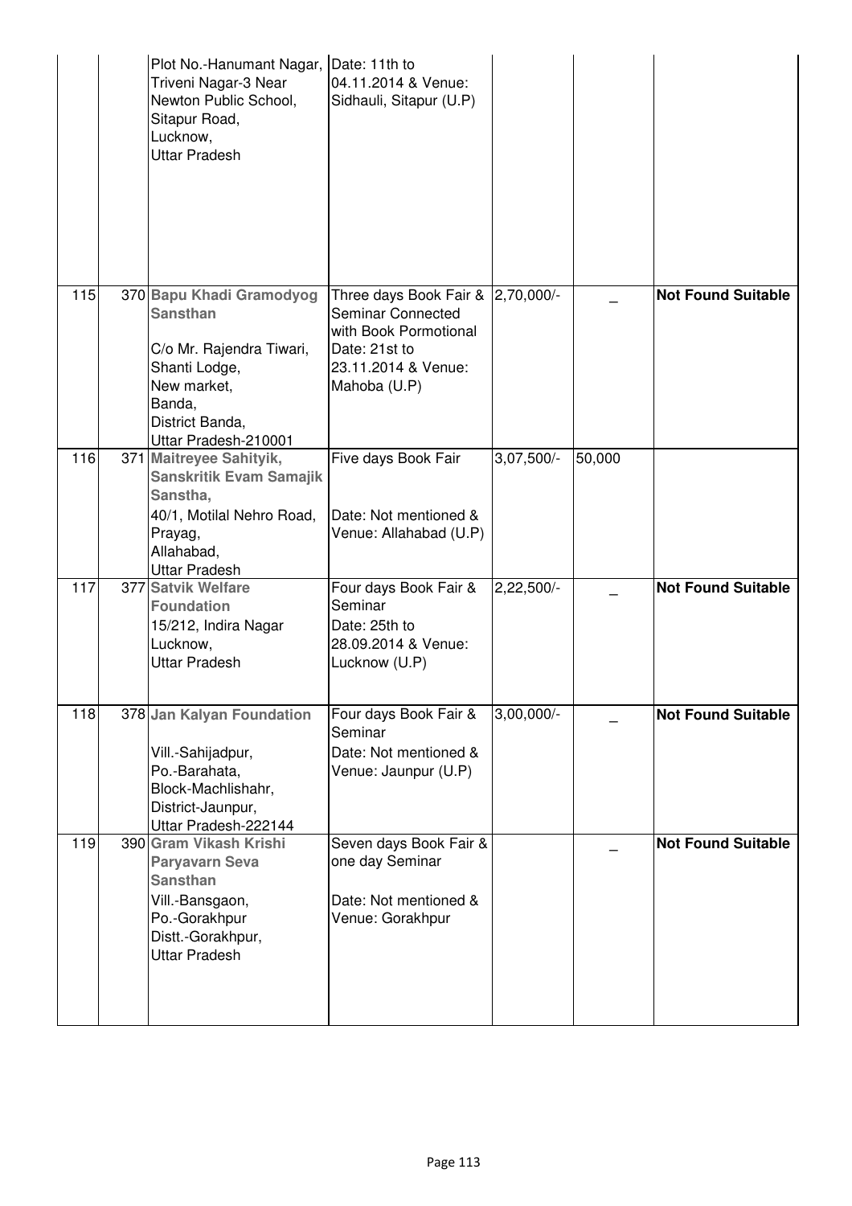| | | | | | | |
|---|---|---|---|---|---|---|
| | | Plot No.-Hanumant Nagar, Triveni Nagar-3 Near Newton Public School, Sitapur Road, Lucknow, Uttar Pradesh | Date: 11th to 04.11.2014 & Venue: Sidhauli, Sitapur (U.P) | | | |
| 115 | 370 | **Bapu Khadi Gramodyog Sansthan** C/o Mr. Rajendra Tiwari, Shanti Lodge, New market, Banda, District Banda, Uttar Pradesh-210001 | Three days Book Fair & Seminar Connected with Book Pormotional Date: 21st to 23.11.2014 & Venue: Mahoba (U.P) | 2,70,000/- | _ | **Not Found Suitable** |
| 116 | 371 | **Maitreyee Sahityik, Sanskritik Evam Samajik Sanstha,** 40/1, Motilal Nehro Road, Prayag, Allahabad, Uttar Pradesh | Five days Book Fair Date: Not mentioned & Venue: Allahabad (U.P) | 3,07,500/- | 50,000 | |
| 117 | 377 | **Satvik Welfare Foundation** 15/212, Indira Nagar Lucknow, Uttar Pradesh | Four days Book Fair & Seminar Date: 25th to 28.09.2014 & Venue: Lucknow (U.P) | 2,22,500/- | _ | **Not Found Suitable** |
| 118 | 378 | **Jan Kalyan Foundation** Vill.-Sahijadpur, Po.-Barahata, Block-Machlishahr, District-Jaunpur, Uttar Pradesh-222144 | Four days Book Fair & Seminar Date: Not mentioned & Venue: Jaunpur (U.P) | 3,00,000/- | _ | **Not Found Suitable** |
| 119 | 390 | **Gram Vikash Krishi Paryavarn Seva Sansthan** Vill.-Bansgaon, Po.-Gorakhpur Distt.-Gorakhpur, Uttar Pradesh | Seven days Book Fair & one day Seminar Date: Not mentioned & Venue: Gorakhpur | | _ | **Not Found Suitable** |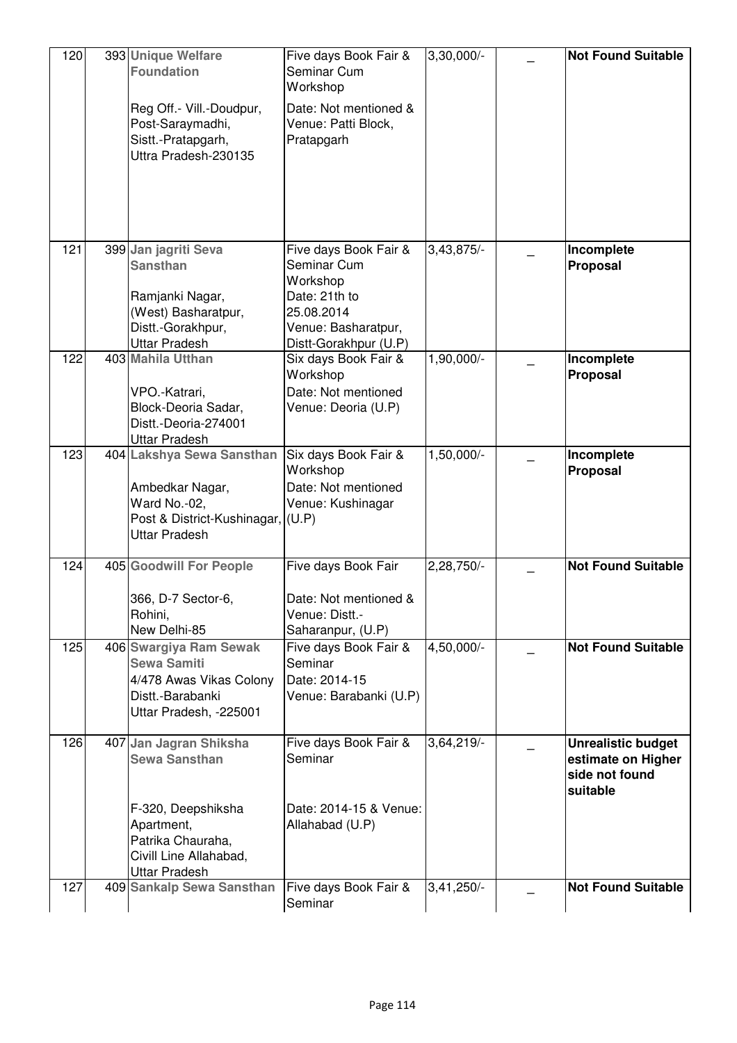| 120 | 393 | **Unique Welfare Foundation**<br><br>Reg Off.- Vill.-Doudpur, Post-Saraymadhi, Sistt.-Pratapgarh, Uttra Pradesh-230135 | Five days Book Fair & Seminar Cum Workshop<br><br>Date: Not mentioned & Venue: Patti Block, Pratapgarh | 3,30,000/- | _ | **Not Found Suitable** |
|---|---|---|---|---|---|---|
| 121 | 399 | **Jan jagriti Seva Sansthan**<br><br>Ramjanki Nagar, (West) Basharatpur, Distt.-Gorakhpur, Uttar Pradesh | Five days Book Fair & Seminar Cum Workshop<br>Date: 21th to 25.08.2014<br>Venue: Basharatpur, Distt-Gorakhpur (U.P) | 3,43,875/- | _ | **Incomplete Proposal** |
| 122 | 403 | **Mahila Utthan**<br><br>VPO.-Katrari, Block-Deoria Sadar, Distt.-Deoria-274001 Uttar Pradesh | Six days Book Fair & Workshop<br>Date: Not mentioned<br>Venue: Deoria (U.P) | 1,90,000/- | _ | **Incomplete Proposal** |
| 123 | 404 | **Lakshya Sewa Sansthan**<br><br>Ambedkar Nagar, Ward No.-02, Post & District-Kushinagar, Uttar Pradesh | Six days Book Fair & Workshop<br>Date: Not mentioned<br>Venue: Kushinagar (U.P) | 1,50,000/- | _ | **Incomplete Proposal** |
| 124 | 405 | **Goodwill For People**<br><br>366, D-7 Sector-6, Rohini, New Delhi-85 | Five days Book Fair<br><br>Date: Not mentioned & Venue: Distt.- Saharanpur, (U.P) | 2,28,750/- | _ | **Not Found Suitable** |
| 125 | 406 | **Swargiya Ram Sewak Sewa Samiti**<br>4/478 Awas Vikas Colony Distt.-Barabanki Uttar Pradesh, -225001 | Five days Book Fair & Seminar<br>Date: 2014-15<br>Venue: Barabanki (U.P) | 4,50,000/- | _ | **Not Found Suitable** |
| 126 | 407 | **Jan Jagran Shiksha Sewa Sansthan**<br><br>F-320, Deepshiksha Apartment, Patrika Chauraha, Civill Line Allahabad, Uttar Pradesh | Five days Book Fair & Seminar<br><br>Date: 2014-15 & Venue: Allahabad (U.P) | 3,64,219/- | _ | **Unrealistic budget estimate on Higher side not found suitable** |
| 127 | 409 | **Sankalp Sewa Sansthan** | Five days Book Fair & Seminar | 3,41,250/- | _ | **Not Found Suitable** |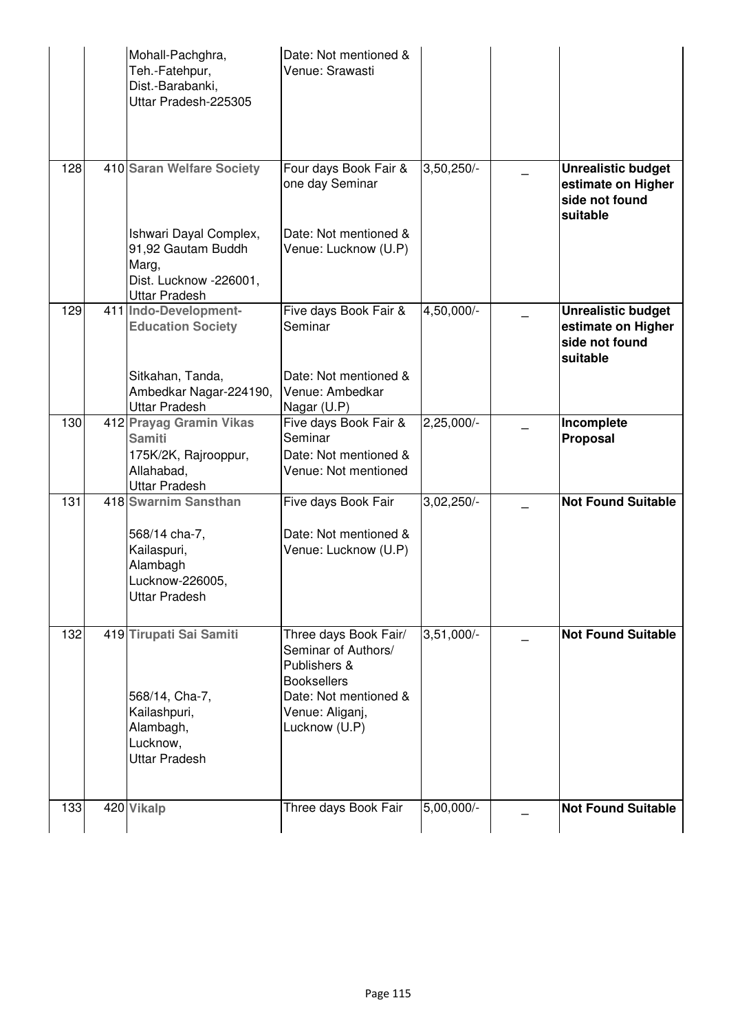| | | | | | | |
|---|---|---|---|---|---|---|
| | | Mohall-Pachghra, Teh.-Fatehpur, Dist.-Barabanki, Uttar Pradesh-225305 | Date: Not mentioned & Venue: Srawasti | | | |
| 128 | 410 | **Saran Welfare Society** Ishwari Dayal Complex, 91,92 Gautam Buddh Marg, Dist. Lucknow -226001, Uttar Pradesh | Four days Book Fair & one day Seminar Date: Not mentioned & Venue: Lucknow (U.P) | 3,50,250/- | _ | **Unrealistic budget estimate on Higher side not found suitable** |
| 129 | 411 | **Indo-Development-Education Society** Sitkahan, Tanda, Ambedkar Nagar-224190, Uttar Pradesh | Five days Book Fair & Seminar Date: Not mentioned & Venue: Ambedkar Nagar (U.P) | 4,50,000/- | _ | **Unrealistic budget estimate on Higher side not found suitable** |
| 130 | 412 | **Prayag Gramin Vikas Samiti** 175K/2K, Rajrooppur, Allahabad, Uttar Pradesh | Five days Book Fair & Seminar Date: Not mentioned & Venue: Not mentioned | 2,25,000/- | _ | **Incomplete Proposal** |
| 131 | 418 | **Swarnim Sansthan** 568/14 cha-7, Kailaspuri, Alambagh Lucknow-226005, Uttar Pradesh | Five days Book Fair Date: Not mentioned & Venue: Lucknow (U.P) | 3,02,250/- | _ | **Not Found Suitable** |
| 132 | 419 | **Tirupati Sai Samiti** 568/14, Cha-7, Kailashpuri, Alambagh, Lucknow, Uttar Pradesh | Three days Book Fair/ Seminar of Authors/ Publishers & Booksellers Date: Not mentioned & Venue: Aliganj, Lucknow (U.P) | 3,51,000/- | _ | **Not Found Suitable** |
| 133 | 420 | **Vikalp** | Three days Book Fair | 5,00,000/- | _ | **Not Found Suitable** |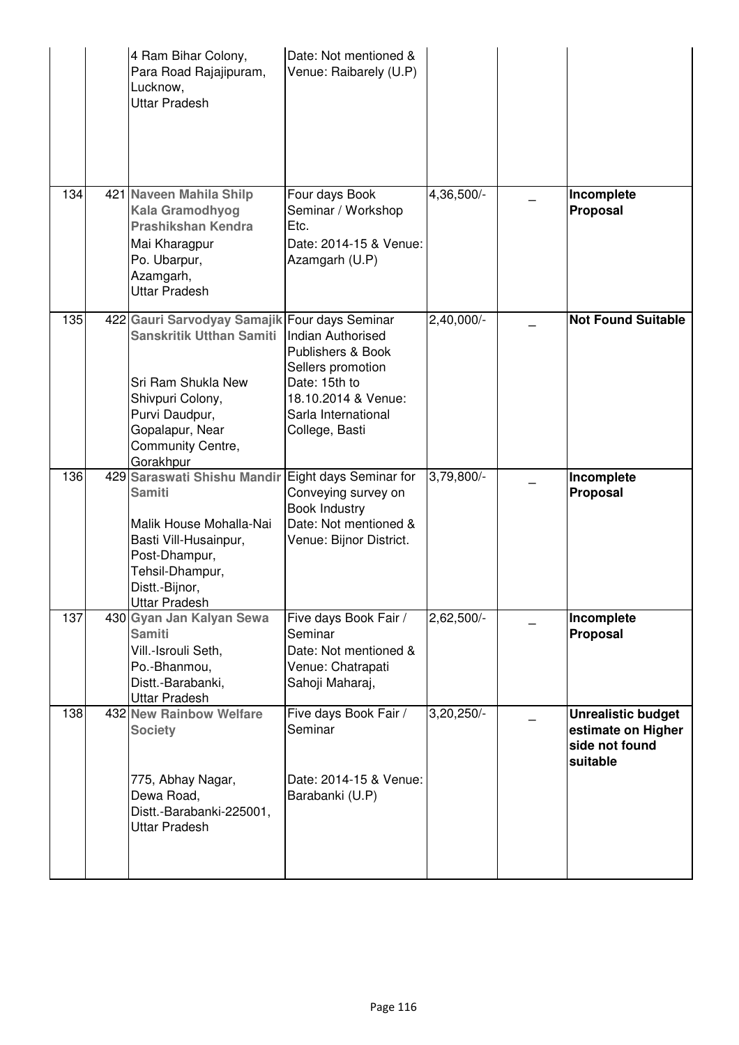| | | | | | | |
|---|---|---|---|---|---|---|
| | | 4 Ram Bihar Colony, Para Road Rajajipuram, Lucknow, Uttar Pradesh | Date: Not mentioned & Venue: Raibarely (U.P) | | | |
| 134 | 421 | **Naveen Mahila Shilp Kala Gramodhyog Prashikshan Kendra** Mai Kharagpur Po. Ubarpur, Azamgarh, Uttar Pradesh | Four days Book Seminar / Workshop Etc. Date: 2014-15 & Venue: Azamgarh (U.P) | 4,36,500/- | _ | **Incomplete Proposal** |
| 135 | 422 | **Gauri Sarvodyay Samajik Sanskritik Utthan Samiti** Sri Ram Shukla New Shivpuri Colony, Purvi Daudpur, Gopalapur, Near Community Centre, Gorakhpur | Four days Seminar Indian Authorised Publishers & Book Sellers promotion Date: 15th to 18.10.2014 & Venue: Sarla International College, Basti | 2,40,000/- | _ | **Not Found Suitable** |
| 136 | 429 | **Saraswati Shishu Mandir Samiti** Malik House Mohalla-Nai Basti Vill-Husainpur, Post-Dhampur, Tehsil-Dhampur, Distt.-Bijnor, Uttar Pradesh | Eight days Seminar for Conveying survey on Book Industry Date: Not mentioned & Venue: Bijnor District. | 3,79,800/- | _ | **Incomplete Proposal** |
| 137 | 430 | **Gyan Jan Kalyan Sewa Samiti** Vill.-Isrouli Seth, Po.-Bhanmou, Distt.-Barabanki, Uttar Pradesh | Five days Book Fair / Seminar Date: Not mentioned & Venue: Chatrapati Sahoji Maharaj, | 2,62,500/- | _ | **Incomplete Proposal** |
| 138 | 432 | **New Rainbow Welfare Society** 775, Abhay Nagar, Dewa Road, Distt.-Barabanki-225001, Uttar Pradesh | Five days Book Fair / Seminar Date: 2014-15 & Venue: Barabanki (U.P) | 3,20,250/- | _ | **Unrealistic budget estimate on Higher side not found suitable** |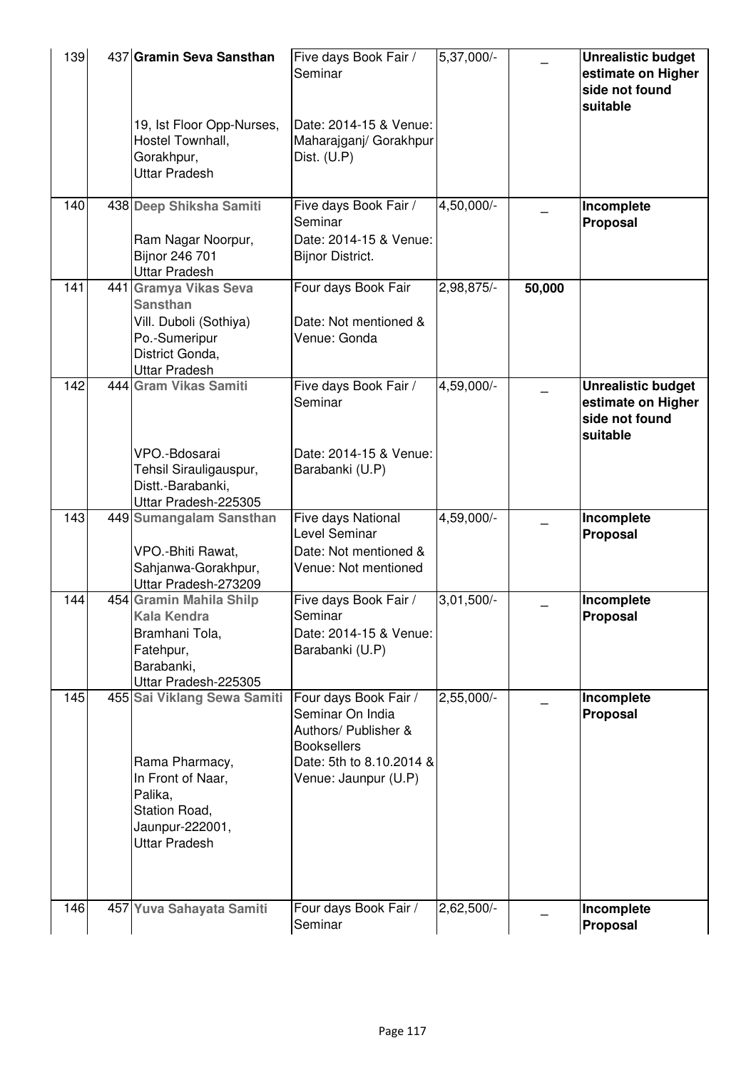| 139 | 437 | **Gramin Seva Sansthan**<br><br>19, Ist Floor Opp-Nurses, Hostel Townhall, Gorakhpur, Uttar Pradesh | Five days Book Fair / Seminar<br><br>Date: 2014-15 & Venue: Maharajganj/ Gorakhpur Dist. (U.P) | 5,37,000/- | _ | **Unrealistic budget estimate on Higher side not found suitable** |
|---|---|---|---|---|---|---|
| 140 | 438 | **Deep Shiksha Samiti**<br><br>Ram Nagar Noorpur, Bijnor 246 701 Uttar Pradesh | Five days Book Fair / Seminar<br>Date: 2014-15 & Venue: Bijnor District. | 4,50,000/- | _ | **Incomplete Proposal** |
| 141 | 441 | **Gramya Vikas Seva Sansthan**<br>Vill. Duboli (Sothiya) Po.-Sumeripur District Gonda, Uttar Pradesh | Four days Book Fair<br><br>Date: Not mentioned & Venue: Gonda | 2,98,875/- | **50,000** | |
| 142 | 444 | **Gram Vikas Samiti**<br><br>VPO.-Bdosarai Tehsil Sirauligauspur, Distt.-Barabanki, Uttar Pradesh-225305 | Five days Book Fair / Seminar<br><br>Date: 2014-15 & Venue: Barabanki (U.P) | 4,59,000/- | _ | **Unrealistic budget estimate on Higher side not found suitable** |
| 143 | 449 | **Sumangalam Sansthan**<br><br>VPO.-Bhiti Rawat, Sahjanwa-Gorakhpur, Uttar Pradesh-273209 | Five days National Level Seminar<br>Date: Not mentioned & Venue: Not mentioned | 4,59,000/- | _ | **Incomplete Proposal** |
| 144 | 454 | **Gramin Mahila Shilp Kala Kendra**<br>Bramhani Tola, Fatehpur, Barabanki, Uttar Pradesh-225305 | Five days Book Fair / Seminar<br>Date: 2014-15 & Venue: Barabanki (U.P) | 3,01,500/- | _ | **Incomplete Proposal** |
| 145 | 455 | **Sai Viklang Sewa Samiti**<br><br>Rama Pharmacy, In Front of Naar, Palika, Station Road, Jaunpur-222001, Uttar Pradesh | Four days Book Fair / Seminar On India Authors/ Publisher & Booksellers<br>Date: 5th to 8.10.2014 & Venue: Jaunpur (U.P) | 2,55,000/- | _ | **Incomplete Proposal** |
| 146 | 457 | **Yuva Sahayata Samiti** | Four days Book Fair / Seminar | 2,62,500/- | _ | **Incomplete Proposal** |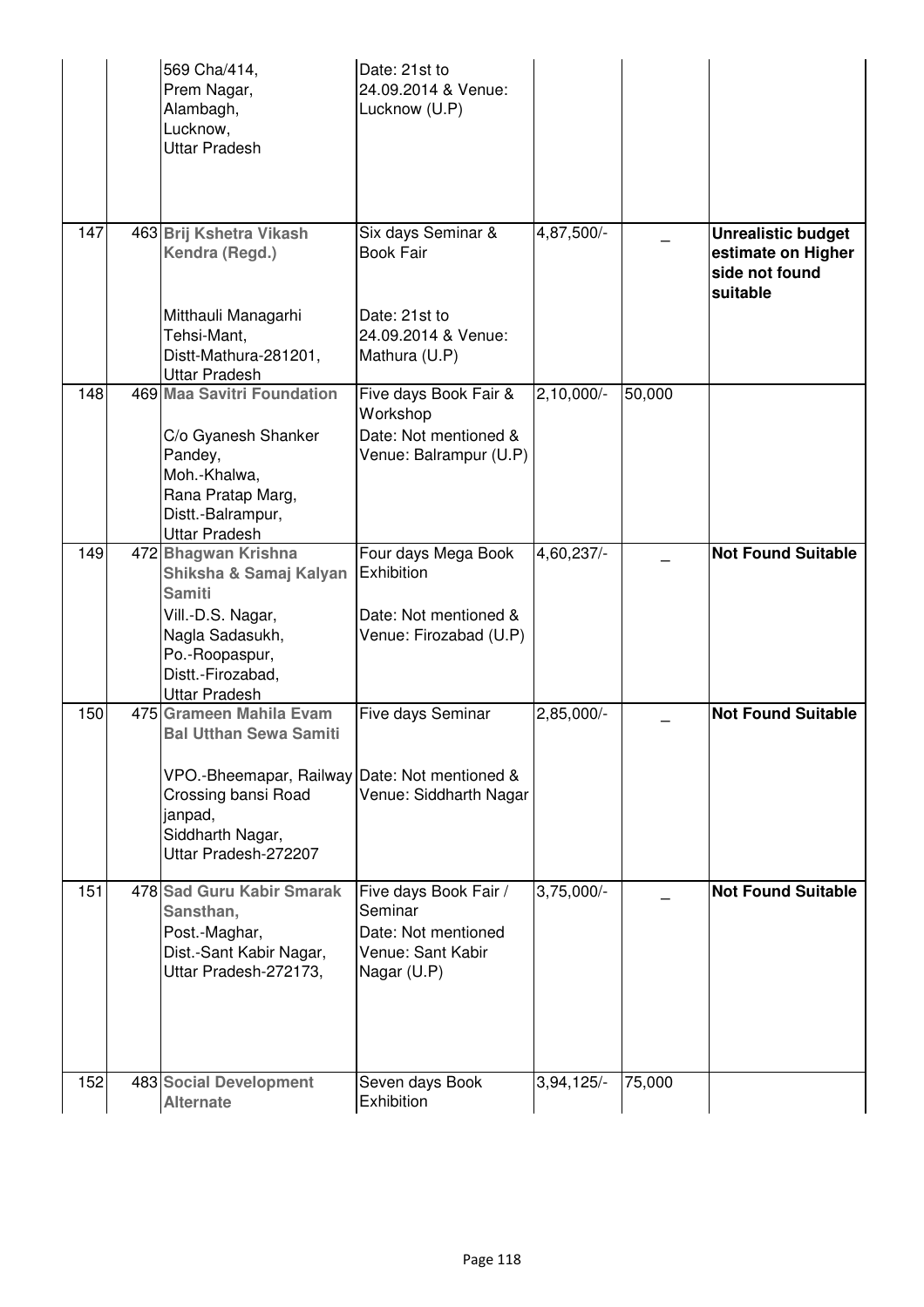| | | | | | |
|---|---|---|---|---|---|
| | | 569 Cha/414, Prem Nagar, Alambagh, Lucknow, Uttar Pradesh | Date: 21st to 24.09.2014 & Venue: Lucknow (U.P) | | | |
| 147 | 463 | **Brij Kshetra Vikash Kendra (Regd.)** Mitthauli Managarhi Tehsi-Mant, Distt-Mathura-281201, Uttar Pradesh | Six days Seminar & Book Fair Date: 21st to 24.09.2014 & Venue: Mathura (U.P) | 4,87,500/- | _ | **Unrealistic budget estimate on Higher side not found suitable** |
| 148 | 469 | **Maa Savitri Foundation** C/o Gyanesh Shanker Pandey, Moh.-Khalwa, Rana Pratap Marg, Distt.-Balrampur, Uttar Pradesh | Five days Book Fair & Workshop Date: Not mentioned & Venue: Balrampur (U.P) | 2,10,000/- | 50,000 | |
| 149 | 472 | **Bhagwan Krishna Shiksha & Samaj Kalyan Samiti** Vill.-D.S. Nagar, Nagla Sadasukh, Po.-Roopaspur, Distt.-Firozabad, Uttar Pradesh | Four days Mega Book Exhibition Date: Not mentioned & Venue: Firozabad (U.P) | 4,60,237/- | _ | **Not Found Suitable** |
| 150 | 475 | **Grameen Mahila Evam Bal Utthan Sewa Samiti** VPO.-Bheemapar, Railway Crossing bansi Road janpad, Siddharth Nagar, Uttar Pradesh-272207 | Five days Seminar Date: Not mentioned & Venue: Siddharth Nagar | 2,85,000/- | _ | **Not Found Suitable** |
| 151 | 478 | **Sad Guru Kabir Smarak Sansthan,** Post.-Maghar, Dist.-Sant Kabir Nagar, Uttar Pradesh-272173, | Five days Book Fair / Seminar Date: Not mentioned Venue: Sant Kabir Nagar (U.P) | 3,75,000/- | _ | **Not Found Suitable** |
| 152 | 483 | **Social Development Alternate** | Seven days Book Exhibition | 3,94,125/- | 75,000 | |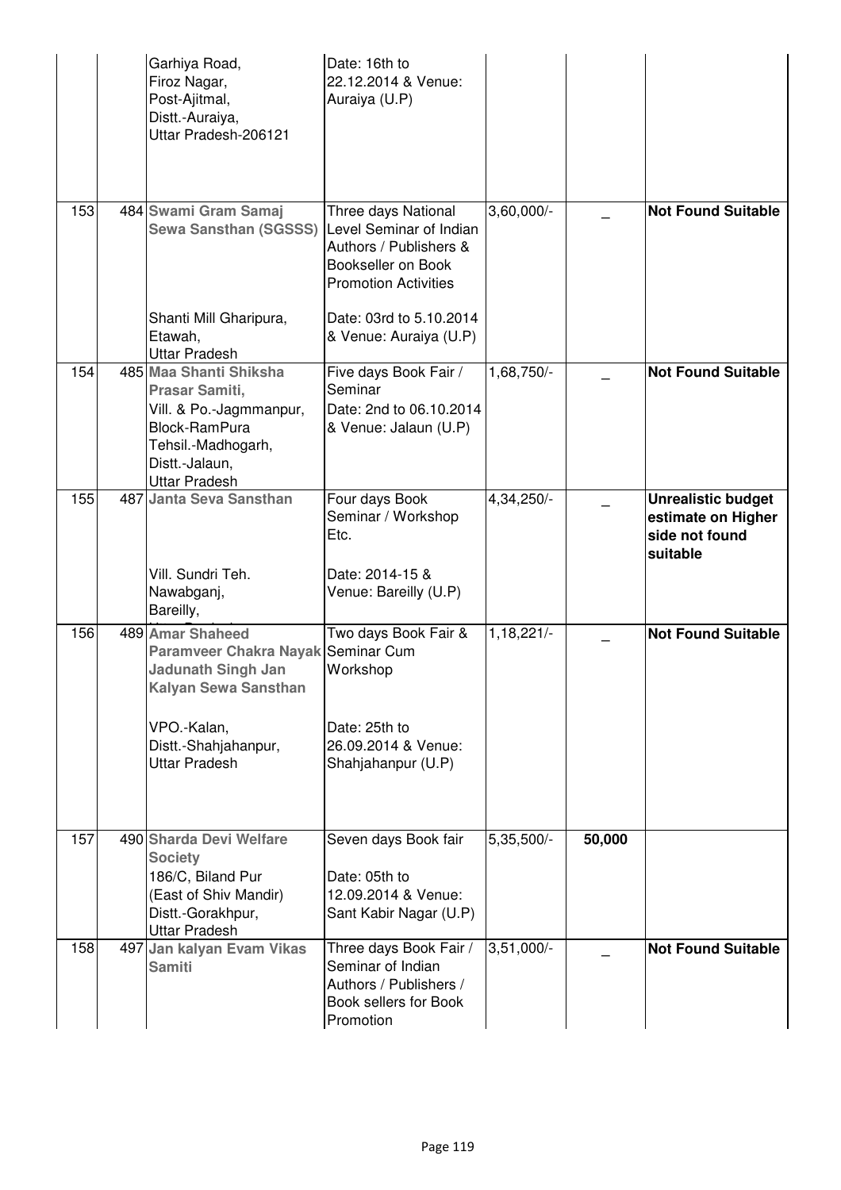| | | | | | | |
|---|---|---|---|---|---|---|
| | | Garhiya Road, Firoz Nagar, Post-Ajitmal, Distt.-Auraiya, Uttar Pradesh-206121 | Date: 16th to 22.12.2014 & Venue: Auraiya (U.P) | | | |
| 153 | 484 | **Swami Gram Samaj Sewa Sansthan (SGSSS)** Shanti Mill Gharipura, Etawah, Uttar Pradesh | Three days National Level Seminar of Indian Authors / Publishers & Bookseller on Book Promotion Activities Date: 03rd to 5.10.2014 & Venue: Auraiya (U.P) | 3,60,000/- | _ | **Not Found Suitable** |
| 154 | 485 | **Maa Shanti Shiksha Prasar Samiti,** Vill. & Po.-Jagmmanpur, Block-RamPura Tehsil.-Madhogarh, Distt.-Jalaun, Uttar Pradesh | Five days Book Fair / Seminar Date: 2nd to 06.10.2014 & Venue: Jalaun (U.P) | 1,68,750/- | _ | **Not Found Suitable** |
| 155 | 487 | **Janta Seva Sansthan** Vill. Sundri Teh. Nawabganj, Bareilly, | Four days Book Seminar / Workshop Etc. Date: 2014-15 & Venue: Bareilly (U.P) | 4,34,250/- | _ | **Unrealistic budget estimate on Higher side not found suitable** |
| 156 | 489 | **Amar Shaheed Paramveer Chakra Nayak Jadunath Singh Jan Kalyan Sewa Sansthan** VPO.-Kalan, Distt.-Shahjahanpur, Uttar Pradesh | Two days Book Fair & Seminar Cum Workshop Date: 25th to 26.09.2014 & Venue: Shahjahanpur (U.P) | 1,18,221/- | _ | **Not Found Suitable** |
| 157 | 490 | **Sharda Devi Welfare Society** 186/C, Biland Pur (East of Shiv Mandir) Distt.-Gorakhpur, Uttar Pradesh | Seven days Book fair Date: 05th to 12.09.2014 & Venue: Sant Kabir Nagar (U.P) | 5,35,500/- | **50,000** | |
| 158 | 497 | **Jan kalyan Evam Vikas Samiti** | Three days Book Fair / Seminar of Indian Authors / Publishers / Book sellers for Book Promotion | 3,51,000/- | _ | **Not Found Suitable** |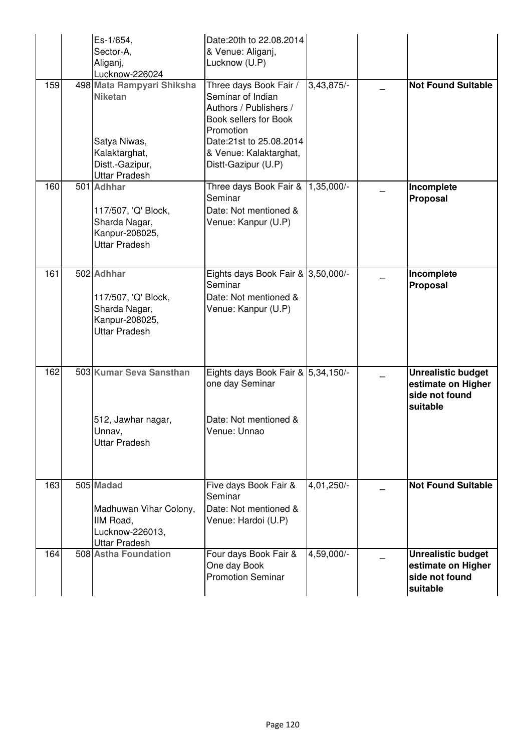|  |  |  |  |  |  |
|---|---|---|---|---|---|
|  |  | Es-1/654, Sector-A, Aliganj, Lucknow-226024 | Date:20th to 22.08.2014 & Venue: Aliganj, Lucknow (U.P) |  |  |
| 159 | 498 | **Mata Rampyari Shiksha Niketan** Satya Niwas, Kalaktarghat, Distt.-Gazipur, Uttar Pradesh | Three days Book Fair / Seminar of Indian Authors / Publishers / Book sellers for Book Promotion Date:21st to 25.08.2014 & Venue: Kalaktarghat, Distt-Gazipur (U.P) | 3,43,875/- | _ | **Not Found Suitable** |
| 160 | 501 | **Adhhar** 117/507, 'Q' Block, Sharda Nagar, Kanpur-208025, Uttar Pradesh | Three days Book Fair & Seminar Date: Not mentioned & Venue: Kanpur (U.P) | 1,35,000/- | _ | **Incomplete Proposal** |
| 161 | 502 | **Adhhar** 117/507, 'Q' Block, Sharda Nagar, Kanpur-208025, Uttar Pradesh | Eights days Book Fair & Seminar Date: Not mentioned & Venue: Kanpur (U.P) | 3,50,000/- | _ | **Incomplete Proposal** |
| 162 | 503 | **Kumar Seva Sansthan** 512, Jawhar nagar, Unnav, Uttar Pradesh | Eights days Book Fair & one day Seminar Date: Not mentioned & Venue: Unnao | 5,34,150/- | _ | **Unrealistic budget estimate on Higher side not found suitable** |
| 163 | 505 | **Madad** Madhuwan Vihar Colony, IIM Road, Lucknow-226013, Uttar Pradesh | Five days Book Fair & Seminar Date: Not mentioned & Venue: Hardoi (U.P) | 4,01,250/- | _ | **Not Found Suitable** |
| 164 | 508 | **Astha Foundation** | Four days Book Fair & One day Book Promotion Seminar | 4,59,000/- | _ | **Unrealistic budget estimate on Higher side not found suitable** |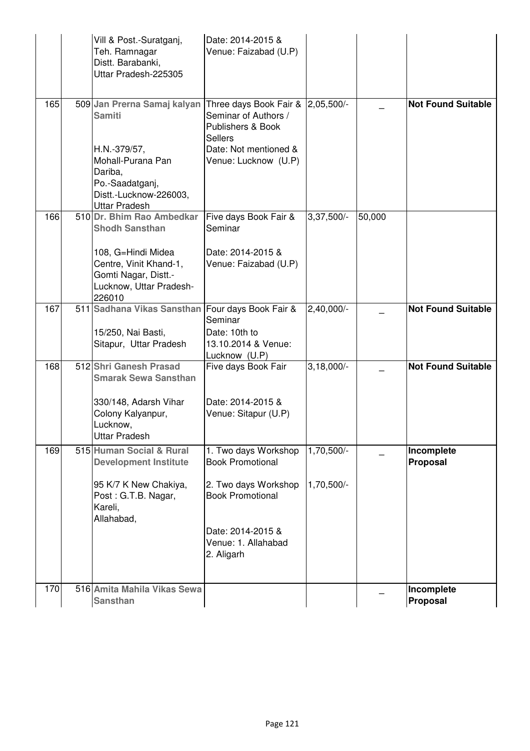| | | | | | | |
|---|---|---|---|---|---|---|
| | | Vill & Post.-Suratganj, Teh. Ramnagar Distt. Barabanki, Uttar Pradesh-225305 | Date: 2014-2015 & Venue: Faizabad (U.P) | | | |
| 165 | 509 | **Jan Prerna Samaj kalyan Samiti**<br><br>H.N.-379/57, Mohall-Purana Pan Dariba, Po.-Saadatganj, Distt.-Lucknow-226003, Uttar Pradesh | Three days Book Fair & Seminar of Authors / Publishers & Book Sellers<br>Date: Not mentioned & Venue: Lucknow (U.P) | 2,05,500/- | _ | **Not Found Suitable** |
| 166 | 510 | **Dr. Bhim Rao Ambedkar Shodh Sansthan**<br><br>108, G=Hindi Midea Centre, Vinit Khand-1, Gomti Nagar, Distt.-Lucknow, Uttar Pradesh-226010 | Five days Book Fair & Seminar<br><br>Date: 2014-2015 & Venue: Faizabad (U.P) | 3,37,500/- | 50,000 | |
| 167 | 511 | **Sadhana Vikas Sansthan**<br><br>15/250, Nai Basti, Sitapur, Uttar Pradesh | Four days Book Fair & Seminar<br>Date: 10th to 13.10.2014 & Venue: Lucknow (U.P) | 2,40,000/- | _ | **Not Found Suitable** |
| 168 | 512 | **Shri Ganesh Prasad Smarak Sewa Sansthan**<br><br>330/148, Adarsh Vihar Colony Kalyanpur, Lucknow, Uttar Pradesh | Five days Book Fair<br><br>Date: 2014-2015 & Venue: Sitapur (U.P) | 3,18,000/- | _ | **Not Found Suitable** |
| 169 | 515 | **Human Social & Rural Development Institute**<br><br>95 K/7 K New Chakiya, Post : G.T.B. Nagar, Kareli, Allahabad, | 1. Two days Workshop Book Promotional<br><br>2. Two days Workshop Book Promotional<br><br>Date: 2014-2015 & Venue: 1. Allahabad 2. Aligarh | 1,70,500/-<br><br>1,70,500/- | _ | **Incomplete Proposal** |
| 170 | 516 | **Amita Mahila Vikas Sewa Sansthan** | | | _ | **Incomplete Proposal** |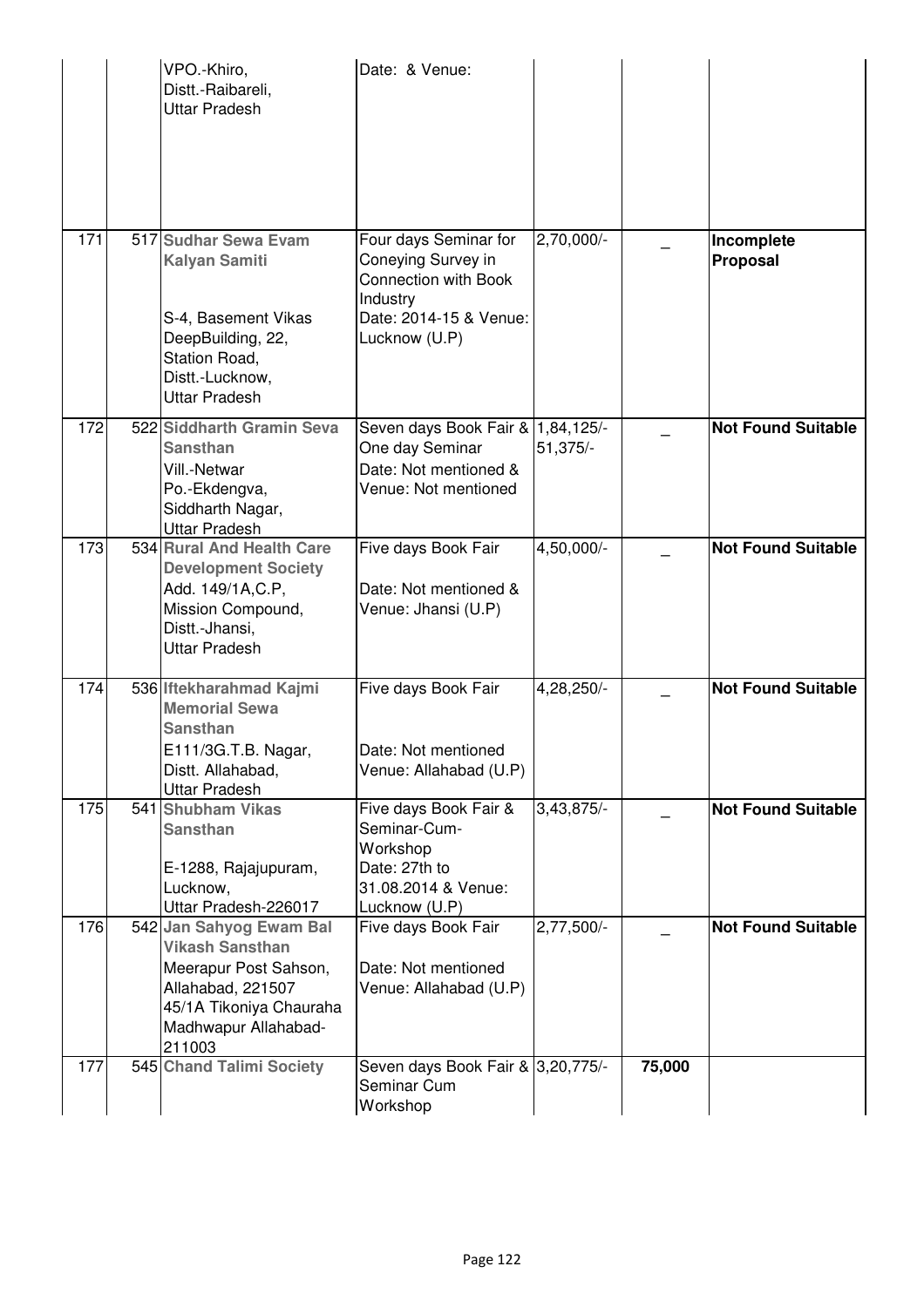|  |  |  |  |  |  |  |
|---|---|---|---|---|---|---|
|  |  | VPO.-Khiro, Distt.-Raibareli, Uttar Pradesh | Date: & Venue: |  |  |  |
| 171 | 517 | **Sudhar Sewa Evam Kalyan Samiti** S-4, Basement Vikas DeepBuilding, 22, Station Road, Distt.-Lucknow, Uttar Pradesh | Four days Seminar for Coneying Survey in Connection with Book Industry Date: 2014-15 & Venue: Lucknow (U.P) | 2,70,000/- | _ | **Incomplete Proposal** |
| 172 | 522 | **Siddharth Gramin Seva Sansthan** Vill.-Netwar Po.-Ekdengva, Siddharth Nagar, Uttar Pradesh | Seven days Book Fair & One day Seminar Date: Not mentioned & Venue: Not mentioned | 1,84,125/- 51,375/- | _ | **Not Found Suitable** |
| 173 | 534 | **Rural And Health Care Development Society** Add. 149/1A,C.P, Mission Compound, Distt.-Jhansi, Uttar Pradesh | Five days Book Fair Date: Not mentioned & Venue: Jhansi (U.P) | 4,50,000/- | _ | **Not Found Suitable** |
| 174 | 536 | **Iftekharahmad Kajmi Memorial Sewa Sansthan** E111/3G.T.B. Nagar, Distt. Allahabad, Uttar Pradesh | Five days Book Fair Date: Not mentioned Venue: Allahabad (U.P) | 4,28,250/- | _ | **Not Found Suitable** |
| 175 | 541 | **Shubham Vikas Sansthan** E-1288, Rajajupuram, Lucknow, Uttar Pradesh-226017 | Five days Book Fair & Seminar-Cum-Workshop Date: 27th to 31.08.2014 & Venue: Lucknow (U.P) | 3,43,875/- | _ | **Not Found Suitable** |
| 176 | 542 | **Jan Sahyog Ewam Bal Vikash Sansthan** Meerapur Post Sahson, Allahabad, 221507 45/1A Tikoniya Chauraha Madhwapur Allahabad-211003 | Five days Book Fair Date: Not mentioned Venue: Allahabad (U.P) | 2,77,500/- | _ | **Not Found Suitable** |
| 177 | 545 | **Chand Talimi Society** | Seven days Book Fair & Seminar Cum Workshop | 3,20,775/- | **75,000** |  |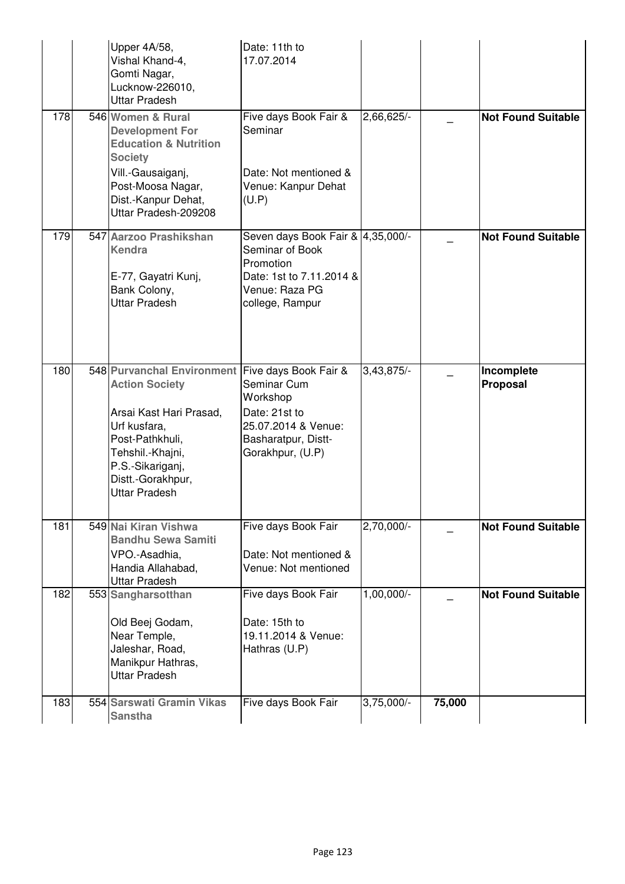| | | | | | | |
|---|---|---|---|---|---|---|
| | | Upper 4A/58, Vishal Khand-4, Gomti Nagar, Lucknow-226010, Uttar Pradesh | Date: 11th to 17.07.2014 | | | |
| 178 | 546 | **Women & Rural Development For Education & Nutrition Society** Vill.-Gausaiganj, Post-Moosa Nagar, Dist.-Kanpur Dehat, Uttar Pradesh-209208 | Five days Book Fair & Seminar Date: Not mentioned & Venue: Kanpur Dehat (U.P) | 2,66,625/- | _ | **Not Found Suitable** |
| 179 | 547 | **Aarzoo Prashikshan Kendra** E-77, Gayatri Kunj, Bank Colony, Uttar Pradesh | Seven days Book Fair & Seminar of Book Promotion Date: 1st to 7.11.2014 & Venue: Raza PG college, Rampur | 4,35,000/- | _ | **Not Found Suitable** |
| 180 | 548 | **Purvanchal Environment Action Society** Arsai Kast Hari Prasad, Urf kusfara, Post-Pathkhuli, Tehshil.-Khajni, P.S.-Sikariganj, Distt.-Gorakhpur, Uttar Pradesh | Five days Book Fair & Seminar Cum Workshop Date: 21st to 25.07.2014 & Venue: Basharatpur, Distt-Gorakhpur, (U.P) | 3,43,875/- | _ | **Incomplete Proposal** |
| 181 | 549 | **Nai Kiran Vishwa Bandhu Sewa Samiti** VPO.-Asadhia, Handia Allahabad, Uttar Pradesh | Five days Book Fair Date: Not mentioned & Venue: Not mentioned | 2,70,000/- | _ | **Not Found Suitable** |
| 182 | 553 | **Sangharsotthan** Old Beej Godam, Near Temple, Jaleshar, Road, Manikpur Hathras, Uttar Pradesh | Five days Book Fair Date: 15th to 19.11.2014 & Venue: Hathras (U.P) | 1,00,000/- | _ | **Not Found Suitable** |
| 183 | 554 | **Sarswati Gramin Vikas Sanstha** | Five days Book Fair | 3,75,000/- | **75,000** | |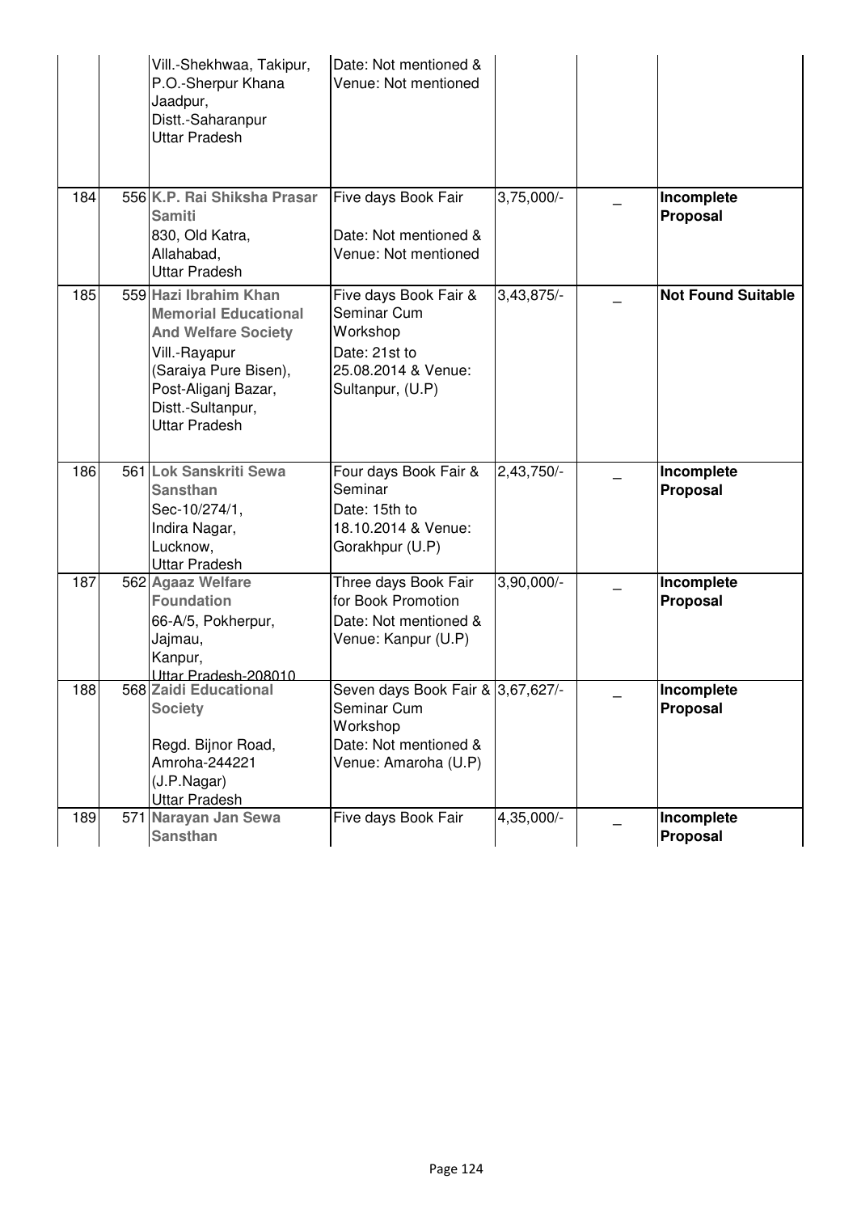| | | | | | | |
|---|---|---|---|---|---|---|
| | | Vill.-Shekhwaa, Takipur, P.O.-Sherpur Khana Jaadpur, Distt.-Saharanpur Uttar Pradesh | Date: Not mentioned & Venue: Not mentioned | | | |
| 184 | 556 | **K.P. Rai Shiksha Prasar Samiti** 830, Old Katra, Allahabad, Uttar Pradesh | Five days Book Fair Date: Not mentioned & Venue: Not mentioned | 3,75,000/- | _ | **Incomplete Proposal** |
| 185 | 559 | **Hazi Ibrahim Khan Memorial Educational And Welfare Society** Vill.-Rayapur (Saraiya Pure Bisen), Post-Aliganj Bazar, Distt.-Sultanpur, Uttar Pradesh | Five days Book Fair & Seminar Cum Workshop Date: 21st to 25.08.2014 & Venue: Sultanpur, (U.P) | 3,43,875/- | _ | **Not Found Suitable** |
| 186 | 561 | **Lok Sanskriti Sewa Sansthan** Sec-10/274/1, Indira Nagar, Lucknow, Uttar Pradesh | Four days Book Fair & Seminar Date: 15th to 18.10.2014 & Venue: Gorakhpur (U.P) | 2,43,750/- | _ | **Incomplete Proposal** |
| 187 | 562 | **Agaaz Welfare Foundation** 66-A/5, Pokherpur, Jajmau, Kanpur, Uttar Pradesh-208010 | Three days Book Fair for Book Promotion Date: Not mentioned & Venue: Kanpur (U.P) | 3,90,000/- | _ | **Incomplete Proposal** |
| 188 | 568 | **Zaidi Educational Society** Regd. Bijnor Road, Amroha-244221 (J.P.Nagar) Uttar Pradesh | Seven days Book Fair & Seminar Cum Workshop Date: Not mentioned & Venue: Amaroha (U.P) | 3,67,627/- | _ | **Incomplete Proposal** |
| 189 | 571 | **Narayan Jan Sewa Sansthan** | Five days Book Fair | 4,35,000/- | _ | **Incomplete Proposal** |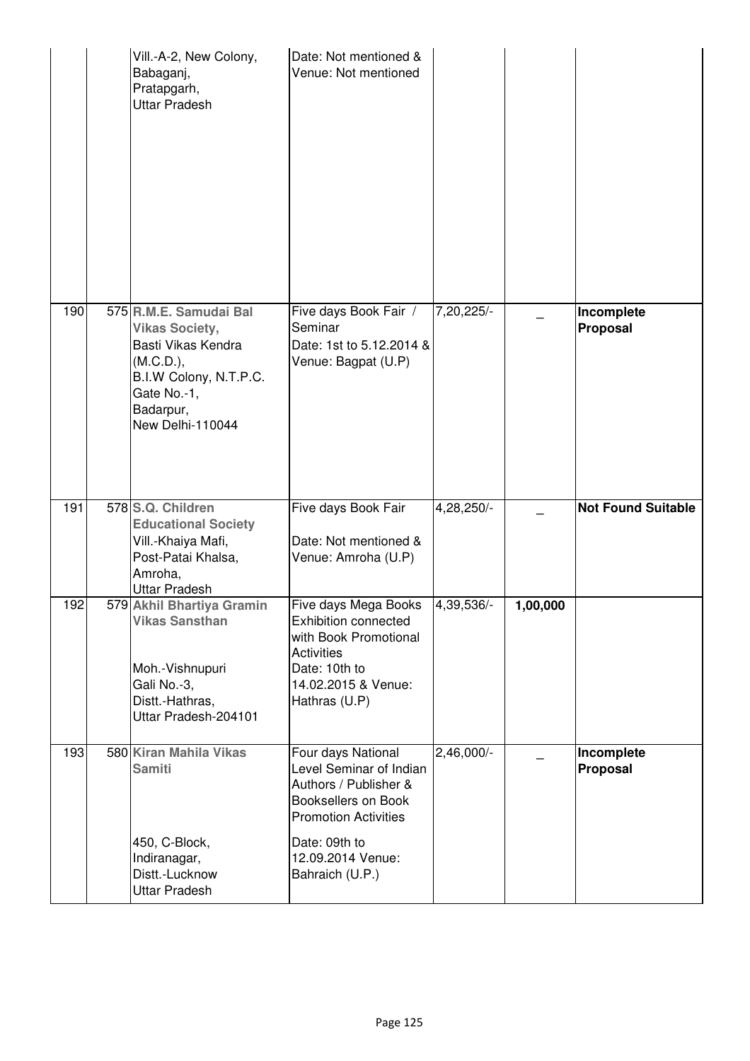| | | | | | | |
|---|---|---|---|---|---|---|
| | | Vill.-A-2, New Colony, Babaganj, Pratapgarh, Uttar Pradesh | Date: Not mentioned & Venue: Not mentioned | | | |
| 190 | 575 | **R.M.E. Samudai Bal Vikas Society,** Basti Vikas Kendra (M.C.D.), B.I.W Colony, N.T.P.C. Gate No.-1, Badarpur, New Delhi-110044 | Five days Book Fair / Seminar Date: 1st to 5.12.2014 & Venue: Bagpat (U.P) | 7,20,225/- | _ | **Incomplete Proposal** |
| 191 | 578 | **S.Q. Children Educational Society** Vill.-Khaiya Mafi, Post-Patai Khalsa, Amroha, Uttar Pradesh | Five days Book Fair Date: Not mentioned & Venue: Amroha (U.P) | 4,28,250/- | _ | **Not Found Suitable** |
| 192 | 579 | **Akhil Bhartiya Gramin Vikas Sansthan** Moh.-Vishnupuri Gali No.-3, Distt.-Hathras, Uttar Pradesh-204101 | Five days Mega Books Exhibition connected with Book Promotional Activities Date: 10th to 14.02.2015 & Venue: Hathras (U.P) | 4,39,536/- | **1,00,000** | |
| 193 | 580 | **Kiran Mahila Vikas Samiti** 450, C-Block, Indiranagar, Distt.-Lucknow Uttar Pradesh | Four days National Level Seminar of Indian Authors / Publisher & Booksellers on Book Promotion Activities Date: 09th to 12.09.2014 Venue: Bahraich (U.P.) | 2,46,000/- | _ | **Incomplete Proposal** |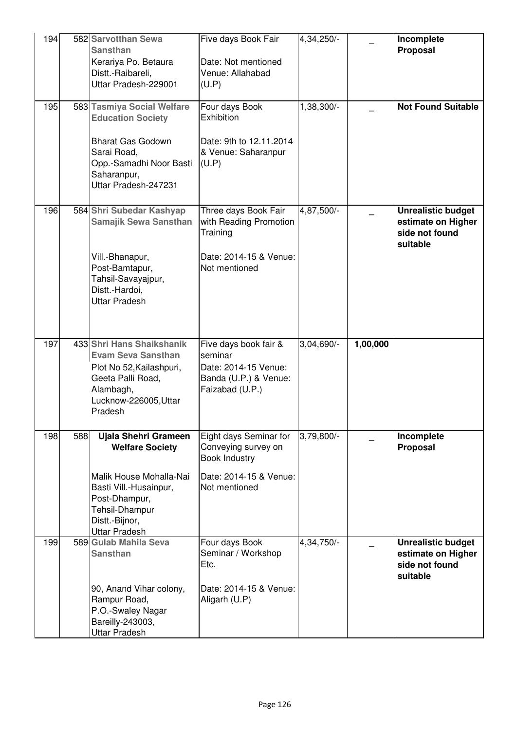| 194 | 582 | **Sarvotthan Sewa Sansthan**<br>Kerariya Po. Betaura<br>Distt.-Raibareli,<br>Uttar Pradesh-229001 | Five days Book Fair<br><br>Date: Not mentioned<br>Venue: Allahabad<br>(U.P) | 4,34,250/- | _ | **Incomplete Proposal** |
|---|---|---|---|---|---|---|
| 195 | 583 | **Tasmiya Social Welfare Education Society**<br><br>Bharat Gas Godown<br>Sarai Road,<br>Opp.-Samadhi Noor Basti<br>Saharanpur,<br>Uttar Pradesh-247231 | Four days Book Exhibition<br><br>Date: 9th to 12.11.2014 & Venue: Saharanpur (U.P) | 1,38,300/- | _ | **Not Found Suitable** |
| 196 | 584 | **Shri Subedar Kashyap Samajik Sewa Sansthan**<br><br>Vill.-Bhanapur,<br>Post-Bamtapur,<br>Tahsil-Savayajpur,<br>Distt.-Hardoi,<br>Uttar Pradesh | Three days Book Fair with Reading Promotion Training<br><br>Date: 2014-15 & Venue: Not mentioned | 4,87,500/- | _ | **Unrealistic budget estimate on Higher side not found suitable** |
| 197 | 433 | **Shri Hans Shaikshanik Evam Seva Sansthan**<br>Plot No 52,Kailashpuri,<br>Geeta Palli Road,<br>Alambagh,<br>Lucknow-226005,Uttar Pradesh | Five days book fair & seminar<br>Date: 2014-15 Venue: Banda (U.P.) & Venue: Faizabad (U.P.) | 3,04,690/- | **1,00,000** | |
| 198 | 588 | **Ujala Shehri Grameen Welfare Society**<br><br>Malik House Mohalla-Nai Basti Vill.-Husainpur,<br>Post-Dhampur,<br>Tehsil-Dhampur<br>Distt.-Bijnor,<br>Uttar Pradesh | Eight days Seminar for Conveying survey on Book Industry<br><br>Date: 2014-15 & Venue: Not mentioned | 3,79,800/- | _ | **Incomplete Proposal** |
| 199 | 589 | **Gulab Mahila Seva Sansthan**<br><br>90, Anand Vihar colony,<br>Rampur Road,<br>P.O.-Swaley Nagar<br>Bareilly-243003,<br>Uttar Pradesh | Four days Book Seminar / Workshop Etc.<br><br>Date: 2014-15 & Venue: Aligarh (U.P) | 4,34,750/- | _ | **Unrealistic budget estimate on Higher side not found suitable** |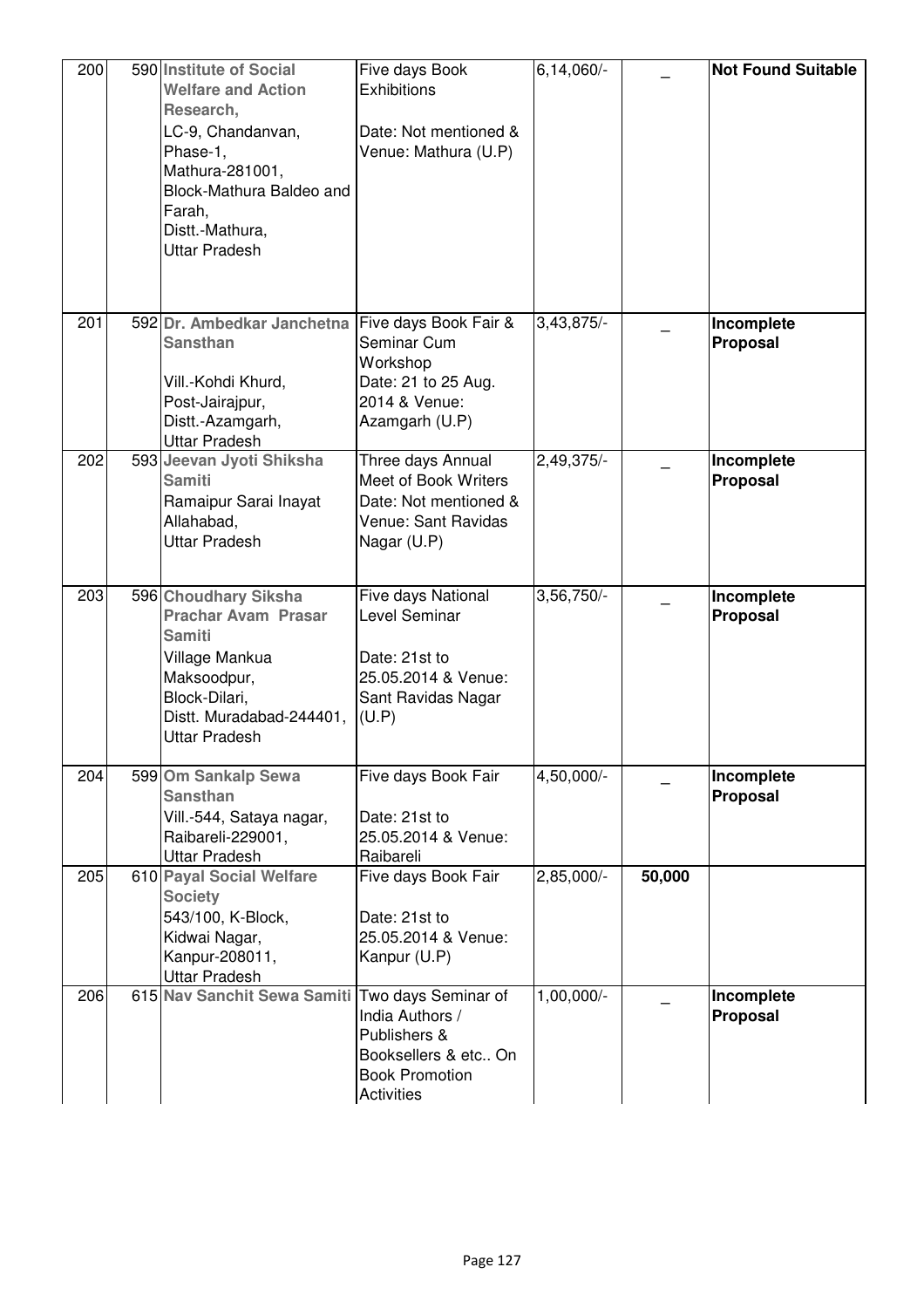| | | | | | | |
|---|---|---|---|---|---|---|
| 200 | 590 | **Institute of Social Welfare and Action Research,**<br>LC-9, Chandanvan, Phase-1, Mathura-281001, Block-Mathura Baldeo and Farah, Distt.-Mathura, Uttar Pradesh | Five days Book Exhibitions<br><br>Date: Not mentioned & Venue: Mathura (U.P) | 6,14,060/- | _ | **Not Found Suitable** |
| 201 | 592 | **Dr. Ambedkar Janchetna Sansthan**<br>Vill.-Kohdi Khurd, Post-Jairajpur, Distt.-Azamgarh, Uttar Pradesh | Five days Book Fair & Seminar Cum Workshop<br>Date: 21 to 25 Aug. 2014 & Venue: Azamgarh (U.P) | 3,43,875/- | _ | **Incomplete Proposal** |
| 202 | 593 | **Jeevan Jyoti Shiksha Samiti**<br>Ramaipur Sarai Inayat Allahabad, Uttar Pradesh | Three days Annual Meet of Book Writers<br>Date: Not mentioned & Venue: Sant Ravidas Nagar (U.P) | 2,49,375/- | _ | **Incomplete Proposal** |
| 203 | 596 | **Choudhary Siksha Prachar Avam Prasar Samiti**<br>Village Mankua Maksoodpur, Block-Dilari, Distt. Muradabad-244401, Uttar Pradesh | Five days National Level Seminar<br><br>Date: 21st to 25.05.2014 & Venue: Sant Ravidas Nagar (U.P) | 3,56,750/- | _ | **Incomplete Proposal** |
| 204 | 599 | **Om Sankalp Sewa Sansthan**<br>Vill.-544, Sataya nagar, Raibareli-229001, Uttar Pradesh | Five days Book Fair<br><br>Date: 21st to 25.05.2014 & Venue: Raibareli | 4,50,000/- | _ | **Incomplete Proposal** |
| 205 | 610 | **Payal Social Welfare Society**<br>543/100, K-Block, Kidwai Nagar, Kanpur-208011, Uttar Pradesh | Five days Book Fair<br><br>Date: 21st to 25.05.2014 & Venue: Kanpur (U.P) | 2,85,000/- | **50,000** | |
| 206 | 615 | **Nav Sanchit Sewa Samiti** | Two days Seminar of India Authors / Publishers & Booksellers & etc.. On Book Promotion Activities | 1,00,000/- | _ | **Incomplete Proposal** |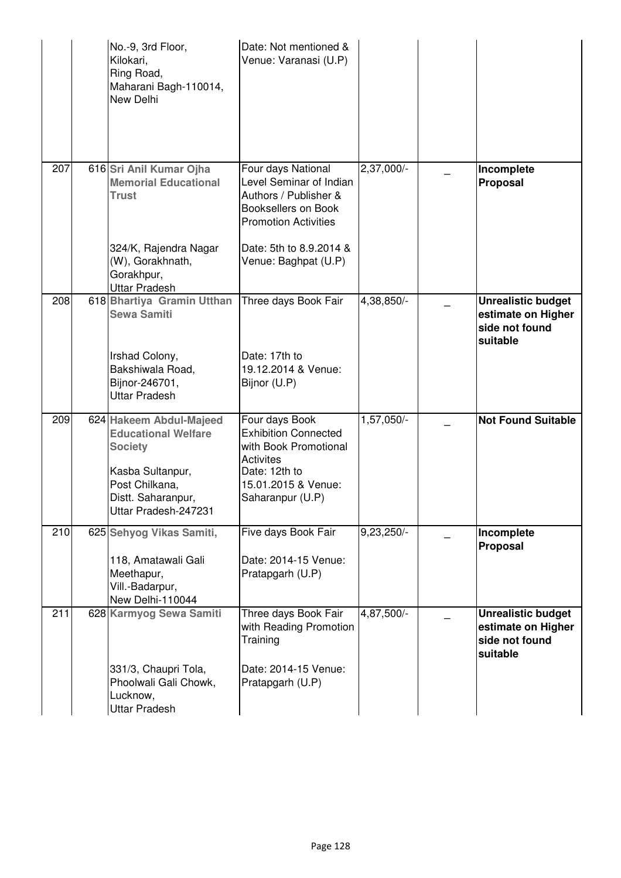| | | | | | | |
|---|---|---|---|---|---|---|
| | | No.-9, 3rd Floor, Kilokari, Ring Road, Maharani Bagh-110014, New Delhi | Date: Not mentioned & Venue: Varanasi (U.P) | | | |
| 207 | 616 | **Sri Anil Kumar Ojha Memorial Educational Trust**<br><br>324/K, Rajendra Nagar (W), Gorakhnath, Gorakhpur, Uttar Pradesh | Four days National Level Seminar of Indian Authors / Publisher & Booksellers on Book Promotion Activities<br><br>Date: 5th to 8.9.2014 & Venue: Baghpat (U.P) | 2,37,000/- | _ | **Incomplete Proposal** |
| 208 | 618 | **Bhartiya Gramin Utthan Sewa Samiti**<br><br>Irshad Colony, Bakshiwala Road, Bijnor-246701, Uttar Pradesh | Three days Book Fair<br><br>Date: 17th to 19.12.2014 & Venue: Bijnor (U.P) | 4,38,850/- | _ | **Unrealistic budget estimate on Higher side not found suitable** |
| 209 | 624 | **Hakeem Abdul-Majeed Educational Welfare Society**<br><br>Kasba Sultanpur, Post Chilkana, Distt. Saharanpur, Uttar Pradesh-247231 | Four days Book Exhibition Connected with Book Promotional Activites<br>Date: 12th to 15.01.2015 & Venue: Saharanpur (U.P) | 1,57,050/- | _ | **Not Found Suitable** |
| 210 | 625 | **Sehyog Vikas Samiti,**<br><br>118, Amatawali Gali Meethapur, Vill.-Badarpur, New Delhi-110044 | Five days Book Fair<br><br>Date: 2014-15 Venue: Pratapgarh (U.P) | 9,23,250/- | _ | **Incomplete Proposal** |
| 211 | 628 | **Karmyog Sewa Samiti**<br><br>331/3, Chaupri Tola, Phoolwali Gali Chowk, Lucknow, Uttar Pradesh | Three days Book Fair with Reading Promotion Training<br><br>Date: 2014-15 Venue: Pratapgarh (U.P) | 4,87,500/- | _ | **Unrealistic budget estimate on Higher side not found suitable** |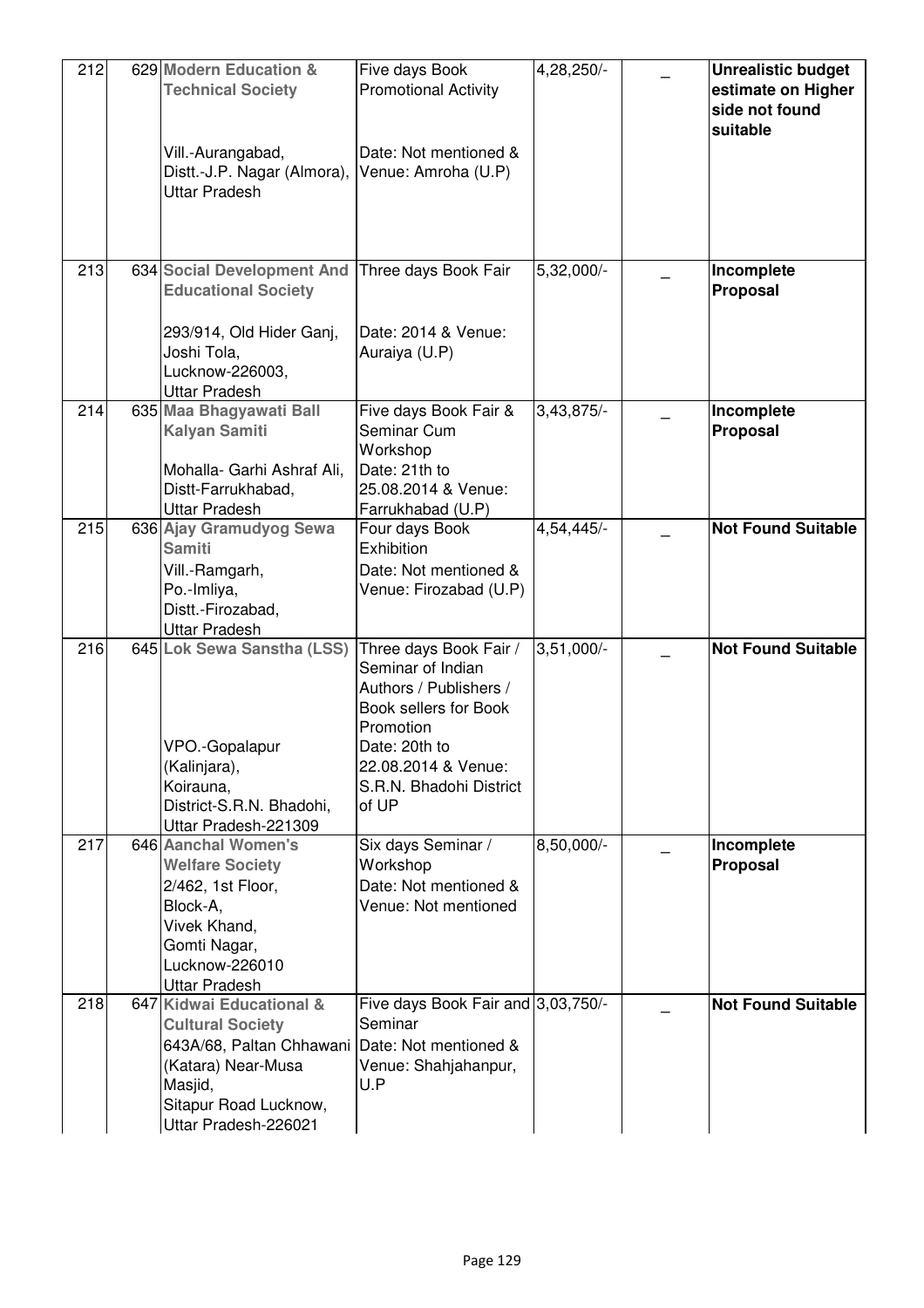| 212 | 629 | **Modern Education & Technical Society**<br><br>Vill.-Aurangabad, Distt.-J.P. Nagar (Almora), Uttar Pradesh | Five days Book Promotional Activity<br><br>Date: Not mentioned & Venue: Amroha (U.P) | 4,28,250/- | _ | **Unrealistic budget estimate on Higher side not found suitable** |
|---|---|---|---|---|---|---|
| 213 | 634 | **Social Development And Educational Society**<br><br>293/914, Old Hider Ganj, Joshi Tola, Lucknow-226003, Uttar Pradesh | Three days Book Fair<br><br>Date: 2014 & Venue: Auraiya (U.P) | 5,32,000/- | _ | **Incomplete Proposal** |
| 214 | 635 | **Maa Bhagyawati Ball Kalyan Samiti**<br><br>Mohalla- Garhi Ashraf Ali, Distt-Farrukhabad, Uttar Pradesh | Five days Book Fair & Seminar Cum Workshop<br>Date: 21th to 25.08.2014 & Venue: Farrukhabad (U.P) | 3,43,875/- | _ | **Incomplete Proposal** |
| 215 | 636 | **Ajay Gramudyog Sewa Samiti**<br>Vill.-Ramgarh, Po.-Imliya, Distt.-Firozabad, Uttar Pradesh | Four days Book Exhibition<br>Date: Not mentioned & Venue: Firozabad (U.P) | 4,54,445/- | _ | **Not Found Suitable** |
| 216 | 645 | **Lok Sewa Sanstha (LSS)**<br><br>VPO.-Gopalapur (Kalinjara), Koirauna, District-S.R.N. Bhadohi, Uttar Pradesh-221309 | Three days Book Fair / Seminar of Indian Authors / Publishers / Book sellers for Book Promotion<br>Date: 20th to 22.08.2014 & Venue: S.R.N. Bhadohi District of UP | 3,51,000/- | _ | **Not Found Suitable** |
| 217 | 646 | **Aanchal Women's Welfare Society**<br>2/462, 1st Floor, Block-A, Vivek Khand, Gomti Nagar, Lucknow-226010 Uttar Pradesh | Six days Seminar / Workshop<br>Date: Not mentioned & Venue: Not mentioned | 8,50,000/- | _ | **Incomplete Proposal** |
| 218 | 647 | **Kidwai Educational & Cultural Society**<br>643A/68, Paltan Chhawani (Katara) Near-Musa Masjid, Sitapur Road Lucknow, Uttar Pradesh-226021 | Five days Book Fair and Seminar<br>Date: Not mentioned & Venue: Shahjahanpur, U.P | 3,03,750/- | _ | **Not Found Suitable** |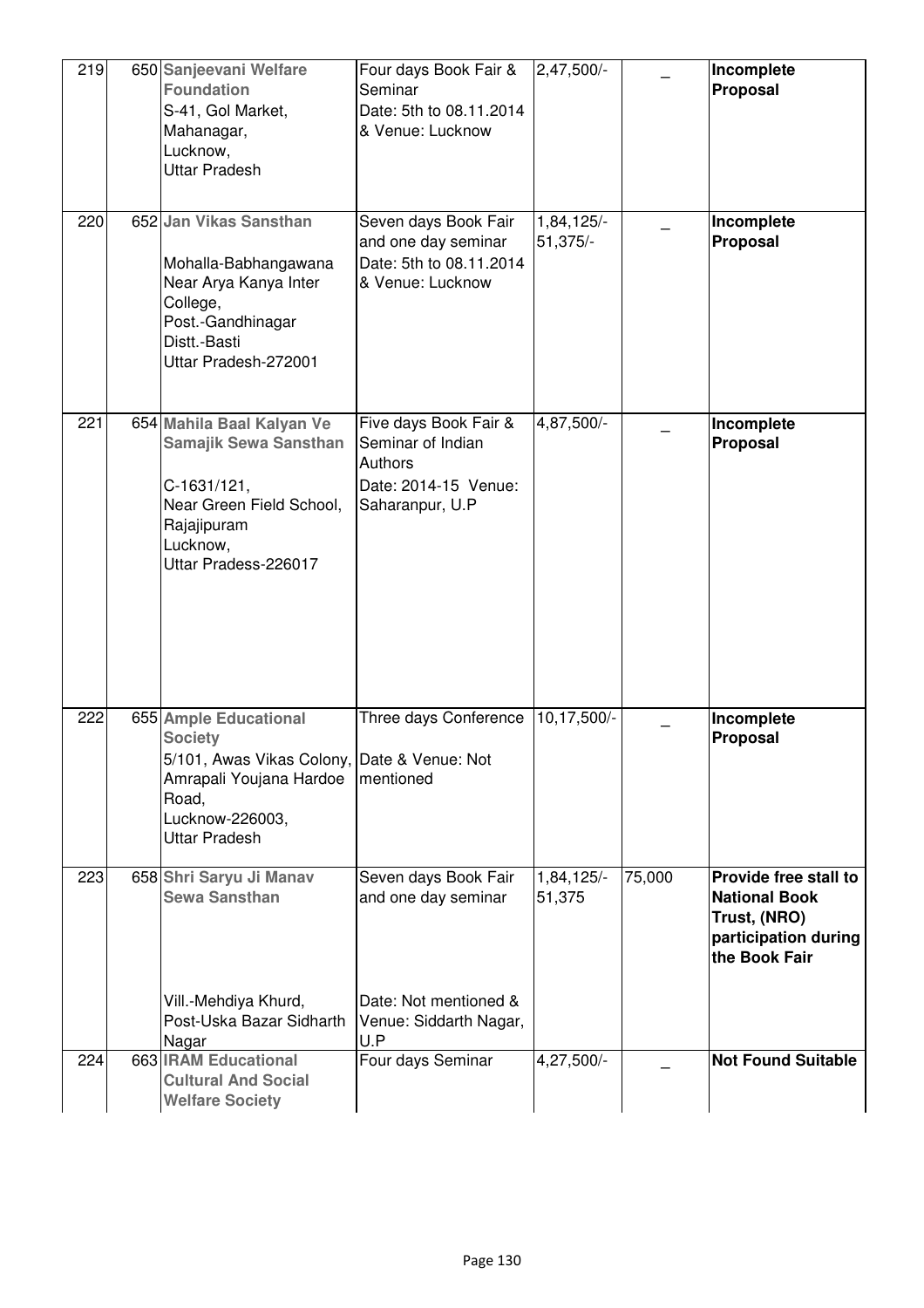| 219 | 650 | **Sanjeevani Welfare Foundation**<br>S-41, Gol Market,<br>Mahanagar,<br>Lucknow,<br>Uttar Pradesh | Four days Book Fair & Seminar<br>Date: 5th to 08.11.2014 & Venue: Lucknow | 2,47,500/- | _ | **Incomplete Proposal** |
|---|---|---|---|---|---|---|
| 220 | 652 | **Jan Vikas Sansthan**<br>Mohalla-Babhangawana Near Arya Kanya Inter College,<br>Post.-Gandhinagar<br>Distt.-Basti<br>Uttar Pradesh-272001 | Seven days Book Fair and one day seminar<br>Date: 5th to 08.11.2014 & Venue: Lucknow | 1,84,125/-<br>51,375/- | _ | **Incomplete Proposal** |
| 221 | 654 | **Mahila Baal Kalyan Ve Samajik Sewa Sansthan**<br>C-1631/121,<br>Near Green Field School,<br>Rajajipuram<br>Lucknow,<br>Uttar Pradess-226017 | Five days Book Fair & Seminar of Indian Authors<br>Date: 2014-15 Venue: Saharanpur, U.P | 4,87,500/- | _ | **Incomplete Proposal** |
| 222 | 655 | **Ample Educational Society**<br>5/101, Awas Vikas Colony, Amrapali Youjana Hardoe Road,<br>Lucknow-226003,<br>Uttar Pradesh | Three days Conference<br>Date & Venue: Not mentioned | 10,17,500/- | _ | **Incomplete Proposal** |
| 223 | 658 | **Shri Saryu Ji Manav Sewa Sansthan**<br>Vill.-Mehdiya Khurd,<br>Post-Uska Bazar Sidharth Nagar | Seven days Book Fair and one day seminar<br>Date: Not mentioned & Venue: Siddarth Nagar, U.P | 1,84,125/-<br>51,375 | 75,000 | **Provide free stall to National Book Trust, (NRO) participation during the Book Fair** |
| 224 | 663 | **IRAM Educational Cultural And Social Welfare Society** | Four days Seminar | 4,27,500/- | _ | **Not Found Suitable** |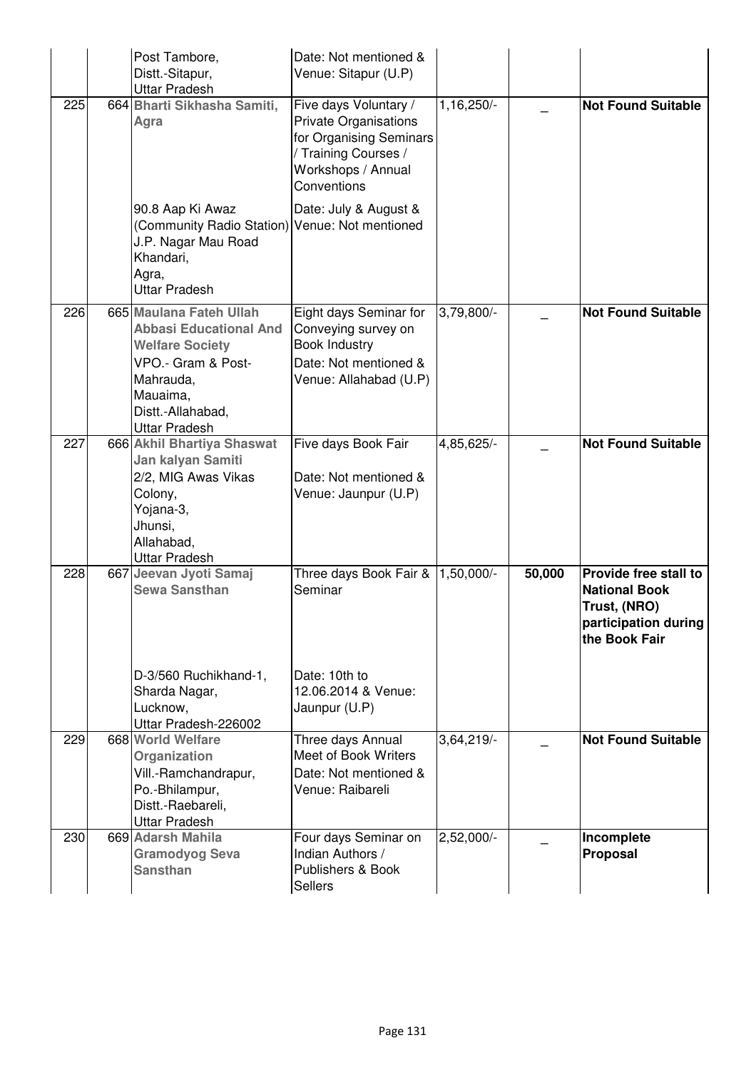| | | | | | |
|---|---|---|---|---|---|
| | | Post Tambore, Distt.-Sitapur, Uttar Pradesh | Date: Not mentioned & Venue: Sitapur (U.P) | | | |
| 225 | 664 | **Bharti Sikhasha Samiti, Agra** 90.8 Aap Ki Awaz (Community Radio Station) J.P. Nagar Mau Road Khandari, Agra, Uttar Pradesh | Five days Voluntary / Private Organisations for Organising Seminars / Training Courses / Workshops / Annual Conventions Date: July & August & Venue: Not mentioned | 1,16,250/- | _ | **Not Found Suitable** |
| 226 | 665 | **Maulana Fateh Ullah Abbasi Educational And Welfare Society** VPO.- Gram & Post-Mahrauda, Mauaima, Distt.-Allahabad, Uttar Pradesh | Eight days Seminar for Conveying survey on Book Industry Date: Not mentioned & Venue: Allahabad (U.P) | 3,79,800/- | _ | **Not Found Suitable** |
| 227 | 666 | **Akhil Bhartiya Shaswat Jan kalyan Samiti** 2/2, MIG Awas Vikas Colony, Yojana-3, Jhunsi, Allahabad, Uttar Pradesh | Five days Book Fair Date: Not mentioned & Venue: Jaunpur (U.P) | 4,85,625/- | _ | **Not Found Suitable** |
| 228 | 667 | **Jeevan Jyoti Samaj Sewa Sansthan** D-3/560 Ruchikhand-1, Sharda Nagar, Lucknow, Uttar Pradesh-226002 | Three days Book Fair & Seminar Date: 10th to 12.06.2014 & Venue: Jaunpur (U.P) | 1,50,000/- | **50,000** | **Provide free stall to National Book Trust, (NRO) participation during the Book Fair** |
| 229 | 668 | **World Welfare Organization** Vill.-Ramchandrapur, Po.-Bhilampur, Distt.-Raebareli, Uttar Pradesh | Three days Annual Meet of Book Writers Date: Not mentioned & Venue: Raibareli | 3,64,219/- | _ | **Not Found Suitable** |
| 230 | 669 | **Adarsh Mahila Gramodyog Seva Sansthan** | Four days Seminar on Indian Authors / Publishers & Book Sellers | 2,52,000/- | _ | **Incomplete Proposal** |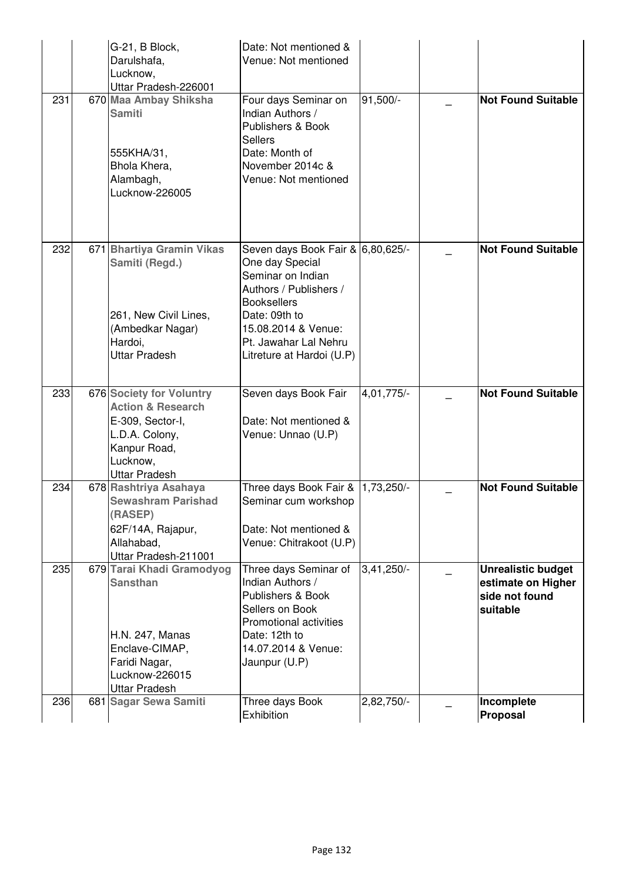| | | | | | | |
|---|---|---|---|---|---|---|
| | | G-21, B Block, Darulshafa, Lucknow, Uttar Pradesh-226001 | Date: Not mentioned & Venue: Not mentioned | | | |
| 231 | 670 | **Maa Ambay Shiksha Samiti** 555KHA/31, Bhola Khera, Alambagh, Lucknow-226005 | Four days Seminar on Indian Authors / Publishers & Book Sellers Date: Month of November 2014c & Venue: Not mentioned | 91,500/- | _ | **Not Found Suitable** |
| 232 | 671 | **Bhartiya Gramin Vikas Samiti (Regd.)** 261, New Civil Lines, (Ambedkar Nagar) Hardoi, Uttar Pradesh | Seven days Book Fair & One day Special Seminar on Indian Authors / Publishers / Booksellers Date: 09th to 15.08.2014 & Venue: Pt. Jawahar Lal Nehru Litreture at Hardoi (U.P) | 6,80,625/- | _ | **Not Found Suitable** |
| 233 | 676 | **Society for Voluntry Action & Research** E-309, Sector-I, L.D.A. Colony, Kanpur Road, Lucknow, Uttar Pradesh | Seven days Book Fair Date: Not mentioned & Venue: Unnao (U.P) | 4,01,775/- | _ | **Not Found Suitable** |
| 234 | 678 | **Rashtriya Asahaya Sewashram Parishad (RASEP)** 62F/14A, Rajapur, Allahabad, Uttar Pradesh-211001 | Three days Book Fair & Seminar cum workshop Date: Not mentioned & Venue: Chitrakoot (U.P) | 1,73,250/- | _ | **Not Found Suitable** |
| 235 | 679 | **Tarai Khadi Gramodyog Sansthan** H.N. 247, Manas Enclave-CIMAP, Faridi Nagar, Lucknow-226015 Uttar Pradesh | Three days Seminar of Indian Authors / Publishers & Book Sellers on Book Promotional activities Date: 12th to 14.07.2014 & Venue: Jaunpur (U.P) | 3,41,250/- | _ | **Unrealistic budget estimate on Higher side not found suitable** |
| 236 | 681 | **Sagar Sewa Samiti** | Three days Book Exhibition | 2,82,750/- | _ | **Incomplete Proposal** |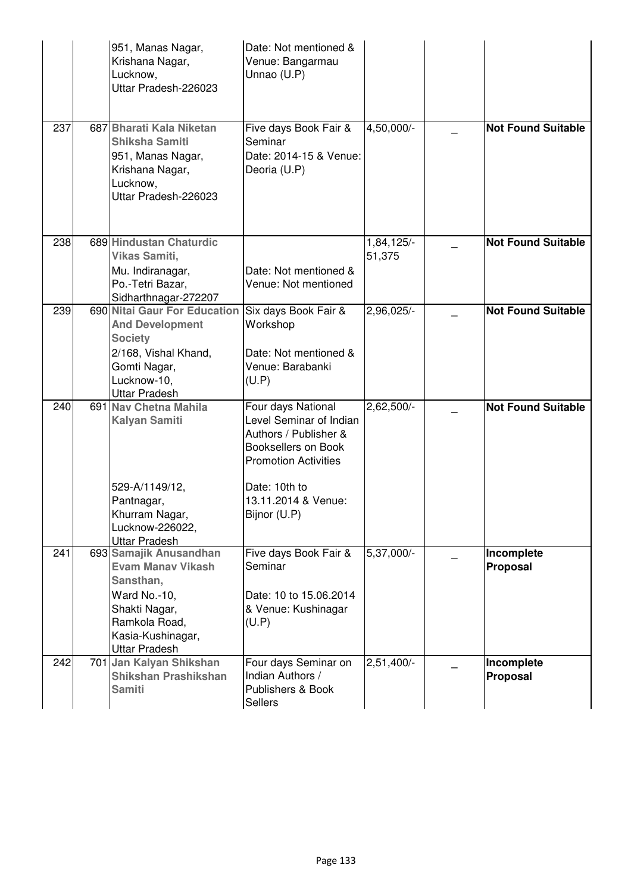| | | | | | |
|---|---|---|---|---|---|
| | | 951, Manas Nagar, Krishana Nagar, Lucknow, Uttar Pradesh-226023 | Date: Not mentioned & Venue: Bangarmau Unnao (U.P) | | | |
| 237 | 687 | **Bharati Kala Niketan Shiksha Samiti** 951, Manas Nagar, Krishana Nagar, Lucknow, Uttar Pradesh-226023 | Five days Book Fair & Seminar Date: 2014-15 & Venue: Deoria (U.P) | 4,50,000/- | _ | **Not Found Suitable** |
| 238 | 689 | **Hindustan Chaturdic Vikas Samiti,** Mu. Indiranagar, Po.-Tetri Bazar, Sidharthnagar-272207 | Date: Not mentioned & Venue: Not mentioned | 1,84,125/- 51,375 | _ | **Not Found Suitable** |
| 239 | 690 | **Nitai Gaur For Education And Development Society** 2/168, Vishal Khand, Gomti Nagar, Lucknow-10, Uttar Pradesh | Six days Book Fair & Workshop Date: Not mentioned & Venue: Barabanki (U.P) | 2,96,025/- | _ | **Not Found Suitable** |
| 240 | 691 | **Nav Chetna Mahila Kalyan Samiti** 529-A/1149/12, Pantnagar, Khurram Nagar, Lucknow-226022, Uttar Pradesh | Four days National Level Seminar of Indian Authors / Publisher & Booksellers on Book Promotion Activities Date: 10th to 13.11.2014 & Venue: Bijnor (U.P) | 2,62,500/- | _ | **Not Found Suitable** |
| 241 | 693 | **Samajik Anusandhan Evam Manav Vikash Sansthan,** Ward No.-10, Shakti Nagar, Ramkola Road, Kasia-Kushinagar, Uttar Pradesh | Five days Book Fair & Seminar Date: 10 to 15.06.2014 & Venue: Kushinagar (U.P) | 5,37,000/- | _ | **Incomplete Proposal** |
| 242 | 701 | **Jan Kalyan Shikshan Shikshan Prashikshan Samiti** | Four days Seminar on Indian Authors / Publishers & Book Sellers | 2,51,400/- | _ | **Incomplete Proposal** |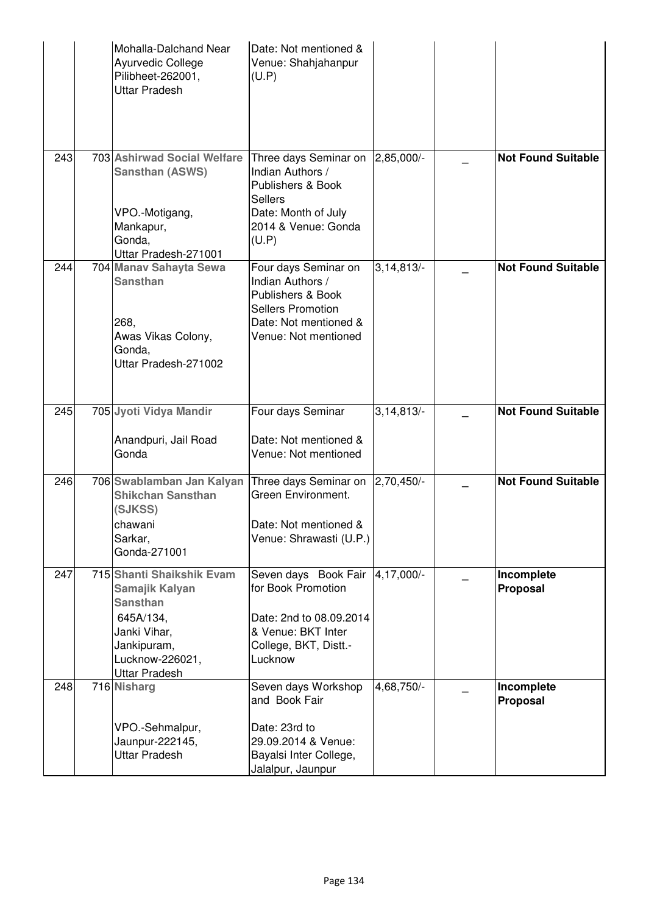| | | | | | | |
|---|---|---|---|---|---|---|
| | | Mohalla-Dalchand Near Ayurvedic College Pilibheet-262001, Uttar Pradesh | Date: Not mentioned & Venue: Shahjahanpur (U.P) | | | |
| 243 | 703 | **Ashirwad Social Welfare Sansthan (ASWS)**<br>VPO.-Motigang, Mankapur, Gonda, Uttar Pradesh-271001 | Three days Seminar on Indian Authors / Publishers & Book Sellers<br>Date: Month of July 2014 & Venue: Gonda (U.P) | 2,85,000/- | _ | **Not Found Suitable** |
| 244 | 704 | **Manav Sahayta Sewa Sansthan**<br>268, Awas Vikas Colony, Gonda, Uttar Pradesh-271002 | Four days Seminar on Indian Authors / Publishers & Book Sellers Promotion<br>Date: Not mentioned & Venue: Not mentioned | 3,14,813/- | _ | **Not Found Suitable** |
| 245 | 705 | **Jyoti Vidya Mandir**<br>Anandpuri, Jail Road Gonda | Four days Seminar<br>Date: Not mentioned & Venue: Not mentioned | 3,14,813/- | _ | **Not Found Suitable** |
| 246 | 706 | **Swablamban Jan Kalyan Shikchan Sansthan (SJKSS)**<br>chawani Sarkar, Gonda-271001 | Three days Seminar on Green Environment.<br>Date: Not mentioned & Venue: Shrawasti (U.P.) | 2,70,450/- | _ | **Not Found Suitable** |
| 247 | 715 | **Shanti Shaikshik Evam Samajik Kalyan Sansthan**<br>645A/134, Janki Vihar, Jankipuram, Lucknow-226021, Uttar Pradesh | Seven days Book Fair for Book Promotion<br>Date: 2nd to 08.09.2014 & Venue: BKT Inter College, BKT, Distt.-Lucknow | 4,17,000/- | _ | **Incomplete Proposal** |
| 248 | 716 | **Nisharg**<br>VPO.-Sehmalpur, Jaunpur-222145, Uttar Pradesh | Seven days Workshop and Book Fair<br>Date: 23rd to 29.09.2014 & Venue: Bayalsi Inter College, Jalalpur, Jaunpur | 4,68,750/- | _ | **Incomplete Proposal** |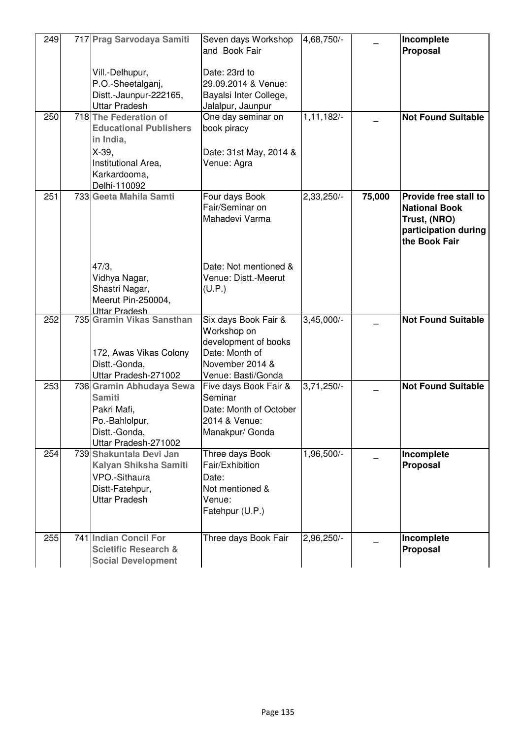| 249 | 717 | **Prag Sarvodaya Samiti**<br><br>Vill.-Delhupur,<br>P.O.-Sheetalganj,<br>Distt.-Jaunpur-222165,<br>Uttar Pradesh | Seven days Workshop and Book Fair<br><br>Date: 23rd to 29.09.2014 & Venue: Bayalsi Inter College, Jalalpur, Jaunpur | 4,68,750/- | _ | **Incomplete Proposal** |
|---|---|---|---|---|---|---|
| 250 | 718 | **The Federation of Educational Publishers in India,**<br>X-39,<br>Institutional Area,<br>Karkardooma,<br>Delhi-110092 | One day seminar on book piracy<br><br>Date: 31st May, 2014 & Venue: Agra | 1,11,182/- | _ | **Not Found Suitable** |
| 251 | 733 | **Geeta Mahila Samti**<br><br>47/3,<br>Vidhya Nagar,<br>Shastri Nagar,<br>Meerut Pin-250004,<br>Uttar Pradesh | Four days Book Fair/Seminar on Mahadevi Varma<br><br>Date: Not mentioned & Venue: Distt.-Meerut (U.P.) | 2,33,250/- | **75,000** | **Provide free stall to National Book Trust, (NRO) participation during the Book Fair** |
| 252 | 735 | **Gramin Vikas Sansthan**<br><br>172, Awas Vikas Colony<br>Distt.-Gonda,<br>Uttar Pradesh-271002 | Six days Book Fair & Workshop on development of books<br>Date: Month of November 2014 & Venue: Basti/Gonda | 3,45,000/- | _ | **Not Found Suitable** |
| 253 | 736 | **Gramin Abhudaya Sewa Samiti**<br>Pakri Mafi,<br>Po.-Bahlolpur,<br>Distt.-Gonda,<br>Uttar Pradesh-271002 | Five days Book Fair & Seminar<br>Date: Month of October 2014 & Venue: Manakpur/ Gonda | 3,71,250/- | _ | **Not Found Suitable** |
| 254 | 739 | **Shakuntala Devi Jan Kalyan Shiksha Samiti**<br>VPO.-Sithaura<br>Distt-Fatehpur,<br>Uttar Pradesh | Three days Book Fair/Exhibition<br>Date:<br>Not mentioned &<br>Venue:<br>Fatehpur (U.P.) | 1,96,500/- | _ | **Incomplete Proposal** |
| 255 | 741 | **Indian Concil For Scietific Research & Social Development** | Three days Book Fair | 2,96,250/- | _ | **Incomplete Proposal** |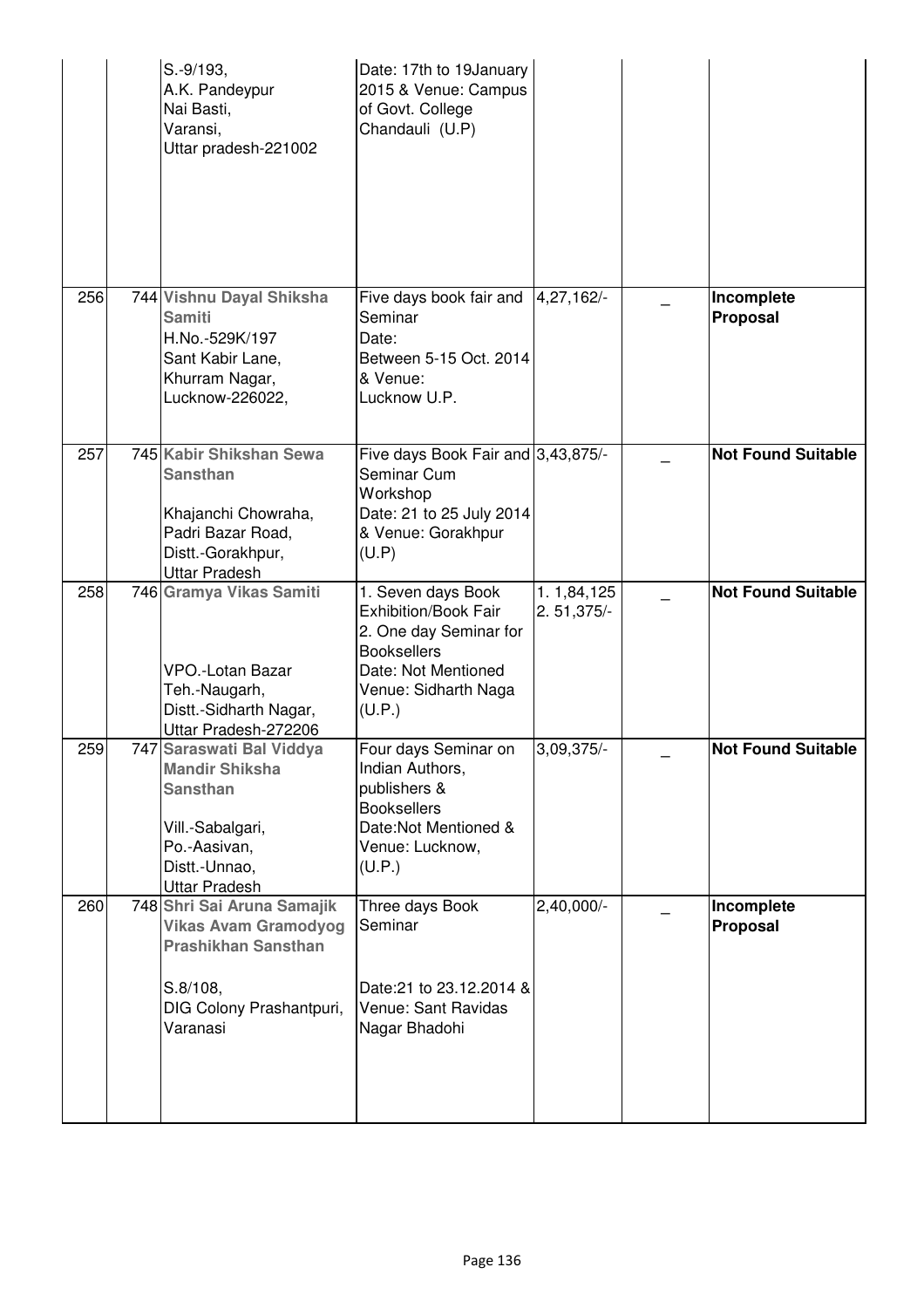| | | | | | | |
|---|---|---|---|---|---|---|
| | | S.-9/193, A.K. Pandeypur Nai Basti, Varansi, Uttar pradesh-221002 | Date: 17th to 19January 2015 & Venue: Campus of Govt. College Chandauli (U.P) | | | |
| 256 | 744 | **Vishnu Dayal Shiksha Samiti** H.No.-529K/197 Sant Kabir Lane, Khurram Nagar, Lucknow-226022, | Five days book fair and Seminar Date: Between 5-15 Oct. 2014 & Venue: Lucknow U.P. | 4,27,162/- | _ | **Incomplete Proposal** |
| 257 | 745 | **Kabir Shikshan Sewa Sansthan** Khajanchi Chowraha, Padri Bazar Road, Distt.-Gorakhpur, Uttar Pradesh | Five days Book Fair and Seminar Cum Workshop Date: 21 to 25 July 2014 & Venue: Gorakhpur (U.P) | 3,43,875/- | _ | **Not Found Suitable** |
| 258 | 746 | **Gramya Vikas Samiti** VPO.-Lotan Bazar Teh.-Naugarh, Distt.-Sidharth Nagar, Uttar Pradesh-272206 | 1. Seven days Book Exhibition/Book Fair 2. One day Seminar for Booksellers Date: Not Mentioned Venue: Sidharth Naga (U.P.) | 1. 1,84,125 2. 51,375/- | _ | **Not Found Suitable** |
| 259 | 747 | **Saraswati Bal Viddya Mandir Shiksha Sansthan** Vill.-Sabalgari, Po.-Aasivan, Distt.-Unnao, Uttar Pradesh | Four days Seminar on Indian Authors, publishers & Booksellers Date:Not Mentioned & Venue: Lucknow, (U.P.) | 3,09,375/- | _ | **Not Found Suitable** |
| 260 | 748 | **Shri Sai Aruna Samajik Vikas Avam Gramodyog Prashikhan Sansthan** S.8/108, DIG Colony Prashantpuri, Varanasi | Three days Book Seminar Date:21 to 23.12.2014 & Venue: Sant Ravidas Nagar Bhadohi | 2,40,000/- | _ | **Incomplete Proposal** |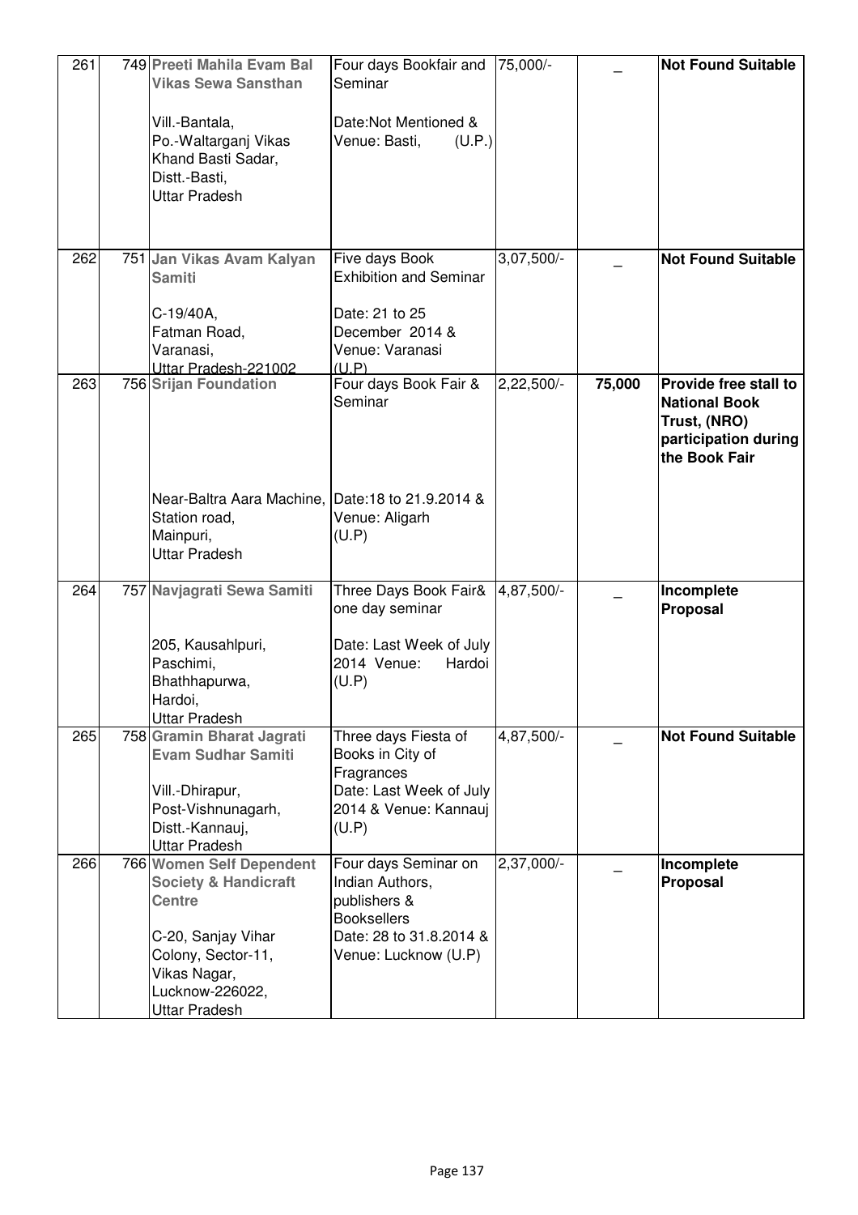| 261 | 749 | **Preeti Mahila Evam Bal Vikas Sewa Sansthan**<br><br>Vill.-Bantala, Po.-Waltarganj Vikas Khand Basti Sadar, Distt.-Basti, Uttar Pradesh | Four days Bookfair and Seminar<br><br>Date:Not Mentioned & Venue: Basti, (U.P.) | 75,000/- | _ | **Not Found Suitable** |
|---|---|---|---|---|---|---|
| 262 | 751 | **Jan Vikas Avam Kalyan Samiti**<br><br>C-19/40A, Fatman Road, Varanasi, Uttar Pradesh-221002 | Five days Book Exhibition and Seminar<br><br>Date: 21 to 25 December 2014 & Venue: Varanasi (U.P) | 3,07,500/- | _ | **Not Found Suitable** |
| 263 | 756 | **Srijan Foundation**<br><br>Near-Baltra Aara Machine, Station road, Mainpuri, Uttar Pradesh | Four days Book Fair & Seminar<br><br>Date:18 to 21.9.2014 & Venue: Aligarh (U.P) | 2,22,500/- | **75,000** | **Provide free stall to National Book Trust, (NRO) participation during the Book Fair** |
| 264 | 757 | **Navjagrati Sewa Samiti**<br><br>205, Kausahlpuri, Paschimi, Bhathhapurwa, Hardoi, Uttar Pradesh | Three Days Book Fair& one day seminar<br><br>Date: Last Week of July 2014 Venue: Hardoi (U.P) | 4,87,500/- | _ | **Incomplete Proposal** |
| 265 | 758 | **Gramin Bharat Jagrati Evam Sudhar Samiti**<br><br>Vill.-Dhirapur, Post-Vishnunagarh, Distt.-Kannauj, Uttar Pradesh | Three days Fiesta of Books in City of Fragrances<br>Date: Last Week of July 2014 & Venue: Kannauj (U.P) | 4,87,500/- | _ | **Not Found Suitable** |
| 266 | 766 | **Women Self Dependent Society & Handicraft Centre**<br><br>C-20, Sanjay Vihar Colony, Sector-11, Vikas Nagar, Lucknow-226022, Uttar Pradesh | Four days Seminar on Indian Authors, publishers & Booksellers<br>Date: 28 to 31.8.2014 & Venue: Lucknow (U.P) | 2,37,000/- | _ | **Incomplete Proposal** |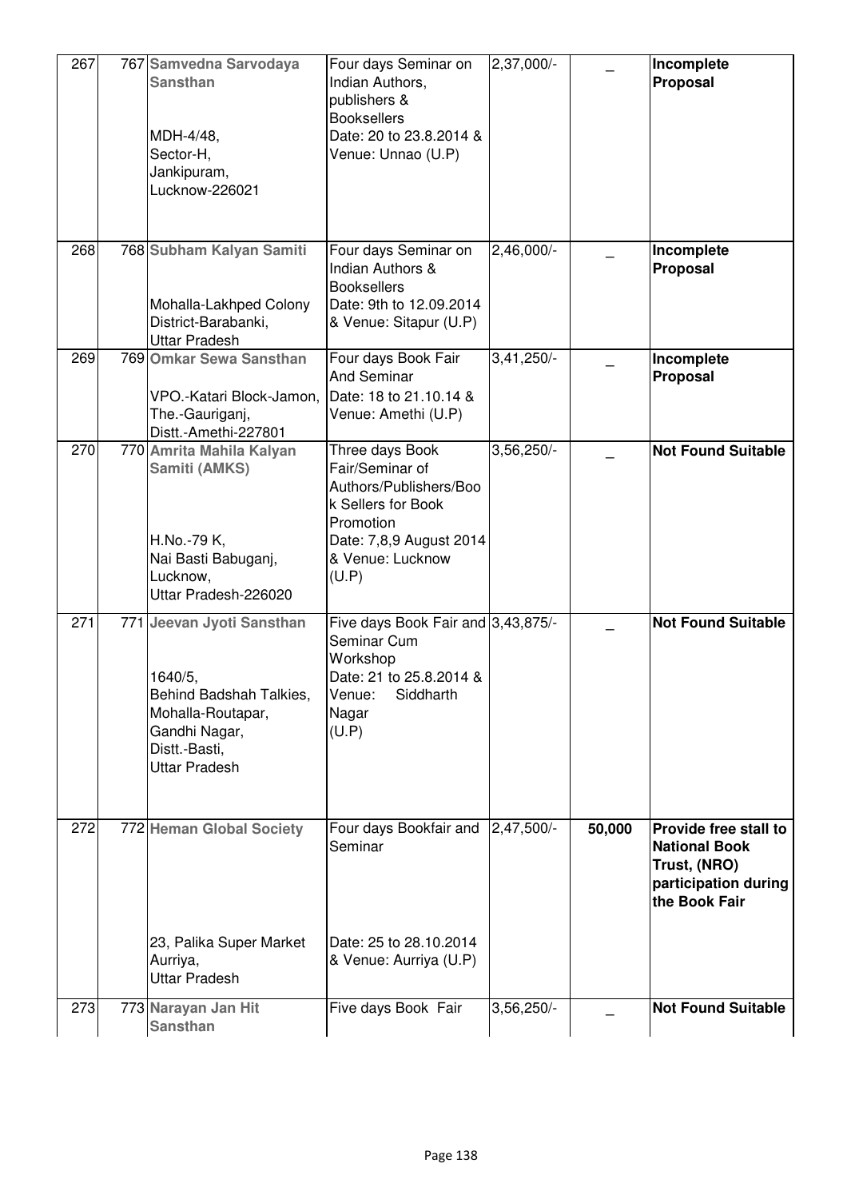| | | | | | | |
|---|---|---|---|---|---|---|
| 267 | 767 | **Samvedna Sarvodaya Sansthan**<br><br>MDH-4/48,<br>Sector-H,<br>Jankipuram,<br>Lucknow-226021 | Four days Seminar on Indian Authors, publishers & Booksellers<br>Date: 20 to 23.8.2014 & Venue: Unnao (U.P) | 2,37,000/- | _ | **Incomplete Proposal** |
| 268 | 768 | **Subham Kalyan Samiti**<br><br>Mohalla-Lakhped Colony<br>District-Barabanki,<br>Uttar Pradesh | Four days Seminar on Indian Authors & Booksellers<br>Date: 9th to 12.09.2014 & Venue: Sitapur (U.P) | 2,46,000/- | _ | **Incomplete Proposal** |
| 269 | 769 | **Omkar Sewa Sansthan**<br><br>VPO.-Katari Block-Jamon,<br>The.-Gauriganj,<br>Distt.-Amethi-227801 | Four days Book Fair And Seminar<br>Date: 18 to 21.10.14 & Venue: Amethi (U.P) | 3,41,250/- | _ | **Incomplete Proposal** |
| 270 | 770 | **Amrita Mahila Kalyan Samiti (AMKS)**<br><br>H.No.-79 K,<br>Nai Basti Babuganj,<br>Lucknow,<br>Uttar Pradesh-226020 | Three days Book Fair/Seminar of Authors/Publishers/Book Sellers for Book Promotion<br>Date: 7,8,9 August 2014 & Venue: Lucknow (U.P) | 3,56,250/- | _ | **Not Found Suitable** |
| 271 | 771 | **Jeevan Jyoti Sansthan**<br><br>1640/5,<br>Behind Badshah Talkies,<br>Mohalla-Routapar,<br>Gandhi Nagar,<br>Distt.-Basti,<br>Uttar Pradesh | Five days Book Fair and Seminar Cum Workshop<br>Date: 21 to 25.8.2014 & Venue: Siddharth Nagar (U.P) | 3,43,875/- | _ | **Not Found Suitable** |
| 272 | 772 | **Heman Global Society**<br><br>23, Palika Super Market<br>Aurriya,<br>Uttar Pradesh | Four days Bookfair and Seminar<br><br>Date: 25 to 28.10.2014 & Venue: Aurriya (U.P) | 2,47,500/- | **50,000** | **Provide free stall to National Book Trust, (NRO) participation during the Book Fair** |
| 273 | 773 | **Narayan Jan Hit Sansthan** | Five days Book Fair | 3,56,250/- | _ | **Not Found Suitable** |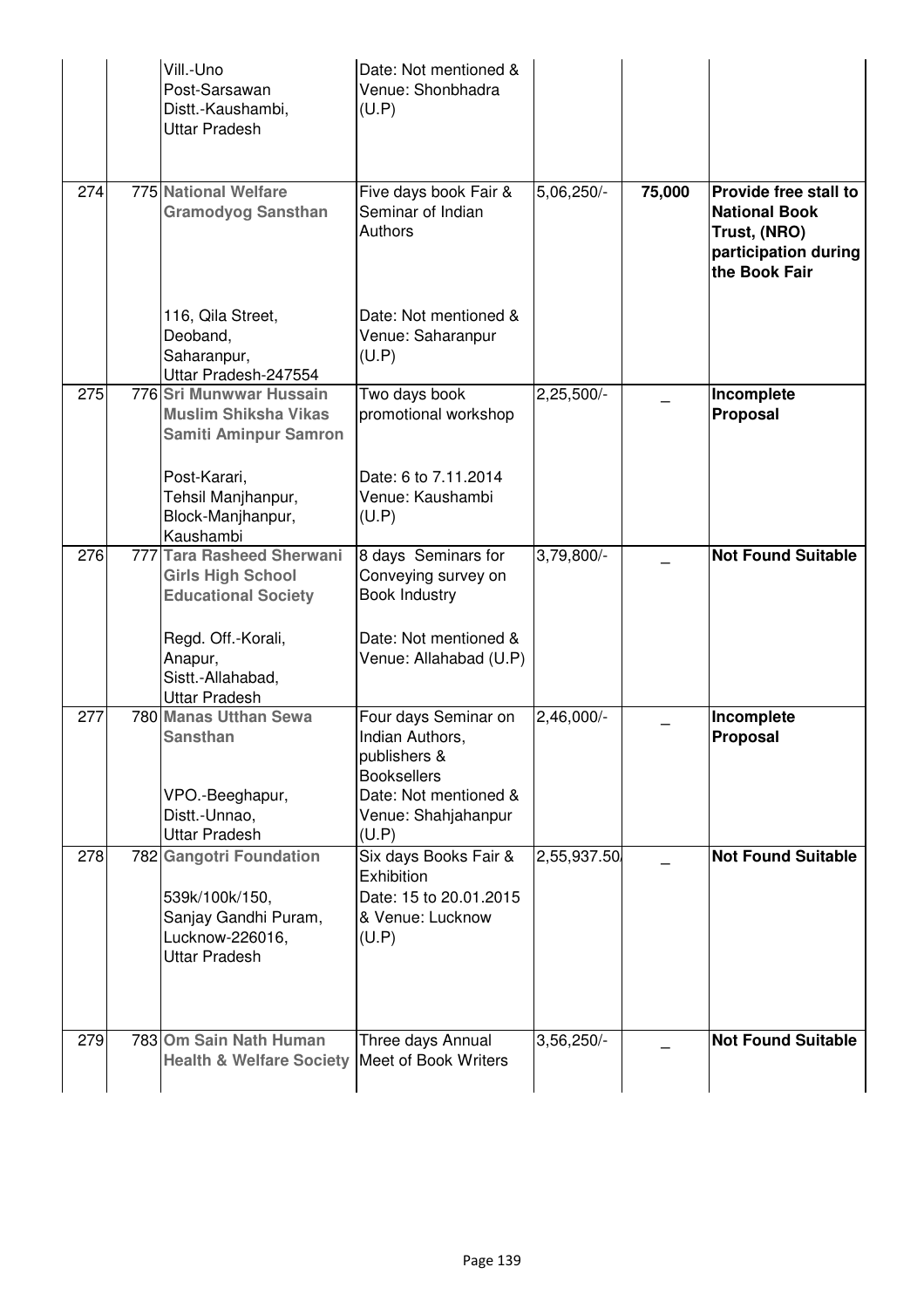| | | | | | | |
|---|---|---|---|---|---|---|
| | | Vill.-Uno<br>Post-Sarsawan<br>Distt.-Kaushambi,<br>Uttar Pradesh | Date: Not mentioned &<br>Venue: Shonbhadra (U.P) | | | |
| 274 | 775 | **National Welfare Gramodyog Sansthan**<br><br>116, Qila Street,<br>Deoband,<br>Saharanpur,<br>Uttar Pradesh-247554 | Five days book Fair & Seminar of Indian Authors<br><br>Date: Not mentioned &<br>Venue: Saharanpur (U.P) | 5,06,250/- | **75,000** | **Provide free stall to National Book Trust, (NRO) participation during the Book Fair** |
| 275 | 776 | **Sri Munwwar Hussain Muslim Shiksha Vikas Samiti Aminpur Samron**<br><br>Post-Karari,<br>Tehsil Manjhanpur,<br>Block-Manjhanpur,<br>Kaushambi | Two days book promotional workshop<br><br>Date: 6 to 7.11.2014<br>Venue: Kaushambi (U.P) | 2,25,500/- | _ | **Incomplete Proposal** |
| 276 | 777 | **Tara Rasheed Sherwani Girls High School Educational Society**<br><br>Regd. Off.-Korali,<br>Anapur,<br>Sistt.-Allahabad,<br>Uttar Pradesh | 8 days Seminars for Conveying survey on Book Industry<br><br>Date: Not mentioned &<br>Venue: Allahabad (U.P) | 3,79,800/- | _ | **Not Found Suitable** |
| 277 | 780 | **Manas Utthan Sewa Sansthan**<br><br>VPO.-Beeghapur,<br>Distt.-Unnao,<br>Uttar Pradesh | Four days Seminar on Indian Authors, publishers & Booksellers<br>Date: Not mentioned &<br>Venue: Shahjahanpur (U.P) | 2,46,000/- | _ | **Incomplete Proposal** |
| 278 | 782 | **Gangotri Foundation**<br><br>539k/100k/150,<br>Sanjay Gandhi Puram,<br>Lucknow-226016,<br>Uttar Pradesh | Six days Books Fair & Exhibition<br>Date: 15 to 20.01.2015<br>& Venue: Lucknow (U.P) | 2,55,937.50/ | _ | **Not Found Suitable** |
| 279 | 783 | **Om Sain Nath Human Health & Welfare Society** | Three days Annual Meet of Book Writers | 3,56,250/- | _ | **Not Found Suitable** |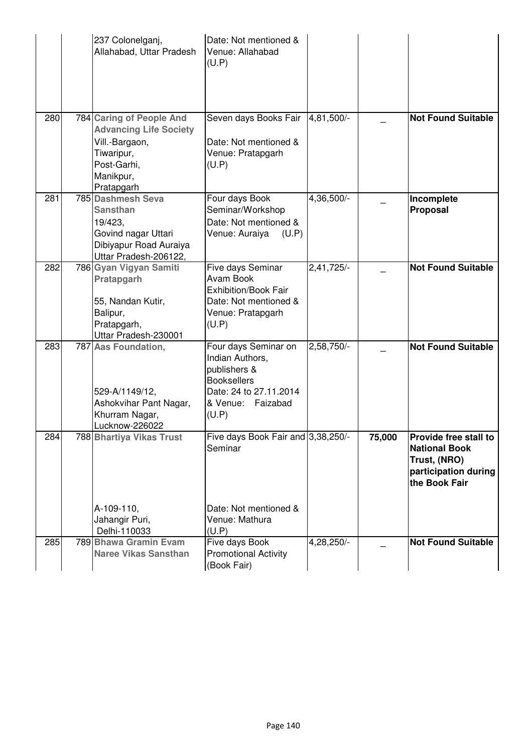| | | | | | | |
|---|---|---|---|---|---|---|
| | | 237 Colonelganj, Allahabad, Uttar Pradesh | Date: Not mentioned & Venue: Allahabad (U.P) | | | |
| 280 | 784 | **Caring of People And Advancing Life Society** Vill.-Bargaon, Tiwaripur, Post-Garhi, Manikpur, Pratapgarh | Seven days Books Fair Date: Not mentioned & Venue: Pratapgarh (U.P) | 4,81,500/- | _ | **Not Found Suitable** |
| 281 | 785 | **Dashmesh Seva Sansthan** 19/423, Govind nagar Uttari Dibiyapur Road Auraiya Uttar Pradesh-206122, | Four days Book Seminar/Workshop Date: Not mentioned & Venue: Auraiya (U.P) | 4,36,500/- | _ | **Incomplete Proposal** |
| 282 | 786 | **Gyan Vigyan Samiti Pratapgarh** 55, Nandan Kutir, Balipur, Pratapgarh, Uttar Pradesh-230001 | Five days Seminar Avam Book Exhibition/Book Fair Date: Not mentioned & Venue: Pratapgarh (U.P) | 2,41,725/- | _ | **Not Found Suitable** |
| 283 | 787 | **Aas Foundation,** 529-A/1149/12, Ashokvihar Pant Nagar, Khurram Nagar, Lucknow-226022 | Four days Seminar on Indian Authors, publishers & Booksellers Date: 24 to 27.11.2014 & Venue: Faizabad (U.P) | 2,58,750/- | _ | **Not Found Suitable** |
| 284 | 788 | **Bhartiya Vikas Trust** A-109-110, Jahangir Puri, Delhi-110033 | Five days Book Fair and Seminar Date: Not mentioned & Venue: Mathura (U.P) | 3,38,250/- | **75,000** | **Provide free stall to National Book Trust, (NRO) participation during the Book Fair** |
| 285 | 789 | **Bhawa Gramin Evam Naree Vikas Sansthan** | Five days Book Promotional Activity (Book Fair) | 4,28,250/- | _ | **Not Found Suitable** |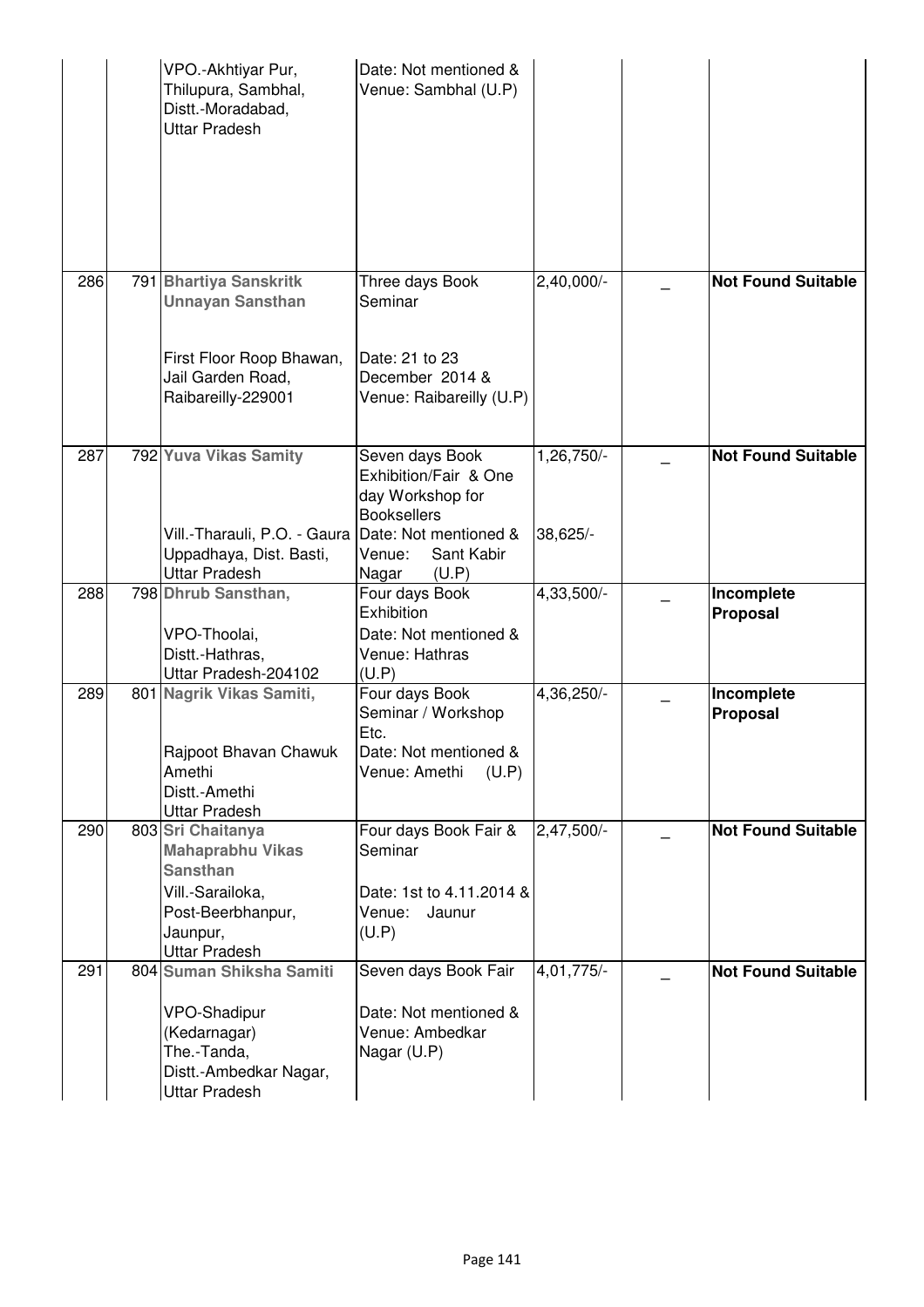| | | | | | | |
|---|---|---|---|---|---|---|
| | | VPO.-Akhtiyar Pur, Thilupura, Sambhal, Distt.-Moradabad, Uttar Pradesh | Date: Not mentioned & Venue: Sambhal (U.P) | | | |
| 286 | 791 | **Bhartiya Sanskritk Unnayan Sansthan**<br><br>First Floor Roop Bhawan, Jail Garden Road, Raibareilly-229001 | Three days Book Seminar<br><br>Date: 21 to 23 December 2014 & Venue: Raibareilly (U.P) | 2,40,000/- | _ | **Not Found Suitable** |
| 287 | 792 | **Yuva Vikas Samity**<br><br>Vill.-Tharauli, P.O. - Gaura Uppadhaya, Dist. Basti, Uttar Pradesh | Seven days Book Exhibition/Fair & One day Workshop for Booksellers<br>Date: Not mentioned & Venue: Sant Kabir Nagar (U.P) | 1,26,750/-<br><br>38,625/- | _ | **Not Found Suitable** |
| 288 | 798 | **Dhrub Sansthan,**<br><br>VPO-Thoolai, Distt.-Hathras, Uttar Pradesh-204102 | Four days Book Exhibition<br>Date: Not mentioned & Venue: Hathras (U.P) | 4,33,500/- | _ | **Incomplete Proposal** |
| 289 | 801 | **Nagrik Vikas Samiti,**<br><br>Rajpoot Bhavan Chawuk Amethi Distt.-Amethi Uttar Pradesh | Four days Book Seminar / Workshop Etc.<br>Date: Not mentioned & Venue: Amethi (U.P) | 4,36,250/- | _ | **Incomplete Proposal** |
| 290 | 803 | **Sri Chaitanya Mahaprabhu Vikas Sansthan**<br>Vill.-Sarailoka, Post-Beerbhanpur, Jaunpur, Uttar Pradesh | Four days Book Fair & Seminar<br><br>Date: 1st to 4.11.2014 & Venue: Jaunur (U.P) | 2,47,500/- | _ | **Not Found Suitable** |
| 291 | 804 | **Suman Shiksha Samiti**<br><br>VPO-Shadipur (Kedarnagar) The.-Tanda, Distt.-Ambedkar Nagar, Uttar Pradesh | Seven days Book Fair<br><br>Date: Not mentioned & Venue: Ambedkar Nagar (U.P) | 4,01,775/- | _ | **Not Found Suitable** |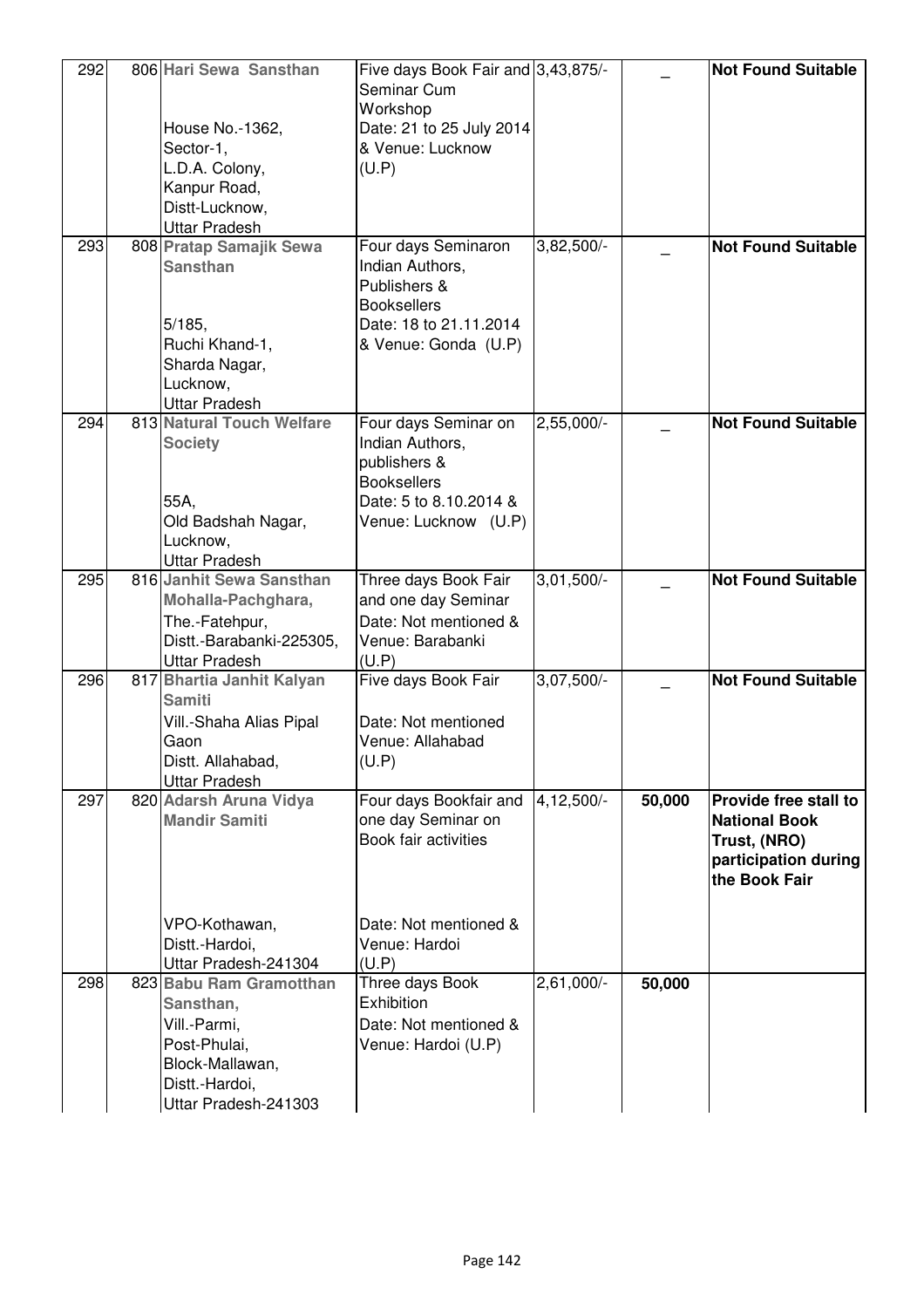| 292 | 806 | **Hari Sewa Sansthan** House No.-1362, Sector-1, L.D.A. Colony, Kanpur Road, Distt-Lucknow, Uttar Pradesh | Five days Book Fair and Seminar Cum Workshop Date: 21 to 25 July 2014 & Venue: Lucknow (U.P) | 3,43,875/- | _ | **Not Found Suitable** |
|---|---|---|---|---|---|---|
| 293 | 808 | **Pratap Samajik Sewa Sansthan** 5/185, Ruchi Khand-1, Sharda Nagar, Lucknow, Uttar Pradesh | Four days Seminaron Indian Authors, Publishers & Booksellers Date: 18 to 21.11.2014 & Venue: Gonda (U.P) | 3,82,500/- | _ | **Not Found Suitable** |
| 294 | 813 | **Natural Touch Welfare Society** 55A, Old Badshah Nagar, Lucknow, Uttar Pradesh | Four days Seminar on Indian Authors, publishers & Booksellers Date: 5 to 8.10.2014 & Venue: Lucknow (U.P) | 2,55,000/- | _ | **Not Found Suitable** |
| 295 | 816 | **Janhit Sewa Sansthan** Mohalla-Pachghara, The.-Fatehpur, Distt.-Barabanki-225305, Uttar Pradesh | Three days Book Fair and one day Seminar Date: Not mentioned & Venue: Barabanki (U.P) | 3,01,500/- | _ | **Not Found Suitable** |
| 296 | 817 | **Bhartia Janhit Kalyan Samiti** Vill.-Shaha Alias Pipal Gaon Distt. Allahabad, Uttar Pradesh | Five days Book Fair Date: Not mentioned Venue: Allahabad (U.P) | 3,07,500/- | _ | **Not Found Suitable** |
| 297 | 820 | **Adarsh Aruna Vidya Mandir Samiti** VPO-Kothawan, Distt.-Hardoi, Uttar Pradesh-241304 | Four days Bookfair and one day Seminar on Book fair activities Date: Not mentioned & Venue: Hardoi (U.P) | 4,12,500/- | **50,000** | **Provide free stall to National Book Trust, (NRO) participation during the Book Fair** |
| 298 | 823 | **Babu Ram Gramotthan Sansthan,** Vill.-Parmi, Post-Phulai, Block-Mallawan, Distt.-Hardoi, Uttar Pradesh-241303 | Three days Book Exhibition Date: Not mentioned & Venue: Hardoi (U.P) | 2,61,000/- | **50,000** | |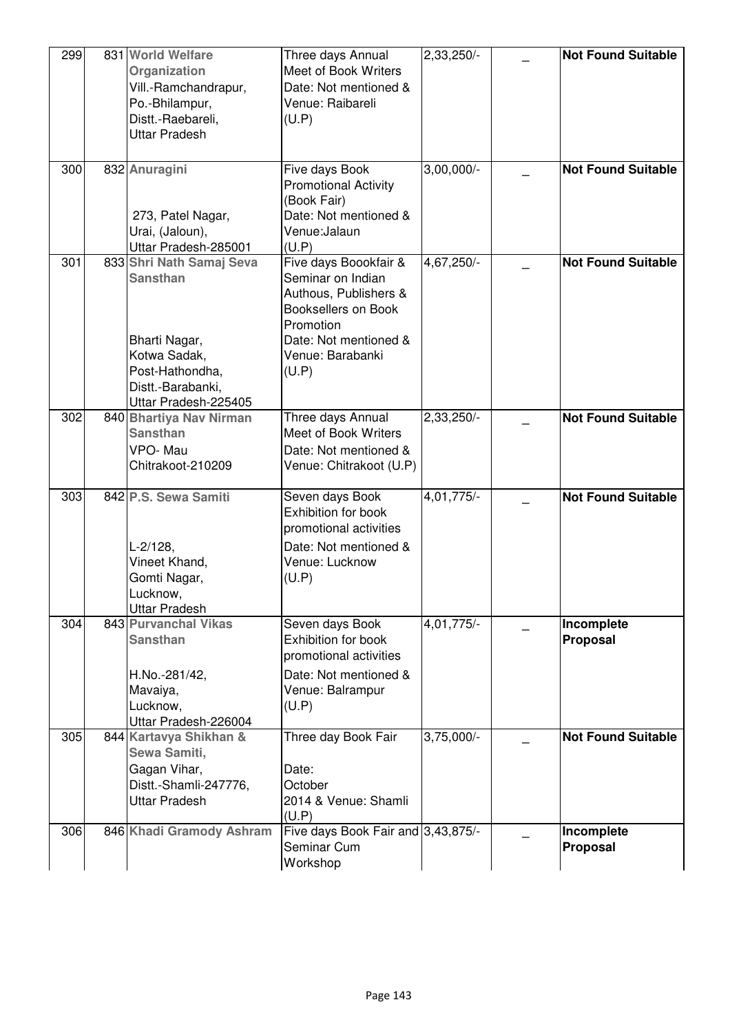| 299 | 831 | **World Welfare Organization**<br>Vill.-Ramchandrapur,<br>Po.-Bhilampur,<br>Distt.-Raebareli,<br>Uttar Pradesh | Three days Annual Meet of Book Writers<br>Date: Not mentioned &<br>Venue: Raibareli (U.P) | 2,33,250/- | _ | **Not Found Suitable** |
|---|---|---|---|---|---|---|
| 300 | 832 | **Anuragini**<br><br>273, Patel Nagar,<br>Urai, (Jaloun),<br>Uttar Pradesh-285001 | Five days Book Promotional Activity (Book Fair)<br>Date: Not mentioned &<br>Venue:Jalaun (U.P) | 3,00,000/- | _ | **Not Found Suitable** |
| 301 | 833 | **Shri Nath Samaj Seva Sansthan**<br><br>Bharti Nagar,<br>Kotwa Sadak,<br>Post-Hathondha,<br>Distt.-Barabanki,<br>Uttar Pradesh-225405 | Five days Boookfair & Seminar on Indian Authous, Publishers & Booksellers on Book Promotion<br>Date: Not mentioned &<br>Venue: Barabanki (U.P) | 4,67,250/- | _ | **Not Found Suitable** |
| 302 | 840 | **Bhartiya Nav Nirman Sansthan**<br>VPO- Mau<br>Chitrakoot-210209 | Three days Annual Meet of Book Writers<br>Date: Not mentioned &<br>Venue: Chitrakoot (U.P) | 2,33,250/- | _ | **Not Found Suitable** |
| 303 | 842 | **P.S. Sewa Samiti**<br><br>L-2/128,<br>Vineet Khand,<br>Gomti Nagar,<br>Lucknow,<br>Uttar Pradesh | Seven days Book Exhibition for book promotional activities<br>Date: Not mentioned &<br>Venue: Lucknow (U.P) | 4,01,775/- | _ | **Not Found Suitable** |
| 304 | 843 | **Purvanchal Vikas Sansthan**<br><br>H.No.-281/42,<br>Mavaiya,<br>Lucknow,<br>Uttar Pradesh-226004 | Seven days Book Exhibition for book promotional activities<br>Date: Not mentioned &<br>Venue: Balrampur (U.P) | 4,01,775/- | _ | **Incomplete Proposal** |
| 305 | 844 | **Kartavya Shikhan & Sewa Samiti,**<br>Gagan Vihar,<br>Distt.-Shamli-247776,<br>Uttar Pradesh | Three day Book Fair<br><br>Date:<br>October<br>2014 & Venue: Shamli (U.P) | 3,75,000/- | _ | **Not Found Suitable** |
| 306 | 846 | **Khadi Gramody Ashram** | Five days Book Fair and Seminar Cum Workshop | 3,43,875/- | _ | **Incomplete Proposal** |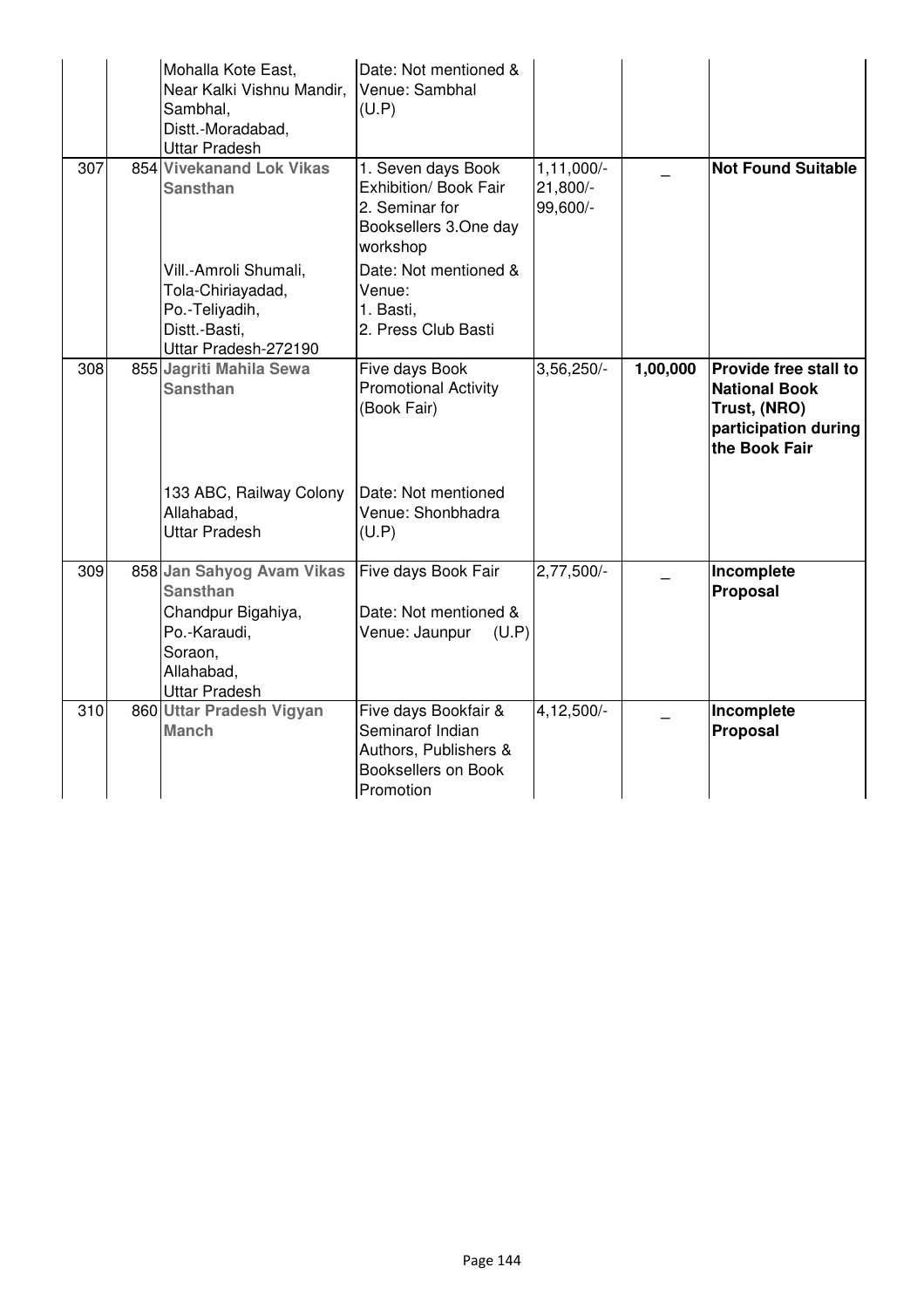| | | | | | | |
|---|---|---|---|---|---|---|
| | | Mohalla Kote East, Near Kalki Vishnu Mandir, Sambhal, Distt.-Moradabad, Uttar Pradesh | Date: Not mentioned & Venue: Sambhal (U.P) | | | |
| 307 | 854 | **Vivekanand Lok Vikas Sansthan** | 1. Seven days Book Exhibition/ Book Fair 2. Seminar for Booksellers 3.One day workshop | 1,11,000/- 21,800/- 99,600/- | _ | **Not Found Suitable** |
| | | Vill.-Amroli Shumali, Tola-Chiriayadad, Po.-Teliyadih, Distt.-Basti, Uttar Pradesh-272190 | Date: Not mentioned & Venue: 1. Basti, 2. Press Club Basti | | | |
| 308 | 855 | **Jagriti Mahila Sewa Sansthan** | Five days Book Promotional Activity (Book Fair) | 3,56,250/- | **1,00,000** | **Provide free stall to National Book Trust, (NRO) participation during the Book Fair** |
| | | 133 ABC, Railway Colony Allahabad, Uttar Pradesh | Date: Not mentioned Venue: Shonbhadra (U.P) | | | |
| 309 | 858 | **Jan Sahyog Avam Vikas Sansthan** Chandpur Bigahiya, Po.-Karaudi, Soraon, Allahabad, Uttar Pradesh | Five days Book Fair Date: Not mentioned & Venue: Jaunpur (U.P) | 2,77,500/- | _ | **Incomplete Proposal** |
| 310 | 860 | **Uttar Pradesh Vigyan Manch** | Five days Bookfair & Seminarof Indian Authors, Publishers & Booksellers on Book Promotion | 4,12,500/- | _ | **Incomplete Proposal** |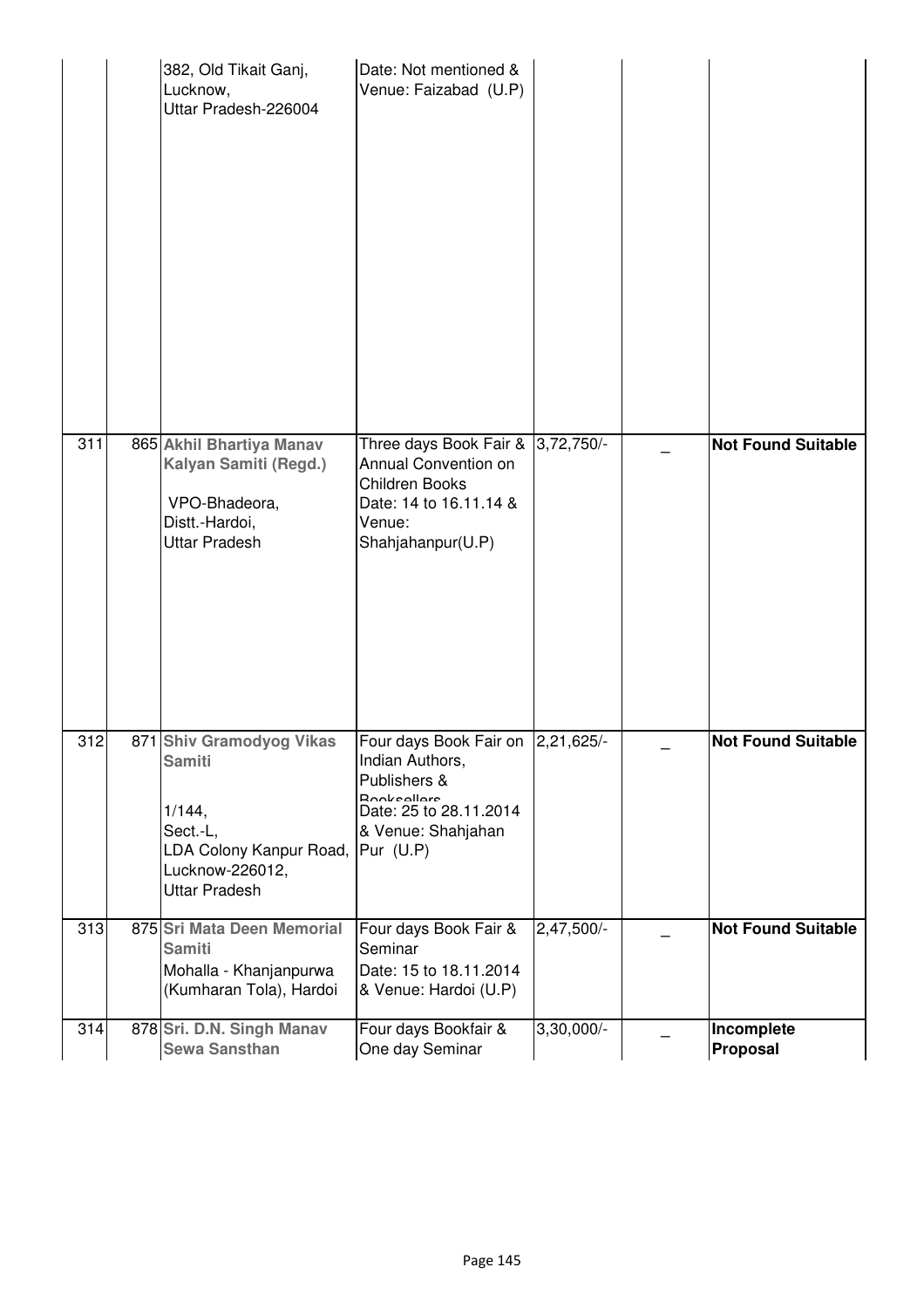| | | | | | | |
|---|---|---|---|---|---|---|
| | | 382, Old Tikait Ganj, Lucknow, Uttar Pradesh-226004 | Date: Not mentioned & Venue: Faizabad (U.P) | | | |
| 311 | 865 | **Akhil Bhartiya Manav Kalyan Samiti (Regd.)** VPO-Bhadeora, Distt.-Hardoi, Uttar Pradesh | Three days Book Fair & Annual Convention on Children Books Date: 14 to 16.11.14 & Venue: Shahjahanpur(U.P) | 3,72,750/- | _ | **Not Found Suitable** |
| 312 | 871 | **Shiv Gramodyog Vikas Samiti** 1/144, Sect.-L, LDA Colony Kanpur Road, Lucknow-226012, Uttar Pradesh | Four days Book Fair on Indian Authors, Publishers & Booksellers Date: 25 to 28.11.2014 & Venue: Shahjahan Pur (U.P) | 2,21,625/- | _ | **Not Found Suitable** |
| 313 | 875 | **Sri Mata Deen Memorial Samiti** Mohalla - Khanjanpurwa (Kumharan Tola), Hardoi | Four days Book Fair & Seminar Date: 15 to 18.11.2014 & Venue: Hardoi (U.P) | 2,47,500/- | _ | **Not Found Suitable** |
| 314 | 878 | **Sri. D.N. Singh Manav Sewa Sansthan** | Four days Bookfair & One day Seminar | 3,30,000/- | _ | **Incomplete Proposal** |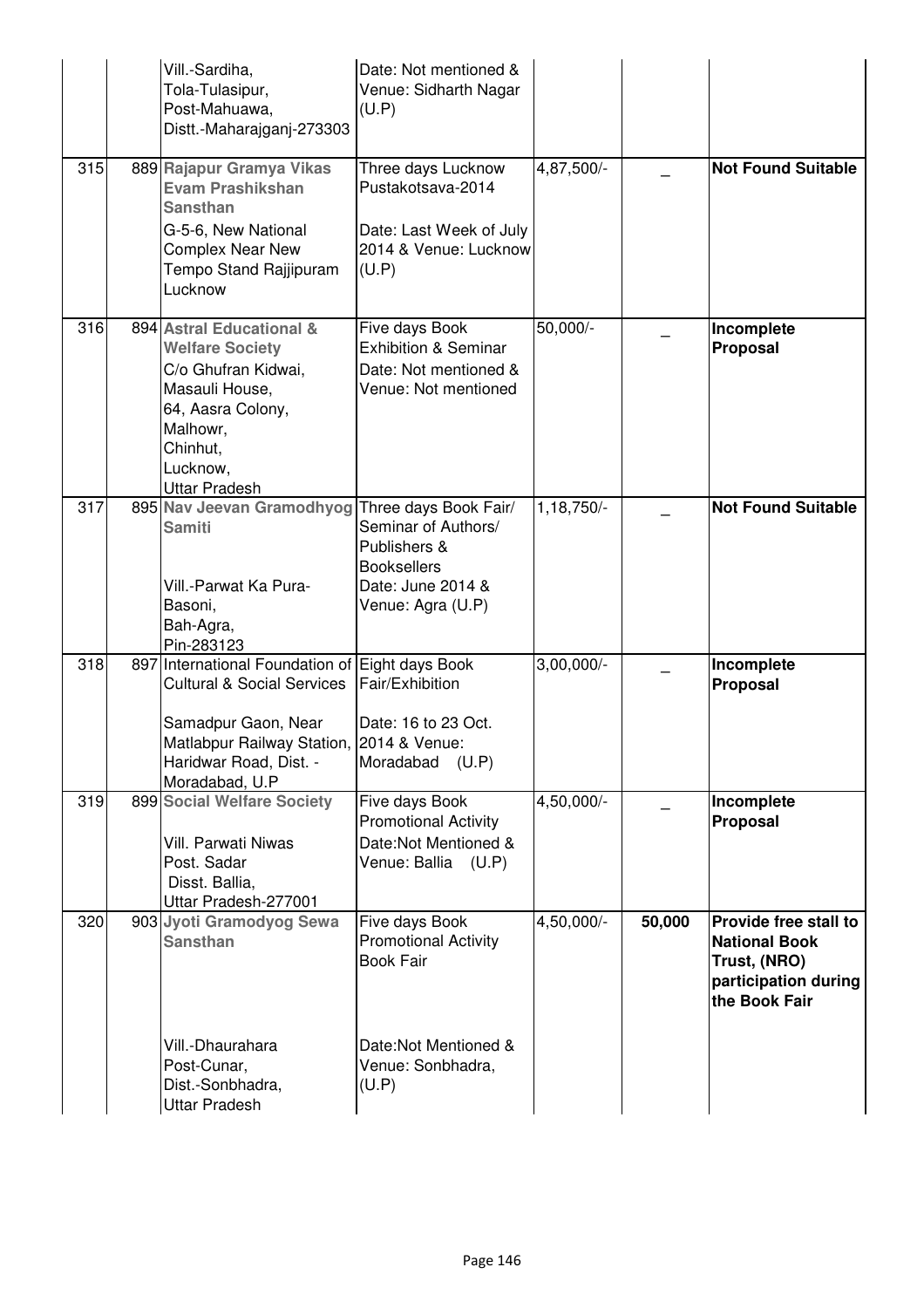| | | | | | | |
|---|---|---|---|---|---|---|
| | | Vill.-Sardiha, Tola-Tulasipur, Post-Mahuawa, Distt.-Maharajganj-273303 | Date: Not mentioned & Venue: Sidharth Nagar (U.P) | | | |
| 315 | 889 | **Rajapur Gramya Vikas Evam Prashikshan Sansthan** G-5-6, New National Complex Near New Tempo Stand Rajjipuram Lucknow | Three days Lucknow Pustakotsava-2014 Date: Last Week of July 2014 & Venue: Lucknow (U.P) | 4,87,500/- | _ | **Not Found Suitable** |
| 316 | 894 | **Astral Educational & Welfare Society** C/o Ghufran Kidwai, Masauli House, 64, Aasra Colony, Malhowr, Chinhut, Lucknow, Uttar Pradesh | Five days Book Exhibition & Seminar Date: Not mentioned & Venue: Not mentioned | 50,000/- | _ | **Incomplete Proposal** |
| 317 | 895 | **Nav Jeevan Gramodhyog Samiti** Vill.-Parwat Ka Pura-Basoni, Bah-Agra, Pin-283123 | Three days Book Fair/ Seminar of Authors/ Publishers & Booksellers Date: June 2014 & Venue: Agra (U.P) | 1,18,750/- | _ | **Not Found Suitable** |
| 318 | 897 | International Foundation of Cultural & Social Services Samadpur Gaon, Near Matlabpur Railway Station, Haridwar Road, Dist. - Moradabad, U.P | Eight days Book Fair/Exhibition Date: 16 to 23 Oct. 2014 & Venue: Moradabad (U.P) | 3,00,000/- | _ | **Incomplete Proposal** |
| 319 | 899 | **Social Welfare Society** Vill. Parwati Niwas Post. Sadar Disst. Ballia, Uttar Pradesh-277001 | Five days Book Promotional Activity Date:Not Mentioned & Venue: Ballia (U.P) | 4,50,000/- | _ | **Incomplete Proposal** |
| 320 | 903 | **Jyoti Gramodyog Sewa Sansthan** Vill.-Dhaurahara Post-Cunar, Dist.-Sonbhadra, Uttar Pradesh | Five days Book Promotional Activity Book Fair Date:Not Mentioned & Venue: Sonbhadra, (U.P) | 4,50,000/- | **50,000** | **Provide free stall to National Book Trust, (NRO) participation during the Book Fair** |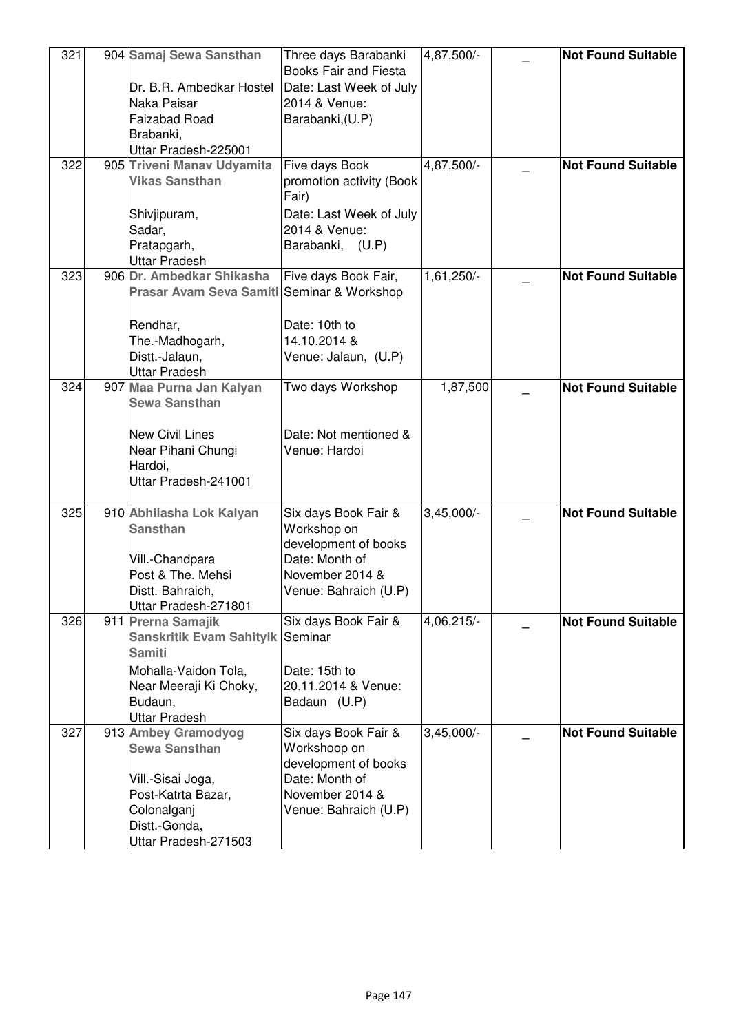| 321 | 904 | **Samaj Sewa Sansthan**<br><br>Dr. B.R. Ambedkar Hostel<br>Naka Paisar<br>Faizabad Road<br>Brabanki,<br>Uttar Pradesh-225001 | Three days Barabanki Books Fair and Fiesta<br>Date: Last Week of July 2014 & Venue: Barabanki,(U.P) | 4,87,500/- | _ | **Not Found Suitable** |
|---|---|---|---|---|---|---|
| 322 | 905 | **Triveni Manav Udyamita Vikas Sansthan**<br><br>Shivjipuram,<br>Sadar,<br>Pratapgarh,<br>Uttar Pradesh | Five days Book promotion activity (Book Fair)<br>Date: Last Week of July 2014 & Venue: Barabanki, (U.P) | 4,87,500/- | _ | **Not Found Suitable** |
| 323 | 906 | **Dr. Ambedkar Shikasha Prasar Avam Seva Samiti**<br><br>Rendhar,<br>The.-Madhogarh,<br>Distt.-Jalaun,<br>Uttar Pradesh | Five days Book Fair, Seminar & Workshop<br><br>Date: 10th to 14.10.2014 &<br>Venue: Jalaun, (U.P) | 1,61,250/- | _ | **Not Found Suitable** |
| 324 | 907 | **Maa Purna Jan Kalyan Sewa Sansthan**<br><br>New Civil Lines<br>Near Pihani Chungi<br>Hardoi,<br>Uttar Pradesh-241001 | Two days Workshop<br><br>Date: Not mentioned &<br>Venue: Hardoi | 1,87,500 | _ | **Not Found Suitable** |
| 325 | 910 | **Abhilasha Lok Kalyan Sansthan**<br><br>Vill.-Chandpara<br>Post & The. Mehsi<br>Distt. Bahraich,<br>Uttar Pradesh-271801 | Six days Book Fair & Workshop on development of books<br>Date: Month of November 2014 &<br>Venue: Bahraich (U.P) | 3,45,000/- | _ | **Not Found Suitable** |
| 326 | 911 | **Prerna Samajik Sanskritik Evam Sahityik Samiti**<br><br>Mohalla-Vaidon Tola,<br>Near Meeraji Ki Choky,<br>Budaun,<br>Uttar Pradesh | Six days Book Fair & Seminar<br><br>Date: 15th to 20.11.2014 & Venue: Badaun (U.P) | 4,06,215/- | _ | **Not Found Suitable** |
| 327 | 913 | **Ambey Gramodyog Sewa Sansthan**<br><br>Vill.-Sisai Joga,<br>Post-Katrta Bazar,<br>Colonalganj<br>Distt.-Gonda,<br>Uttar Pradesh-271503 | Six days Book Fair & Workshoop on development of books<br>Date: Month of November 2014 &<br>Venue: Bahraich (U.P) | 3,45,000/- | _ | **Not Found Suitable** |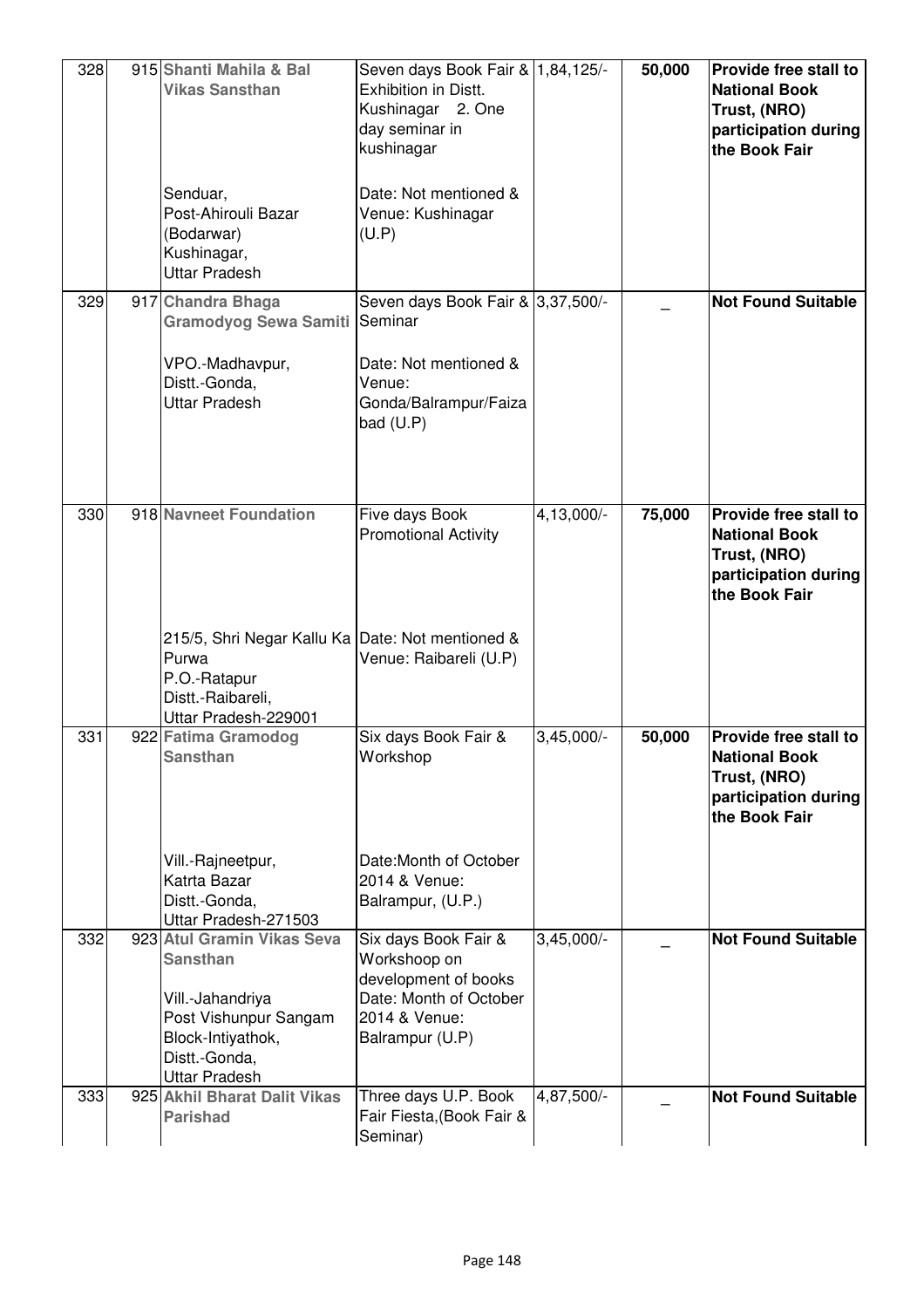| 328 | 915 | **Shanti Mahila & Bal Vikas Sansthan**<br><br>Senduar,<br>Post-Ahirouli Bazar<br>(Bodarwar)<br>Kushinagar,<br>Uttar Pradesh | Seven days Book Fair & Exhibition in Distt. Kushinagar 2. One day seminar in kushinagar<br><br>Date: Not mentioned & Venue: Kushinagar (U.P) | 1,84,125/- | **50,000** | **Provide free stall to National Book Trust, (NRO) participation during the Book Fair** |
|---|---|---|---|---|---|---|
| 329 | 917 | **Chandra Bhaga Gramodyog Sewa Samiti**<br><br>VPO.-Madhavpur,<br>Distt.-Gonda,<br>Uttar Pradesh | Seven days Book Fair & Seminar<br><br>Date: Not mentioned & Venue: Gonda/Balrampur/Faizabad (U.P) | 3,37,500/- | _ | **Not Found Suitable** |
| 330 | 918 | **Navneet Foundation**<br><br>215/5, Shri Negar Kallu Ka Purwa<br>P.O.-Ratapur<br>Distt.-Raibareli,<br>Uttar Pradesh-229001 | Five days Book Promotional Activity<br><br>Date: Not mentioned & Venue: Raibareli (U.P) | 4,13,000/- | **75,000** | **Provide free stall to National Book Trust, (NRO) participation during the Book Fair** |
| 331 | 922 | **Fatima Gramodog Sansthan**<br><br>Vill.-Rajneetpur,<br>Katrta Bazar<br>Distt.-Gonda,<br>Uttar Pradesh-271503 | Six days Book Fair & Workshop<br><br>Date:Month of October 2014 & Venue: Balrampur, (U.P.) | 3,45,000/- | **50,000** | **Provide free stall to National Book Trust, (NRO) participation during the Book Fair** |
| 332 | 923 | **Atul Gramin Vikas Seva Sansthan**<br><br>Vill.-Jahandriya<br>Post Vishunpur Sangam<br>Block-Intiyathok,<br>Distt.-Gonda,<br>Uttar Pradesh | Six days Book Fair & Workshoop on development of books<br>Date: Month of October 2014 & Venue: Balrampur (U.P) | 3,45,000/- | _ | **Not Found Suitable** |
| 333 | 925 | **Akhil Bharat Dalit Vikas Parishad** | Three days U.P. Book Fair Fiesta,(Book Fair & Seminar) | 4,87,500/- | _ | **Not Found Suitable** |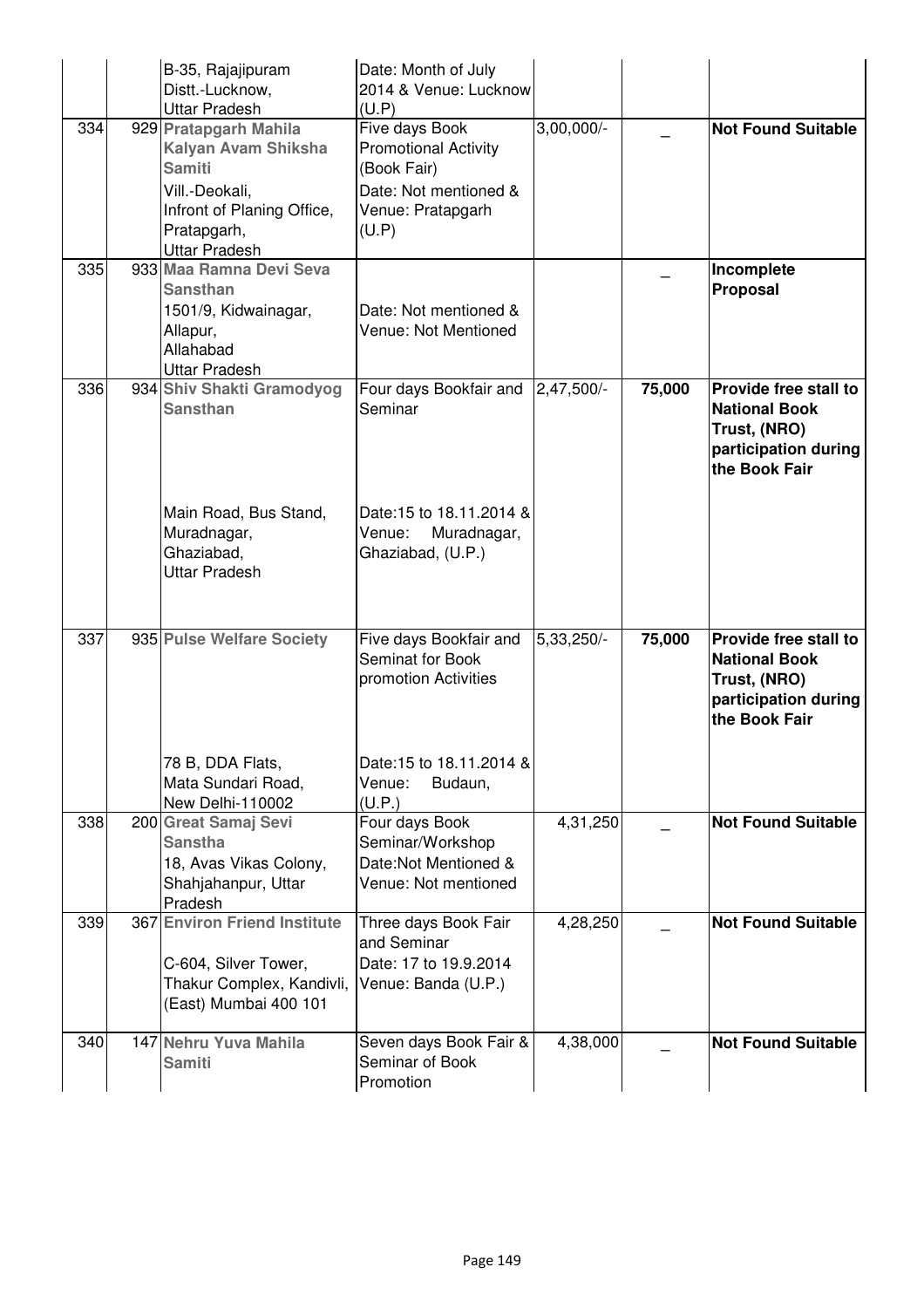| | | | | | |
|---|---|---|---|---|---|
| | | B-35, Rajajipuram Distt.-Lucknow, Uttar Pradesh | Date: Month of July 2014 & Venue: Lucknow (U.P) | | | |
| 334 | 929 | **Pratapgarh Mahila Kalyan Avam Shiksha Samiti** Vill.-Deokali, Infront of Planing Office, Pratapgarh, Uttar Pradesh | Five days Book Promotional Activity (Book Fair) Date: Not mentioned & Venue: Pratapgarh (U.P) | 3,00,000/- | _ | **Not Found Suitable** |
| 335 | 933 | **Maa Ramna Devi Seva Sansthan** 1501/9, Kidwainagar, Allapur, Allahabad Uttar Pradesh | Date: Not mentioned & Venue: Not Mentioned | | _ | **Incomplete Proposal** |
| 336 | 934 | **Shiv Shakti Gramodyog Sansthan** Main Road, Bus Stand, Muradnagar, Ghaziabad, Uttar Pradesh | Four days Bookfair and Seminar Date:15 to 18.11.2014 & Venue: Muradnagar, Ghaziabad, (U.P.) | 2,47,500/- | **75,000** | **Provide free stall to National Book Trust, (NRO) participation during the Book Fair** |
| 337 | 935 | **Pulse Welfare Society** 78 B, DDA Flats, Mata Sundari Road, New Delhi-110002 | Five days Bookfair and Seminat for Book promotion Activities Date:15 to 18.11.2014 & Venue: Budaun, (U.P.) | 5,33,250/- | **75,000** | **Provide free stall to National Book Trust, (NRO) participation during the Book Fair** |
| 338 | 200 | **Great Samaj Sevi Sanstha** 18, Avas Vikas Colony, Shahjahanpur, Uttar Pradesh | Four days Book Seminar/Workshop Date:Not Mentioned & Venue: Not mentioned | 4,31,250 | _ | **Not Found Suitable** |
| 339 | 367 | **Environ Friend Institute** C-604, Silver Tower, Thakur Complex, Kandivli, (East) Mumbai 400 101 | Three days Book Fair and Seminar Date: 17 to 19.9.2014 Venue: Banda (U.P.) | 4,28,250 | _ | **Not Found Suitable** |
| 340 | 147 | **Nehru Yuva Mahila Samiti** | Seven days Book Fair & Seminar of Book Promotion | 4,38,000 | _ | **Not Found Suitable** |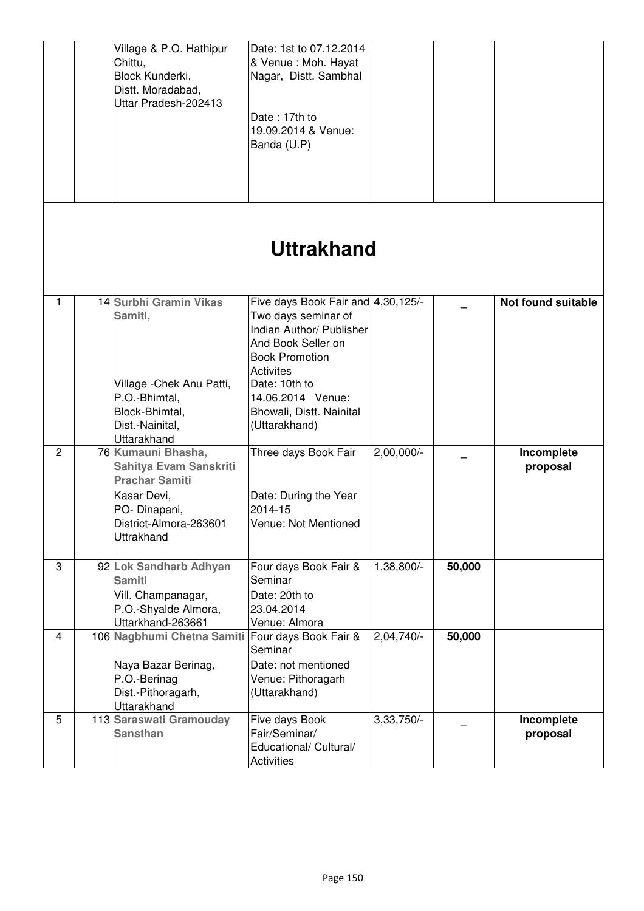| | | | | | | |
|---|---|---|---|---|---|---|
| | | Village & P.O. Hathipur Chittu, Block Kunderki, Distt. Moradabad, Uttar Pradesh-202413 | Date: 1st to 07.12.2014 & Venue : Moh. Hayat Nagar, Distt. Sambhal<br><br>Date : 17th to 19.09.2014 & Venue: Banda (U.P) | | | |

## Uttrakhand

| | | | | | | |
|---|---|---|---|---|---|---|
| 1 | 14 | **Surbhi Gramin Vikas Samiti,**<br><br>Village -Chek Anu Patti, P.O.-Bhimtal, Block-Bhimtal, Dist.-Nainital, Uttarakhand | Five days Book Fair and Two days seminar of Indian Author/ Publisher And Book Seller on Book Promotion Activites<br>Date: 10th to 14.06.2014 Venue: Bhowali, Distt. Nainital (Uttarakhand) | 4,30,125/- | _ | **Not found suitable** |
| 2 | 76 | **Kumauni Bhasha, Sahitya Evam Sanskriti Prachar Samiti**<br>Kasar Devi, PO- Dinapani, District-Almora-263601 Uttrakhand | Three days Book Fair<br><br>Date: During the Year 2014-15<br>Venue: Not Mentioned | 2,00,000/- | _ | **Incomplete proposal** |
| 3 | 92 | **Lok Sandharb Adhyan Samiti**<br>Vill. Champanagar, P.O.-Shyalde Almora, Uttarkhand-263661 | Four days Book Fair & Seminar<br>Date: 20th to 23.04.2014<br>Venue: Almora | 1,38,800/- | **50,000** | |
| 4 | 106 | **Nagbhumi Chetna Samiti**<br><br>Naya Bazar Berinag, P.O.-Berinag Dist.-Pithoragarh, Uttarakhand | Four days Book Fair & Seminar<br>Date: not mentioned<br>Venue: Pithoragarh (Uttarakhand) | 2,04,740/- | **50,000** | |
| 5 | 113 | **Saraswati Gramouday Sansthan** | Five days Book Fair/Seminar/ Educational/ Cultural/ Activities | 3,33,750/- | _ | **Incomplete proposal** |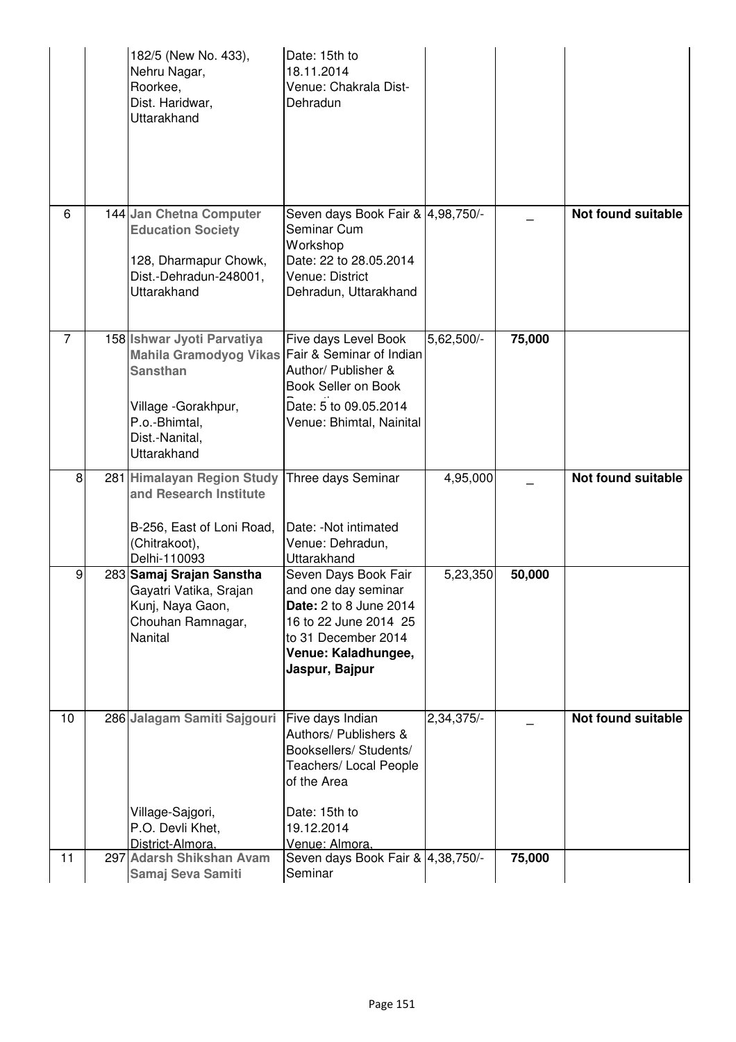| | | | | | | |
|---|---|---|---|---|---|---|
| | | 182/5 (New No. 433), Nehru Nagar, Roorkee, Dist. Haridwar, Uttarakhand | Date: 15th to 18.11.2014 Venue: Chakrala Dist-Dehradun | | | |
| 6 | 144 | **Jan Chetna Computer Education Society** 128, Dharmapur Chowk, Dist.-Dehradun-248001, Uttarakhand | Seven days Book Fair & Seminar Cum Workshop Date: 22 to 28.05.2014 Venue: District Dehradun, Uttarakhand | 4,98,750/- | _ | **Not found suitable** |
| 7 | 158 | **Ishwar Jyoti Parvatiya Mahila Gramodyog Vikas Sansthan** Village -Gorakhpur, P.o.-Bhimtal, Dist.-Nanital, Uttarakhand | Five days Level Book Fair & Seminar of Indian Author/ Publisher & Book Seller on Book Date: 5 to 09.05.2014 Venue: Bhimtal, Nainital | 5,62,500/- | **75,000** | |
| 8 | 281 | **Himalayan Region Study and Research Institute** B-256, East of Loni Road, (Chitrakoot), Delhi-110093 | Three days Seminar Date: -Not intimated Venue: Dehradun, Uttarakhand | 4,95,000 | _ | **Not found suitable** |
| 9 | 283 | **Samaj Srajan Sanstha** Gayatri Vatika, Srajan Kunj, Naya Gaon, Chouhan Ramnagar, Nanital | Seven Days Book Fair and one day seminar **Date:** 2 to 8 June 2014 16 to 22 June 2014 25 to 31 December 2014 **Venue: Kaladhungee, Jaspur, Bajpur** | 5,23,350 | **50,000** | |
| 10 | 286 | **Jalagam Samiti Sajgouri** Village-Sajgori, P.O. Devli Khet, District-Almora, | Five days Indian Authors/ Publishers & Booksellers/ Students/ Teachers/ Local People of the Area Date: 15th to 19.12.2014 Venue: Almora, | 2,34,375/- | _ | **Not found suitable** |
| 11 | 297 | **Adarsh Shikshan Avam Samaj Seva Samiti** | Seven days Book Fair & Seminar | 4,38,750/- | **75,000** | |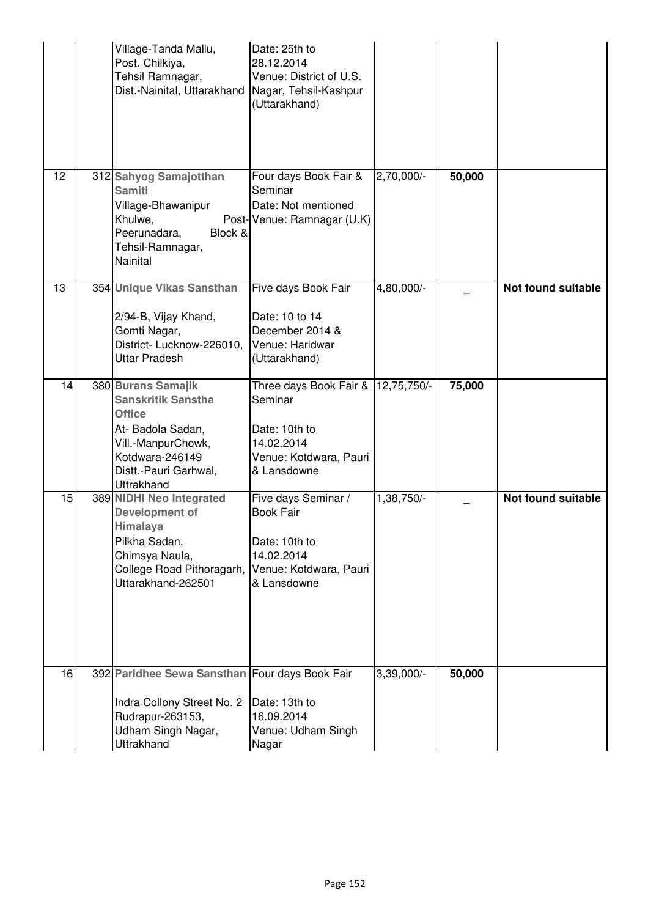|  |  |  |  |  |  |  |
|---|---|---|---|---|---|---|
|  |  | Village-Tanda Mallu, Post. Chilkiya, Tehsil Ramnagar, Dist.-Nainital, Uttarakhand | Date: 25th to 28.12.2014 Venue: District of U.S. Nagar, Tehsil-Kashpur (Uttarakhand) |  |  |  |
| 12 | 312 | **Sahyog Samajotthan Samiti** Village-Bhawanipur Khulwe, Post-Peerunadara, Block & Tehsil-Ramnagar, Nainital | Four days Book Fair & Seminar Date: Not mentioned Venue: Ramnagar (U.K) | 2,70,000/- | **50,000** |  |
| 13 | 354 | **Unique Vikas Sansthan** 2/94-B, Vijay Khand, Gomti Nagar, District- Lucknow-226010, Uttar Pradesh | Five days Book Fair Date: 10 to 14 December 2014 & Venue: Haridwar (Uttarakhand) | 4,80,000/- | _ | **Not found suitable** |
| 14 | 380 | **Burans Samajik Sanskritik Sanstha Office** At- Badola Sadan, Vill.-ManpurChowk, Kotdwara-246149 Distt.-Pauri Garhwal, Uttrakhand | Three days Book Fair & Seminar Date: 10th to 14.02.2014 Venue: Kotdwara, Pauri & Lansdowne | 12,75,750/- | **75,000** |  |
| 15 | 389 | **NIDHI Neo Integrated Development of Himalaya** Pilkha Sadan, Chimsya Naula, College Road Pithoragarh, Uttarakhand-262501 | Five days Seminar / Book Fair Date: 10th to 14.02.2014 Venue: Kotdwara, Pauri & Lansdowne | 1,38,750/- | _ | **Not found suitable** |
| 16 | 392 | **Paridhee Sewa Sansthan** Indra Collony Street No. 2 Rudrapur-263153, Udham Singh Nagar, Uttrakhand | Four days Book Fair Date: 13th to 16.09.2014 Venue: Udham Singh Nagar | 3,39,000/- | **50,000** |  |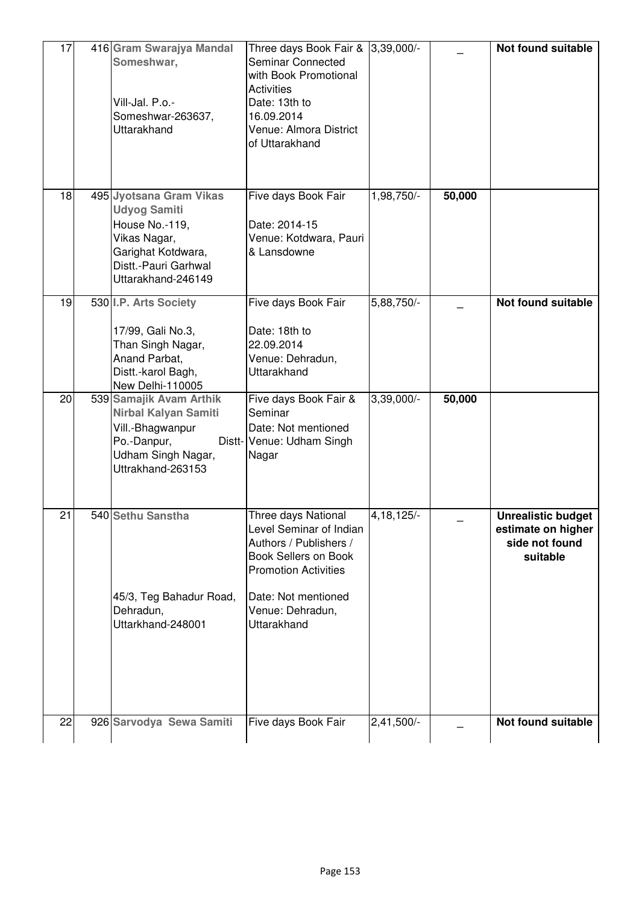| 17 | 416 | **Gram Swarajya Mandal Someshwar,**<br><br>Vill-Jal. P.o.-Someshwar-263637, Uttarakhand | Three days Book Fair & Seminar Connected with Book Promotional Activities<br>Date: 13th to 16.09.2014<br>Venue: Almora District of Uttarakhand | 3,39,000/- | _ | **Not found suitable** |
|---|---|---|---|---|---|---|
| 18 | 495 | **Jyotsana Gram Vikas Udyog Samiti**<br>House No.-119, Vikas Nagar, Garighat Kotdwara, Distt.-Pauri Garhwal Uttarakhand-246149 | Five days Book Fair<br><br>Date: 2014-15<br>Venue: Kotdwara, Pauri & Lansdowne | 1,98,750/- | **50,000** | |
| 19 | 530 | **I.P. Arts Society**<br><br>17/99, Gali No.3, Than Singh Nagar, Anand Parbat, Distt.-karol Bagh, New Delhi-110005 | Five days Book Fair<br><br>Date: 18th to 22.09.2014<br>Venue: Dehradun, Uttarakhand | 5,88,750/- | _ | **Not found suitable** |
| 20 | 539 | **Samajik Avam Arthik Nirbal Kalyan Samiti**<br>Vill.-Bhagwanpur Po.-Danpur, Distt-Udham Singh Nagar, Uttrakhand-263153 | Five days Book Fair & Seminar<br>Date: Not mentioned<br>Venue: Udham Singh Nagar | 3,39,000/- | **50,000** | |
| 21 | 540 | **Sethu Sanstha**<br><br>45/3, Teg Bahadur Road, Dehradun, Uttarkhand-248001 | Three days National Level Seminar of Indian Authors / Publishers / Book Sellers on Book Promotion Activities<br><br>Date: Not mentioned<br>Venue: Dehradun, Uttarakhand | 4,18,125/- | _ | **Unrealistic budget estimate on higher side not found suitable** |
| 22 | 926 | **Sarvodya Sewa Samiti** | Five days Book Fair | 2,41,500/- | _ | **Not found suitable** |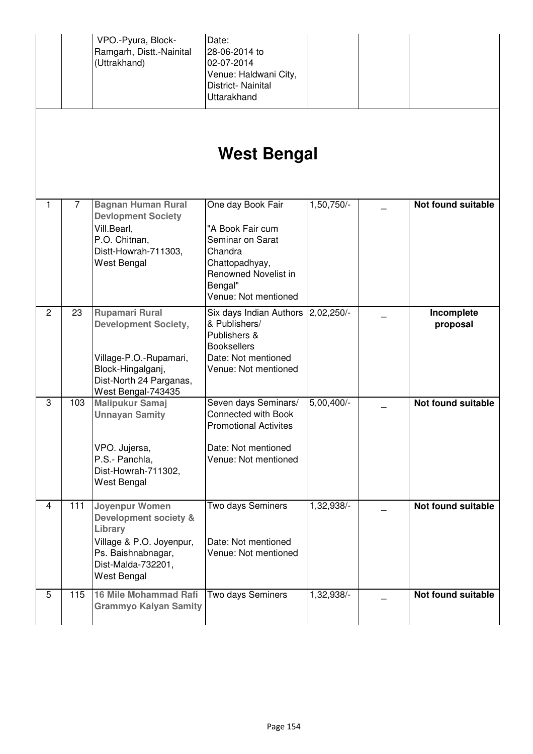| | | VPO.-Pyura, Block-Ramgarh, Distt.-Nainital (Uttrakhand) | Date: 28-06-2014 to 02-07-2014 Venue: Haldwani City, District- Nainital Uttarakhand | | | |
|---|---|---|---|---|---|---|

## West Bengal

| | | | | | | |
|---|---|---|---|---|---|---|
| 1 | 7 | **Bagnan Human Rural Devlopment Society** Vill.Bearl, P.O. Chitnan, Distt-Howrah-711303, West Bengal | One day Book Fair "A Book Fair cum Seminar on Sarat Chandra Chattopadhyay, Renowned Novelist in Bengal" Venue: Not mentioned | 1,50,750/- | _ | **Not found suitable** |
| 2 | 23 | **Rupamari Rural Development Society,** Village-P.O.-Rupamari, Block-Hingalganj, Dist-North 24 Parganas, West Bengal-743435 | Six days Indian Authors & Publishers/ Publishers & Booksellers Date: Not mentioned Venue: Not mentioned | 2,02,250/- | _ | **Incomplete proposal** |
| 3 | 103 | **Malipukur Samaj Unnayan Samity** VPO. Jujersa, P.S.- Panchla, Dist-Howrah-711302, West Bengal | Seven days Seminars/ Connected with Book Promotional Activites Date: Not mentioned Venue: Not mentioned | 5,00,400/- | _ | **Not found suitable** |
| 4 | 111 | **Joyenpur Women Development society & Library** Village & P.O. Joyenpur, Ps. Baishnabnagar, Dist-Malda-732201, West Bengal | Two days Seminers Date: Not mentioned Venue: Not mentioned | 1,32,938/- | _ | **Not found suitable** |
| 5 | 115 | **16 Mile Mohammad Rafi Grammyo Kalyan Samity** | Two days Seminers | 1,32,938/- | _ | **Not found suitable** |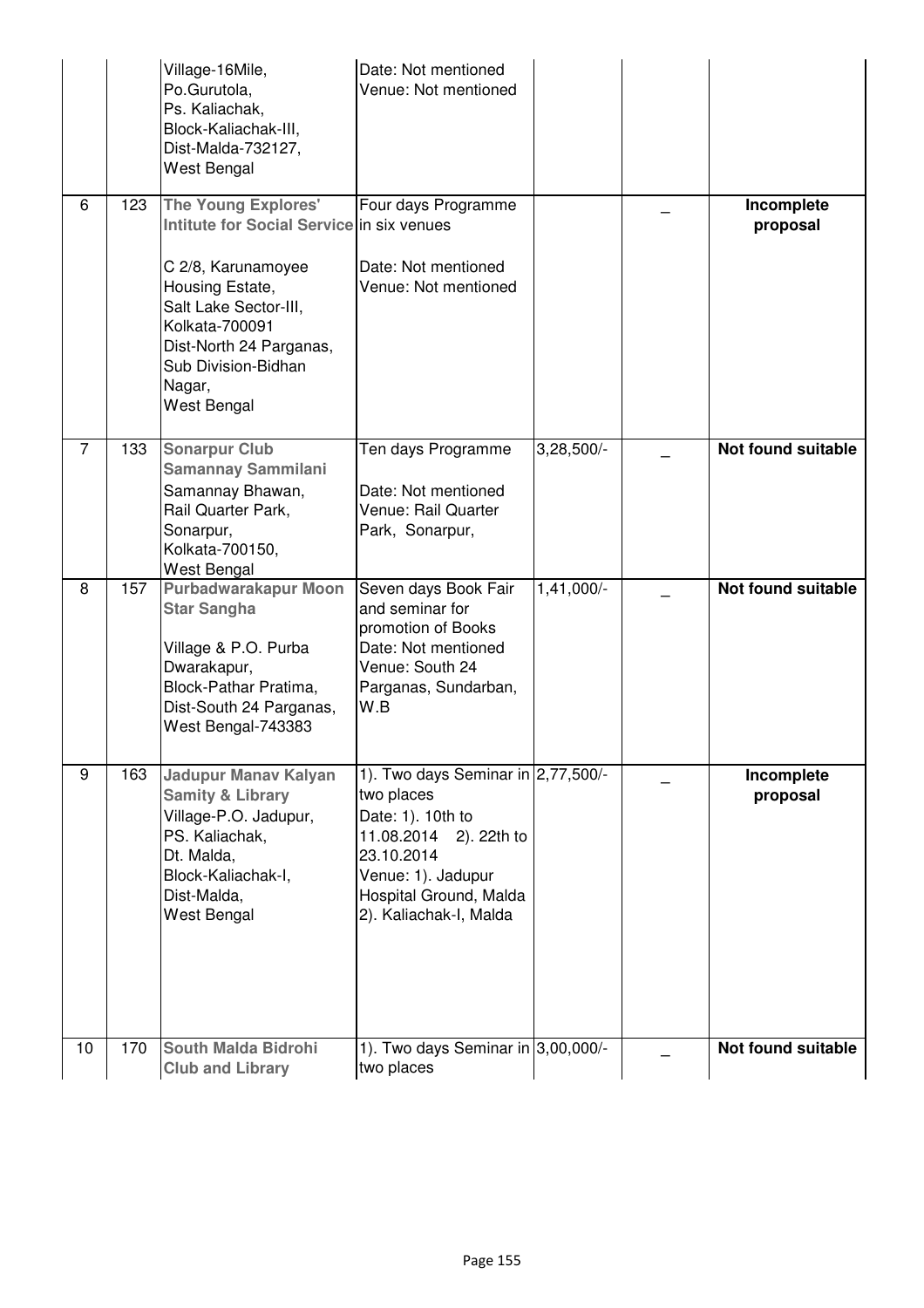| | | | | | | |
|---|---|---|---|---|---|---|
| | | Village-16Mile, Po.Gurutola, Ps. Kaliachak, Block-Kaliachak-III, Dist-Malda-732127, West Bengal | Date: Not mentioned Venue: Not mentioned | | | |
| 6 | 123 | **The Young Explores' Intitute for Social Service** C 2/8, Karunamoyee Housing Estate, Salt Lake Sector-III, Kolkata-700091 Dist-North 24 Parganas, Sub Division-Bidhan Nagar, West Bengal | Four days Programme in six venues Date: Not mentioned Venue: Not mentioned | | _ | **Incomplete proposal** |
| 7 | 133 | **Sonarpur Club Samannay Sammilani** Samannay Bhawan, Rail Quarter Park, Sonarpur, Kolkata-700150, West Bengal | Ten days Programme Date: Not mentioned Venue: Rail Quarter Park, Sonarpur, | 3,28,500/- | _ | **Not found suitable** |
| 8 | 157 | **Purbadwarakapur Moon Star Sangha** Village & P.O. Purba Dwarakapur, Block-Pathar Pratima, Dist-South 24 Parganas, West Bengal-743383 | Seven days Book Fair and seminar for promotion of Books Date: Not mentioned Venue: South 24 Parganas, Sundarban, W.B | 1,41,000/- | _ | **Not found suitable** |
| 9 | 163 | **Jadupur Manav Kalyan Samity & Library** Village-P.O. Jadupur, PS. Kaliachak, Dt. Malda, Block-Kaliachak-I, Dist-Malda, West Bengal | 1). Two days Seminar in two places Date: 1). 10th to 11.08.2014 2). 22th to 23.10.2014 Venue: 1). Jadupur Hospital Ground, Malda 2). Kaliachak-I, Malda | 2,77,500/- | _ | **Incomplete proposal** |
| 10 | 170 | **South Malda Bidrohi Club and Library** | 1). Two days Seminar in two places | 3,00,000/- | _ | **Not found suitable** |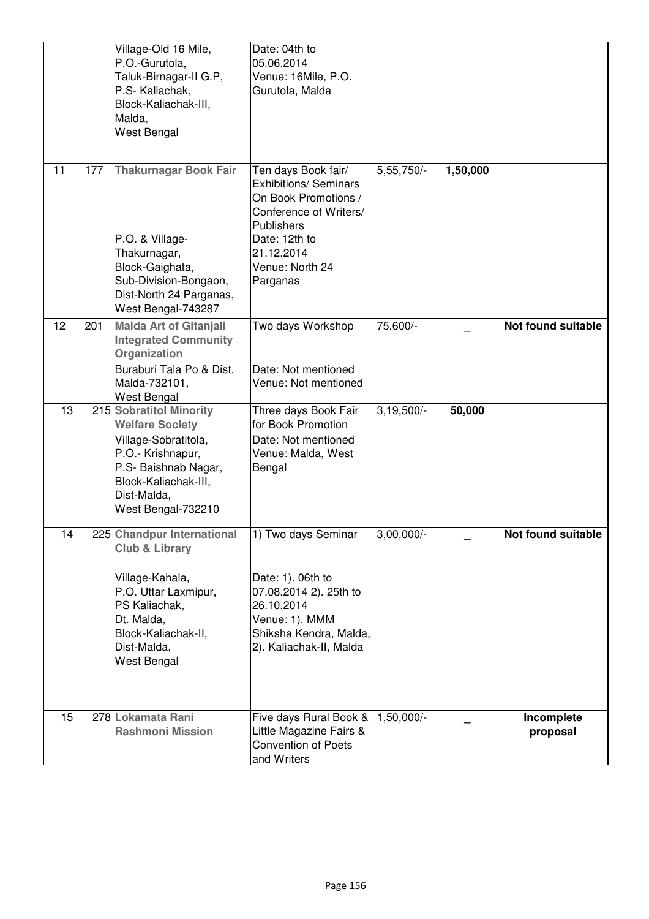| | | | | | | |
|---|---|---|---|---|---|---|
| | | Village-Old 16 Mile, P.O.-Gurutola, Taluk-Birnagar-II G.P, P.S- Kaliachak, Block-Kaliachak-III, Malda, West Bengal | Date: 04th to 05.06.2014 Venue: 16Mile, P.O. Gurutola, Malda | | | |
| 11 | 177 | **Thakurnagar Book Fair** P.O. & Village-Thakurnagar, Block-Gaighata, Sub-Division-Bongaon, Dist-North 24 Parganas, West Bengal-743287 | Ten days Book fair/ Exhibitions/ Seminars On Book Promotions / Conference of Writers/ Publishers Date: 12th to 21.12.2014 Venue: North 24 Parganas | 5,55,750/- | **1,50,000** | |
| 12 | 201 | **Malda Art of Gitanjali Integrated Community Organization** Buraburi Tala Po & Dist. Malda-732101, West Bengal | Two days Workshop Date: Not mentioned Venue: Not mentioned | 75,600/- | _ | **Not found suitable** |
| 13 | 215 | **Sobratitol Minority Welfare Society** Village-Sobratitola, P.O.- Krishnapur, P.S- Baishnab Nagar, Block-Kaliachak-III, Dist-Malda, West Bengal-732210 | Three days Book Fair for Book Promotion Date: Not mentioned Venue: Malda, West Bengal | 3,19,500/- | **50,000** | |
| 14 | 225 | **Chandpur International Club & Library** Village-Kahala, P.O. Uttar Laxmipur, PS Kaliachak, Dt. Malda, Block-Kaliachak-II, Dist-Malda, West Bengal | 1) Two days Seminar Date: 1). 06th to 07.08.2014 2). 25th to 26.10.2014 Venue: 1). MMM Shiksha Kendra, Malda, 2). Kaliachak-II, Malda | 3,00,000/- | _ | **Not found suitable** |
| 15 | 278 | **Lokamata Rani Rashmoni Mission** | Five days Rural Book & Little Magazine Fairs & Convention of Poets and Writers | 1,50,000/- | _ | **Incomplete proposal** |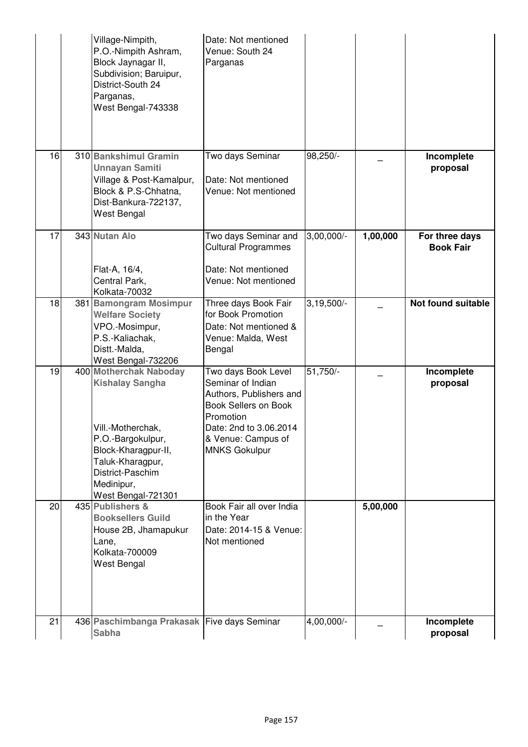| | | | | | | |
|---|---|---|---|---|---|---|
| | | Village-Nimpith, P.O.-Nimpith Ashram, Block Jaynagar II, Subdivision; Baruipur, District-South 24 Parganas, West Bengal-743338 | Date: Not mentioned Venue: South 24 Parganas | | | |
| 16 | 310 | **Bankshimul Gramin Unnayan Samiti** Village & Post-Kamalpur, Block & P.S-Chhatna, Dist-Bankura-722137, West Bengal | Two days Seminar Date: Not mentioned Venue: Not mentioned | 98,250/- | _ | **Incomplete proposal** |
| 17 | 343 | **Nutan Alo** Flat-A, 16/4, Central Park, Kolkata-70032 | Two days Seminar and Cultural Programmes Date: Not mentioned Venue: Not mentioned | 3,00,000/- | **1,00,000** | **For three days Book Fair** |
| 18 | 381 | **Bamongram Mosimpur Welfare Society** VPO.-Mosimpur, P.S.-Kaliachak, Distt.-Malda, West Bengal-732206 | Three days Book Fair for Book Promotion Date: Not mentioned & Venue: Malda, West Bengal | 3,19,500/- | _ | **Not found suitable** |
| 19 | 400 | **Motherchak Naboday Kishalay Sangha** Vill.-Motherchak, P.O.-Bargokulpur, Block-Kharagpur-II, Taluk-Kharagpur, District-Paschim Medinipur, West Bengal-721301 | Two days Book Level Seminar of Indian Authors, Publishers and Book Sellers on Book Promotion Date: 2nd to 3.06.2014 & Venue: Campus of MNKS Gokulpur | 51,750/- | _ | **Incomplete proposal** |
| 20 | 435 | **Publishers & Booksellers Guild** House 2B, Jhamapukur Lane, Kolkata-700009 West Bengal | Book Fair all over India in the Year Date: 2014-15 & Venue: Not mentioned | | **5,00,000** | |
| 21 | 436 | **Paschimbanga Prakasak Sabha** | Five days Seminar | 4,00,000/- | _ | **Incomplete proposal** |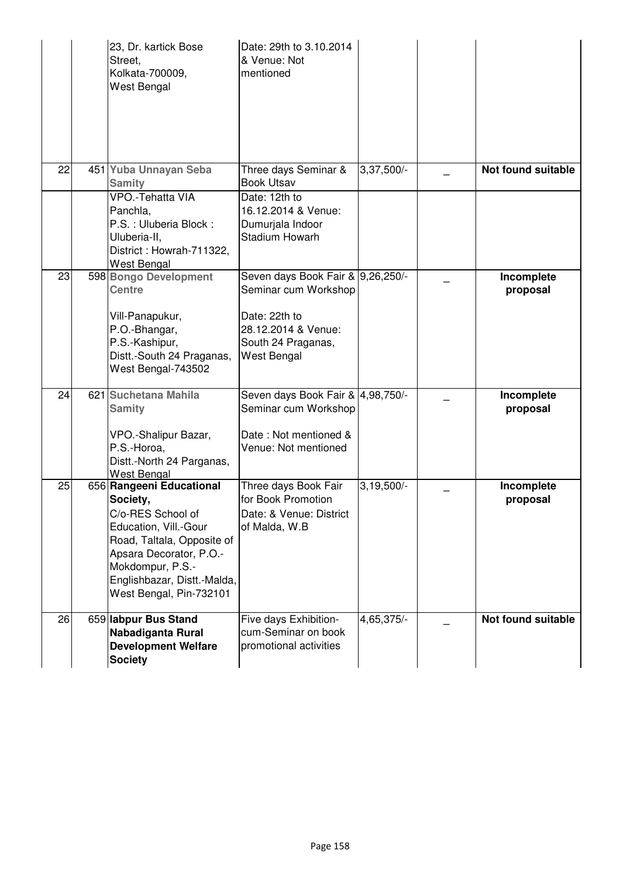|  |  |  |  |  |  |  |
|---|---|---|---|---|---|---|
|  |  | 23, Dr. kartick Bose Street, Kolkata-700009, West Bengal | Date: 29th to 3.10.2014 & Venue: Not mentioned |  |  |  |
| 22 | 451 | **Yuba Unnayan Seba Samity** VPO.-Tehatta VIA Panchla, P.S. : Uluberia Block : Uluberia-II, District : Howrah-711322, West Bengal | Three days Seminar & Book Utsav Date: 12th to 16.12.2014 & Venue: Dumurjala Indoor Stadium Howarh | 3,37,500/- | _ | **Not found suitable** |
| 23 | 598 | **Bongo Development Centre** Vill-Panapukur, P.O.-Bhangar, P.S.-Kashipur, Distt.-South 24 Praganas, West Bengal-743502 | Seven days Book Fair & Seminar cum Workshop Date: 22th to 28.12.2014 & Venue: South 24 Praganas, West Bengal | 9,26,250/- | _ | **Incomplete proposal** |
| 24 | 621 | **Suchetana Mahila Samity** VPO.-Shalipur Bazar, P.S.-Horoa, Distt.-North 24 Parganas, West Bengal | Seven days Book Fair & Seminar cum Workshop Date : Not mentioned & Venue: Not mentioned | 4,98,750/- | _ | **Incomplete proposal** |
| 25 | 656 | **Rangeeni Educational Society,** C/o-RES School of Education, Vill.-Gour Road, Taltala, Opposite of Apsara Decorator, P.O.-Mokdompur, P.S.-Englishbazar, Distt.-Malda, West Bengal, Pin-732101 | Three days Book Fair for Book Promotion Date: & Venue: District of Malda, W.B | 3,19,500/- | _ | **Incomplete proposal** |
| 26 | 659 | **labpur Bus Stand Nabadiganta Rural Development Welfare Society** | Five days Exhibition-cum-Seminar on book promotional activities | 4,65,375/- | _ | **Not found suitable** |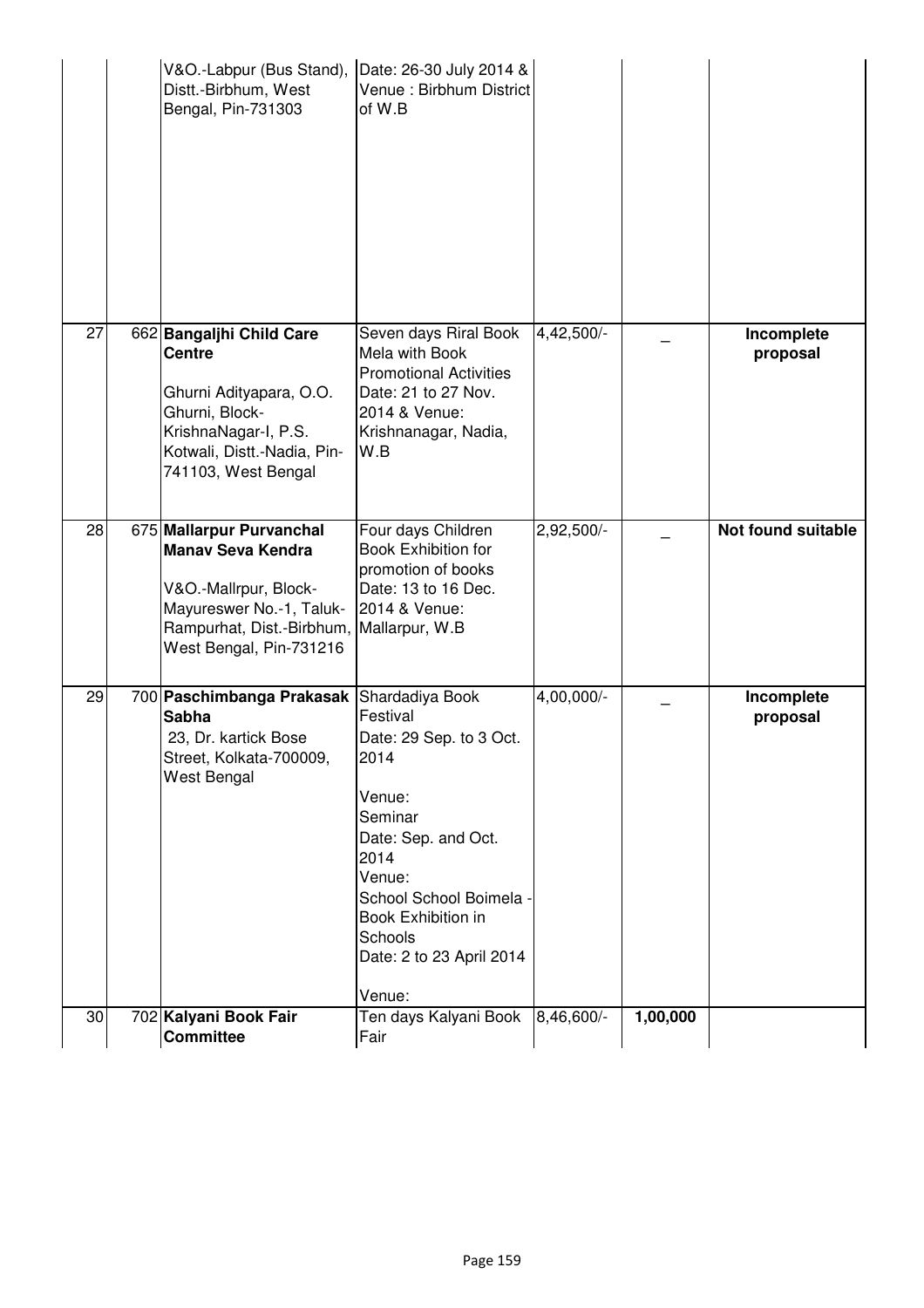| | | | | | | |
|---|---|---|---|---|---|---|
| | | V&O.-Labpur (Bus Stand), Distt.-Birbhum, West Bengal, Pin-731303 | Date: 26-30 July 2014 & Venue : Birbhum District of W.B | | | |
| 27 | 662 | **Bangaljhi Child Care Centre**<br><br>Ghurni Adityapara, O.O. Ghurni, Block-KrishnaNagar-I, P.S. Kotwali, Distt.-Nadia, Pin-741103, West Bengal | Seven days Riral Book Mela with Book Promotional Activities Date: 21 to 27 Nov. 2014 & Venue: Krishnanagar, Nadia, W.B | 4,42,500/- | _ | **Incomplete proposal** |
| 28 | 675 | **Mallarpur Purvanchal Manav Seva Kendra**<br><br>V&O.-Mallrpur, Block-Mayureswer No.-1, Taluk-Rampurhat, Dist.-Birbhum, West Bengal, Pin-731216 | Four days Children Book Exhibition for promotion of books Date: 13 to 16 Dec. 2014 & Venue: Mallarpur, W.B | 2,92,500/- | _ | **Not found suitable** |
| 29 | 700 | **Paschimbanga Prakasak Sabha**<br>23, Dr. kartick Bose Street, Kolkata-700009, West Bengal | Shardadiya Book Festival<br>Date: 29 Sep. to 3 Oct. 2014<br><br>Venue:<br>Seminar<br>Date: Sep. and Oct. 2014<br>Venue:<br>School School Boimela - Book Exhibition in Schools<br>Date: 2 to 23 April 2014<br><br>Venue: | 4,00,000/- | _ | **Incomplete proposal** |
| 30 | 702 | **Kalyani Book Fair Committee** | Ten days Kalyani Book Fair | 8,46,600/- | **1,00,000** | |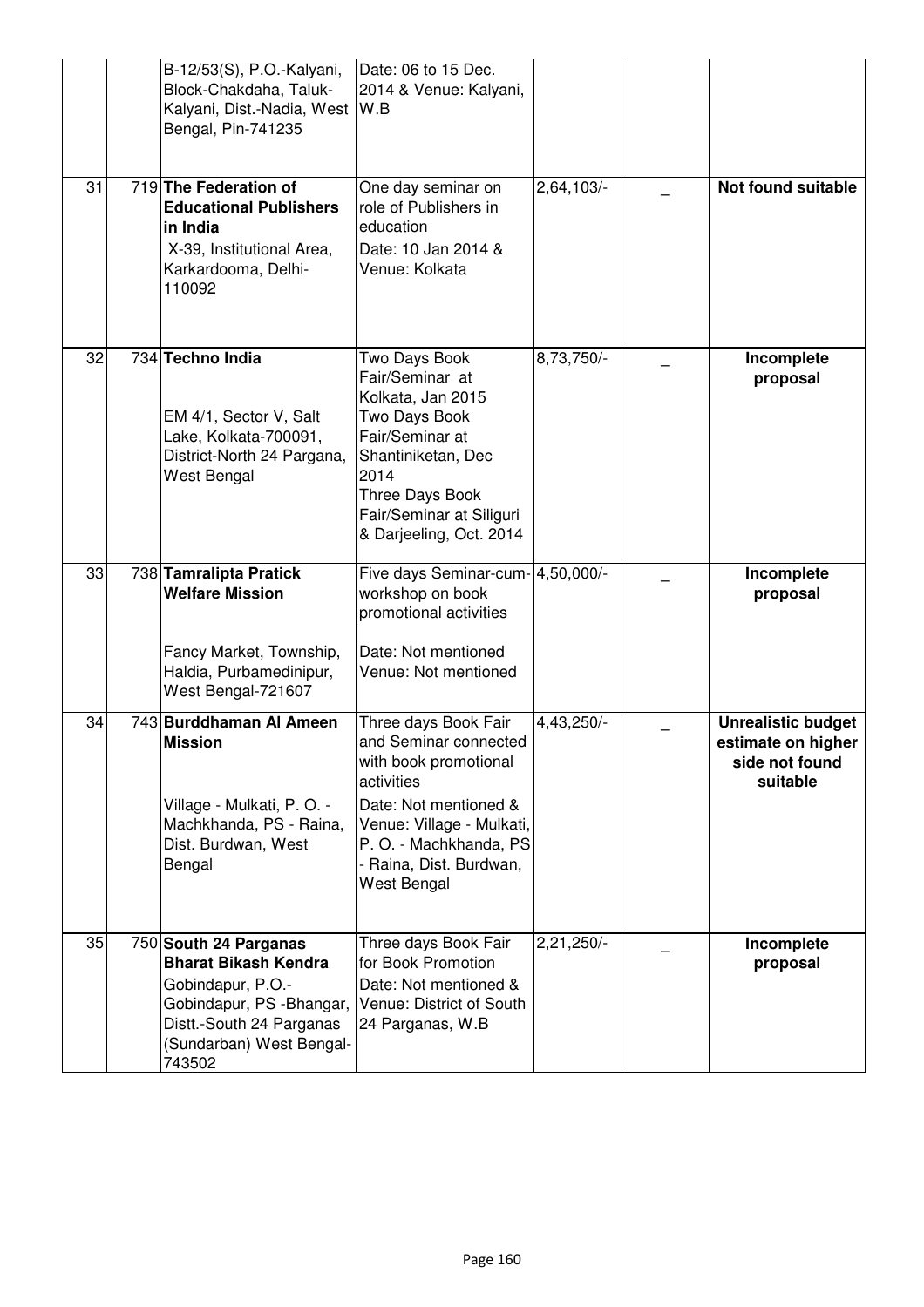| | | | | | |
|---|---|---|---|---|---|
| | | B-12/53(S), P.O.-Kalyani, Block-Chakdaha, Taluk-Kalyani, Dist.-Nadia, West Bengal, Pin-741235 | Date: 06 to 15 Dec. 2014 & Venue: Kalyani, W.B | | | |
| 31 | 719 | **The Federation of Educational Publishers in India** X-39, Institutional Area, Karkardooma, Delhi-110092 | One day seminar on role of Publishers in education Date: 10 Jan 2014 & Venue: Kolkata | 2,64,103/- | _ | **Not found suitable** |
| 32 | 734 | **Techno India** EM 4/1, Sector V, Salt Lake, Kolkata-700091, District-North 24 Pargana, West Bengal | Two Days Book Fair/Seminar at Kolkata, Jan 2015 Two Days Book Fair/Seminar at Shantiniketan, Dec 2014 Three Days Book Fair/Seminar at Siliguri & Darjeeling, Oct. 2014 | 8,73,750/- | _ | **Incomplete proposal** |
| 33 | 738 | **Tamralipta Pratick Welfare Mission** Fancy Market, Township, Haldia, Purbamedinipur, West Bengal-721607 | Five days Seminar-cum-workshop on book promotional activities Date: Not mentioned Venue: Not mentioned | 4,50,000/- | _ | **Incomplete proposal** |
| 34 | 743 | **Burddhaman Al Ameen Mission** Village - Mulkati, P. O. - Machkhanda, PS - Raina, Dist. Burdwan, West Bengal | Three days Book Fair and Seminar connected with book promotional activities Date: Not mentioned & Venue: Village - Mulkati, P. O. - Machkhanda, PS - Raina, Dist. Burdwan, West Bengal | 4,43,250/- | _ | **Unrealistic budget estimate on higher side not found suitable** |
| 35 | 750 | **South 24 Parganas Bharat Bikash Kendra** Gobindapur, P.O.-Gobindapur, PS -Bhangar, Distt.-South 24 Parganas (Sundarban) West Bengal-743502 | Three days Book Fair for Book Promotion Date: Not mentioned & Venue: District of South 24 Parganas, W.B | 2,21,250/- | _ | **Incomplete proposal** |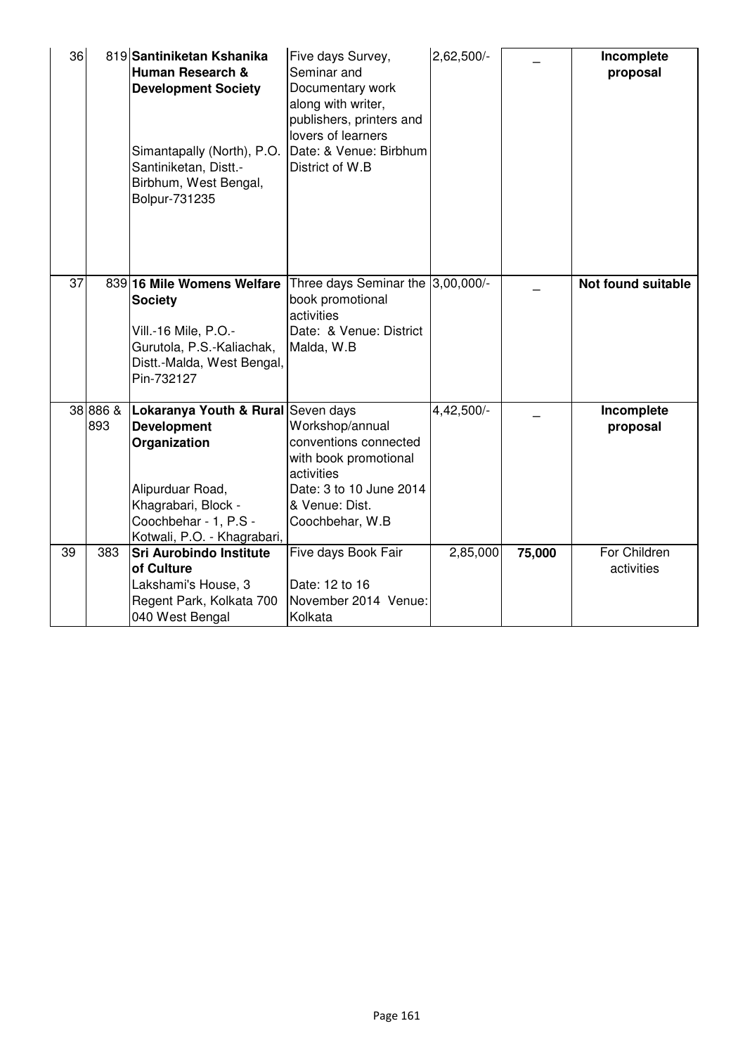| | | | | | | |
|---|---|---|---|---|---|---|
| 36 | 819 | **Santiniketan Kshanika Human Research & Development Society**<br><br>Simantapally (North), P.O. Santiniketan, Distt.-Birbhum, West Bengal, Bolpur-731235 | Five days Survey, Seminar and Documentary work along with writer, publishers, printers and lovers of learners<br>Date: & Venue: Birbhum District of W.B | 2,62,500/- | _ | **Incomplete proposal** |
| 37 | 839 | **16 Mile Womens Welfare Society**<br><br>Vill.-16 Mile, P.O.-Gurutola, P.S.-Kaliachak, Distt.-Malda, West Bengal, Pin-732127 | Three days Seminar the book promotional activities<br>Date: & Venue: District Malda, W.B | 3,00,000/- | _ | **Not found suitable** |
| 38 | 886 & 893 | **Lokaranya Youth & Rural Development Organization**<br><br>Alipurduar Road, Khagrabari, Block - Coochbehar - 1, P.S - Kotwali, P.O. - Khagrabari, | Seven days Workshop/annual conventions connected with book promotional activities<br>Date: 3 to 10 June 2014 & Venue: Dist. Coochbehar, W.B | 4,42,500/- | _ | **Incomplete proposal** |
| 39 | 383 | **Sri Aurobindo Institute of Culture**<br>Lakshami's House, 3 Regent Park, Kolkata 700 040 West Bengal | Five days Book Fair<br><br>Date: 12 to 16 November 2014 Venue: Kolkata | 2,85,000 | **75,000** | For Children activities |